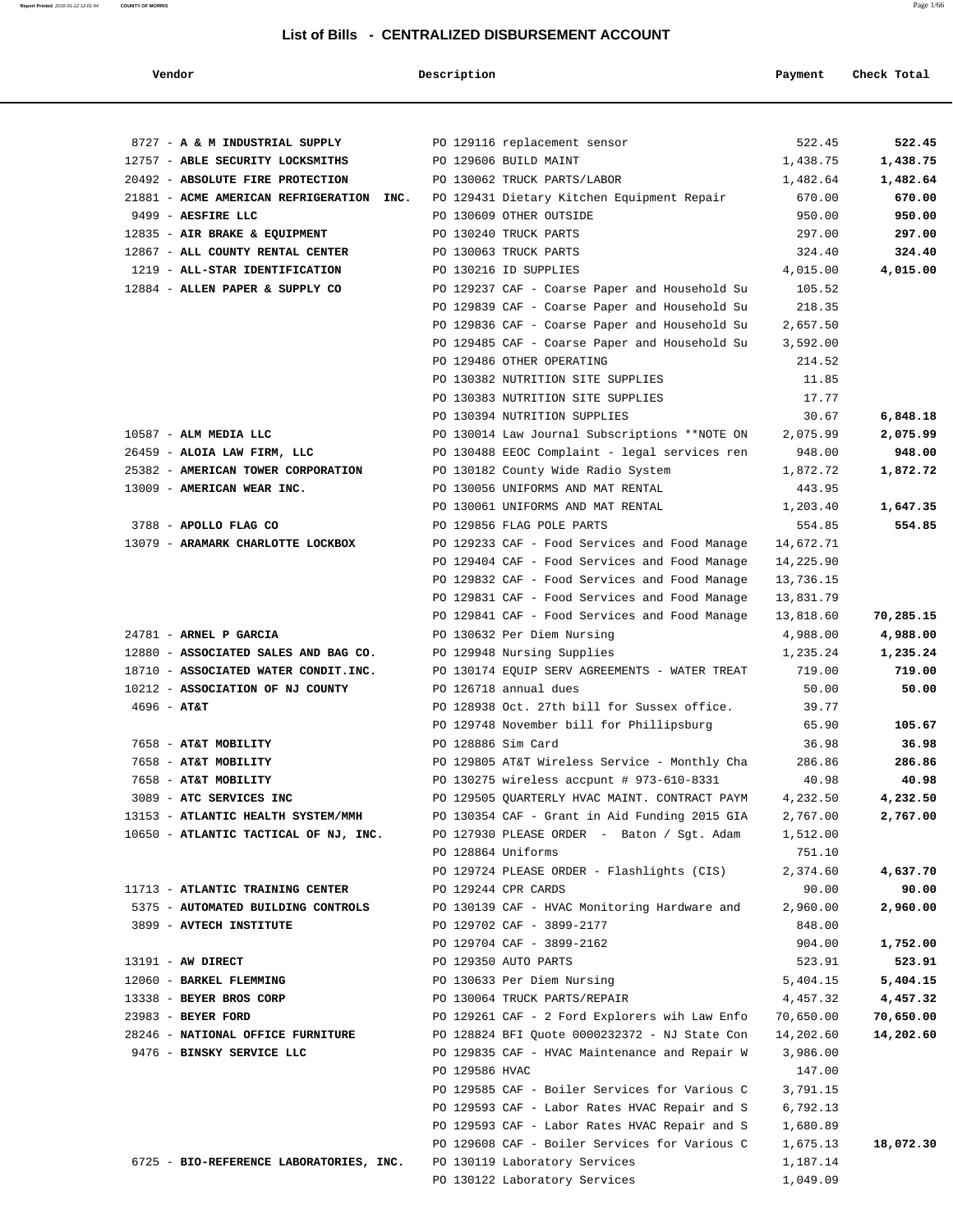## List of Bills - CENTRALIZED DISBURSEMENT ACCOUNT

| Vendor | Description | Payment | Check Total |
|---|---|---|---|
| 8727 - **A & M INDUSTRIAL SUPPLY** | PO 129116 replacement sensor | 522.45 | **522.45** |
| 12757 - **ABLE SECURITY LOCKSMITHS** | PO 129606 BUILD MAINT | 1,438.75 | **1,438.75** |
| 20492 - **ABSOLUTE FIRE PROTECTION** | PO 130062 TRUCK PARTS/LABOR | 1,482.64 | **1,482.64** |
| 21881 - **ACME AMERICAN REFRIGERATION INC.** | PO 129431 Dietary Kitchen Equipment Repair | 670.00 | **670.00** |
| 9499 - **AESFIRE LLC** | PO 130609 OTHER OUTSIDE | 950.00 | **950.00** |
| 12835 - **AIR BRAKE & EQUIPMENT** | PO 130240 TRUCK PARTS | 297.00 | **297.00** |
| 12867 - **ALL COUNTY RENTAL CENTER** | PO 130063 TRUCK PARTS | 324.40 | **324.40** |
| 1219 - **ALL-STAR IDENTIFICATION** | PO 130216 ID SUPPLIES | 4,015.00 | **4,015.00** |
| 12884 - **ALLEN PAPER & SUPPLY CO** | PO 129237 CAF - Coarse Paper and Household Su | 105.52 | |
| | PO 129839 CAF - Coarse Paper and Household Su | 218.35 | |
| | PO 129836 CAF - Coarse Paper and Household Su | 2,657.50 | |
| | PO 129485 CAF - Coarse Paper and Household Su | 3,592.00 | |
| | PO 129486 OTHER OPERATING | 214.52 | |
| | PO 130382 NUTRITION SITE SUPPLIES | 11.85 | |
| | PO 130383 NUTRITION SITE SUPPLIES | 17.77 | |
| | PO 130394 NUTRITION SUPPLIES | 30.67 | **6,848.18** |
| 10587 - **ALM MEDIA LLC** | PO 130014 Law Journal Subscriptions **NOTE ON | 2,075.99 | **2,075.99** |
| 26459 - **ALOIA LAW FIRM, LLC** | PO 130488 EEOC Complaint - legal services ren | 948.00 | **948.00** |
| 25382 - **AMERICAN TOWER CORPORATION** | PO 130182 County Wide Radio System | 1,872.72 | **1,872.72** |
| 13009 - **AMERICAN WEAR INC.** | PO 130056 UNIFORMS AND MAT RENTAL | 443.95 | |
| | PO 130061 UNIFORMS AND MAT RENTAL | 1,203.40 | **1,647.35** |
| 3788 - **APOLLO FLAG CO** | PO 129856 FLAG POLE PARTS | 554.85 | **554.85** |
| 13079 - **ARAMARK CHARLOTTE LOCKBOX** | PO 129233 CAF - Food Services and Food Manage | 14,672.71 | |
| | PO 129404 CAF - Food Services and Food Manage | 14,225.90 | |
| | PO 129832 CAF - Food Services and Food Manage | 13,736.15 | |
| | PO 129831 CAF - Food Services and Food Manage | 13,831.79 | |
| | PO 129841 CAF - Food Services and Food Manage | 13,818.60 | **70,285.15** |
| 24781 - **ARNEL P GARCIA** | PO 130632 Per Diem Nursing | 4,988.00 | **4,988.00** |
| 12880 - **ASSOCIATED SALES AND BAG CO.** | PO 129948 Nursing Supplies | 1,235.24 | **1,235.24** |
| 18710 - **ASSOCIATED WATER CONDIT.INC.** | PO 130174 EQUIP SERV AGREEMENTS - WATER TREAT | 719.00 | **719.00** |
| 10212 - **ASSOCIATION OF NJ COUNTY** | PO 126718 annual dues | 50.00 | **50.00** |
| 4696 - **AT&T** | PO 128938 Oct. 27th bill for Sussex office. | 39.77 | |
| | PO 129748 November bill for Phillipsburg | 65.90 | **105.67** |
| 7658 - **AT&T MOBILITY** | PO 128886 Sim Card | 36.98 | **36.98** |
| 7658 - **AT&T MOBILITY** | PO 129805 AT&T Wireless Service - Monthly Cha | 286.86 | **286.86** |
| 7658 - **AT&T MOBILITY** | PO 130275 wireless accpunt # 973-610-8331 | 40.98 | **40.98** |
| 3089 - **ATC SERVICES INC** | PO 129505 QUARTERLY HVAC MAINT. CONTRACT PAYM | 4,232.50 | **4,232.50** |
| 13153 - **ATLANTIC HEALTH SYSTEM/MMH** | PO 130354 CAF - Grant in Aid Funding 2015 GIA | 2,767.00 | **2,767.00** |
| 10650 - **ATLANTIC TACTICAL OF NJ, INC.** | PO 127930 PLEASE ORDER - Baton / Sgt. Adam | 1,512.00 | |
| | PO 128864 Uniforms | 751.10 | |
| | PO 129724 PLEASE ORDER - Flashlights (CIS) | 2,374.60 | **4,637.70** |
| 11713 - **ATLANTIC TRAINING CENTER** | PO 129244 CPR CARDS | 90.00 | **90.00** |
| 5375 - **AUTOMATED BUILDING CONTROLS** | PO 130139 CAF - HVAC Monitoring Hardware and | 2,960.00 | **2,960.00** |
| 3899 - **AVTECH INSTITUTE** | PO 129702 CAF - 3899-2177 | 848.00 | |
| | PO 129704 CAF - 3899-2162 | 904.00 | **1,752.00** |
| 13191 - **AW DIRECT** | PO 129350 AUTO PARTS | 523.91 | **523.91** |
| 12060 - **BARKEL FLEMMING** | PO 130633 Per Diem Nursing | 5,404.15 | **5,404.15** |
| 13338 - **BEYER BROS CORP** | PO 130064 TRUCK PARTS/REPAIR | 4,457.32 | **4,457.32** |
| 23983 - **BEYER FORD** | PO 129261 CAF - 2 Ford Explorers wih Law Enfo | 70,650.00 | **70,650.00** |
| 28246 - **NATIONAL OFFICE FURNITURE** | PO 128824 BFI Quote 0000232372 - NJ State Con | 14,202.60 | **14,202.60** |
| 9476 - **BINSKY SERVICE LLC** | PO 129835 CAF - HVAC Maintenance and Repair W | 3,986.00 | |
| | PO 129586 HVAC | 147.00 | |
| | PO 129585 CAF - Boiler Services for Various C | 3,791.15 | |
| | PO 129593 CAF - Labor Rates HVAC Repair and S | 6,792.13 | |
| | PO 129593 CAF - Labor Rates HVAC Repair and S | 1,680.89 | |
| | PO 129608 CAF - Boiler Services for Various C | 1,675.13 | **18,072.30** |
| 6725 - **BIO-REFERENCE LABORATORIES, INC.** | PO 130119 Laboratory Services | 1,187.14 | |
| | PO 130122 Laboratory Services | 1,049.09 | |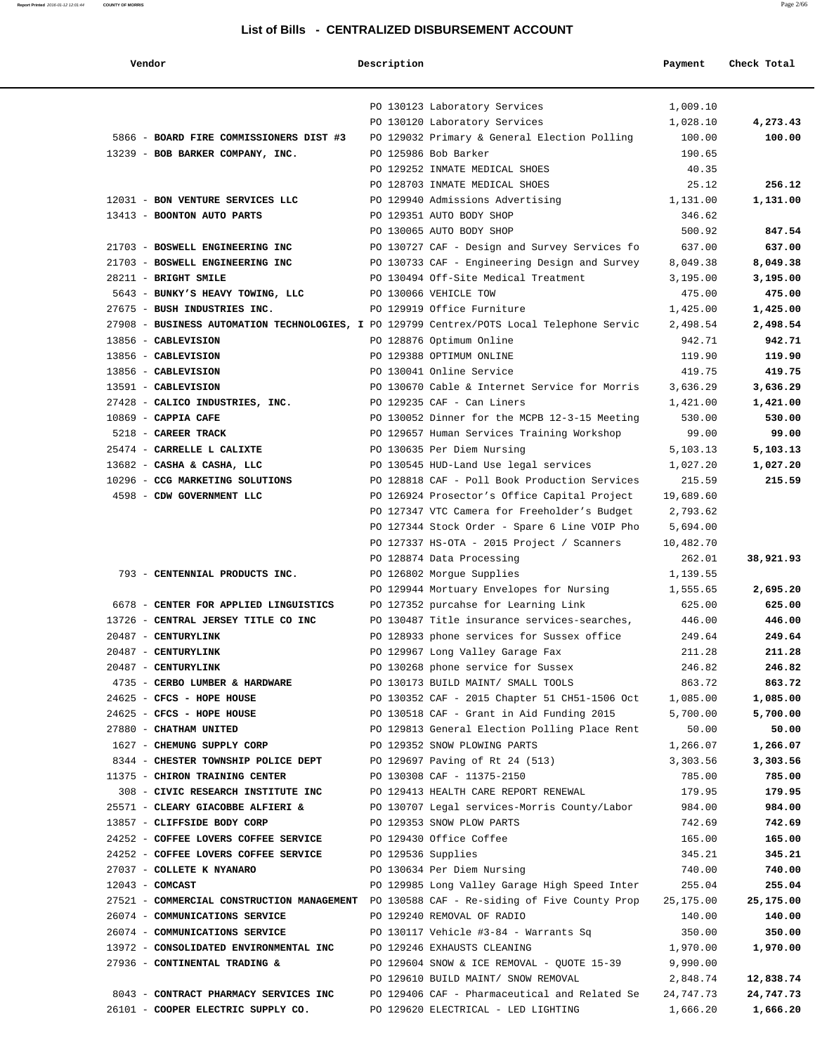## List of Bills - CENTRALIZED DISBURSEMENT ACCOUNT

| Vendor | Description | Payment | Check Total |
|---|---|---|---|
| | PO 130123 Laboratory Services | 1,009.10 | |
| | PO 130120 Laboratory Services | 1,028.10 | **4,273.43** |
| 5866 - **BOARD FIRE COMMISSIONERS DIST #3** | PO 129032 Primary & General Election Polling | 100.00 | **100.00** |
| 13239 - **BOB BARKER COMPANY, INC.** | PO 125986 Bob Barker | 190.65 | |
| | PO 129252 INMATE MEDICAL SHOES | 40.35 | |
| | PO 128703 INMATE MEDICAL SHOES | 25.12 | **256.12** |
| 12031 - **BON VENTURE SERVICES LLC** | PO 129940 Admissions Advertising | 1,131.00 | **1,131.00** |
| 13413 - **BOONTON AUTO PARTS** | PO 129351 AUTO BODY SHOP | 346.62 | |
| | PO 130065 AUTO BODY SHOP | 500.92 | **847.54** |
| 21703 - **BOSWELL ENGINEERING INC** | PO 130727 CAF - Design and Survey Services fo | 637.00 | **637.00** |
| 21703 - **BOSWELL ENGINEERING INC** | PO 130733 CAF - Engineering Design and Survey | 8,049.38 | **8,049.38** |
| 28211 - **BRIGHT SMILE** | PO 130494 Off-Site Medical Treatment | 3,195.00 | **3,195.00** |
| 5643 - **BUNKY'S HEAVY TOWING, LLC** | PO 130066 VEHICLE TOW | 475.00 | **475.00** |
| 27675 - **BUSH INDUSTRIES INC.** | PO 129919 Office Furniture | 1,425.00 | **1,425.00** |
| 27908 - **BUSINESS AUTOMATION TECHNOLOGIES, I** | PO 129799 Centrex/POTS Local Telephone Servic | 2,498.54 | **2,498.54** |
| 13856 - **CABLEVISION** | PO 128876 Optimum Online | 942.71 | **942.71** |
| 13856 - **CABLEVISION** | PO 129388 OPTIMUM ONLINE | 119.90 | **119.90** |
| 13856 - **CABLEVISION** | PO 130041 Online Service | 419.75 | **419.75** |
| 13591 - **CABLEVISION** | PO 130670 Cable & Internet Service for Morris | 3,636.29 | **3,636.29** |
| 27428 - **CALICO INDUSTRIES, INC.** | PO 129235 CAF - Can Liners | 1,421.00 | **1,421.00** |
| 10869 - **CAPPIA CAFE** | PO 130052 Dinner for the MCPB 12-3-15 Meeting | 530.00 | **530.00** |
| 5218 - **CAREER TRACK** | PO 129657 Human Services Training Workshop | 99.00 | **99.00** |
| 25474 - **CARRELLE L CALIXTE** | PO 130635 Per Diem Nursing | 5,103.13 | **5,103.13** |
| 13682 - **CASHA & CASHA, LLC** | PO 130545 HUD-Land Use legal services | 1,027.20 | **1,027.20** |
| 10296 - **CCG MARKETING SOLUTIONS** | PO 128818 CAF - Poll Book Production Services | 215.59 | **215.59** |
| 4598 - **CDW GOVERNMENT LLC** | PO 126924 Prosector's Office Capital Project | 19,689.60 | |
| | PO 127347 VTC Camera for Freeholder's Budget | 2,793.62 | |
| | PO 127344 Stock Order - Spare 6 Line VOIP Pho | 5,694.00 | |
| | PO 127337 HS-OTA - 2015 Project / Scanners | 10,482.70 | |
| | PO 128874 Data Processing | 262.01 | **38,921.93** |
| 793 - **CENTENNIAL PRODUCTS INC.** | PO 126802 Morgue Supplies | 1,139.55 | |
| | PO 129944 Mortuary Envelopes for Nursing | 1,555.65 | **2,695.20** |
| 6678 - **CENTER FOR APPLIED LINGUISTICS** | PO 127352 purcahse for Learning Link | 625.00 | **625.00** |
| 13726 - **CENTRAL JERSEY TITLE CO INC** | PO 130487 Title insurance services-searches, | 446.00 | **446.00** |
| 20487 - **CENTURYLINK** | PO 128933 phone services for Sussex office | 249.64 | **249.64** |
| 20487 - **CENTURYLINK** | PO 129967 Long Valley Garage Fax | 211.28 | **211.28** |
| 20487 - **CENTURYLINK** | PO 130268 phone service for Sussex | 246.82 | **246.82** |
| 4735 - **CERBO LUMBER & HARDWARE** | PO 130173 BUILD MAINT/ SMALL TOOLS | 863.72 | **863.72** |
| 24625 - **CFCS - HOPE HOUSE** | PO 130352 CAF - 2015 Chapter 51 CH51-1506 Oct | 1,085.00 | **1,085.00** |
| 24625 - **CFCS - HOPE HOUSE** | PO 130518 CAF - Grant in Aid Funding 2015 | 5,700.00 | **5,700.00** |
| 27880 - **CHATHAM UNITED** | PO 129813 General Election Polling Place Rent | 50.00 | **50.00** |
| 1627 - **CHEMUNG SUPPLY CORP** | PO 129352 SNOW PLOWING PARTS | 1,266.07 | **1,266.07** |
| 8344 - **CHESTER TOWNSHIP POLICE DEPT** | PO 129697 Paving of Rt 24 (513) | 3,303.56 | **3,303.56** |
| 11375 - **CHIRON TRAINING CENTER** | PO 130308 CAF - 11375-2150 | 785.00 | **785.00** |
| 308 - **CIVIC RESEARCH INSTITUTE INC** | PO 129413 HEALTH CARE REPORT RENEWAL | 179.95 | **179.95** |
| 25571 - **CLEARY GIACOBBE ALFIERI &** | PO 130707 Legal services-Morris County/Labor | 984.00 | **984.00** |
| 13857 - **CLIFFSIDE BODY CORP** | PO 129353 SNOW PLOW PARTS | 742.69 | **742.69** |
| 24252 - **COFFEE LOVERS COFFEE SERVICE** | PO 129430 Office Coffee | 165.00 | **165.00** |
| 24252 - **COFFEE LOVERS COFFEE SERVICE** | PO 129536 Supplies | 345.21 | **345.21** |
| 27037 - **COLLETE K NYANARO** | PO 130634 Per Diem Nursing | 740.00 | **740.00** |
| 12043 - **COMCAST** | PO 129985 Long Valley Garage High Speed Inter | 255.04 | **255.04** |
| 27521 - **COMMERCIAL CONSTRUCTION MANAGEMENT** | PO 130588 CAF - Re-siding of Five County Prop | 25,175.00 | **25,175.00** |
| 26074 - **COMMUNICATIONS SERVICE** | PO 129240 REMOVAL OF RADIO | 140.00 | **140.00** |
| 26074 - **COMMUNICATIONS SERVICE** | PO 130117 Vehicle #3-84 - Warrants Sq | 350.00 | **350.00** |
| 13972 - **CONSOLIDATED ENVIRONMENTAL INC** | PO 129246 EXHAUSTS CLEANING | 1,970.00 | **1,970.00** |
| 27936 - **CONTINENTAL TRADING &** | PO 129604 SNOW & ICE REMOVAL - QUOTE 15-39 | 9,990.00 | |
| | PO 129610 BUILD MAINT/ SNOW REMOVAL | 2,848.74 | **12,838.74** |
| 8043 - **CONTRACT PHARMACY SERVICES INC** | PO 129406 CAF - Pharmaceutical and Related Se | 24,747.73 | **24,747.73** |
| 26101 - **COOPER ELECTRIC SUPPLY CO.** | PO 129620 ELECTRICAL - LED LIGHTING | 1,666.20 | **1,666.20** |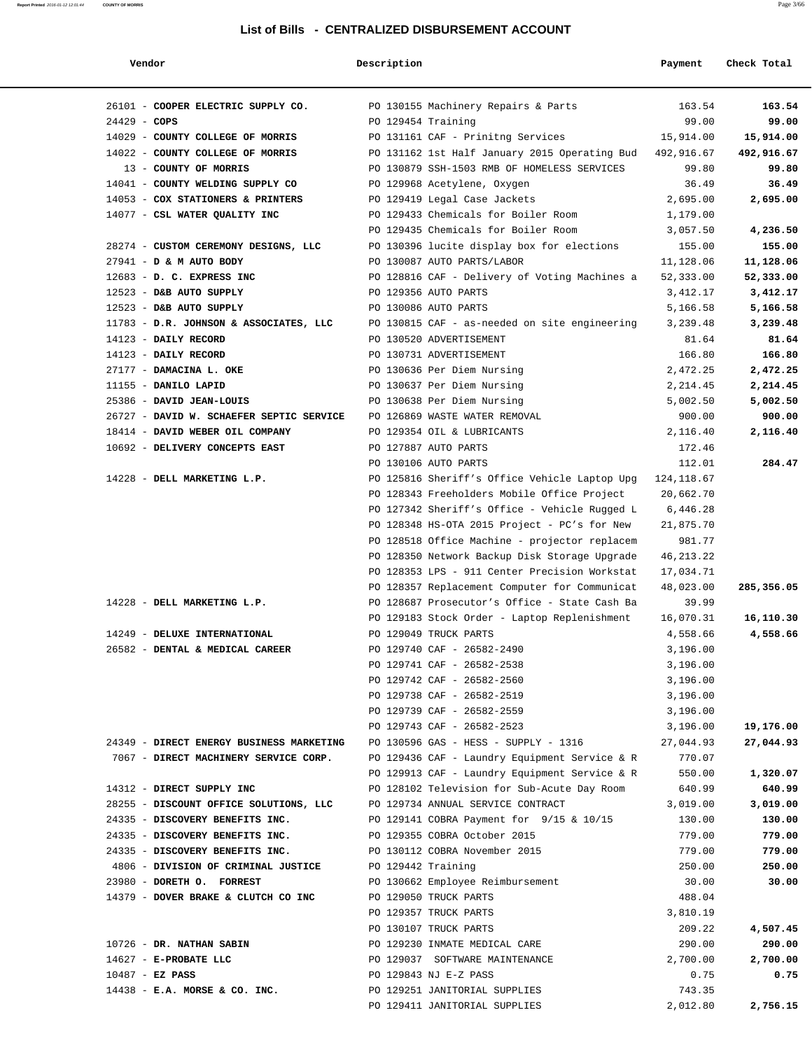# List of Bills - CENTRALIZED DISBURSEMENT ACCOUNT

| Vendor | Description | Payment | Check Total |
|---|---|---|---|
| 26101 - **COOPER ELECTRIC SUPPLY CO.** | PO 130155 Machinery Repairs & Parts | 163.54 | **163.54** |
| 24429 - **COPS** | PO 129454 Training | 99.00 | **99.00** |
| 14029 - **COUNTY COLLEGE OF MORRIS** | PO 131161 CAF - Prinitng Services | 15,914.00 | **15,914.00** |
| 14022 - **COUNTY COLLEGE OF MORRIS** | PO 131162 1st Half January 2015 Operating Bud | 492,916.67 | **492,916.67** |
| 13 - **COUNTY OF MORRIS** | PO 130879 SSH-1503 RMB OF HOMELESS SERVICES | 99.80 | **99.80** |
| 14041 - **COUNTY WELDING SUPPLY CO** | PO 129968 Acetylene, Oxygen | 36.49 | **36.49** |
| 14053 - **COX STATIONERS & PRINTERS** | PO 129419 Legal Case Jackets | 2,695.00 | **2,695.00** |
| 14077 - **CSL WATER QUALITY INC** | PO 129433 Chemicals for Boiler Room | 1,179.00 | |
| | PO 129435 Chemicals for Boiler Room | 3,057.50 | **4,236.50** |
| 28274 - **CUSTOM CEREMONY DESIGNS, LLC** | PO 130396 lucite display box for elections | 155.00 | **155.00** |
| 27941 - **D & M AUTO BODY** | PO 130087 AUTO PARTS/LABOR | 11,128.06 | **11,128.06** |
| 12683 - **D. C. EXPRESS INC** | PO 128816 CAF - Delivery of Voting Machines a | 52,333.00 | **52,333.00** |
| 12523 - **D&B AUTO SUPPLY** | PO 129356 AUTO PARTS | 3,412.17 | **3,412.17** |
| 12523 - **D&B AUTO SUPPLY** | PO 130086 AUTO PARTS | 5,166.58 | **5,166.58** |
| 11783 - **D.R. JOHNSON & ASSOCIATES, LLC** | PO 130815 CAF - as-needed on site engineering | 3,239.48 | **3,239.48** |
| 14123 - **DAILY RECORD** | PO 130520 ADVERTISEMENT | 81.64 | **81.64** |
| 14123 - **DAILY RECORD** | PO 130731 ADVERTISEMENT | 166.80 | **166.80** |
| 27177 - **DAMACINA L. OKE** | PO 130636 Per Diem Nursing | 2,472.25 | **2,472.25** |
| 11155 - **DANILO LAPID** | PO 130637 Per Diem Nursing | 2,214.45 | **2,214.45** |
| 25386 - **DAVID JEAN-LOUIS** | PO 130638 Per Diem Nursing | 5,002.50 | **5,002.50** |
| 26727 - **DAVID W. SCHAEFER SEPTIC SERVICE** | PO 126869 WASTE WATER REMOVAL | 900.00 | **900.00** |
| 18414 - **DAVID WEBER OIL COMPANY** | PO 129354 OIL & LUBRICANTS | 2,116.40 | **2,116.40** |
| 10692 - **DELIVERY CONCEPTS EAST** | PO 127887 AUTO PARTS | 172.46 | |
| | PO 130106 AUTO PARTS | 112.01 | **284.47** |
| 14228 - **DELL MARKETING L.P.** | PO 125816 Sheriff's Office Vehicle Laptop Upg | 124,118.67 | |
| | PO 128343 Freeholders Mobile Office Project | 20,662.70 | |
| | PO 127342 Sheriff's Office - Vehicle Rugged L | 6,446.28 | |
| | PO 128348 HS-OTA 2015 Project - PC's for New | 21,875.70 | |
| | PO 128518 Office Machine - projector replacem | 981.77 | |
| | PO 128350 Network Backup Disk Storage Upgrade | 46,213.22 | |
| | PO 128353 LPS - 911 Center Precision Workstat | 17,034.71 | |
| | PO 128357 Replacement Computer for Communicat | 48,023.00 | **285,356.05** |
| 14228 - **DELL MARKETING L.P.** | PO 128687 Prosecutor's Office - State Cash Ba | 39.99 | |
| | PO 129183 Stock Order - Laptop Replenishment | 16,070.31 | **16,110.30** |
| 14249 - **DELUXE INTERNATIONAL** | PO 129049 TRUCK PARTS | 4,558.66 | **4,558.66** |
| 26582 - **DENTAL & MEDICAL CAREER** | PO 129740 CAF - 26582-2490 | 3,196.00 | |
| | PO 129741 CAF - 26582-2538 | 3,196.00 | |
| | PO 129742 CAF - 26582-2560 | 3,196.00 | |
| | PO 129738 CAF - 26582-2519 | 3,196.00 | |
| | PO 129739 CAF - 26582-2559 | 3,196.00 | |
| | PO 129743 CAF - 26582-2523 | 3,196.00 | **19,176.00** |
| 24349 - **DIRECT ENERGY BUSINESS MARKETING** | PO 130596 GAS - HESS - SUPPLY - 1316 | 27,044.93 | **27,044.93** |
| 7067 - **DIRECT MACHINERY SERVICE CORP.** | PO 129436 CAF - Laundry Equipment Service & R | 770.07 | |
| | PO 129913 CAF - Laundry Equipment Service & R | 550.00 | **1,320.07** |
| 14312 - **DIRECT SUPPLY INC** | PO 128102 Television for Sub-Acute Day Room | 640.99 | **640.99** |
| 28255 - **DISCOUNT OFFICE SOLUTIONS, LLC** | PO 129734 ANNUAL SERVICE CONTRACT | 3,019.00 | **3,019.00** |
| 24335 - **DISCOVERY BENEFITS INC.** | PO 129141 COBRA Payment for 9/15 & 10/15 | 130.00 | **130.00** |
| 24335 - **DISCOVERY BENEFITS INC.** | PO 129355 COBRA October 2015 | 779.00 | **779.00** |
| 24335 - **DISCOVERY BENEFITS INC.** | PO 130112 COBRA November 2015 | 779.00 | **779.00** |
| 4806 - **DIVISION OF CRIMINAL JUSTICE** | PO 129442 Training | 250.00 | **250.00** |
| 23980 - **DORETH O. FORREST** | PO 130662 Employee Reimbursement | 30.00 | **30.00** |
| 14379 - **DOVER BRAKE & CLUTCH CO INC** | PO 129050 TRUCK PARTS | 488.04 | |
| | PO 129357 TRUCK PARTS | 3,810.19 | |
| | PO 130107 TRUCK PARTS | 209.22 | **4,507.45** |
| 10726 - **DR. NATHAN SABIN** | PO 129230 INMATE MEDICAL CARE | 290.00 | **290.00** |
| 14627 - **E-PROBATE LLC** | PO 129037 SOFTWARE MAINTENANCE | 2,700.00 | **2,700.00** |
| 10487 - **EZ PASS** | PO 129843 NJ E-Z PASS | 0.75 | **0.75** |
| 14438 - **E.A. MORSE & CO. INC.** | PO 129251 JANITORIAL SUPPLIES | 743.35 | |
| | PO 129411 JANITORIAL SUPPLIES | 2,012.80 | **2,756.15** |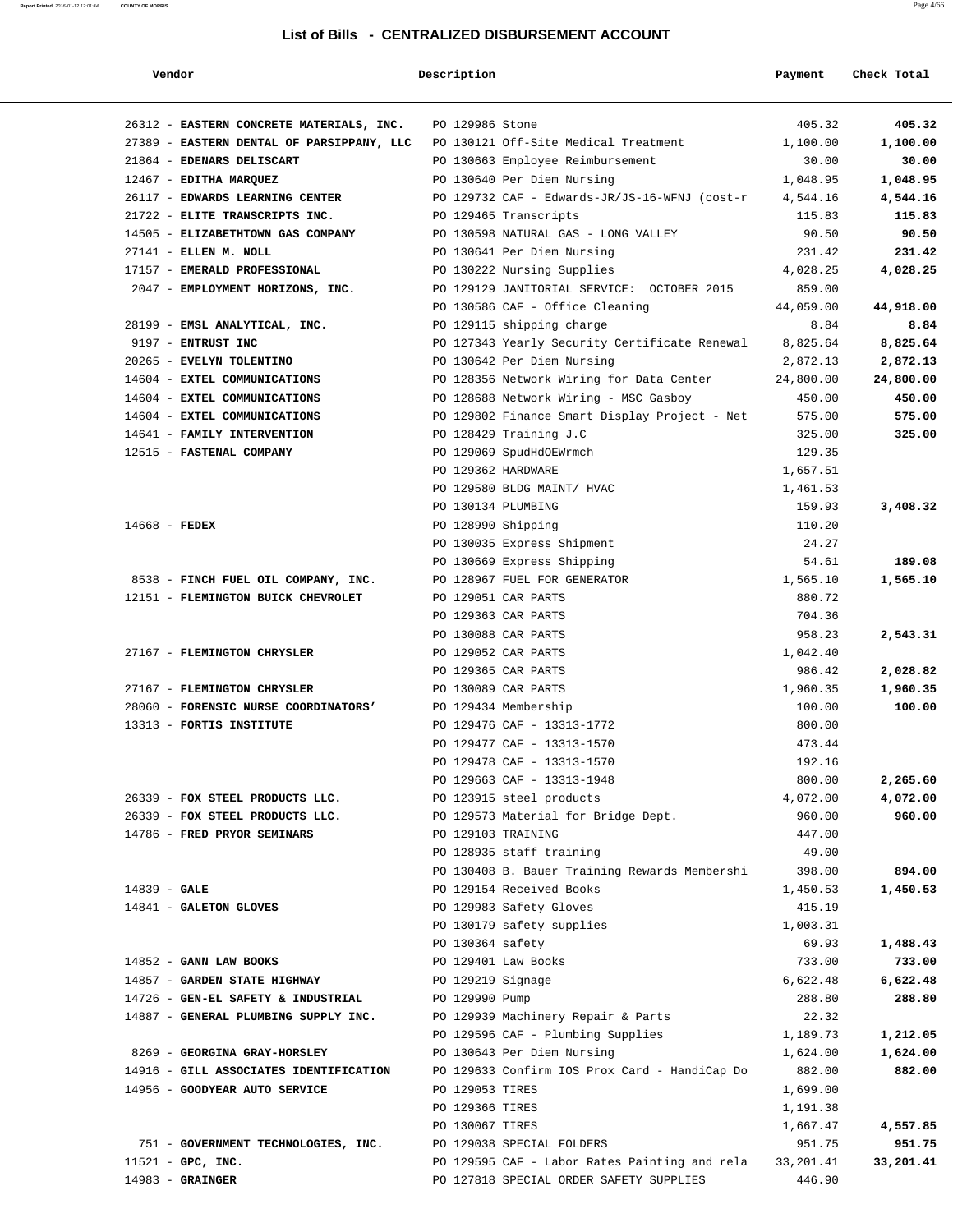## List of Bills - CENTRALIZED DISBURSEMENT ACCOUNT

| Vendor | Description | Payment | Check Total |
|---|---|---|---|
| 26312 - **EASTERN CONCRETE MATERIALS, INC.** | PO 129986 Stone | 405.32 | **405.32** |
| 27389 - **EASTERN DENTAL OF PARSIPPANY, LLC** | PO 130121 Off-Site Medical Treatment | 1,100.00 | **1,100.00** |
| 21864 - **EDENARS DELISCART** | PO 130663 Employee Reimbursement | 30.00 | **30.00** |
| 12467 - **EDITHA MARQUEZ** | PO 130640 Per Diem Nursing | 1,048.95 | **1,048.95** |
| 26117 - **EDWARDS LEARNING CENTER** | PO 129732 CAF - Edwards-JR/JS-16-WFNJ (cost-r | 4,544.16 | **4,544.16** |
| 21722 - **ELITE TRANSCRIPTS INC.** | PO 129465 Transcripts | 115.83 | **115.83** |
| 14505 - **ELIZABETHTOWN GAS COMPANY** | PO 130598 NATURAL GAS - LONG VALLEY | 90.50 | **90.50** |
| 27141 - **ELLEN M. NOLL** | PO 130641 Per Diem Nursing | 231.42 | **231.42** |
| 17157 - **EMERALD PROFESSIONAL** | PO 130222 Nursing Supplies | 4,028.25 | **4,028.25** |
| 2047 - **EMPLOYMENT HORIZONS, INC.** | PO 129129 JANITORIAL SERVICE: OCTOBER 2015 | 859.00 | |
| | PO 130586 CAF - Office Cleaning | 44,059.00 | **44,918.00** |
| 28199 - **EMSL ANALYTICAL, INC.** | PO 129115 shipping charge | 8.84 | **8.84** |
| 9197 - **ENTRUST INC** | PO 127343 Yearly Security Certificate Renewal | 8,825.64 | **8,825.64** |
| 20265 - **EVELYN TOLENTINO** | PO 130642 Per Diem Nursing | 2,872.13 | **2,872.13** |
| 14604 - **EXTEL COMMUNICATIONS** | PO 128356 Network Wiring for Data Center | 24,800.00 | **24,800.00** |
| 14604 - **EXTEL COMMUNICATIONS** | PO 128688 Network Wiring - MSC Gasboy | 450.00 | **450.00** |
| 14604 - **EXTEL COMMUNICATIONS** | PO 129802 Finance Smart Display Project - Net | 575.00 | **575.00** |
| 14641 - **FAMILY INTERVENTION** | PO 128429 Training J.C | 325.00 | **325.00** |
| 12515 - **FASTENAL COMPANY** | PO 129069 SpudHdOEWrmch | 129.35 | |
| | PO 129362 HARDWARE | 1,657.51 | |
| | PO 129580 BLDG MAINT/ HVAC | 1,461.53 | |
| | PO 130134 PLUMBING | 159.93 | **3,408.32** |
| 14668 - **FEDEX** | PO 128990 Shipping | 110.20 | |
| | PO 130035 Express Shipment | 24.27 | |
| | PO 130669 Express Shipping | 54.61 | **189.08** |
| 8538 - **FINCH FUEL OIL COMPANY, INC.** | PO 128967 FUEL FOR GENERATOR | 1,565.10 | **1,565.10** |
| 12151 - **FLEMINGTON BUICK CHEVROLET** | PO 129051 CAR PARTS | 880.72 | |
| | PO 129363 CAR PARTS | 704.36 | |
| | PO 130088 CAR PARTS | 958.23 | **2,543.31** |
| 27167 - **FLEMINGTON CHRYSLER** | PO 129052 CAR PARTS | 1,042.40 | |
| | PO 129365 CAR PARTS | 986.42 | **2,028.82** |
| 27167 - **FLEMINGTON CHRYSLER** | PO 130089 CAR PARTS | 1,960.35 | **1,960.35** |
| 28060 - **FORENSIC NURSE COORDINATORS'** | PO 129434 Membership | 100.00 | **100.00** |
| 13313 - **FORTIS INSTITUTE** | PO 129476 CAF - 13313-1772 | 800.00 | |
| | PO 129477 CAF - 13313-1570 | 473.44 | |
| | PO 129478 CAF - 13313-1570 | 192.16 | |
| | PO 129663 CAF - 13313-1948 | 800.00 | **2,265.60** |
| 26339 - **FOX STEEL PRODUCTS LLC.** | PO 123915 steel products | 4,072.00 | **4,072.00** |
| 26339 - **FOX STEEL PRODUCTS LLC.** | PO 129573 Material for Bridge Dept. | 960.00 | **960.00** |
| 14786 - **FRED PRYOR SEMINARS** | PO 129103 TRAINING | 447.00 | |
| | PO 128935 staff training | 49.00 | |
| | PO 130408 B. Bauer Training Rewards Membershi | 398.00 | **894.00** |
| 14839 - **GALE** | PO 129154 Received Books | 1,450.53 | **1,450.53** |
| 14841 - **GALETON GLOVES** | PO 129983 Safety Gloves | 415.19 | |
| | PO 130179 safety supplies | 1,003.31 | |
| | PO 130364 safety | 69.93 | **1,488.43** |
| 14852 - **GANN LAW BOOKS** | PO 129401 Law Books | 733.00 | **733.00** |
| 14857 - **GARDEN STATE HIGHWAY** | PO 129219 Signage | 6,622.48 | **6,622.48** |
| 14726 - **GEN-EL SAFETY & INDUSTRIAL** | PO 129990 Pump | 288.80 | **288.80** |
| 14887 - **GENERAL PLUMBING SUPPLY INC.** | PO 129939 Machinery Repair & Parts | 22.32 | |
| | PO 129596 CAF - Plumbing Supplies | 1,189.73 | **1,212.05** |
| 8269 - **GEORGINA GRAY-HORSLEY** | PO 130643 Per Diem Nursing | 1,624.00 | **1,624.00** |
| 14916 - **GILL ASSOCIATES IDENTIFICATION** | PO 129633 Confirm IOS Prox Card - HandiCap Do | 882.00 | **882.00** |
| 14956 - **GOODYEAR AUTO SERVICE** | PO 129053 TIRES | 1,699.00 | |
| | PO 129366 TIRES | 1,191.38 | |
| | PO 130067 TIRES | 1,667.47 | **4,557.85** |
| 751 - **GOVERNMENT TECHNOLOGIES, INC.** | PO 129038 SPECIAL FOLDERS | 951.75 | **951.75** |
| 11521 - **GPC, INC.** | PO 129595 CAF - Labor Rates Painting and rela | 33,201.41 | **33,201.41** |
| 14983 - **GRAINGER** | PO 127818 SPECIAL ORDER SAFETY SUPPLIES | 446.90 | |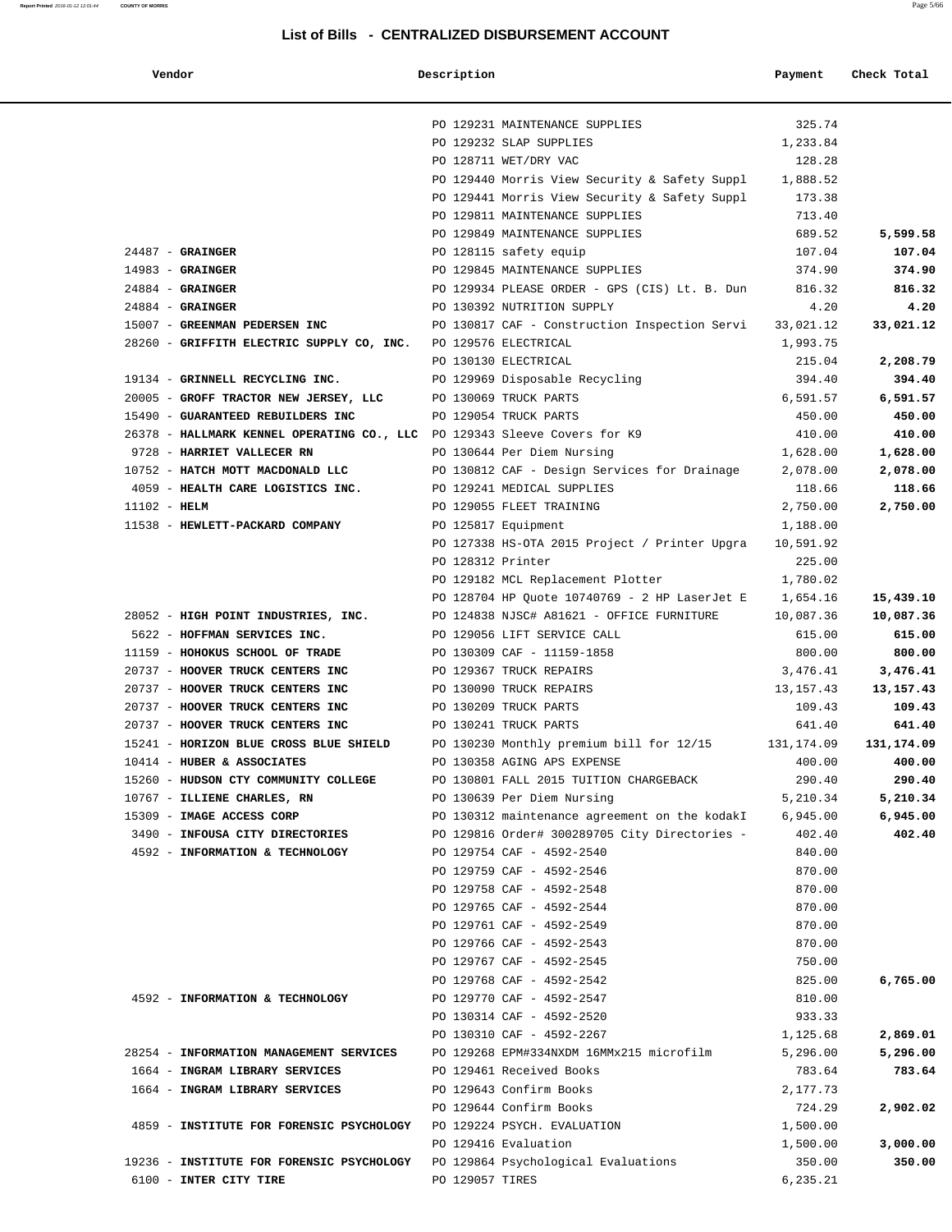## List of Bills - CENTRALIZED DISBURSEMENT ACCOUNT

| Vendor | Description | Payment | Check Total |
|---|---|---|---|
| | PO 129231 MAINTENANCE SUPPLIES | 325.74 | |
| | PO 129232 SLAP SUPPLIES | 1,233.84 | |
| | PO 128711 WET/DRY VAC | 128.28 | |
| | PO 129440 Morris View Security & Safety Suppl | 1,888.52 | |
| | PO 129441 Morris View Security & Safety Suppl | 173.38 | |
| | PO 129811 MAINTENANCE SUPPLIES | 713.40 | |
| | PO 129849 MAINTENANCE SUPPLIES | 689.52 | **5,599.58** |
| 24487 - **GRAINGER** | PO 128115 safety equip | 107.04 | **107.04** |
| 14983 - **GRAINGER** | PO 129845 MAINTENANCE SUPPLIES | 374.90 | **374.90** |
| 24884 - **GRAINGER** | PO 129934 PLEASE ORDER - GPS (CIS) Lt. B. Dun | 816.32 | **816.32** |
| 24884 - **GRAINGER** | PO 130392 NUTRITION SUPPLY | 4.20 | **4.20** |
| 15007 - **GREENMAN PEDERSEN INC** | PO 130817 CAF - Construction Inspection Servi | 33,021.12 | **33,021.12** |
| 28260 - **GRIFFITH ELECTRIC SUPPLY CO, INC.** | PO 129576 ELECTRICAL | 1,993.75 | |
| | PO 130130 ELECTRICAL | 215.04 | **2,208.79** |
| 19134 - **GRINNELL RECYCLING INC.** | PO 129969 Disposable Recycling | 394.40 | **394.40** |
| 20005 - **GROFF TRACTOR NEW JERSEY, LLC** | PO 130069 TRUCK PARTS | 6,591.57 | **6,591.57** |
| 15490 - **GUARANTEED REBUILDERS INC** | PO 129054 TRUCK PARTS | 450.00 | **450.00** |
| 26378 - **HALLMARK KENNEL OPERATING CO., LLC** | PO 129343 Sleeve Covers for K9 | 410.00 | **410.00** |
| 9728 - **HARRIET VALLECER RN** | PO 130644 Per Diem Nursing | 1,628.00 | **1,628.00** |
| 10752 - **HATCH MOTT MACDONALD LLC** | PO 130812 CAF - Design Services for Drainage | 2,078.00 | **2,078.00** |
| 4059 - **HEALTH CARE LOGISTICS INC.** | PO 129241 MEDICAL SUPPLIES | 118.66 | **118.66** |
| 11102 - **HELM** | PO 129055 FLEET TRAINING | 2,750.00 | **2,750.00** |
| 11538 - **HEWLETT-PACKARD COMPANY** | PO 125817 Equipment | 1,188.00 | |
| | PO 127338 HS-OTA 2015 Project / Printer Upgra | 10,591.92 | |
| | PO 128312 Printer | 225.00 | |
| | PO 129182 MCL Replacement Plotter | 1,780.02 | |
| | PO 128704 HP Quote 10740769 - 2 HP LaserJet E | 1,654.16 | **15,439.10** |
| 28052 - **HIGH POINT INDUSTRIES, INC.** | PO 124838 NJSC# A81621 - OFFICE FURNITURE | 10,087.36 | **10,087.36** |
| 5622 - **HOFFMAN SERVICES INC.** | PO 129056 LIFT SERVICE CALL | 615.00 | **615.00** |
| 11159 - **HOHOKUS SCHOOL OF TRADE** | PO 130309 CAF - 11159-1858 | 800.00 | **800.00** |
| 20737 - **HOOVER TRUCK CENTERS INC** | PO 129367 TRUCK REPAIRS | 3,476.41 | **3,476.41** |
| 20737 - **HOOVER TRUCK CENTERS INC** | PO 130090 TRUCK REPAIRS | 13,157.43 | **13,157.43** |
| 20737 - **HOOVER TRUCK CENTERS INC** | PO 130209 TRUCK PARTS | 109.43 | **109.43** |
| 20737 - **HOOVER TRUCK CENTERS INC** | PO 130241 TRUCK PARTS | 641.40 | **641.40** |
| 15241 - **HORIZON BLUE CROSS BLUE SHIELD** | PO 130230 Monthly premium bill for 12/15 | 131,174.09 | **131,174.09** |
| 10414 - **HUBER & ASSOCIATES** | PO 130358 AGING APS EXPENSE | 400.00 | **400.00** |
| 15260 - **HUDSON CTY COMMUNITY COLLEGE** | PO 130801 FALL 2015 TUITION CHARGEBACK | 290.40 | **290.40** |
| 10767 - **ILLIENE CHARLES, RN** | PO 130639 Per Diem Nursing | 5,210.34 | **5,210.34** |
| 15309 - **IMAGE ACCESS CORP** | PO 130312 maintenance agreement on the kodakI | 6,945.00 | **6,945.00** |
| 3490 - **INFOUSA CITY DIRECTORIES** | PO 129816 Order# 300289705 City Directories - | 402.40 | **402.40** |
| 4592 - **INFORMATION & TECHNOLOGY** | PO 129754 CAF - 4592-2540 | 840.00 | |
| | PO 129759 CAF - 4592-2546 | 870.00 | |
| | PO 129758 CAF - 4592-2548 | 870.00 | |
| | PO 129765 CAF - 4592-2544 | 870.00 | |
| | PO 129761 CAF - 4592-2549 | 870.00 | |
| | PO 129766 CAF - 4592-2543 | 870.00 | |
| | PO 129767 CAF - 4592-2545 | 750.00 | |
| | PO 129768 CAF - 4592-2542 | 825.00 | **6,765.00** |
| 4592 - **INFORMATION & TECHNOLOGY** | PO 129770 CAF - 4592-2547 | 810.00 | |
| | PO 130314 CAF - 4592-2520 | 933.33 | |
| | PO 130310 CAF - 4592-2267 | 1,125.68 | **2,869.01** |
| 28254 - **INFORMATION MANAGEMENT SERVICES** | PO 129268 EPM#334NXDM 16MMx215 microfilm | 5,296.00 | **5,296.00** |
| 1664 - **INGRAM LIBRARY SERVICES** | PO 129461 Received Books | 783.64 | **783.64** |
| 1664 - **INGRAM LIBRARY SERVICES** | PO 129643 Confirm Books | 2,177.73 | |
| | PO 129644 Confirm Books | 724.29 | **2,902.02** |
| 4859 - **INSTITUTE FOR FORENSIC PSYCHOLOGY** | PO 129224 PSYCH. EVALUATION | 1,500.00 | |
| | PO 129416 Evaluation | 1,500.00 | **3,000.00** |
| 19236 - **INSTITUTE FOR FORENSIC PSYCHOLOGY** | PO 129864 Psychological Evaluations | 350.00 | **350.00** |
| 6100 - **INTER CITY TIRE** | PO 129057 TIRES | 6,235.21 | |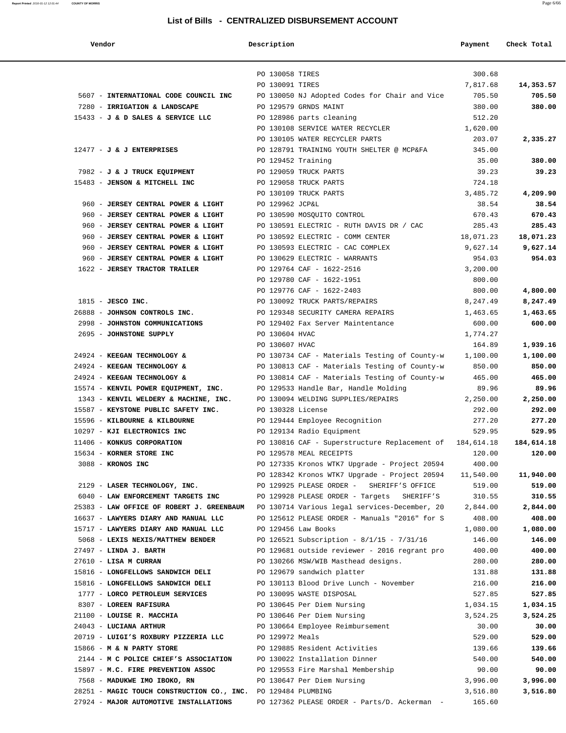# List of Bills - CENTRALIZED DISBURSEMENT ACCOUNT

| Vendor | Description | Payment | Check Total |
|---|---|---|---|
| | PO 130058 TIRES | 300.68 | |
| | PO 130091 TIRES | 7,817.68 | **14,353.57** |
| 5607 - **INTERNATIONAL CODE COUNCIL INC** | PO 130050 NJ Adopted Codes for Chair and Vice | 705.50 | **705.50** |
| 7280 - **IRRIGATION & LANDSCAPE** | PO 129579 GRNDS MAINT | 380.00 | **380.00** |
| 15433 - **J & D SALES & SERVICE LLC** | PO 128986 parts cleaning | 512.20 | |
| | PO 130108 SERVICE WATER RECYCLER | 1,620.00 | |
| | PO 130105 WATER RECYCLER PARTS | 203.07 | **2,335.27** |
| 12477 - **J & J ENTERPRISES** | PO 128791 TRAINING YOUTH SHELTER @ MCP&FA | 345.00 | |
| | PO 129452 Training | 35.00 | **380.00** |
| 7982 - **J & J TRUCK EQUIPMENT** | PO 129059 TRUCK PARTS | 39.23 | **39.23** |
| 15483 - **JENSON & MITCHELL INC** | PO 129058 TRUCK PARTS | 724.18 | |
| | PO 130109 TRUCK PARTS | 3,485.72 | **4,209.90** |
| 960 - **JERSEY CENTRAL POWER & LIGHT** | PO 129962 JCP&L | 38.54 | **38.54** |
| 960 - **JERSEY CENTRAL POWER & LIGHT** | PO 130590 MOSQUITO CONTROL | 670.43 | **670.43** |
| 960 - **JERSEY CENTRAL POWER & LIGHT** | PO 130591 ELECTRIC - RUTH DAVIS DR / CAC | 285.43 | **285.43** |
| 960 - **JERSEY CENTRAL POWER & LIGHT** | PO 130592 ELECTRIC - COMM CENTER | 18,071.23 | **18,071.23** |
| 960 - **JERSEY CENTRAL POWER & LIGHT** | PO 130593 ELECTRIC - CAC COMPLEX | 9,627.14 | **9,627.14** |
| 960 - **JERSEY CENTRAL POWER & LIGHT** | PO 130629 ELECTRIC - WARRANTS | 954.03 | **954.03** |
| 1622 - **JERSEY TRACTOR TRAILER** | PO 129764 CAF - 1622-2516 | 3,200.00 | |
| | PO 129780 CAF - 1622-1951 | 800.00 | |
| | PO 129776 CAF - 1622-2403 | 800.00 | **4,800.00** |
| 1815 - **JESCO INC.** | PO 130092 TRUCK PARTS/REPAIRS | 8,247.49 | **8,247.49** |
| 26888 - **JOHNSON CONTROLS INC.** | PO 129348 SECURITY CAMERA REPAIRS | 1,463.65 | **1,463.65** |
| 2998 - **JOHNSTON COMMUNICATIONS** | PO 129402 Fax Server Maintentance | 600.00 | **600.00** |
| 2695 - **JOHNSTONE SUPPLY** | PO 130604 HVAC | 1,774.27 | |
| | PO 130607 HVAC | 164.89 | **1,939.16** |
| 24924 - **KEEGAN TECHNOLOGY &** | PO 130734 CAF - Materials Testing of County-w | 1,100.00 | **1,100.00** |
| 24924 - **KEEGAN TECHNOLOGY &** | PO 130813 CAF - Materials Testing of County-w | 850.00 | **850.00** |
| 24924 - **KEEGAN TECHNOLOGY &** | PO 130814 CAF - Materials Testing of County-w | 465.00 | **465.00** |
| 15574 - **KENVIL POWER EQUIPMENT, INC.** | PO 129533 Handle Bar, Handle Molding | 89.96 | **89.96** |
| 1343 - **KENVIL WELDERY & MACHINE, INC.** | PO 130094 WELDING SUPPLIES/REPAIRS | 2,250.00 | **2,250.00** |
| 15587 - **KEYSTONE PUBLIC SAFETY INC.** | PO 130328 License | 292.00 | **292.00** |
| 15596 - **KILBOURNE & KILBOURNE** | PO 129444 Employee Recognition | 277.20 | **277.20** |
| 10297 - **KJI ELECTRONICS INC** | PO 129134 Radio Equipment | 529.95 | **529.95** |
| 11406 - **KONKUS CORPORATION** | PO 130816 CAF - Superstructure Replacement of | 184,614.18 | **184,614.18** |
| 15634 - **KORNER STORE INC** | PO 129578 MEAL RECEIPTS | 120.00 | **120.00** |
| 3088 - **KRONOS INC** | PO 127335 Kronos WTK7 Upgrade - Project 20594 | 400.00 | |
| | PO 128342 Kronos WTK7 Upgrade - Project 20594 | 11,540.00 | **11,940.00** |
| 2129 - **LASER TECHNOLOGY, INC.** | PO 129925 PLEASE ORDER - SHERIFF'S OFFICE | 519.00 | **519.00** |
| 6040 - **LAW ENFORCEMENT TARGETS INC** | PO 129928 PLEASE ORDER - Targets SHERIFF'S | 310.55 | **310.55** |
| 25383 - **LAW OFFICE OF ROBERT J. GREENBAUM** | PO 130714 Various legal services-December, 20 | 2,844.00 | **2,844.00** |
| 16637 - **LAWYERS DIARY AND MANUAL LLC** | PO 125612 PLEASE ORDER - Manuals "2016" for S | 408.00 | **408.00** |
| 15717 - **LAWYERS DIARY AND MANUAL LLC** | PO 129456 Law Books | 1,080.00 | **1,080.00** |
| 5068 - **LEXIS NEXIS/MATTHEW BENDER** | PO 126521 Subscription - 8/1/15 - 7/31/16 | 146.00 | **146.00** |
| 27497 - **LINDA J. BARTH** | PO 129681 outside reviewer - 2016 regrant pro | 400.00 | **400.00** |
| 27610 - **LISA M CURRAN** | PO 130266 MSW/WIB Masthead designs. | 280.00 | **280.00** |
| 15816 - **LONGFELLOWS SANDWICH DELI** | PO 129679 sandwich platter | 131.88 | **131.88** |
| 15816 - **LONGFELLOWS SANDWICH DELI** | PO 130113 Blood Drive Lunch - November | 216.00 | **216.00** |
| 1777 - **LORCO PETROLEUM SERVICES** | PO 130095 WASTE DISPOSAL | 527.85 | **527.85** |
| 8307 - **LOREEN RAFISURA** | PO 130645 Per Diem Nursing | 1,034.15 | **1,034.15** |
| 21100 - **LOUISE R. MACCHIA** | PO 130646 Per Diem Nursing | 3,524.25 | **3,524.25** |
| 24043 - **LUCIANA ARTHUR** | PO 130664 Employee Reimbursement | 30.00 | **30.00** |
| 20719 - **LUIGI'S ROXBURY PIZZERIA LLC** | PO 129972 Meals | 529.00 | **529.00** |
| 15866 - **M & N PARTY STORE** | PO 129885 Resident Activities | 139.66 | **139.66** |
| 2144 - **M C POLICE CHIEF'S ASSOCIATION** | PO 130022 Installation Dinner | 540.00 | **540.00** |
| 15897 - **M.C. FIRE PREVENTION ASSOC** | PO 129553 Fire Marshal Membership | 90.00 | **90.00** |
| 7568 - **MADUKWE IMO IBOKO, RN** | PO 130647 Per Diem Nursing | 3,996.00 | **3,996.00** |
| 28251 - **MAGIC TOUCH CONSTRUCTION CO., INC.** | PO 129484 PLUMBING | 3,516.80 | **3,516.80** |
| 27924 - **MAJOR AUTOMOTIVE INSTALLATIONS** | PO 127362 PLEASE ORDER - Parts/D. Ackerman - | 165.60 | |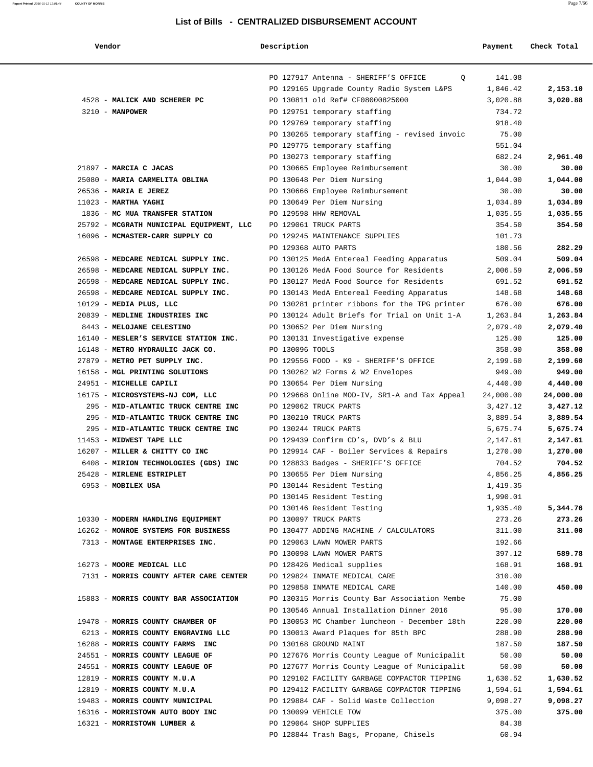## List of Bills - CENTRALIZED DISBURSEMENT ACCOUNT

| Vendor | Description | Payment | Check Total |
|---|---|---|---|
| | PO 127917 Antenna - SHERIFF'S OFFICE Q | 141.08 | |
| | PO 129165 Upgrade County Radio System L&PS | 1,846.42 | **2,153.10** |
| 4528 - **MALICK AND SCHERER PC** | PO 130811 old Ref# CF08000825000 | 3,020.88 | **3,020.88** |
| 3210 - **MANPOWER** | PO 129751 temporary staffing | 734.72 | |
| | PO 129769 temporary staffing | 918.40 | |
| | PO 130265 temporary staffing - revised invoic | 75.00 | |
| | PO 129775 temporary staffing | 551.04 | |
| | PO 130273 temporary staffing | 682.24 | **2,961.40** |
| 21897 - **MARCIA C JACAS** | PO 130665 Employee Reimbursement | 30.00 | **30.00** |
| 25080 - **MARIA CARMELITA OBLINA** | PO 130648 Per Diem Nursing | 1,044.00 | **1,044.00** |
| 26536 - **MARIA E JEREZ** | PO 130666 Employee Reimbursement | 30.00 | **30.00** |
| 11023 - **MARTHA YAGHI** | PO 130649 Per Diem Nursing | 1,034.89 | **1,034.89** |
| 1836 - **MC MUA TRANSFER STATION** | PO 129598 HHW REMOVAL | 1,035.55 | **1,035.55** |
| 25792 - **MCGRATH MUNICIPAL EQUIPMENT, LLC** | PO 129061 TRUCK PARTS | 354.50 | **354.50** |
| 16096 - **MCMASTER-CARR SUPPLY CO** | PO 129245 MAINTENANCE SUPPLIES | 101.73 | |
| | PO 129368 AUTO PARTS | 180.56 | **282.29** |
| 26598 - **MEDCARE MEDICAL SUPPLY INC.** | PO 130125 MedA Entereal Feeding Apparatus | 509.04 | **509.04** |
| 26598 - **MEDCARE MEDICAL SUPPLY INC.** | PO 130126 MedA Food Source for Residents | 2,006.59 | **2,006.59** |
| 26598 - **MEDCARE MEDICAL SUPPLY INC.** | PO 130127 MedA Food Source for Residents | 691.52 | **691.52** |
| 26598 - **MEDCARE MEDICAL SUPPLY INC.** | PO 130143 MedA Entereal Feeding Apparatus | 148.68 | **148.68** |
| 10129 - **MEDIA PLUS, LLC** | PO 130281 printer ribbons for the TPG printer | 676.00 | **676.00** |
| 20839 - **MEDLINE INDUSTRIES INC** | PO 130124 Adult Briefs for Trial on Unit 1-A | 1,263.84 | **1,263.84** |
| 8443 - **MELOJANE CELESTINO** | PO 130652 Per Diem Nursing | 2,079.40 | **2,079.40** |
| 16140 - **MESLER'S SERVICE STATION INC.** | PO 130131 Investigative expense | 125.00 | **125.00** |
| 16148 - **METRO HYDRAULIC JACK CO.** | PO 130096 TOOLS | 358.00 | **358.00** |
| 27879 - **METRO PET SUPPLY INC.** | PO 129556 FOOD - K9 - SHERIFF'S OFFICE | 2,199.60 | **2,199.60** |
| 16158 - **MGL PRINTING SOLUTIONS** | PO 130262 W2 Forms & W2 Envelopes | 949.00 | **949.00** |
| 24951 - **MICHELLE CAPILI** | PO 130654 Per Diem Nursing | 4,440.00 | **4,440.00** |
| 16175 - **MICROSYSTEMS-NJ COM, LLC** | PO 129668 Online MOD-IV, SR1-A and Tax Appeal | 24,000.00 | **24,000.00** |
| 295 - **MID-ATLANTIC TRUCK CENTRE INC** | PO 129062 TRUCK PARTS | 3,427.12 | **3,427.12** |
| 295 - **MID-ATLANTIC TRUCK CENTRE INC** | PO 130210 TRUCK PARTS | 3,889.54 | **3,889.54** |
| 295 - **MID-ATLANTIC TRUCK CENTRE INC** | PO 130244 TRUCK PARTS | 5,675.74 | **5,675.74** |
| 11453 - **MIDWEST TAPE LLC** | PO 129439 Confirm CD's, DVD's & BLU | 2,147.61 | **2,147.61** |
| 16207 - **MILLER & CHITTY CO INC** | PO 129914 CAF - Boiler Services & Repairs | 1,270.00 | **1,270.00** |
| 6408 - **MIRION TECHNOLOGIES (GDS) INC** | PO 128833 Badges - SHERIFF'S OFFICE | 704.52 | **704.52** |
| 25428 - **MIRLENE ESTRIPLET** | PO 130655 Per Diem Nursing | 4,856.25 | **4,856.25** |
| 6953 - **MOBILEX USA** | PO 130144 Resident Testing | 1,419.35 | |
| | PO 130145 Resident Testing | 1,990.01 | |
| | PO 130146 Resident Testing | 1,935.40 | **5,344.76** |
| 10330 - **MODERN HANDLING EQUIPMENT** | PO 130097 TRUCK PARTS | 273.26 | **273.26** |
| 16262 - **MONROE SYSTEMS FOR BUSINESS** | PO 130477 ADDING MACHINE / CALCULATORS | 311.00 | **311.00** |
| 7313 - **MONTAGE ENTERPRISES INC.** | PO 129063 LAWN MOWER PARTS | 192.66 | |
| | PO 130098 LAWN MOWER PARTS | 397.12 | **589.78** |
| 16273 - **MOORE MEDICAL LLC** | PO 128426 Medical supplies | 168.91 | **168.91** |
| 7131 - **MORRIS COUNTY AFTER CARE CENTER** | PO 129824 INMATE MEDICAL CARE | 310.00 | |
| | PO 129858 INMATE MEDICAL CARE | 140.00 | **450.00** |
| 15883 - **MORRIS COUNTY BAR ASSOCIATION** | PO 130315 Morris County Bar Association Membe | 75.00 | |
| | PO 130546 Annual Installation Dinner 2016 | 95.00 | **170.00** |
| 19478 - **MORRIS COUNTY CHAMBER OF** | PO 130053 MC Chamber luncheon - December 18th | 220.00 | **220.00** |
| 6213 - **MORRIS COUNTY ENGRAVING LLC** | PO 130013 Award Plaques for 85th BPC | 288.90 | **288.90** |
| 16288 - **MORRIS COUNTY FARMS INC** | PO 130168 GROUND MAINT | 187.50 | **187.50** |
| 24551 - **MORRIS COUNTY LEAGUE OF** | PO 127676 Morris County League of Municipalit | 50.00 | **50.00** |
| 24551 - **MORRIS COUNTY LEAGUE OF** | PO 127677 Morris County League of Municipalit | 50.00 | **50.00** |
| 12819 - **MORRIS COUNTY M.U.A** | PO 129102 FACILITY GARBAGE COMPACTOR TIPPING | 1,630.52 | **1,630.52** |
| 12819 - **MORRIS COUNTY M.U.A** | PO 129412 FACILITY GARBAGE COMPACTOR TIPPING | 1,594.61 | **1,594.61** |
| 19483 - **MORRIS COUNTY MUNICIPAL** | PO 129884 CAF - Solid Waste Collection | 9,098.27 | **9,098.27** |
| 16316 - **MORRISTOWN AUTO BODY INC** | PO 130099 VEHICLE TOW | 375.00 | **375.00** |
| 16321 - **MORRISTOWN LUMBER &** | PO 129064 SHOP SUPPLIES | 84.38 | |
| | PO 128844 Trash Bags, Propane, Chisels | 60.94 | |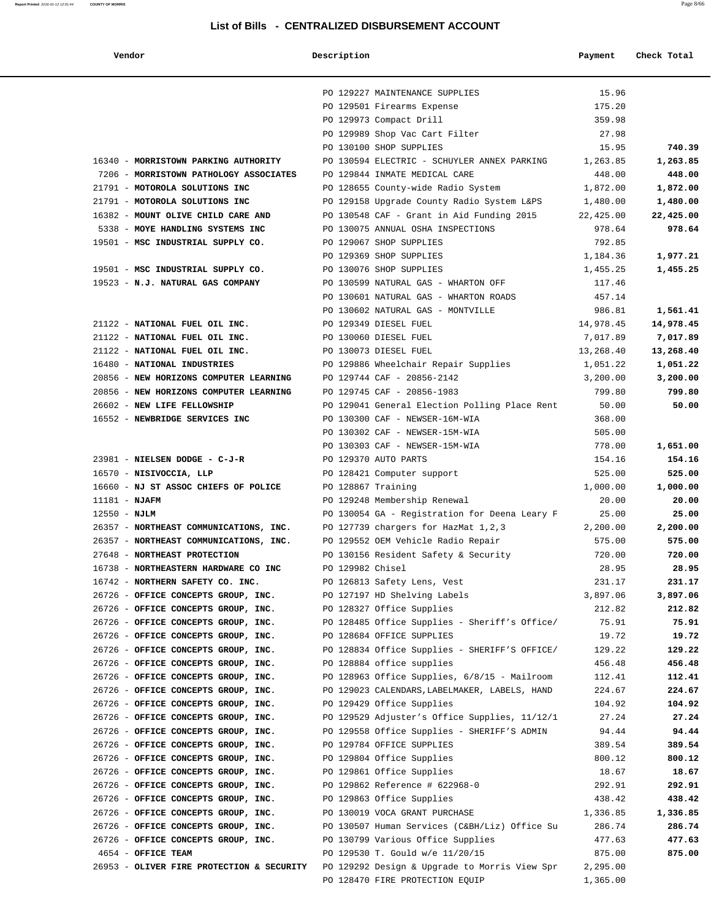# List of Bills - CENTRALIZED DISBURSEMENT ACCOUNT

| Vendor | Description | Payment | Check Total |
|---|---|---|---|
| | PO 129227 MAINTENANCE SUPPLIES | 15.96 | |
| | PO 129501 Firearms Expense | 175.20 | |
| | PO 129973 Compact Drill | 359.98 | |
| | PO 129989 Shop Vac Cart Filter | 27.98 | |
| | PO 130100 SHOP SUPPLIES | 15.95 | **740.39** |
| 16340 - **MORRISTOWN PARKING AUTHORITY** | PO 130594 ELECTRIC - SCHUYLER ANNEX PARKING | 1,263.85 | **1,263.85** |
| 7206 - **MORRISTOWN PATHOLOGY ASSOCIATES** | PO 129844 INMATE MEDICAL CARE | 448.00 | **448.00** |
| 21791 - **MOTOROLA SOLUTIONS INC** | PO 128655 County-wide Radio System | 1,872.00 | **1,872.00** |
| 21791 - **MOTOROLA SOLUTIONS INC** | PO 129158 Upgrade County Radio System L&PS | 1,480.00 | **1,480.00** |
| 16382 - **MOUNT OLIVE CHILD CARE AND** | PO 130548 CAF - Grant in Aid Funding 2015 | 22,425.00 | **22,425.00** |
| 5338 - **MOYE HANDLING SYSTEMS INC** | PO 130075 ANNUAL OSHA INSPECTIONS | 978.64 | **978.64** |
| 19501 - **MSC INDUSTRIAL SUPPLY CO.** | PO 129067 SHOP SUPPLIES | 792.85 | |
| | PO 129369 SHOP SUPPLIES | 1,184.36 | **1,977.21** |
| 19501 - **MSC INDUSTRIAL SUPPLY CO.** | PO 130076 SHOP SUPPLIES | 1,455.25 | **1,455.25** |
| 19523 - **N.J. NATURAL GAS COMPANY** | PO 130599 NATURAL GAS - WHARTON OFF | 117.46 | |
| | PO 130601 NATURAL GAS - WHARTON ROADS | 457.14 | |
| | PO 130602 NATURAL GAS - MONTVILLE | 986.81 | **1,561.41** |
| 21122 - **NATIONAL FUEL OIL INC.** | PO 129349 DIESEL FUEL | 14,978.45 | **14,978.45** |
| 21122 - **NATIONAL FUEL OIL INC.** | PO 130060 DIESEL FUEL | 7,017.89 | **7,017.89** |
| 21122 - **NATIONAL FUEL OIL INC.** | PO 130073 DIESEL FUEL | 13,268.40 | **13,268.40** |
| 16480 - **NATIONAL INDUSTRIES** | PO 129886 Wheelchair Repair Supplies | 1,051.22 | **1,051.22** |
| 20856 - **NEW HORIZONS COMPUTER LEARNING** | PO 129744 CAF - 20856-2142 | 3,200.00 | **3,200.00** |
| 20856 - **NEW HORIZONS COMPUTER LEARNING** | PO 129745 CAF - 20856-1983 | 799.80 | **799.80** |
| 26602 - **NEW LIFE FELLOWSHIP** | PO 129041 General Election Polling Place Rent | 50.00 | **50.00** |
| 16552 - **NEWBRIDGE SERVICES INC** | PO 130300 CAF - NEWSER-16M-WIA | 368.00 | |
| | PO 130302 CAF - NEWSER-15M-WIA | 505.00 | |
| | PO 130303 CAF - NEWSER-15M-WIA | 778.00 | **1,651.00** |
| 23981 - **NIELSEN DODGE - C-J-R** | PO 129370 AUTO PARTS | 154.16 | **154.16** |
| 16570 - **NISIVOCCIA, LLP** | PO 128421 Computer support | 525.00 | **525.00** |
| 16660 - **NJ ST ASSOC CHIEFS OF POLICE** | PO 128867 Training | 1,000.00 | **1,000.00** |
| 11181 - **NJAFM** | PO 129248 Membership Renewal | 20.00 | **20.00** |
| 12550 - **NJLM** | PO 130054 GA - Registration for Deena Leary F | 25.00 | **25.00** |
| 26357 - **NORTHEAST COMMUNICATIONS, INC.** | PO 127739 chargers for HazMat 1,2,3 | 2,200.00 | **2,200.00** |
| 26357 - **NORTHEAST COMMUNICATIONS, INC.** | PO 129552 OEM Vehicle Radio Repair | 575.00 | **575.00** |
| 27648 - **NORTHEAST PROTECTION** | PO 130156 Resident Safety & Security | 720.00 | **720.00** |
| 16738 - **NORTHEASTERN HARDWARE CO INC** | PO 129982 Chisel | 28.95 | **28.95** |
| 16742 - **NORTHERN SAFETY CO. INC.** | PO 126813 Safety Lens, Vest | 231.17 | **231.17** |
| 26726 - **OFFICE CONCEPTS GROUP, INC.** | PO 127197 HD Shelving Labels | 3,897.06 | **3,897.06** |
| 26726 - **OFFICE CONCEPTS GROUP, INC.** | PO 128327 Office Supplies | 212.82 | **212.82** |
| 26726 - **OFFICE CONCEPTS GROUP, INC.** | PO 128485 Office Supplies - Sheriff's Office/ | 75.91 | **75.91** |
| 26726 - **OFFICE CONCEPTS GROUP, INC.** | PO 128684 OFFICE SUPPLIES | 19.72 | **19.72** |
| 26726 - **OFFICE CONCEPTS GROUP, INC.** | PO 128834 Office Supplies - SHERIFF'S OFFICE/ | 129.22 | **129.22** |
| 26726 - **OFFICE CONCEPTS GROUP, INC.** | PO 128884 office supplies | 456.48 | **456.48** |
| 26726 - **OFFICE CONCEPTS GROUP, INC.** | PO 128963 Office Supplies, 6/8/15 - Mailroom | 112.41 | **112.41** |
| 26726 - **OFFICE CONCEPTS GROUP, INC.** | PO 129023 CALENDARS,LABELMAKER, LABELS, HAND | 224.67 | **224.67** |
| 26726 - **OFFICE CONCEPTS GROUP, INC.** | PO 129429 Office Supplies | 104.92 | **104.92** |
| 26726 - **OFFICE CONCEPTS GROUP, INC.** | PO 129529 Adjuster's Office Supplies, 11/12/1 | 27.24 | **27.24** |
| 26726 - **OFFICE CONCEPTS GROUP, INC.** | PO 129558 Office Supplies - SHERIFF'S ADMIN | 94.44 | **94.44** |
| 26726 - **OFFICE CONCEPTS GROUP, INC.** | PO 129784 OFFICE SUPPLIES | 389.54 | **389.54** |
| 26726 - **OFFICE CONCEPTS GROUP, INC.** | PO 129804 Office Supplies | 800.12 | **800.12** |
| 26726 - **OFFICE CONCEPTS GROUP, INC.** | PO 129861 Office Supplies | 18.67 | **18.67** |
| 26726 - **OFFICE CONCEPTS GROUP, INC.** | PO 129862 Reference # 622968-0 | 292.91 | **292.91** |
| 26726 - **OFFICE CONCEPTS GROUP, INC.** | PO 129863 Office Supplies | 438.42 | **438.42** |
| 26726 - **OFFICE CONCEPTS GROUP, INC.** | PO 130019 VOCA GRANT PURCHASE | 1,336.85 | **1,336.85** |
| 26726 - **OFFICE CONCEPTS GROUP, INC.** | PO 130507 Human Services (C&BH/Liz) Office Su | 286.74 | **286.74** |
| 26726 - **OFFICE CONCEPTS GROUP, INC.** | PO 130799 Various Office Supplies | 477.63 | **477.63** |
| 4654 - **OFFICE TEAM** | PO 129530 T. Gould w/e 11/20/15 | 875.00 | **875.00** |
| 26953 - **OLIVER FIRE PROTECTION & SECURITY** | PO 129292 Design & Upgrade to Morris View Spr | 2,295.00 | |
| | PO 128470 FIRE PROTECTION EQUIP | 1,365.00 | |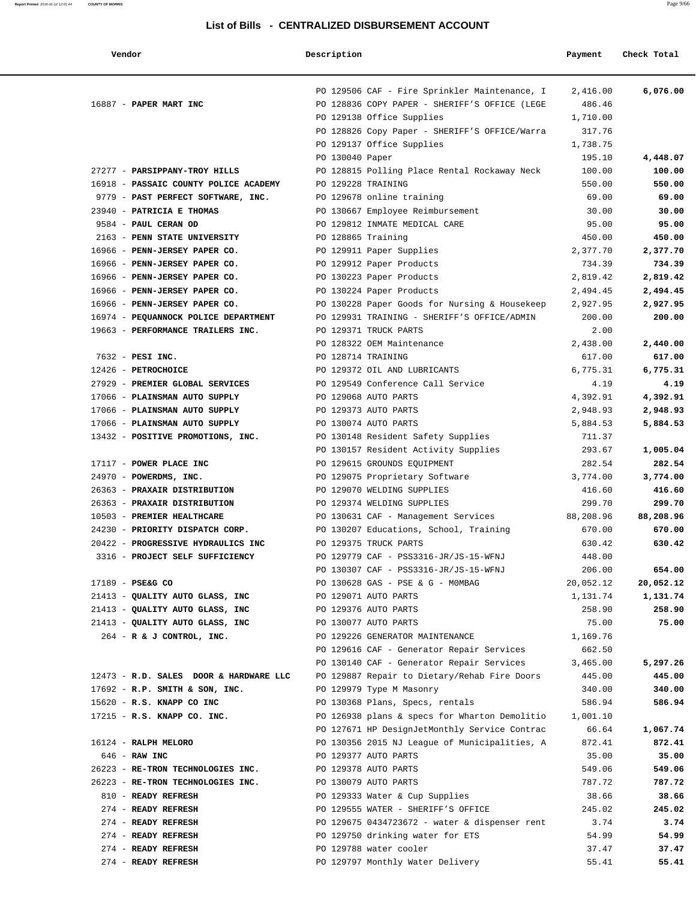## List of Bills - CENTRALIZED DISBURSEMENT ACCOUNT

| Vendor | Description | Payment | Check Total |
|---|---|---|---|
| | PO 129506 CAF - Fire Sprinkler Maintenance, I | 2,416.00 | **6,076.00** |
| 16887 - **PAPER MART INC** | PO 128836 COPY PAPER - SHERIFF'S OFFICE (LEGE | 486.46 | |
| | PO 129138 Office Supplies | 1,710.00 | |
| | PO 128826 Copy Paper - SHERIFF'S OFFICE/Warra | 317.76 | |
| | PO 129137 Office Supplies | 1,738.75 | |
| | PO 130040 Paper | 195.10 | **4,448.07** |
| 27277 - **PARSIPPANY-TROY HILLS** | PO 128815 Polling Place Rental Rockaway Neck | 100.00 | **100.00** |
| 16918 - **PASSAIC COUNTY POLICE ACADEMY** | PO 129228 TRAINING | 550.00 | **550.00** |
| 9779 - **PAST PERFECT SOFTWARE, INC.** | PO 129678 online training | 69.00 | **69.00** |
| 23940 - **PATRICIA E THOMAS** | PO 130667 Employee Reimbursement | 30.00 | **30.00** |
| 9584 - **PAUL CERAN OD** | PO 129812 INMATE MEDICAL CARE | 95.00 | **95.00** |
| 2163 - **PENN STATE UNIVERSITY** | PO 128865 Training | 450.00 | **450.00** |
| 16966 - **PENN-JERSEY PAPER CO.** | PO 129911 Paper Supplies | 2,377.70 | **2,377.70** |
| 16966 - **PENN-JERSEY PAPER CO.** | PO 129912 Paper Products | 734.39 | **734.39** |
| 16966 - **PENN-JERSEY PAPER CO.** | PO 130223 Paper Products | 2,819.42 | **2,819.42** |
| 16966 - **PENN-JERSEY PAPER CO.** | PO 130224 Paper Products | 2,494.45 | **2,494.45** |
| 16966 - **PENN-JERSEY PAPER CO.** | PO 130228 Paper Goods for Nursing & Housekeep | 2,927.95 | **2,927.95** |
| 16974 - **PEQUANNOCK POLICE DEPARTMENT** | PO 129931 TRAINING - SHERIFF'S OFFICE/ADMIN | 200.00 | **200.00** |
| 19663 - **PERFORMANCE TRAILERS INC.** | PO 129371 TRUCK PARTS | 2.00 | |
| | PO 128322 OEM Maintenance | 2,438.00 | **2,440.00** |
| 7632 - **PESI INC.** | PO 128714 TRAINING | 617.00 | **617.00** |
| 12426 - **PETROCHOICE** | PO 129372 OIL AND LUBRICANTS | 6,775.31 | **6,775.31** |
| 27929 - **PREMIER GLOBAL SERVICES** | PO 129549 Conference Call Service | 4.19 | **4.19** |
| 17066 - **PLAINSMAN AUTO SUPPLY** | PO 129068 AUTO PARTS | 4,392.91 | **4,392.91** |
| 17066 - **PLAINSMAN AUTO SUPPLY** | PO 129373 AUTO PARTS | 2,948.93 | **2,948.93** |
| 17066 - **PLAINSMAN AUTO SUPPLY** | PO 130074 AUTO PARTS | 5,884.53 | **5,884.53** |
| 13432 - **POSITIVE PROMOTIONS, INC.** | PO 130148 Resident Safety Supplies | 711.37 | |
| | PO 130157 Resident Activity Supplies | 293.67 | **1,005.04** |
| 17117 - **POWER PLACE INC** | PO 129615 GROUNDS EQUIPMENT | 282.54 | **282.54** |
| 24970 - **POWERDMS, INC.** | PO 129075 Proprietary Software | 3,774.00 | **3,774.00** |
| 26363 - **PRAXAIR DISTRIBUTION** | PO 129070 WELDING SUPPLIES | 416.60 | **416.60** |
| 26363 - **PRAXAIR DISTRIBUTION** | PO 129374 WELDING SUPPLIES | 299.70 | **299.70** |
| 10503 - **PREMIER HEALTHCARE** | PO 130631 CAF - Management Services | 88,208.96 | **88,208.96** |
| 24230 - **PRIORITY DISPATCH CORP.** | PO 130207 Educations, School, Training | 670.00 | **670.00** |
| 20422 - **PROGRESSIVE HYDRAULICS INC** | PO 129375 TRUCK PARTS | 630.42 | **630.42** |
| 3316 - **PROJECT SELF SUFFICIENCY** | PO 129779 CAF - PSS3316-JR/JS-15-WFNJ | 448.00 | |
| | PO 130307 CAF - PSS3316-JR/JS-15-WFNJ | 206.00 | **654.00** |
| 17189 - **PSE&G CO** | PO 130628 GAS - PSE & G - M0MBAG | 20,052.12 | **20,052.12** |
| 21413 - **QUALITY AUTO GLASS, INC** | PO 129071 AUTO PARTS | 1,131.74 | **1,131.74** |
| 21413 - **QUALITY AUTO GLASS, INC** | PO 129376 AUTO PARTS | 258.90 | **258.90** |
| 21413 - **QUALITY AUTO GLASS, INC** | PO 130077 AUTO PARTS | 75.00 | **75.00** |
| 264 - **R & J CONTROL, INC.** | PO 129226 GENERATOR MAINTENANCE | 1,169.76 | |
| | PO 129616 CAF - Generator Repair Services | 662.50 | |
| | PO 130140 CAF - Generator Repair Services | 3,465.00 | **5,297.26** |
| 12473 - **R.D. SALES DOOR & HARDWARE LLC** | PO 129887 Repair to Dietary/Rehab Fire Doors | 445.00 | **445.00** |
| 17692 - **R.P. SMITH & SON, INC.** | PO 129979 Type M Masonry | 340.00 | **340.00** |
| 15620 - **R.S. KNAPP CO INC** | PO 130368 Plans, Specs, rentals | 586.94 | **586.94** |
| 17215 - **R.S. KNAPP CO. INC.** | PO 126938 plans & specs for Wharton Demolitio | 1,001.10 | |
| | PO 127671 HP DesignJetMonthly Service Contrac | 66.64 | **1,067.74** |
| 16124 - **RALPH MELORO** | PO 130356 2015 NJ League of Municipalities, A | 872.41 | **872.41** |
| 646 - **RAW INC** | PO 129377 AUTO PARTS | 35.00 | **35.00** |
| 26223 - **RE-TRON TECHNOLOGIES INC.** | PO 129378 AUTO PARTS | 549.06 | **549.06** |
| 26223 - **RE-TRON TECHNOLOGIES INC.** | PO 130079 AUTO PARTS | 787.72 | **787.72** |
| 810 - **READY REFRESH** | PO 129333 Water & Cup Supplies | 38.66 | **38.66** |
| 274 - **READY REFRESH** | PO 129555 WATER - SHERIFF'S OFFICE | 245.02 | **245.02** |
| 274 - **READY REFRESH** | PO 129675 0434723672 - water & dispenser rent | 3.74 | **3.74** |
| 274 - **READY REFRESH** | PO 129750 drinking water for ETS | 54.99 | **54.99** |
| 274 - **READY REFRESH** | PO 129788 water cooler | 37.47 | **37.47** |
| 274 - **READY REFRESH** | PO 129797 Monthly Water Delivery | 55.41 | **55.41** |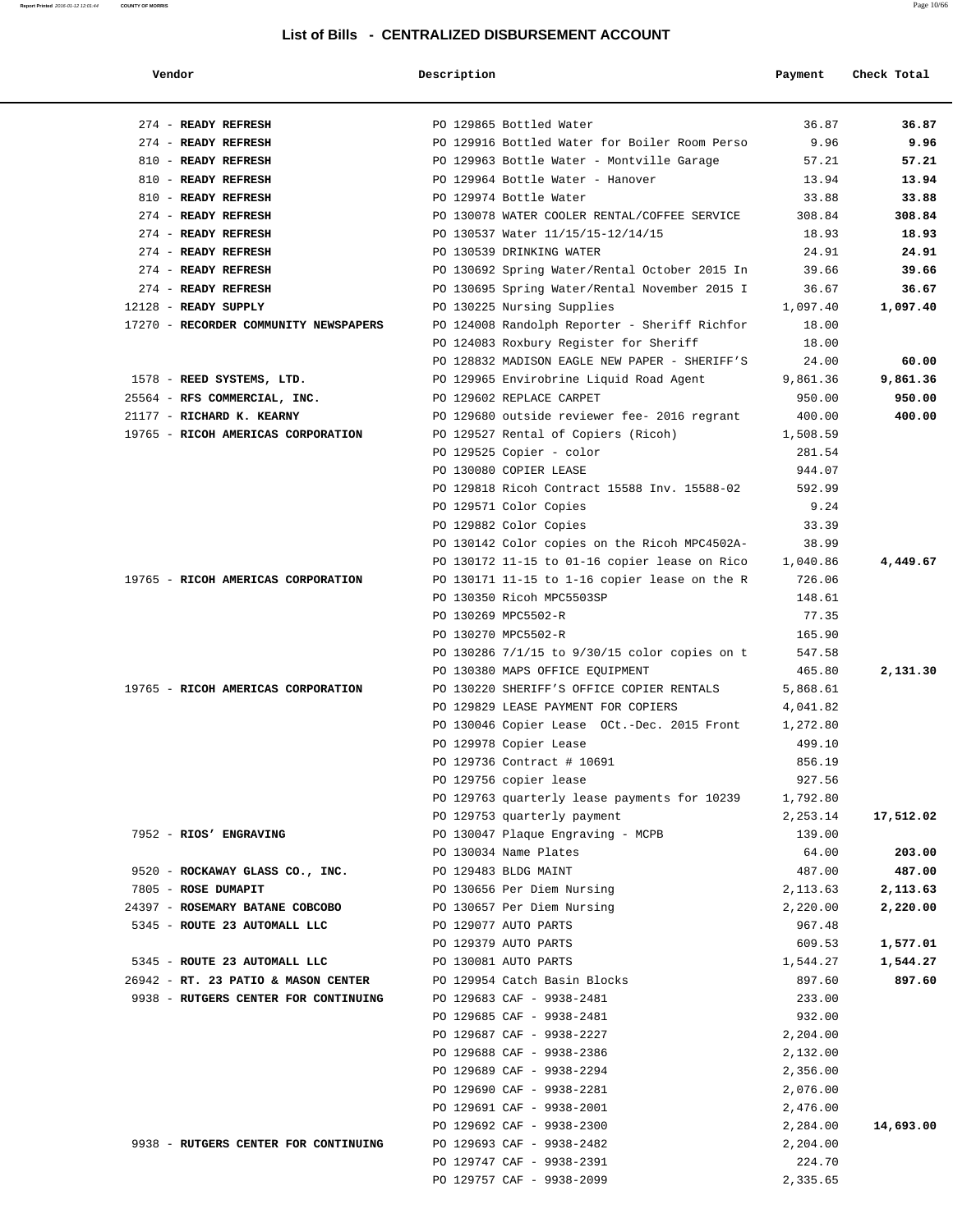## List of Bills - CENTRALIZED DISBURSEMENT ACCOUNT

| Vendor | Description | Payment | Check Total |
|---|---|---|---|
| 274 - **READY REFRESH** | PO 129865 Bottled Water | 36.87 | **36.87** |
| 274 - **READY REFRESH** | PO 129916 Bottled Water for Boiler Room Perso | 9.96 | **9.96** |
| 810 - **READY REFRESH** | PO 129963 Bottle Water - Montville Garage | 57.21 | **57.21** |
| 810 - **READY REFRESH** | PO 129964 Bottle Water - Hanover | 13.94 | **13.94** |
| 810 - **READY REFRESH** | PO 129974 Bottle Water | 33.88 | **33.88** |
| 274 - **READY REFRESH** | PO 130078 WATER COOLER RENTAL/COFFEE SERVICE | 308.84 | **308.84** |
| 274 - **READY REFRESH** | PO 130537 Water 11/15/15-12/14/15 | 18.93 | **18.93** |
| 274 - **READY REFRESH** | PO 130539 DRINKING WATER | 24.91 | **24.91** |
| 274 - **READY REFRESH** | PO 130692 Spring Water/Rental October 2015 In | 39.66 | **39.66** |
| 274 - **READY REFRESH** | PO 130695 Spring Water/Rental November 2015 I | 36.67 | **36.67** |
| 12128 - **READY SUPPLY** | PO 130225 Nursing Supplies | 1,097.40 | **1,097.40** |
| 17270 - **RECORDER COMMUNITY NEWSPAPERS** | PO 124008 Randolph Reporter - Sheriff Richfor | 18.00 | |
| | PO 124083 Roxbury Register for Sheriff | 18.00 | |
| | PO 128832 MADISON EAGLE NEW PAPER - SHERIFF'S | 24.00 | **60.00** |
| 1578 - **REED SYSTEMS, LTD.** | PO 129965 Envirobrine Liquid Road Agent | 9,861.36 | **9,861.36** |
| 25564 - **RFS COMMERCIAL, INC.** | PO 129602 REPLACE CARPET | 950.00 | **950.00** |
| 21177 - **RICHARD K. KEARNY** | PO 129680 outside reviewer fee- 2016 regrant | 400.00 | **400.00** |
| 19765 - **RICOH AMERICAS CORPORATION** | PO 129527 Rental of Copiers (Ricoh) | 1,508.59 | |
| | PO 129525 Copier - color | 281.54 | |
| | PO 130080 COPIER LEASE | 944.07 | |
| | PO 129818 Ricoh Contract 15588 Inv. 15588-02 | 592.99 | |
| | PO 129571 Color Copies | 9.24 | |
| | PO 129882 Color Copies | 33.39 | |
| | PO 130142 Color copies on the Ricoh MPC4502A- | 38.99 | |
| | PO 130172 11-15 to 01-16 copier lease on Rico | 1,040.86 | **4,449.67** |
| 19765 - **RICOH AMERICAS CORPORATION** | PO 130171 11-15 to 1-16 copier lease on the R | 726.06 | |
| | PO 130350 Ricoh MPC5503SP | 148.61 | |
| | PO 130269 MPC5502-R | 77.35 | |
| | PO 130270 MPC5502-R | 165.90 | |
| | PO 130286 7/1/15 to 9/30/15 color copies on t | 547.58 | |
| | PO 130380 MAPS OFFICE EQUIPMENT | 465.80 | **2,131.30** |
| 19765 - **RICOH AMERICAS CORPORATION** | PO 130220 SHERIFF'S OFFICE COPIER RENTALS | 5,868.61 | |
| | PO 129829 LEASE PAYMENT FOR COPIERS | 4,041.82 | |
| | PO 130046 Copier Lease OCt.-Dec. 2015 Front | 1,272.80 | |
| | PO 129978 Copier Lease | 499.10 | |
| | PO 129736 Contract # 10691 | 856.19 | |
| | PO 129756 copier lease | 927.56 | |
| | PO 129763 quarterly lease payments for 10239 | 1,792.80 | |
| | PO 129753 quarterly payment | 2,253.14 | **17,512.02** |
| 7952 - **RIOS' ENGRAVING** | PO 130047 Plaque Engraving - MCPB | 139.00 | |
| | PO 130034 Name Plates | 64.00 | **203.00** |
| 9520 - **ROCKAWAY GLASS CO., INC.** | PO 129483 BLDG MAINT | 487.00 | **487.00** |
| 7805 - **ROSE DUMAPIT** | PO 130656 Per Diem Nursing | 2,113.63 | **2,113.63** |
| 24397 - **ROSEMARY BATANE COBCOBO** | PO 130657 Per Diem Nursing | 2,220.00 | **2,220.00** |
| 5345 - **ROUTE 23 AUTOMALL LLC** | PO 129077 AUTO PARTS | 967.48 | |
| | PO 129379 AUTO PARTS | 609.53 | **1,577.01** |
| 5345 - **ROUTE 23 AUTOMALL LLC** | PO 130081 AUTO PARTS | 1,544.27 | **1,544.27** |
| 26942 - **RT. 23 PATIO & MASON CENTER** | PO 129954 Catch Basin Blocks | 897.60 | **897.60** |
| 9938 - **RUTGERS CENTER FOR CONTINUING** | PO 129683 CAF - 9938-2481 | 233.00 | |
| | PO 129685 CAF - 9938-2481 | 932.00 | |
| | PO 129687 CAF - 9938-2227 | 2,204.00 | |
| | PO 129688 CAF - 9938-2386 | 2,132.00 | |
| | PO 129689 CAF - 9938-2294 | 2,356.00 | |
| | PO 129690 CAF - 9938-2281 | 2,076.00 | |
| | PO 129691 CAF - 9938-2001 | 2,476.00 | |
| | PO 129692 CAF - 9938-2300 | 2,284.00 | **14,693.00** |
| 9938 - **RUTGERS CENTER FOR CONTINUING** | PO 129693 CAF - 9938-2482 | 2,204.00 | |
| | PO 129747 CAF - 9938-2391 | 224.70 | |
| | PO 129757 CAF - 9938-2099 | 2,335.65 | |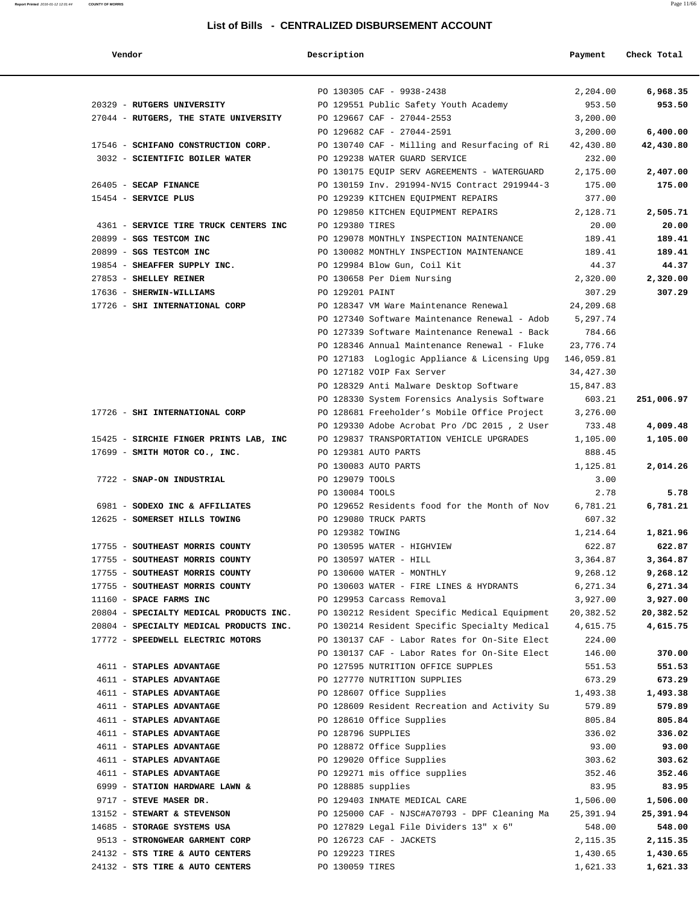## List of Bills - CENTRALIZED DISBURSEMENT ACCOUNT

| Vendor | Description | Payment | Check Total |
|---|---|---|---|
| | PO 130305 CAF - 9938-2438 | 2,204.00 | **6,968.35** |
| 20329 - **RUTGERS UNIVERSITY** | PO 129551 Public Safety Youth Academy | 953.50 | **953.50** |
| 27044 - **RUTGERS, THE STATE UNIVERSITY** | PO 129667 CAF - 27044-2553 | 3,200.00 | |
| | PO 129682 CAF - 27044-2591 | 3,200.00 | **6,400.00** |
| 17546 - **SCHIFANO CONSTRUCTION CORP.** | PO 130740 CAF - Milling and Resurfacing of Ri | 42,430.80 | **42,430.80** |
| 3032 - **SCIENTIFIC BOILER WATER** | PO 129238 WATER GUARD SERVICE | 232.00 | |
| | PO 130175 EQUIP SERV AGREEMENTS - WATERGUARD | 2,175.00 | **2,407.00** |
| 26405 - **SECAP FINANCE** | PO 130159 Inv. 291994-NV15 Contract 2919944-3 | 175.00 | **175.00** |
| 15454 - **SERVICE PLUS** | PO 129239 KITCHEN EQUIPMENT REPAIRS | 377.00 | |
| | PO 129850 KITCHEN EQUIPMENT REPAIRS | 2,128.71 | **2,505.71** |
| 4361 - **SERVICE TIRE TRUCK CENTERS INC** | PO 129380 TIRES | 20.00 | **20.00** |
| 20899 - **SGS TESTCOM INC** | PO 129078 MONTHLY INSPECTION MAINTENANCE | 189.41 | **189.41** |
| 20899 - **SGS TESTCOM INC** | PO 130082 MONTHLY INSPECTION MAINTENANCE | 189.41 | **189.41** |
| 19854 - **SHEAFFER SUPPLY INC.** | PO 129984 Blow Gun, Coil Kit | 44.37 | **44.37** |
| 27853 - **SHELLEY REINER** | PO 130658 Per Diem Nursing | 2,320.00 | **2,320.00** |
| 17636 - **SHERWIN-WILLIAMS** | PO 129201 PAINT | 307.29 | **307.29** |
| 17726 - **SHI INTERNATIONAL CORP** | PO 128347 VM Ware Maintenance Renewal | 24,209.68 | |
| | PO 127340 Software Maintenance Renewal - Adob | 5,297.74 | |
| | PO 127339 Software Maintenance Renewal - Back | 784.66 | |
| | PO 128346 Annual Maintenance Renewal - Fluke | 23,776.74 | |
| | PO 127183 Loglogic Appliance & Licensing Upg | 146,059.81 | |
| | PO 127182 VOIP Fax Server | 34,427.30 | |
| | PO 128329 Anti Malware Desktop Software | 15,847.83 | |
| | PO 128330 System Forensics Analysis Software | 603.21 | **251,006.97** |
| 17726 - **SHI INTERNATIONAL CORP** | PO 128681 Freeholder's Mobile Office Project | 3,276.00 | |
| | PO 129330 Adobe Acrobat Pro /DC 2015 , 2 User | 733.48 | **4,009.48** |
| 15425 - **SIRCHIE FINGER PRINTS LAB, INC** | PO 129837 TRANSPORTATION VEHICLE UPGRADES | 1,105.00 | **1,105.00** |
| 17699 - **SMITH MOTOR CO., INC.** | PO 129381 AUTO PARTS | 888.45 | |
| | PO 130083 AUTO PARTS | 1,125.81 | **2,014.26** |
| 7722 - **SNAP-ON INDUSTRIAL** | PO 129079 TOOLS | 3.00 | |
| | PO 130084 TOOLS | 2.78 | **5.78** |
| 6981 - **SODEXO INC & AFFILIATES** | PO 129652 Residents food for the Month of Nov | 6,781.21 | **6,781.21** |
| 12625 - **SOMERSET HILLS TOWING** | PO 129080 TRUCK PARTS | 607.32 | |
| | PO 129382 TOWING | 1,214.64 | **1,821.96** |
| 17755 - **SOUTHEAST MORRIS COUNTY** | PO 130595 WATER - HIGHVIEW | 622.87 | **622.87** |
| 17755 - **SOUTHEAST MORRIS COUNTY** | PO 130597 WATER - HILL | 3,364.87 | **3,364.87** |
| 17755 - **SOUTHEAST MORRIS COUNTY** | PO 130600 WATER - MONTHLY | 9,268.12 | **9,268.12** |
| 17755 - **SOUTHEAST MORRIS COUNTY** | PO 130603 WATER - FIRE LINES & HYDRANTS | 6,271.34 | **6,271.34** |
| 11160 - **SPACE FARMS INC** | PO 129953 Carcass Removal | 3,927.00 | **3,927.00** |
| 20804 - **SPECIALTY MEDICAL PRODUCTS INC.** | PO 130212 Resident Specific Medical Equipment | 20,382.52 | **20,382.52** |
| 20804 - **SPECIALTY MEDICAL PRODUCTS INC.** | PO 130214 Resident Specific Specialty Medical | 4,615.75 | **4,615.75** |
| 17772 - **SPEEDWELL ELECTRIC MOTORS** | PO 130137 CAF - Labor Rates for On-Site Elect | 224.00 | |
| | PO 130137 CAF - Labor Rates for On-Site Elect | 146.00 | **370.00** |
| 4611 - **STAPLES ADVANTAGE** | PO 127595 NUTRITION OFFICE SUPPLES | 551.53 | **551.53** |
| 4611 - **STAPLES ADVANTAGE** | PO 127770 NUTRITION SUPPLIES | 673.29 | **673.29** |
| 4611 - **STAPLES ADVANTAGE** | PO 128607 Office Supplies | 1,493.38 | **1,493.38** |
| 4611 - **STAPLES ADVANTAGE** | PO 128609 Resident Recreation and Activity Su | 579.89 | **579.89** |
| 4611 - **STAPLES ADVANTAGE** | PO 128610 Office Supplies | 805.84 | **805.84** |
| 4611 - **STAPLES ADVANTAGE** | PO 128796 SUPPLIES | 336.02 | **336.02** |
| 4611 - **STAPLES ADVANTAGE** | PO 128872 Office Supplies | 93.00 | **93.00** |
| 4611 - **STAPLES ADVANTAGE** | PO 129020 Office Supplies | 303.62 | **303.62** |
| 4611 - **STAPLES ADVANTAGE** | PO 129271 mis office supplies | 352.46 | **352.46** |
| 6999 - **STATION HARDWARE LAWN &** | PO 128885 supplies | 83.95 | **83.95** |
| 9717 - **STEVE MASER DR.** | PO 129403 INMATE MEDICAL CARE | 1,506.00 | **1,506.00** |
| 13152 - **STEWART & STEVENSON** | PO 125000 CAF - NJSC#A70793 - DPF Cleaning Ma | 25,391.94 | **25,391.94** |
| 14685 - **STORAGE SYSTEMS USA** | PO 127829 Legal File Dividers 13" x 6" | 548.00 | **548.00** |
| 9513 - **STRONGWEAR GARMENT CORP** | PO 126723 CAF - JACKETS | 2,115.35 | **2,115.35** |
| 24132 - **STS TIRE & AUTO CENTERS** | PO 129223 TIRES | 1,430.65 | **1,430.65** |
| 24132 - **STS TIRE & AUTO CENTERS** | PO 130059 TIRES | 1,621.33 | **1,621.33** |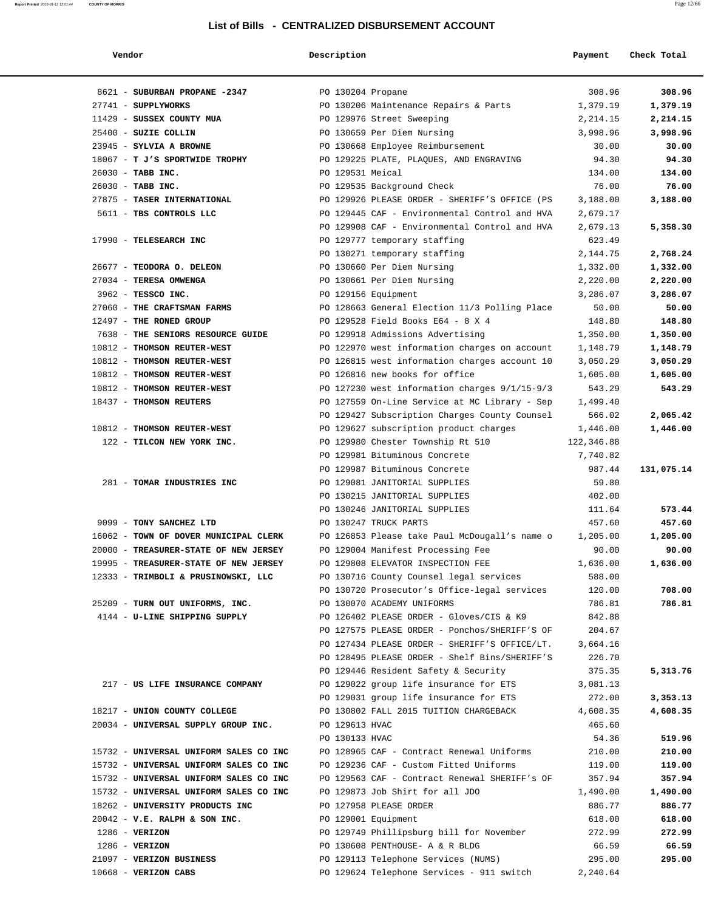## List of Bills - CENTRALIZED DISBURSEMENT ACCOUNT

| Vendor | Description | Payment | Check Total |
|---|---|---|---|
| 8621 - **SUBURBAN PROPANE -2347** | PO 130204 Propane | 308.96 | **308.96** |
| 27741 - **SUPPLYWORKS** | PO 130206 Maintenance Repairs & Parts | 1,379.19 | **1,379.19** |
| 11429 - **SUSSEX COUNTY MUA** | PO 129976 Street Sweeping | 2,214.15 | **2,214.15** |
| 25400 - **SUZIE COLLIN** | PO 130659 Per Diem Nursing | 3,998.96 | **3,998.96** |
| 23945 - **SYLVIA A BROWNE** | PO 130668 Employee Reimbursement | 30.00 | **30.00** |
| 18067 - **T J'S SPORTWIDE TROPHY** | PO 129225 PLATE, PLAQUES, AND ENGRAVING | 94.30 | **94.30** |
| 26030 - **TABB INC.** | PO 129531 Meical | 134.00 | **134.00** |
| 26030 - **TABB INC.** | PO 129535 Background Check | 76.00 | **76.00** |
| 27875 - **TASER INTERNATIONAL** | PO 129926 PLEASE ORDER - SHERIFF'S OFFICE (PS | 3,188.00 | **3,188.00** |
| 5611 - **TBS CONTROLS LLC** | PO 129445 CAF - Environmental Control and HVA | 2,679.17 | |
| | PO 129908 CAF - Environmental Control and HVA | 2,679.13 | **5,358.30** |
| 17990 - **TELESEARCH INC** | PO 129777 temporary staffing | 623.49 | |
| | PO 130271 temporary staffing | 2,144.75 | **2,768.24** |
| 26677 - **TEODORA O. DELEON** | PO 130660 Per Diem Nursing | 1,332.00 | **1,332.00** |
| 27034 - **TERESA OMWENGA** | PO 130661 Per Diem Nursing | 2,220.00 | **2,220.00** |
| 3962 - **TESSCO INC.** | PO 129156 Equipment | 3,286.07 | **3,286.07** |
| 27060 - **THE CRAFTSMAN FARMS** | PO 128663 General Election 11/3 Polling Place | 50.00 | **50.00** |
| 12497 - **THE RONED GROUP** | PO 129528 Field Books E64 - 8 X 4 | 148.80 | **148.80** |
| 7638 - **THE SENIORS RESOURCE GUIDE** | PO 129918 Admissions Advertising | 1,350.00 | **1,350.00** |
| 10812 - **THOMSON REUTER-WEST** | PO 122970 west information charges on account | 1,148.79 | **1,148.79** |
| 10812 - **THOMSON REUTER-WEST** | PO 126815 west information charges account 10 | 3,050.29 | **3,050.29** |
| 10812 - **THOMSON REUTER-WEST** | PO 126816 new books for office | 1,605.00 | **1,605.00** |
| 10812 - **THOMSON REUTER-WEST** | PO 127230 west information charges 9/1/15-9/3 | 543.29 | **543.29** |
| 18437 - **THOMSON REUTERS** | PO 127559 On-Line Service at MC Library - Sep | 1,499.40 | |
| | PO 129427 Subscription Charges County Counsel | 566.02 | **2,065.42** |
| 10812 - **THOMSON REUTER-WEST** | PO 129627 subscription product charges | 1,446.00 | **1,446.00** |
| 122 - **TILCON NEW YORK INC.** | PO 129980 Chester Township Rt 510 | 122,346.88 | |
| | PO 129981 Bituminous Concrete | 7,740.82 | |
| | PO 129987 Bituminous Concrete | 987.44 | **131,075.14** |
| 281 - **TOMAR INDUSTRIES INC** | PO 129081 JANITORIAL SUPPLIES | 59.80 | |
| | PO 130215 JANITORIAL SUPPLIES | 402.00 | |
| | PO 130246 JANITORIAL SUPPLIES | 111.64 | **573.44** |
| 9099 - **TONY SANCHEZ LTD** | PO 130247 TRUCK PARTS | 457.60 | **457.60** |
| 16062 - **TOWN OF DOVER MUNICIPAL CLERK** | PO 126853 Please take Paul McDougall's name o | 1,205.00 | **1,205.00** |
| 20000 - **TREASURER-STATE OF NEW JERSEY** | PO 129004 Manifest Processing Fee | 90.00 | **90.00** |
| 19995 - **TREASURER-STATE OF NEW JERSEY** | PO 129808 ELEVATOR INSPECTION FEE | 1,636.00 | **1,636.00** |
| 12333 - **TRIMBOLI & PRUSINOWSKI, LLC** | PO 130716 County Counsel legal services | 588.00 | |
| | PO 130720 Prosecutor's Office-legal services | 120.00 | **708.00** |
| 25209 - **TURN OUT UNIFORMS, INC.** | PO 130070 ACADEMY UNIFORMS | 786.81 | **786.81** |
| 4144 - **U-LINE SHIPPING SUPPLY** | PO 126402 PLEASE ORDER - Gloves/CIS & K9 | 842.88 | |
| | PO 127575 PLEASE ORDER - Ponchos/SHERIFF'S OF | 204.67 | |
| | PO 127434 PLEASE ORDER - SHERIFF'S OFFICE/LT. | 3,664.16 | |
| | PO 128495 PLEASE ORDER - Shelf Bins/SHERIFF'S | 226.70 | |
| | PO 129446 Resident Safety & Security | 375.35 | **5,313.76** |
| 217 - **US LIFE INSURANCE COMPANY** | PO 129022 group life insurance for ETS | 3,081.13 | |
| | PO 129031 group life insurance for ETS | 272.00 | **3,353.13** |
| 18217 - **UNION COUNTY COLLEGE** | PO 130802 FALL 2015 TUITION CHARGEBACK | 4,608.35 | **4,608.35** |
| 20034 - **UNIVERSAL SUPPLY GROUP INC.** | PO 129613 HVAC | 465.60 | |
| | PO 130133 HVAC | 54.36 | **519.96** |
| 15732 - **UNIVERSAL UNIFORM SALES CO INC** | PO 128965 CAF - Contract Renewal Uniforms | 210.00 | **210.00** |
| 15732 - **UNIVERSAL UNIFORM SALES CO INC** | PO 129236 CAF - Custom Fitted Uniforms | 119.00 | **119.00** |
| 15732 - **UNIVERSAL UNIFORM SALES CO INC** | PO 129563 CAF - Contract Renewal SHERIFF'S OF | 357.94 | **357.94** |
| 15732 - **UNIVERSAL UNIFORM SALES CO INC** | PO 129873 Job Shirt for all JDO | 1,490.00 | **1,490.00** |
| 18262 - **UNIVERSITY PRODUCTS INC** | PO 127958 PLEASE ORDER | 886.77 | **886.77** |
| 20042 - **V.E. RALPH & SON INC.** | PO 129001 Equipment | 618.00 | **618.00** |
| 1286 - **VERIZON** | PO 129749 Phillipsburg bill for November | 272.99 | **272.99** |
| 1286 - **VERIZON** | PO 130608 PENTHOUSE- A & R BLDG | 66.59 | **66.59** |
| 21097 - **VERIZON BUSINESS** | PO 129113 Telephone Services (NUMS) | 295.00 | **295.00** |
| 10668 - **VERIZON CABS** | PO 129624 Telephone Services - 911 switch | 2,240.64 | |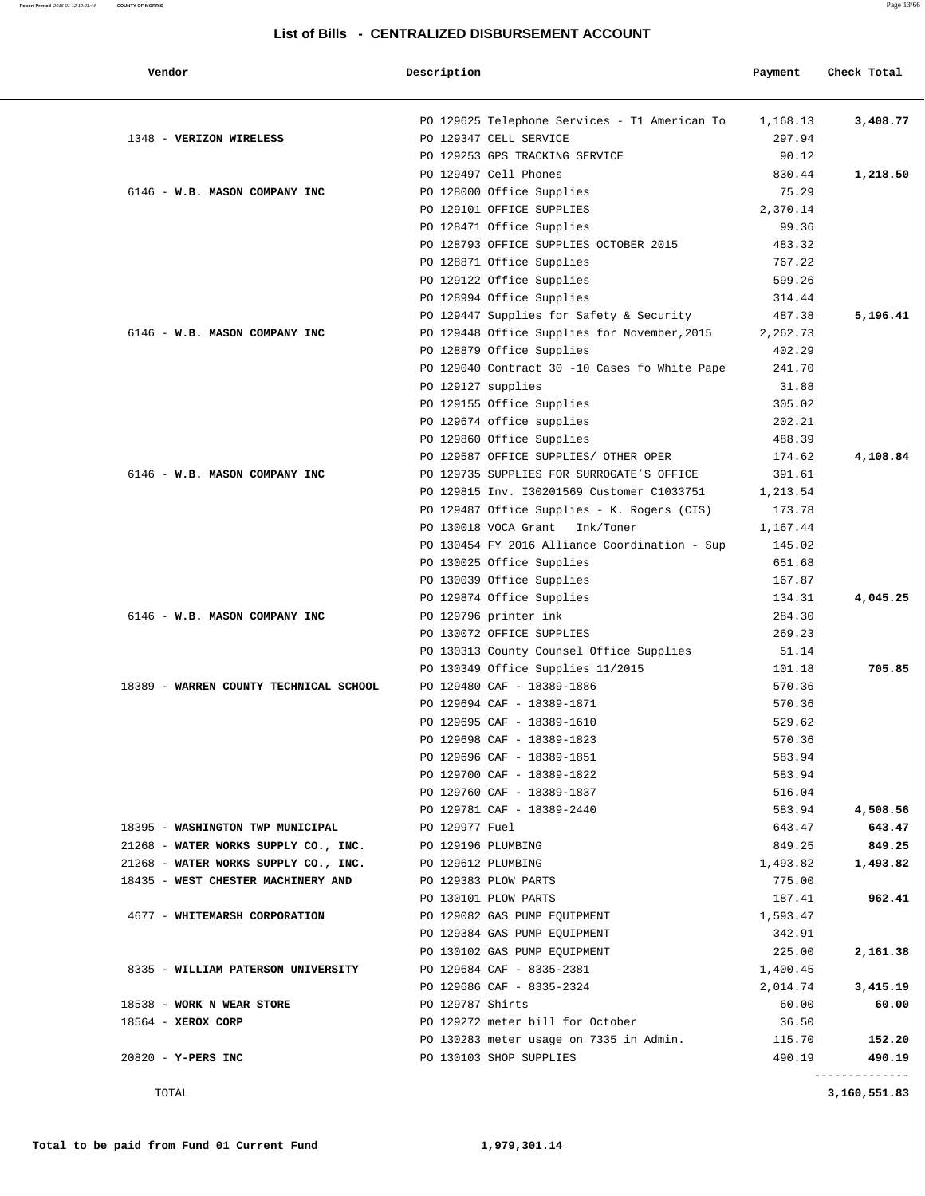## List of Bills - CENTRALIZED DISBURSEMENT ACCOUNT

| Vendor | Description | Payment | Check Total |
|---|---|---|---|
| | PO 129625 Telephone Services - T1 American To | 1,168.13 | 3,408.77 |
| 1348 - **VERIZON WIRELESS** | PO 129347 CELL SERVICE | 297.94 | |
| | PO 129253 GPS TRACKING SERVICE | 90.12 | |
| | PO 129497 Cell Phones | 830.44 | 1,218.50 |
| 6146 - **W.B. MASON COMPANY INC** | PO 128000 Office Supplies | 75.29 | |
| | PO 129101 OFFICE SUPPLIES | 2,370.14 | |
| | PO 128471 Office Supplies | 99.36 | |
| | PO 128793 OFFICE SUPPLIES OCTOBER 2015 | 483.32 | |
| | PO 128871 Office Supplies | 767.22 | |
| | PO 129122 Office Supplies | 599.26 | |
| | PO 128994 Office Supplies | 314.44 | |
| | PO 129447 Supplies for Safety & Security | 487.38 | 5,196.41 |
| 6146 - **W.B. MASON COMPANY INC** | PO 129448 Office Supplies for November,2015 | 2,262.73 | |
| | PO 128879 Office Supplies | 402.29 | |
| | PO 129040 Contract 30 -10 Cases fo White Pape | 241.70 | |
| | PO 129127 supplies | 31.88 | |
| | PO 129155 Office Supplies | 305.02 | |
| | PO 129674 office supplies | 202.21 | |
| | PO 129860 Office Supplies | 488.39 | |
| | PO 129587 OFFICE SUPPLIES/ OTHER OPER | 174.62 | 4,108.84 |
| 6146 - **W.B. MASON COMPANY INC** | PO 129735 SUPPLIES FOR SURROGATE'S OFFICE | 391.61 | |
| | PO 129815 Inv. I30201569 Customer C1033751 | 1,213.54 | |
| | PO 129487 Office Supplies - K. Rogers (CIS) | 173.78 | |
| | PO 130018 VOCA Grant Ink/Toner | 1,167.44 | |
| | PO 130454 FY 2016 Alliance Coordination - Sup | 145.02 | |
| | PO 130025 Office Supplies | 651.68 | |
| | PO 130039 Office Supplies | 167.87 | |
| | PO 129874 Office Supplies | 134.31 | 4,045.25 |
| 6146 - **W.B. MASON COMPANY INC** | PO 129796 printer ink | 284.30 | |
| | PO 130072 OFFICE SUPPLIES | 269.23 | |
| | PO 130313 County Counsel Office Supplies | 51.14 | |
| | PO 130349 Office Supplies 11/2015 | 101.18 | 705.85 |
| 18389 - **WARREN COUNTY TECHNICAL SCHOOL** | PO 129480 CAF - 18389-1886 | 570.36 | |
| | PO 129694 CAF - 18389-1871 | 570.36 | |
| | PO 129695 CAF - 18389-1610 | 529.62 | |
| | PO 129698 CAF - 18389-1823 | 570.36 | |
| | PO 129696 CAF - 18389-1851 | 583.94 | |
| | PO 129700 CAF - 18389-1822 | 583.94 | |
| | PO 129760 CAF - 18389-1837 | 516.04 | |
| | PO 129781 CAF - 18389-2440 | 583.94 | 4,508.56 |
| 18395 - **WASHINGTON TWP MUNICIPAL** | PO 129977 Fuel | 643.47 | 643.47 |
| 21268 - **WATER WORKS SUPPLY CO., INC.** | PO 129196 PLUMBING | 849.25 | 849.25 |
| 21268 - **WATER WORKS SUPPLY CO., INC.** | PO 129612 PLUMBING | 1,493.82 | 1,493.82 |
| 18435 - **WEST CHESTER MACHINERY AND** | PO 129383 PLOW PARTS | 775.00 | |
| | PO 130101 PLOW PARTS | 187.41 | 962.41 |
| 4677 - **WHITEMARSH CORPORATION** | PO 129082 GAS PUMP EQUIPMENT | 1,593.47 | |
| | PO 129384 GAS PUMP EQUIPMENT | 342.91 | |
| | PO 130102 GAS PUMP EQUIPMENT | 225.00 | 2,161.38 |
| 8335 - **WILLIAM PATERSON UNIVERSITY** | PO 129684 CAF - 8335-2381 | 1,400.45 | |
| | PO 129686 CAF - 8335-2324 | 2,014.74 | 3,415.19 |
| 18538 - **WORK N WEAR STORE** | PO 129787 Shirts | 60.00 | 60.00 |
| 18564 - **XEROX CORP** | PO 129272 meter bill for October | 36.50 | |
| | PO 130283 meter usage on 7335 in Admin. | 115.70 | 152.20 |
| 20820 - **Y-PERS INC** | PO 130103 SHOP SUPPLIES | 490.19 | 490.19 |
| TOTAL | | | **3,160,551.83** |

**Total to be paid from Fund 01 Current Fund** **1,979,301.14**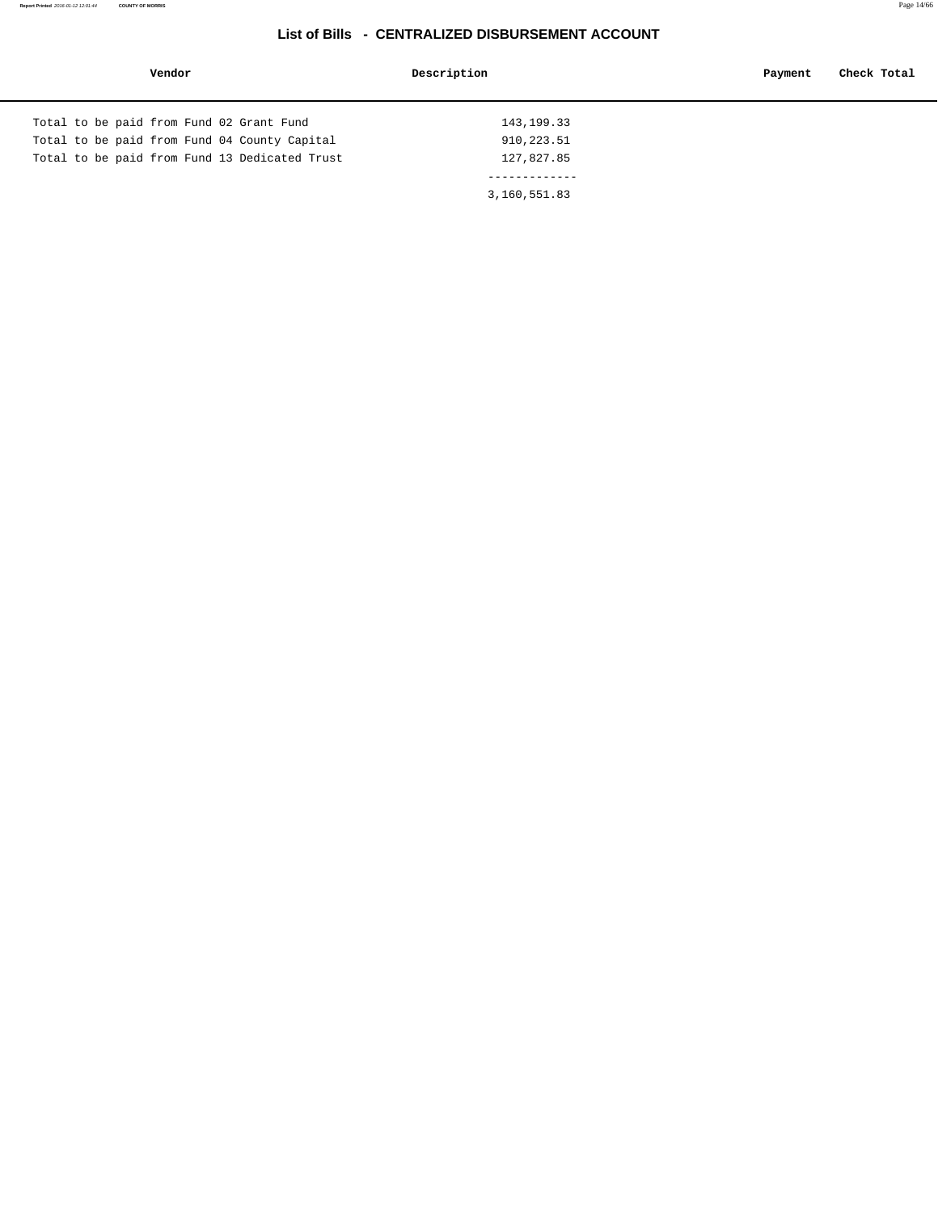## List of Bills - CENTRALIZED DISBURSEMENT ACCOUNT

| Vendor | Description | Payment | Check Total |
|---|---|---|---|
| Total to be paid from Fund 02 Grant Fund | 143,199.33 | | |
| Total to be paid from Fund 04 County Capital | 910,223.51 | | |
| Total to be paid from Fund 13 Dedicated Trust | 127,827.85 | | |
| | ------------- | | |
| | 3,160,551.83 | | |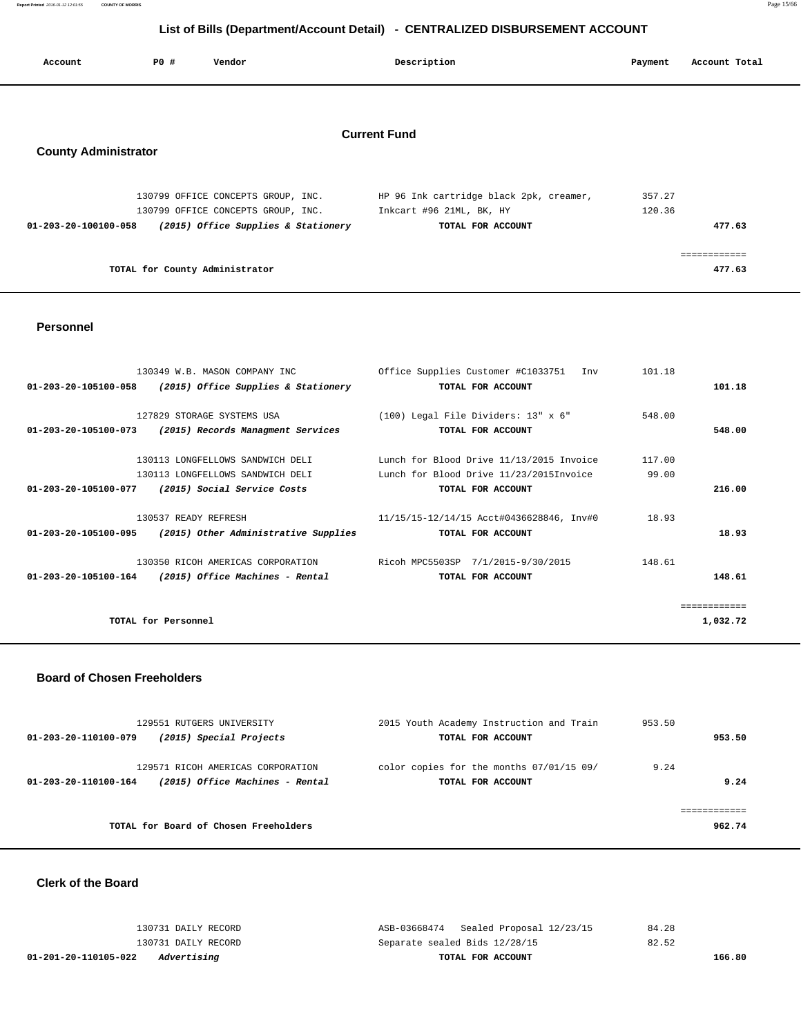## List of Bills (Department/Account Detail) - CENTRALIZED DISBURSEMENT ACCOUNT

| Account | PO # | Vendor | Description | Payment | Account Total |
|---|---|---|---|---|---|

### Current Fund

### County Administrator

| Account | PO # | Vendor | Description | Payment | Account Total |
|---|---|---|---|---|---|
| | 130799 | OFFICE CONCEPTS GROUP, INC. | HP 96 Ink cartridge black 2pk, creamer, | 357.27 | |
| | 130799 | OFFICE CONCEPTS GROUP, INC. | Inkcart #96 21ML, BK, HY | 120.36 | |
| **01-203-20-100100-058** | | ***(2015) Office Supplies & Stationery*** | **TOTAL FOR ACCOUNT** | | **477.63** |
| | | | | | ============ |
| | | **TOTAL for County Administrator** | | | **477.63** |

### Personnel

| Account | PO # | Vendor | Description | Payment | Account Total |
|---|---|---|---|---|---|
| | 130349 | W.B. MASON COMPANY INC | Office Supplies Customer #C1033751 Inv | 101.18 | |
| **01-203-20-105100-058** | | ***(2015) Office Supplies & Stationery*** | **TOTAL FOR ACCOUNT** | | **101.18** |
| | 127829 | STORAGE SYSTEMS USA | (100) Legal File Dividers: 13" x 6" | 548.00 | |
| **01-203-20-105100-073** | | ***(2015) Records Managment Services*** | **TOTAL FOR ACCOUNT** | | **548.00** |
| | 130113 | LONGFELLOWS SANDWICH DELI | Lunch for Blood Drive 11/13/2015 Invoice | 117.00 | |
| | 130113 | LONGFELLOWS SANDWICH DELI | Lunch for Blood Drive 11/23/2015Invoice | 99.00 | |
| **01-203-20-105100-077** | | ***(2015) Social Service Costs*** | **TOTAL FOR ACCOUNT** | | **216.00** |
| | 130537 | READY REFRESH | 11/15/15-12/14/15 Acct#0436628846, Inv#0 | 18.93 | |
| **01-203-20-105100-095** | | ***(2015) Other Administrative Supplies*** | **TOTAL FOR ACCOUNT** | | **18.93** |
| | 130350 | RICOH AMERICAS CORPORATION | Ricoh MPC5503SP 7/1/2015-9/30/2015 | 148.61 | |
| **01-203-20-105100-164** | | ***(2015) Office Machines - Rental*** | **TOTAL FOR ACCOUNT** | | **148.61** |
| | | | | | ============ |
| | | **TOTAL for Personnel** | | | **1,032.72** |

### Board of Chosen Freeholders

| Account | PO # | Vendor | Description | Payment | Account Total |
|---|---|---|---|---|---|
| | 129551 | RUTGERS UNIVERSITY | 2015 Youth Academy Instruction and Train | 953.50 | |
| **01-203-20-110100-079** | | ***(2015) Special Projects*** | **TOTAL FOR ACCOUNT** | | **953.50** |
| | 129571 | RICOH AMERICAS CORPORATION | color copies for the months 07/01/15 09/ | 9.24 | |
| **01-203-20-110100-164** | | ***(2015) Office Machines - Rental*** | **TOTAL FOR ACCOUNT** | | **9.24** |
| | | | | | ============ |
| | | **TOTAL for Board of Chosen Freeholders** | | | **962.74** |

### Clerk of the Board

| Account | PO # | Vendor | Description | Payment | Account Total |
|---|---|---|---|---|---|
| | 130731 | DAILY RECORD | ASB-03668474 Sealed Proposal 12/23/15 | 84.28 | |
| | 130731 | DAILY RECORD | Separate sealed Bids 12/28/15 | 82.52 | |
| **01-201-20-110105-022** | | ***Advertising*** | **TOTAL FOR ACCOUNT** | | **166.80** |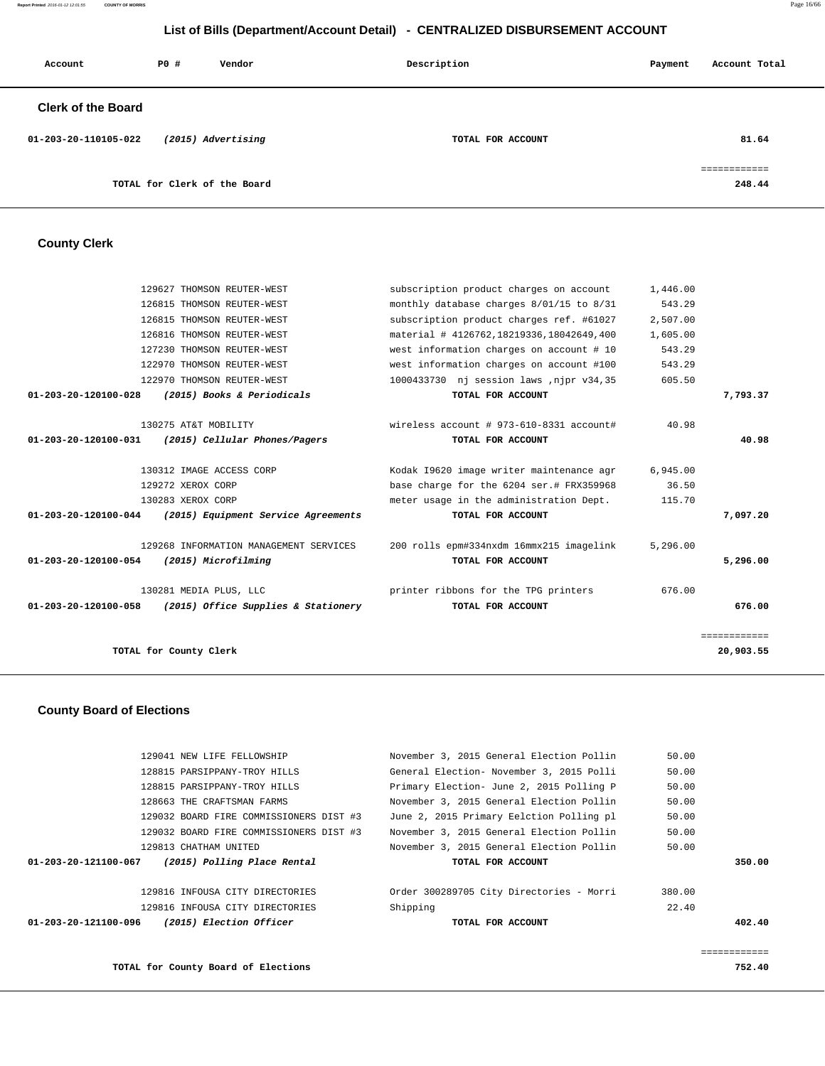# List of Bills (Department/Account Detail) - CENTRALIZED DISBURSEMENT ACCOUNT

| Account | PO # | Vendor | Description | Payment | Account Total |
|---|---|---|---|---|---|

## Clerk of the Board

| Account | PO # | Vendor | Description | Payment | Account Total |
|---|---|---|---|---|---|
| 01-203-20-110105-022 | | *(2015) Advertising* | **TOTAL FOR ACCOUNT** | | 81.64 |
| | | | | | ============ |
| | | **TOTAL for Clerk of the Board** | | | 248.44 |

## County Clerk

| Account | PO # | Vendor | Description | Payment | Account Total |
|---|---|---|---|---|---|
| | 129627 | THOMSON REUTER-WEST | subscription product charges on account | 1,446.00 | |
| | 126815 | THOMSON REUTER-WEST | monthly database charges 8/01/15 to 8/31 | 543.29 | |
| | 126815 | THOMSON REUTER-WEST | subscription product charges ref. #61027 | 2,507.00 | |
| | 126816 | THOMSON REUTER-WEST | material # 4126762,18219336,18042649,400 | 1,605.00 | |
| | 127230 | THOMSON REUTER-WEST | west information charges on account # 10 | 543.29 | |
| | 122970 | THOMSON REUTER-WEST | west information charges on account #100 | 543.29 | |
| | 122970 | THOMSON REUTER-WEST | 1000433730 nj session laws ,njpr v34,35 | 605.50 | |
| 01-203-20-120100-028 | | *(2015) Books & Periodicals* | **TOTAL FOR ACCOUNT** | | 7,793.37 |
| | 130275 | AT&T MOBILITY | wireless account # 973-610-8331 account# | 40.98 | |
| 01-203-20-120100-031 | | *(2015) Cellular Phones/Pagers* | **TOTAL FOR ACCOUNT** | | 40.98 |
| | 130312 | IMAGE ACCESS CORP | Kodak I9620 image writer maintenance agr | 6,945.00 | |
| | 129272 | XEROX CORP | base charge for the 6204 ser.# FRX359968 | 36.50 | |
| | 130283 | XEROX CORP | meter usage in the administration Dept. | 115.70 | |
| 01-203-20-120100-044 | | *(2015) Equipment Service Agreements* | **TOTAL FOR ACCOUNT** | | 7,097.20 |
| | 129268 | INFORMATION MANAGEMENT SERVICES | 200 rolls epm#334nxdm 16mmx215 imagelink | 5,296.00 | |
| 01-203-20-120100-054 | | *(2015) Microfilming* | **TOTAL FOR ACCOUNT** | | 5,296.00 |
| | 130281 | MEDIA PLUS, LLC | printer ribbons for the TPG printers | 676.00 | |
| 01-203-20-120100-058 | | *(2015) Office Supplies & Stationery* | **TOTAL FOR ACCOUNT** | | 676.00 |
| | | | | | ============ |
| | | **TOTAL for County Clerk** | | | 20,903.55 |

## County Board of Elections

| Account | PO # | Vendor | Description | Payment | Account Total |
|---|---|---|---|---|---|
| | 129041 | NEW LIFE FELLOWSHIP | November 3, 2015 General Election Pollin | 50.00 | |
| | 128815 | PARSIPPANY-TROY HILLS | General Election- November 3, 2015 Polli | 50.00 | |
| | 128815 | PARSIPPANY-TROY HILLS | Primary Election- June 2, 2015 Polling P | 50.00 | |
| | 128663 | THE CRAFTSMAN FARMS | November 3, 2015 General Election Pollin | 50.00 | |
| | 129032 | BOARD FIRE COMMISSIONERS DIST #3 | June 2, 2015 Primary Eelction Polling pl | 50.00 | |
| | 129032 | BOARD FIRE COMMISSIONERS DIST #3 | November 3, 2015 General Election Pollin | 50.00 | |
| | 129813 | CHATHAM UNITED | November 3, 2015 General Election Pollin | 50.00 | |
| 01-203-20-121100-067 | | *(2015) Polling Place Rental* | **TOTAL FOR ACCOUNT** | | 350.00 |
| | 129816 | INFOUSA CITY DIRECTORIES | Order 300289705 City Directories - Morri | 380.00 | |
| | 129816 | INFOUSA CITY DIRECTORIES | Shipping | 22.40 | |
| 01-203-20-121100-096 | | *(2015) Election Officer* | **TOTAL FOR ACCOUNT** | | 402.40 |
| | | | | | ============ |
| | | **TOTAL for County Board of Elections** | | | 752.40 |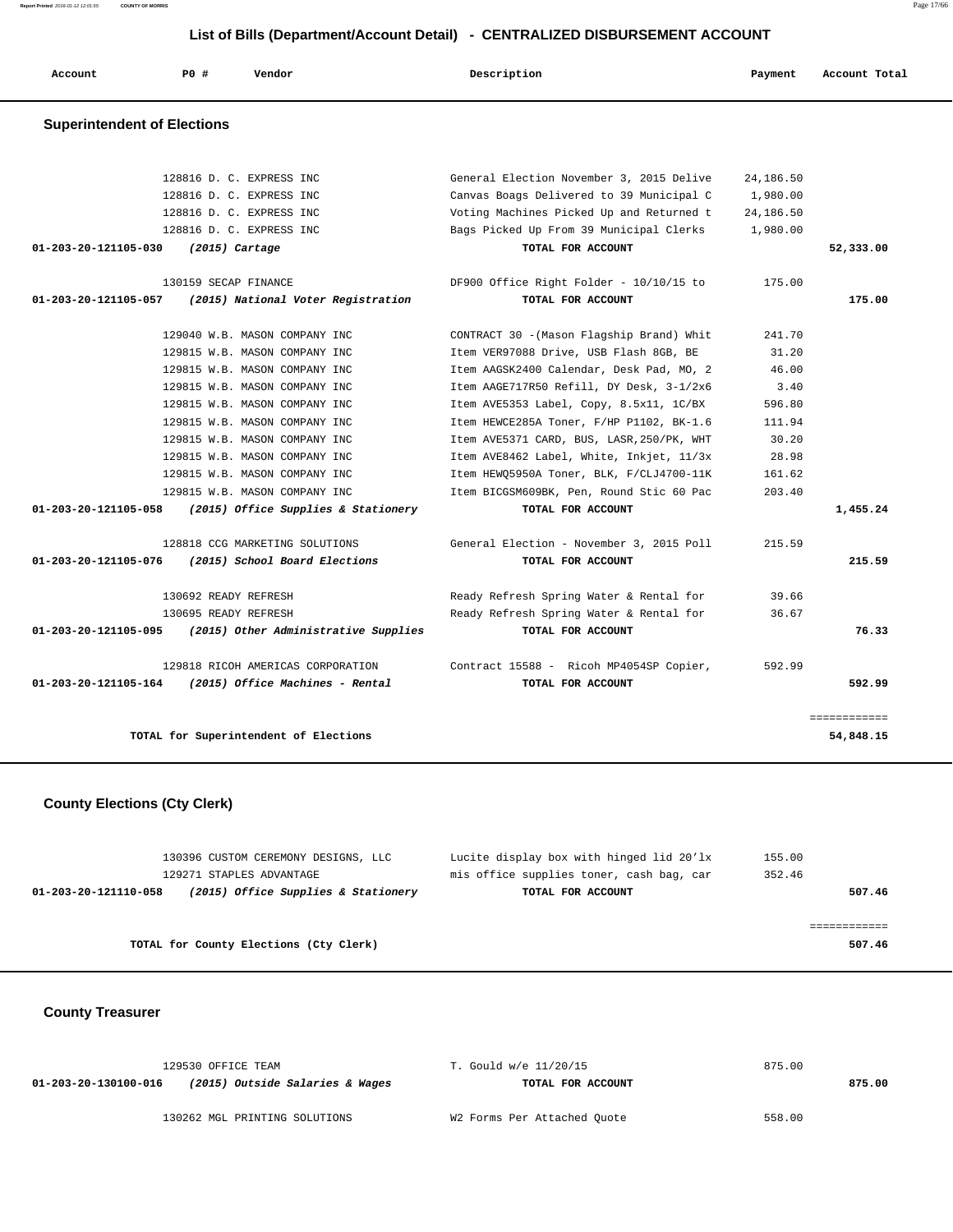## List of Bills (Department/Account Detail) - CENTRALIZED DISBURSEMENT ACCOUNT

| Account | PO # | Vendor | Description | Payment | Account Total |
|---|---|---|---|---|---|

### Superintendent of Elections

| Account | PO # | Vendor | Description | Payment | Account Total |
|---|---|---|---|---|---|
| | 128816 | D. C. EXPRESS INC | General Election November 3, 2015 Delive | 24,186.50 | |
| | 128816 | D. C. EXPRESS INC | Canvas Boags Delivered to 39 Municipal C | 1,980.00 | |
| | 128816 | D. C. EXPRESS INC | Voting Machines Picked Up and Returned t | 24,186.50 | |
| | 128816 | D. C. EXPRESS INC | Bags Picked Up From 39 Municipal Clerks | 1,980.00 | |
| 01-203-20-121105-030 | | *(2015) Cartage* | TOTAL FOR ACCOUNT | | 52,333.00 |
| | 130159 | SECAP FINANCE | DF900 Office Right Folder - 10/10/15 to | 175.00 | |
| 01-203-20-121105-057 | | *(2015) National Voter Registration* | TOTAL FOR ACCOUNT | | 175.00 |
| | 129040 | W.B. MASON COMPANY INC | CONTRACT 30 -(Mason Flagship Brand) Whit | 241.70 | |
| | 129815 | W.B. MASON COMPANY INC | Item VER97088 Drive, USB Flash 8GB, BE | 31.20 | |
| | 129815 | W.B. MASON COMPANY INC | Item AAGSK2400 Calendar, Desk Pad, MO, 2 | 46.00 | |
| | 129815 | W.B. MASON COMPANY INC | Item AAGE717R50 Refill, DY Desk, 3-1/2x6 | 3.40 | |
| | 129815 | W.B. MASON COMPANY INC | Item AVE5353 Label, Copy, 8.5x11, 1C/BX | 596.80 | |
| | 129815 | W.B. MASON COMPANY INC | Item HEWCE285A Toner, F/HP P1102, BK-1.6 | 111.94 | |
| | 129815 | W.B. MASON COMPANY INC | Item AVE5371 CARD, BUS, LASR,250/PK, WHT | 30.20 | |
| | 129815 | W.B. MASON COMPANY INC | Item AVE8462 Label, White, Inkjet, 11/3x | 28.98 | |
| | 129815 | W.B. MASON COMPANY INC | Item HEWQ5950A Toner, BLK, F/CLJ4700-11K | 161.62 | |
| | 129815 | W.B. MASON COMPANY INC | Item BICGSM609BK, Pen, Round Stic 60 Pac | 203.40 | |
| 01-203-20-121105-058 | | *(2015) Office Supplies & Stationery* | TOTAL FOR ACCOUNT | | 1,455.24 |
| | 128818 | CCG MARKETING SOLUTIONS | General Election - November 3, 2015 Poll | 215.59 | |
| 01-203-20-121105-076 | | *(2015) School Board Elections* | TOTAL FOR ACCOUNT | | 215.59 |
| | 130692 | READY REFRESH | Ready Refresh Spring Water & Rental for | 39.66 | |
| | 130695 | READY REFRESH | Ready Refresh Spring Water & Rental for | 36.67 | |
| 01-203-20-121105-095 | | *(2015) Other Administrative Supplies* | TOTAL FOR ACCOUNT | | 76.33 |
| | 129818 | RICOH AMERICAS CORPORATION | Contract 15588 - Ricoh MP4054SP Copier, | 592.99 | |
| 01-203-20-121105-164 | | *(2015) Office Machines - Rental* | TOTAL FOR ACCOUNT | | 592.99 |
| | | TOTAL for Superintendent of Elections | | | 54,848.15 |

### County Elections (Cty Clerk)

| Account | PO # | Vendor | Description | Payment | Account Total |
|---|---|---|---|---|---|
| | 130396 | CUSTOM CEREMONY DESIGNS, LLC | Lucite display box with hinged lid 20'lx | 155.00 | |
| | 129271 | STAPLES ADVANTAGE | mis office supplies toner, cash bag, car | 352.46 | |
| 01-203-20-121110-058 | | *(2015) Office Supplies & Stationery* | TOTAL FOR ACCOUNT | | 507.46 |
| | | TOTAL for County Elections (Cty Clerk) | | | 507.46 |

### County Treasurer

| Account | PO # | Vendor | Description | Payment | Account Total |
|---|---|---|---|---|---|
| | 129530 | OFFICE TEAM | T. Gould w/e 11/20/15 | 875.00 | |
| 01-203-20-130100-016 | | *(2015) Outside Salaries & Wages* | TOTAL FOR ACCOUNT | | 875.00 |
| | 130262 | MGL PRINTING SOLUTIONS | W2 Forms Per Attached Quote | 558.00 | |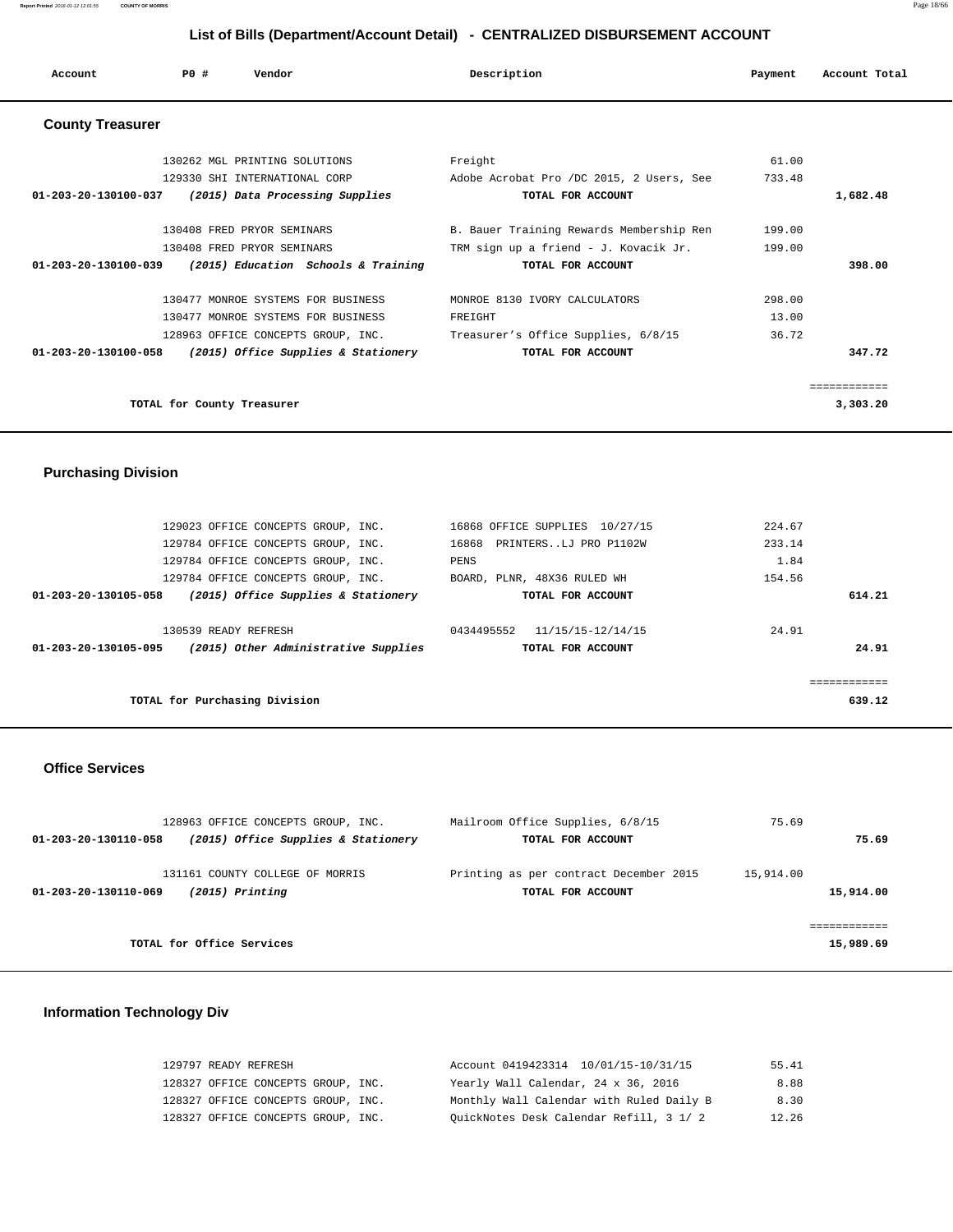# List of Bills (Department/Account Detail) - CENTRALIZED DISBURSEMENT ACCOUNT

| Account | PO # | Vendor | Description | Payment | Account Total |
|---|---|---|---|---|---|

## County Treasurer

| Account | PO # | Vendor | Description | Payment | Account Total |
|---|---|---|---|---|---|
| | 130262 | MGL PRINTING SOLUTIONS | Freight | 61.00 | |
| | 129330 | SHI INTERNATIONAL CORP | Adobe Acrobat Pro /DC 2015, 2 Users, See | 733.48 | |
| **01-203-20-130100-037** | | ***(2015) Data Processing Supplies*** | **TOTAL FOR ACCOUNT** | | **1,682.48** |
| | 130408 | FRED PRYOR SEMINARS | B. Bauer Training Rewards Membership Ren | 199.00 | |
| | 130408 | FRED PRYOR SEMINARS | TRM sign up a friend - J. Kovacik Jr. | 199.00 | |
| **01-203-20-130100-039** | | ***(2015) Education Schools & Training*** | **TOTAL FOR ACCOUNT** | | **398.00** |
| | 130477 | MONROE SYSTEMS FOR BUSINESS | MONROE 8130 IVORY CALCULATORS | 298.00 | |
| | 130477 | MONROE SYSTEMS FOR BUSINESS | FREIGHT | 13.00 | |
| | 128963 | OFFICE CONCEPTS GROUP, INC. | Treasurer's Office Supplies, 6/8/15 | 36.72 | |
| **01-203-20-130100-058** | | ***(2015) Office Supplies & Stationery*** | **TOTAL FOR ACCOUNT** | | **347.72** |
| | | | | | ============ |
| | **TOTAL for County Treasurer** | | | | **3,303.20** |

## Purchasing Division

| Account | PO # | Vendor | Description | Payment | Account Total |
|---|---|---|---|---|---|
| | 129023 | OFFICE CONCEPTS GROUP, INC. | 16868 OFFICE SUPPLIES 10/27/15 | 224.67 | |
| | 129784 | OFFICE CONCEPTS GROUP, INC. | 16868 PRINTERS..LJ PRO P1102W | 233.14 | |
| | 129784 | OFFICE CONCEPTS GROUP, INC. | PENS | 1.84 | |
| | 129784 | OFFICE CONCEPTS GROUP, INC. | BOARD, PLNR, 48X36 RULED WH | 154.56 | |
| **01-203-20-130105-058** | | ***(2015) Office Supplies & Stationery*** | **TOTAL FOR ACCOUNT** | | **614.21** |
| | 130539 | READY REFRESH | 0434495552 11/15/15-12/14/15 | 24.91 | |
| **01-203-20-130105-095** | | ***(2015) Other Administrative Supplies*** | **TOTAL FOR ACCOUNT** | | **24.91** |
| | | | | | ============ |
| | **TOTAL for Purchasing Division** | | | | **639.12** |

## Office Services

| Account | PO # | Vendor | Description | Payment | Account Total |
|---|---|---|---|---|---|
| | 128963 | OFFICE CONCEPTS GROUP, INC. | Mailroom Office Supplies, 6/8/15 | 75.69 | |
| **01-203-20-130110-058** | | ***(2015) Office Supplies & Stationery*** | **TOTAL FOR ACCOUNT** | | **75.69** |
| | 131161 | COUNTY COLLEGE OF MORRIS | Printing as per contract December 2015 | 15,914.00 | |
| **01-203-20-130110-069** | | ***(2015) Printing*** | **TOTAL FOR ACCOUNT** | | **15,914.00** |
| | | | | | ============ |
| | **TOTAL for Office Services** | | | | **15,989.69** |

## Information Technology Div

| Account | PO # | Vendor | Description | Payment | Account Total |
|---|---|---|---|---|---|
| | 129797 | READY REFRESH | Account 0419423314 10/01/15-10/31/15 | 55.41 | |
| | 128327 | OFFICE CONCEPTS GROUP, INC. | Yearly Wall Calendar, 24 x 36, 2016 | 8.88 | |
| | 128327 | OFFICE CONCEPTS GROUP, INC. | Monthly Wall Calendar with Ruled Daily B | 8.30 | |
| | 128327 | OFFICE CONCEPTS GROUP, INC. | QuickNotes Desk Calendar Refill, 3 1/ 2 | 12.26 | |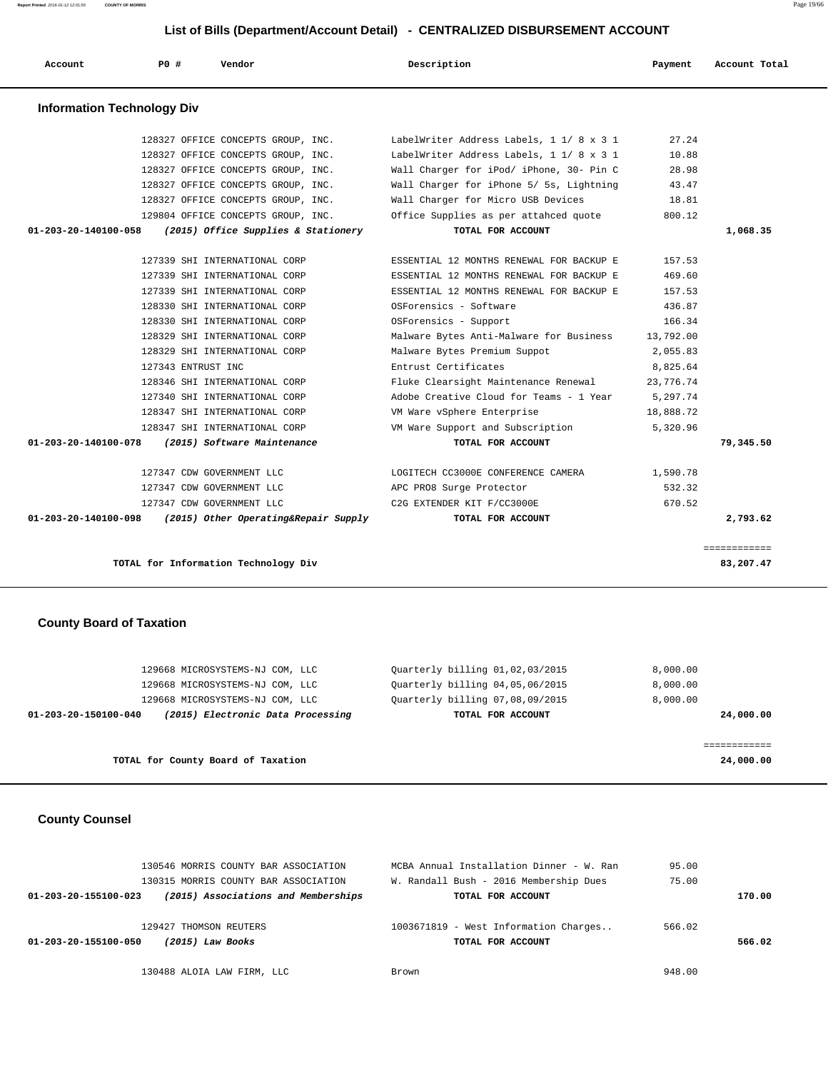# List of Bills (Department/Account Detail) - CENTRALIZED DISBURSEMENT ACCOUNT

| Account | PO # | Vendor | Description | Payment | Account Total |
|---|---|---|---|---|---|

## Information Technology Div

| Account | PO # | Vendor | Description | Payment | Account Total |
|---|---|---|---|---|---|
| | 128327 | OFFICE CONCEPTS GROUP, INC. | LabelWriter Address Labels, 1 1/ 8 x 3 1 | 27.24 | |
| | 128327 | OFFICE CONCEPTS GROUP, INC. | LabelWriter Address Labels, 1 1/ 8 x 3 1 | 10.88 | |
| | 128327 | OFFICE CONCEPTS GROUP, INC. | Wall Charger for iPod/ iPhone, 30- Pin C | 28.98 | |
| | 128327 | OFFICE CONCEPTS GROUP, INC. | Wall Charger for iPhone 5/ 5s, Lightning | 43.47 | |
| | 128327 | OFFICE CONCEPTS GROUP, INC. | Wall Charger for Micro USB Devices | 18.81 | |
| | 129804 | OFFICE CONCEPTS GROUP, INC. | Office Supplies as per attahced quote | 800.12 | |
| **01-203-20-140100-058** | | ***(2015) Office Supplies & Stationery*** | **TOTAL FOR ACCOUNT** | | **1,068.35** |
| | 127339 | SHI INTERNATIONAL CORP | ESSENTIAL 12 MONTHS RENEWAL FOR BACKUP E | 157.53 | |
| | 127339 | SHI INTERNATIONAL CORP | ESSENTIAL 12 MONTHS RENEWAL FOR BACKUP E | 469.60 | |
| | 127339 | SHI INTERNATIONAL CORP | ESSENTIAL 12 MONTHS RENEWAL FOR BACKUP E | 157.53 | |
| | 128330 | SHI INTERNATIONAL CORP | OSForensics - Software | 436.87 | |
| | 128330 | SHI INTERNATIONAL CORP | OSForensics - Support | 166.34 | |
| | 128329 | SHI INTERNATIONAL CORP | Malware Bytes Anti-Malware for Business | 13,792.00 | |
| | 128329 | SHI INTERNATIONAL CORP | Malware Bytes Premium Suppot | 2,055.83 | |
| | 127343 | ENTRUST INC | Entrust Certificates | 8,825.64 | |
| | 128346 | SHI INTERNATIONAL CORP | Fluke Clearsight Maintenance Renewal | 23,776.74 | |
| | 127340 | SHI INTERNATIONAL CORP | Adobe Creative Cloud for Teams - 1 Year | 5,297.74 | |
| | 128347 | SHI INTERNATIONAL CORP | VM Ware vSphere Enterprise | 18,888.72 | |
| | 128347 | SHI INTERNATIONAL CORP | VM Ware Support and Subscription | 5,320.96 | |
| **01-203-20-140100-078** | | ***(2015) Software Maintenance*** | **TOTAL FOR ACCOUNT** | | **79,345.50** |
| | 127347 | CDW GOVERNMENT LLC | LOGITECH CC3000E CONFERENCE CAMERA | 1,590.78 | |
| | 127347 | CDW GOVERNMENT LLC | APC PRO8 Surge Protector | 532.32 | |
| | 127347 | CDW GOVERNMENT LLC | C2G EXTENDER KIT F/CC3000E | 670.52 | |
| **01-203-20-140100-098** | | ***(2015) Other Operating&Repair Supply*** | **TOTAL FOR ACCOUNT** | | **2,793.62** |
| | | **TOTAL for Information Technology Div** | | | **83,207.47** |

## County Board of Taxation

| Account | PO # | Vendor | Description | Payment | Account Total |
|---|---|---|---|---|---|
| | 129668 | MICROSYSTEMS-NJ COM, LLC | Quarterly billing 01,02,03/2015 | 8,000.00 | |
| | 129668 | MICROSYSTEMS-NJ COM, LLC | Quarterly billing 04,05,06/2015 | 8,000.00 | |
| | 129668 | MICROSYSTEMS-NJ COM, LLC | Quarterly billing 07,08,09/2015 | 8,000.00 | |
| **01-203-20-150100-040** | | ***(2015) Electronic Data Processing*** | **TOTAL FOR ACCOUNT** | | **24,000.00** |
| | | **TOTAL for County Board of Taxation** | | | **24,000.00** |

## County Counsel

| Account | PO # | Vendor | Description | Payment | Account Total |
|---|---|---|---|---|---|
| | 130546 | MORRIS COUNTY BAR ASSOCIATION | MCBA Annual Installation Dinner - W. Ran | 95.00 | |
| | 130315 | MORRIS COUNTY BAR ASSOCIATION | W. Randall Bush - 2016 Membership Dues | 75.00 | |
| **01-203-20-155100-023** | | ***(2015) Associations and Memberships*** | **TOTAL FOR ACCOUNT** | | **170.00** |
| | 129427 | THOMSON REUTERS | 1003671819 - West Information Charges.. | 566.02 | |
| **01-203-20-155100-050** | | ***(2015) Law Books*** | **TOTAL FOR ACCOUNT** | | **566.02** |
| | 130488 | ALOIA LAW FIRM, LLC | Brown | 948.00 | |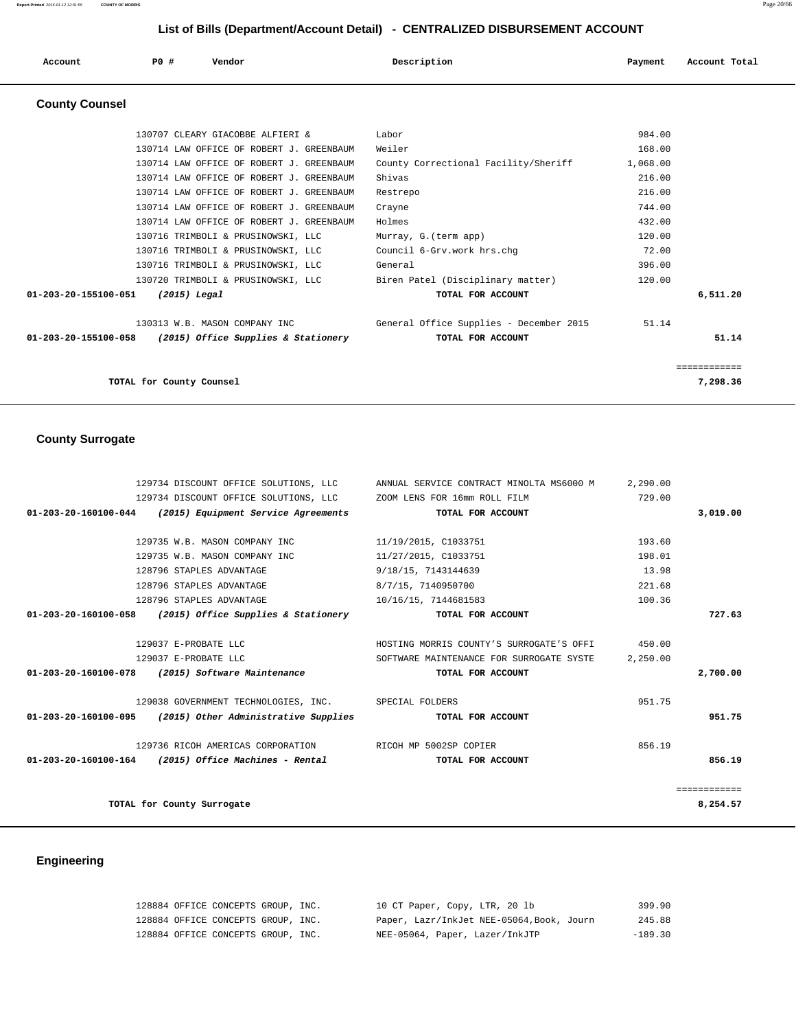## List of Bills (Department/Account Detail) - CENTRALIZED DISBURSEMENT ACCOUNT

| Account | PO # | Vendor | Description | Payment | Account Total |
|---|---|---|---|---|---|

### County Counsel

| Account | PO # | Vendor | Description | Payment | Account Total |
|---|---|---|---|---|---|
| | 130707 | CLEARY GIACOBBE ALFIERI & | Labor | 984.00 | |
| | 130714 | LAW OFFICE OF ROBERT J. GREENBAUM | Weiler | 168.00 | |
| | 130714 | LAW OFFICE OF ROBERT J. GREENBAUM | County Correctional Facility/Sheriff | 1,068.00 | |
| | 130714 | LAW OFFICE OF ROBERT J. GREENBAUM | Shivas | 216.00 | |
| | 130714 | LAW OFFICE OF ROBERT J. GREENBAUM | Restrepo | 216.00 | |
| | 130714 | LAW OFFICE OF ROBERT J. GREENBAUM | Crayne | 744.00 | |
| | 130714 | LAW OFFICE OF ROBERT J. GREENBAUM | Holmes | 432.00 | |
| | 130716 | TRIMBOLI & PRUSINOWSKI, LLC | Murray, G.(term app) | 120.00 | |
| | 130716 | TRIMBOLI & PRUSINOWSKI, LLC | Council 6-Grv.work hrs.chg | 72.00 | |
| | 130716 | TRIMBOLI & PRUSINOWSKI, LLC | General | 396.00 | |
| | 130720 | TRIMBOLI & PRUSINOWSKI, LLC | Biren Patel (Disciplinary matter) | 120.00 | |
| **01-203-20-155100-051** | ***(2015) Legal*** | | **TOTAL FOR ACCOUNT** | | **6,511.20** |
| | 130313 | W.B. MASON COMPANY INC | General Office Supplies - December 2015 | 51.14 | |
| **01-203-20-155100-058** | ***(2015) Office Supplies & Stationery*** | | **TOTAL FOR ACCOUNT** | | **51.14** |
| | | | | | ============ |
| | **TOTAL for County Counsel** | | | | **7,298.36** |

### County Surrogate

| Account | PO # | Vendor | Description | Payment | Account Total |
|---|---|---|---|---|---|
| | 129734 | DISCOUNT OFFICE SOLUTIONS, LLC | ANNUAL SERVICE CONTRACT MINOLTA MS6000 M | 2,290.00 | |
| | 129734 | DISCOUNT OFFICE SOLUTIONS, LLC | ZOOM LENS FOR 16mm ROLL FILM | 729.00 | |
| **01-203-20-160100-044** | ***(2015) Equipment Service Agreements*** | | **TOTAL FOR ACCOUNT** | | **3,019.00** |
| | 129735 | W.B. MASON COMPANY INC | 11/19/2015, C1033751 | 193.60 | |
| | 129735 | W.B. MASON COMPANY INC | 11/27/2015, C1033751 | 198.01 | |
| | 128796 | STAPLES ADVANTAGE | 9/18/15, 7143144639 | 13.98 | |
| | 128796 | STAPLES ADVANTAGE | 8/7/15, 7140950700 | 221.68 | |
| | 128796 | STAPLES ADVANTAGE | 10/16/15, 7144681583 | 100.36 | |
| **01-203-20-160100-058** | ***(2015) Office Supplies & Stationery*** | | **TOTAL FOR ACCOUNT** | | **727.63** |
| | 129037 | E-PROBATE LLC | HOSTING MORRIS COUNTY'S SURROGATE'S OFFI | 450.00 | |
| | 129037 | E-PROBATE LLC | SOFTWARE MAINTENANCE FOR SURROGATE SYSTE | 2,250.00 | |
| **01-203-20-160100-078** | ***(2015) Software Maintenance*** | | **TOTAL FOR ACCOUNT** | | **2,700.00** |
| | 129038 | GOVERNMENT TECHNOLOGIES, INC. | SPECIAL FOLDERS | 951.75 | |
| **01-203-20-160100-095** | ***(2015) Other Administrative Supplies*** | | **TOTAL FOR ACCOUNT** | | **951.75** |
| | 129736 | RICOH AMERICAS CORPORATION | RICOH MP 5002SP COPIER | 856.19 | |
| **01-203-20-160100-164** | ***(2015) Office Machines - Rental*** | | **TOTAL FOR ACCOUNT** | | **856.19** |
| | | | | | ============ |
| | **TOTAL for County Surrogate** | | | | **8,254.57** |

### Engineering

| Account | PO # | Vendor | Description | Payment | Account Total |
|---|---|---|---|---|---|
| | 128884 | OFFICE CONCEPTS GROUP, INC. | 10 CT Paper, Copy, LTR, 20 lb | 399.90 | |
| | 128884 | OFFICE CONCEPTS GROUP, INC. | Paper, Lazr/InkJet NEE-05064,Book, Journ | 245.88 | |
| | 128884 | OFFICE CONCEPTS GROUP, INC. | NEE-05064, Paper, Lazer/InkJTP | -189.30 | |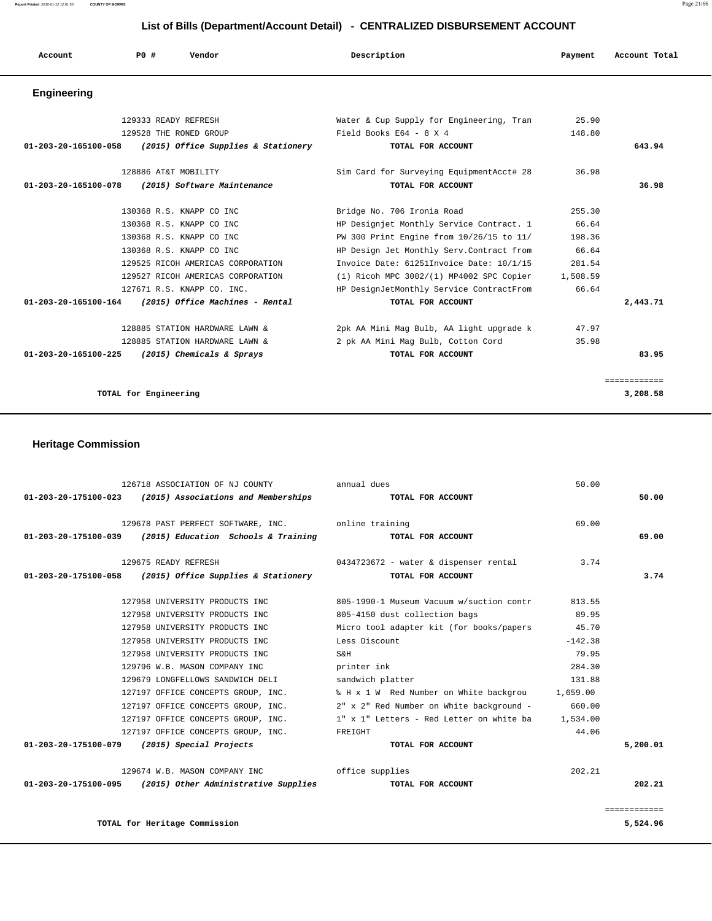# List of Bills (Department/Account Detail) - CENTRALIZED DISBURSEMENT ACCOUNT

| Account | PO # | Vendor | Description | Payment | Account Total |
|---|---|---|---|---|---|

## Engineering

| Account | PO # | Vendor | Description | Payment | Account Total |
|---|---|---|---|---|---|
| | 129333 | READY REFRESH | Water & Cup Supply for Engineering, Tran | 25.90 | |
| | 129528 | THE RONED GROUP | Field Books E64 - 8 X 4 | 148.80 | |
| **01-203-20-165100-058** | | ***(2015) Office Supplies & Stationery*** | **TOTAL FOR ACCOUNT** | | **643.94** |
| | 128886 | AT&T MOBILITY | Sim Card for Surveying EquipmentAcct# 28 | 36.98 | |
| **01-203-20-165100-078** | | ***(2015) Software Maintenance*** | **TOTAL FOR ACCOUNT** | | **36.98** |
| | 130368 | R.S. KNAPP CO INC | Bridge No. 706 Ironia Road | 255.30 | |
| | 130368 | R.S. KNAPP CO INC | HP Designjet Monthly Service Contract. 1 | 66.64 | |
| | 130368 | R.S. KNAPP CO INC | PW 300 Print Engine from 10/26/15 to 11/ | 198.36 | |
| | 130368 | R.S. KNAPP CO INC | HP Design Jet Monthly Serv.Contract from | 66.64 | |
| | 129525 | RICOH AMERICAS CORPORATION | Invoice Date: 61251Invoice Date: 10/1/15 | 281.54 | |
| | 129527 | RICOH AMERICAS CORPORATION | (1) Ricoh MPC 3002/(1) MP4002 SPC Copier | 1,508.59 | |
| | 127671 | R.S. KNAPP CO. INC. | HP DesignJetMonthly Service ContractFrom | 66.64 | |
| **01-203-20-165100-164** | | ***(2015) Office Machines - Rental*** | **TOTAL FOR ACCOUNT** | | **2,443.71** |
| | 128885 | STATION HARDWARE LAWN & | 2pk AA Mini Mag Bulb, AA light upgrade k | 47.97 | |
| | 128885 | STATION HARDWARE LAWN & | 2 pk AA Mini Mag Bulb, Cotton Cord | 35.98 | |
| **01-203-20-165100-225** | | ***(2015) Chemicals & Sprays*** | **TOTAL FOR ACCOUNT** | | **83.95** |
| | | | | | ============ |
| | | **TOTAL for Engineering** | | | **3,208.58** |

## Heritage Commission

| Account | PO # | Vendor | Description | Payment | Account Total |
|---|---|---|---|---|---|
| | 126718 | ASSOCIATION OF NJ COUNTY | annual dues | 50.00 | |
| **01-203-20-175100-023** | | ***(2015) Associations and Memberships*** | **TOTAL FOR ACCOUNT** | | **50.00** |
| | 129678 | PAST PERFECT SOFTWARE, INC. | online training | 69.00 | |
| **01-203-20-175100-039** | | ***(2015) Education Schools & Training*** | **TOTAL FOR ACCOUNT** | | **69.00** |
| | 129675 | READY REFRESH | 0434723672 - water & dispenser rental | 3.74 | |
| **01-203-20-175100-058** | | ***(2015) Office Supplies & Stationery*** | **TOTAL FOR ACCOUNT** | | **3.74** |
| | 127958 | UNIVERSITY PRODUCTS INC | 805-1990-1 Museum Vacuum w/suction contr | 813.55 | |
| | 127958 | UNIVERSITY PRODUCTS INC | 805-4150 dust collection bags | 89.95 | |
| | 127958 | UNIVERSITY PRODUCTS INC | Micro tool adapter kit (for books/papers | 45.70 | |
| | 127958 | UNIVERSITY PRODUCTS INC | Less Discount | -142.38 | |
| | 127958 | UNIVERSITY PRODUCTS INC | S&H | 79.95 | |
| | 129796 | W.B. MASON COMPANY INC | printer ink | 284.30 | |
| | 129679 | LONGFELLOWS SANDWICH DELI | sandwich platter | 131.88 | |
| | 127197 | OFFICE CONCEPTS GROUP, INC. | ‰ H x 1 W Red Number on White backgrou | 1,659.00 | |
| | 127197 | OFFICE CONCEPTS GROUP, INC. | 2" x 2" Red Number on White background - | 660.00 | |
| | 127197 | OFFICE CONCEPTS GROUP, INC. | 1" x 1" Letters - Red Letter on white ba | 1,534.00 | |
| | 127197 | OFFICE CONCEPTS GROUP, INC. | FREIGHT | 44.06 | |
| **01-203-20-175100-079** | | ***(2015) Special Projects*** | **TOTAL FOR ACCOUNT** | | **5,200.01** |
| | 129674 | W.B. MASON COMPANY INC | office supplies | 202.21 | |
| **01-203-20-175100-095** | | ***(2015) Other Administrative Supplies*** | **TOTAL FOR ACCOUNT** | | **202.21** |
| | | | | | ============ |
| | | **TOTAL for Heritage Commission** | | | **5,524.96** |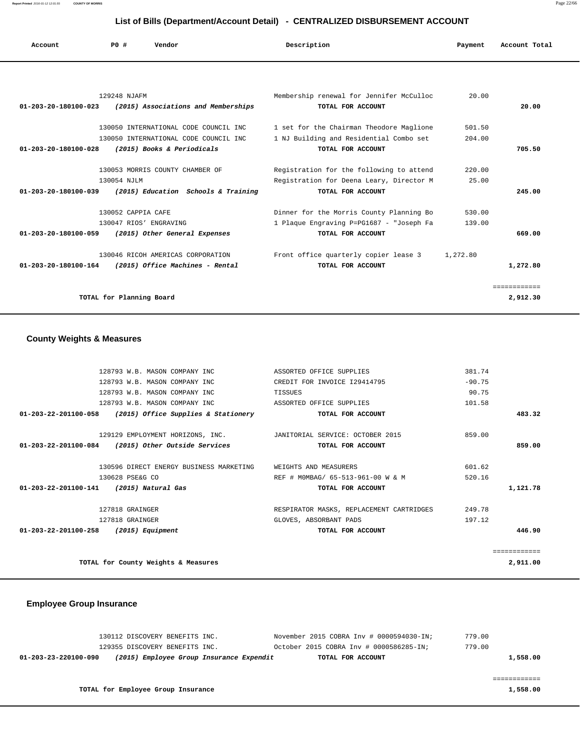# List of Bills (Department/Account Detail) - CENTRALIZED DISBURSEMENT ACCOUNT

| Account | PO # | Vendor | Description | Payment | Account Total |
|---|---|---|---|---|---|
| | 129248 | NJAFM | Membership renewal for Jennifer McCulloc | 20.00 | |
| **01-203-20-180100-023** | | ***(2015) Associations and Memberships*** | **TOTAL FOR ACCOUNT** | | **20.00** |
| | 130050 | INTERNATIONAL CODE COUNCIL INC | 1 set for the Chairman Theodore Maglione | 501.50 | |
| | 130050 | INTERNATIONAL CODE COUNCIL INC | 1 NJ Building and Residential Combo set | 204.00 | |
| **01-203-20-180100-028** | | ***(2015) Books & Periodicals*** | **TOTAL FOR ACCOUNT** | | **705.50** |
| | 130053 | MORRIS COUNTY CHAMBER OF | Registration for the following to attend | 220.00 | |
| | 130054 | NJLM | Registration for Deena Leary, Director M | 25.00 | |
| **01-203-20-180100-039** | | ***(2015) Education Schools & Training*** | **TOTAL FOR ACCOUNT** | | **245.00** |
| | 130052 | CAPPIA CAFE | Dinner for the Morris County Planning Bo | 530.00 | |
| | 130047 | RIOS' ENGRAVING | 1 Plaque Engraving P=PG1687 - "Joseph Fa | 139.00 | |
| **01-203-20-180100-059** | | ***(2015) Other General Expenses*** | **TOTAL FOR ACCOUNT** | | **669.00** |
| | 130046 | RICOH AMERICAS CORPORATION | Front office quarterly copier lease 3 | 1,272.80 | |
| **01-203-20-180100-164** | | ***(2015) Office Machines - Rental*** | **TOTAL FOR ACCOUNT** | | **1,272.80** |
| | | | | | ============ |
| | | **TOTAL for Planning Board** | | | **2,912.30** |

## County Weights & Measures

| Account | PO # | Vendor | Description | Payment | Account Total |
|---|---|---|---|---|---|
| | 128793 | W.B. MASON COMPANY INC | ASSORTED OFFICE SUPPLIES | 381.74 | |
| | 128793 | W.B. MASON COMPANY INC | CREDIT FOR INVOICE I29414795 | -90.75 | |
| | 128793 | W.B. MASON COMPANY INC | TISSUES | 90.75 | |
| | 128793 | W.B. MASON COMPANY INC | ASSORTED OFFICE SUPPLIES | 101.58 | |
| **01-203-22-201100-058** | | ***(2015) Office Supplies & Stationery*** | **TOTAL FOR ACCOUNT** | | **483.32** |
| | 129129 | EMPLOYMENT HORIZONS, INC. | JANITORIAL SERVICE: OCTOBER 2015 | 859.00 | |
| **01-203-22-201100-084** | | ***(2015) Other Outside Services*** | **TOTAL FOR ACCOUNT** | | **859.00** |
| | 130596 | DIRECT ENERGY BUSINESS MARKETING | WEIGHTS AND MEASURERS | 601.62 | |
| | 130628 | PSE&G CO | REF # M0MBAG/ 65-513-961-00 W & M | 520.16 | |
| **01-203-22-201100-141** | | ***(2015) Natural Gas*** | **TOTAL FOR ACCOUNT** | | **1,121.78** |
| | 127818 | GRAINGER | RESPIRATOR MASKS, REPLACEMENT CARTRIDGES | 249.78 | |
| | 127818 | GRAINGER | GLOVES, ABSORBANT PADS | 197.12 | |
| **01-203-22-201100-258** | | ***(2015) Equipment*** | **TOTAL FOR ACCOUNT** | | **446.90** |
| | | | | | ============ |
| | | **TOTAL for County Weights & Measures** | | | **2,911.00** |

## Employee Group Insurance

| Account | PO # | Vendor | Description | Payment | Account Total |
|---|---|---|---|---|---|
| | 130112 | DISCOVERY BENEFITS INC. | November 2015 COBRA Inv # 0000594030-IN; | 779.00 | |
| | 129355 | DISCOVERY BENEFITS INC. | October 2015 COBRA Inv # 0000586285-IN; | 779.00 | |
| **01-203-23-220100-090** | | ***(2015) Employee Group Insurance Expendit*** | **TOTAL FOR ACCOUNT** | | **1,558.00** |
| | | | | | ============ |
| | | **TOTAL for Employee Group Insurance** | | | **1,558.00** |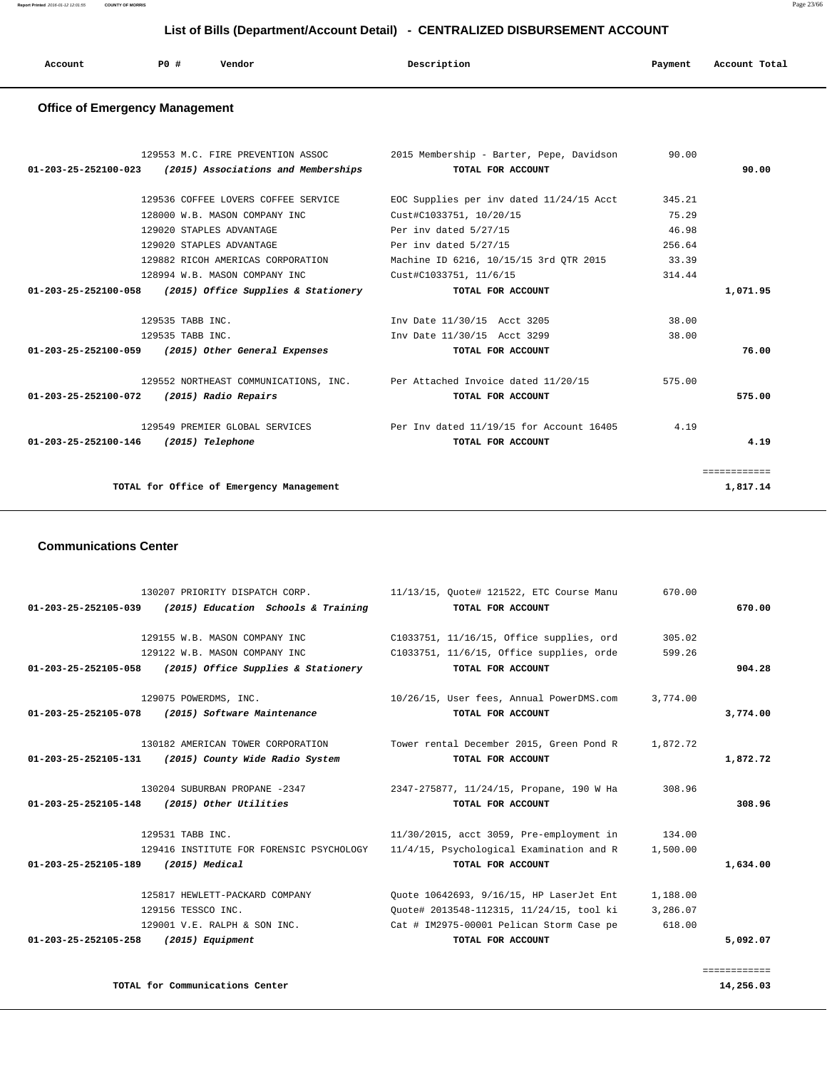# List of Bills (Department/Account Detail) - CENTRALIZED DISBURSEMENT ACCOUNT

## Office of Emergency Management

| Account | PO # | Vendor | Description | Payment | Account Total |
|---|---|---|---|---|---|
| | 129553 | M.C. FIRE PREVENTION ASSOC | 2015 Membership - Barter, Pepe, Davidson | 90.00 | |
| **01-203-25-252100-023** | | ***(2015) Associations and Memberships*** | **TOTAL FOR ACCOUNT** | | **90.00** |
| | 129536 | COFFEE LOVERS COFFEE SERVICE | EOC Supplies per inv dated 11/24/15 Acct | 345.21 | |
| | 128000 | W.B. MASON COMPANY INC | Cust#C1033751, 10/20/15 | 75.29 | |
| | 129020 | STAPLES ADVANTAGE | Per inv dated 5/27/15 | 46.98 | |
| | 129020 | STAPLES ADVANTAGE | Per inv dated 5/27/15 | 256.64 | |
| | 129882 | RICOH AMERICAS CORPORATION | Machine ID 6216, 10/15/15 3rd QTR 2015 | 33.39 | |
| | 128994 | W.B. MASON COMPANY INC | Cust#C1033751, 11/6/15 | 314.44 | |
| **01-203-25-252100-058** | | ***(2015) Office Supplies & Stationery*** | **TOTAL FOR ACCOUNT** | | **1,071.95** |
| | 129535 | TABB INC. | Inv Date 11/30/15 Acct 3205 | 38.00 | |
| | 129535 | TABB INC. | Inv Date 11/30/15 Acct 3299 | 38.00 | |
| **01-203-25-252100-059** | | ***(2015) Other General Expenses*** | **TOTAL FOR ACCOUNT** | | **76.00** |
| | 129552 | NORTHEAST COMMUNICATIONS, INC. | Per Attached Invoice dated 11/20/15 | 575.00 | |
| **01-203-25-252100-072** | | ***(2015) Radio Repairs*** | **TOTAL FOR ACCOUNT** | | **575.00** |
| | 129549 | PREMIER GLOBAL SERVICES | Per Inv dated 11/19/15 for Account 16405 | 4.19 | |
| **01-203-25-252100-146** | | ***(2015) Telephone*** | **TOTAL FOR ACCOUNT** | | **4.19** |
| | | **TOTAL for Office of Emergency Management** | | | **1,817.14** |

## Communications Center

| Account | PO # | Vendor | Description | Payment | Account Total |
|---|---|---|---|---|---|
| | 130207 | PRIORITY DISPATCH CORP. | 11/13/15, Quote# 121522, ETC Course Manu | 670.00 | |
| **01-203-25-252105-039** | | ***(2015) Education Schools & Training*** | **TOTAL FOR ACCOUNT** | | **670.00** |
| | 129155 | W.B. MASON COMPANY INC | C1033751, 11/16/15, Office supplies, ord | 305.02 | |
| | 129122 | W.B. MASON COMPANY INC | C1033751, 11/6/15, Office supplies, orde | 599.26 | |
| **01-203-25-252105-058** | | ***(2015) Office Supplies & Stationery*** | **TOTAL FOR ACCOUNT** | | **904.28** |
| | 129075 | POWERDMS, INC. | 10/26/15, User fees, Annual PowerDMS.com | 3,774.00 | |
| **01-203-25-252105-078** | | ***(2015) Software Maintenance*** | **TOTAL FOR ACCOUNT** | | **3,774.00** |
| | 130182 | AMERICAN TOWER CORPORATION | Tower rental December 2015, Green Pond R | 1,872.72 | |
| **01-203-25-252105-131** | | ***(2015) County Wide Radio System*** | **TOTAL FOR ACCOUNT** | | **1,872.72** |
| | 130204 | SUBURBAN PROPANE -2347 | 2347-275877, 11/24/15, Propane, 190 W Ha | 308.96 | |
| **01-203-25-252105-148** | | ***(2015) Other Utilities*** | **TOTAL FOR ACCOUNT** | | **308.96** |
| | 129531 | TABB INC. | 11/30/2015, acct 3059, Pre-employment in | 134.00 | |
| | 129416 | INSTITUTE FOR FORENSIC PSYCHOLOGY | 11/4/15, Psychological Examination and R | 1,500.00 | |
| **01-203-25-252105-189** | | ***(2015) Medical*** | **TOTAL FOR ACCOUNT** | | **1,634.00** |
| | 125817 | HEWLETT-PACKARD COMPANY | Quote 10642693, 9/16/15, HP LaserJet Ent | 1,188.00 | |
| | 129156 | TESSCO INC. | Quote# 2013548-112315, 11/24/15, tool ki | 3,286.07 | |
| | 129001 | V.E. RALPH & SON INC. | Cat # IM2975-00001 Pelican Storm Case pe | 618.00 | |
| **01-203-25-252105-258** | | ***(2015) Equipment*** | **TOTAL FOR ACCOUNT** | | **5,092.07** |
| | | **TOTAL for Communications Center** | | | **14,256.03** |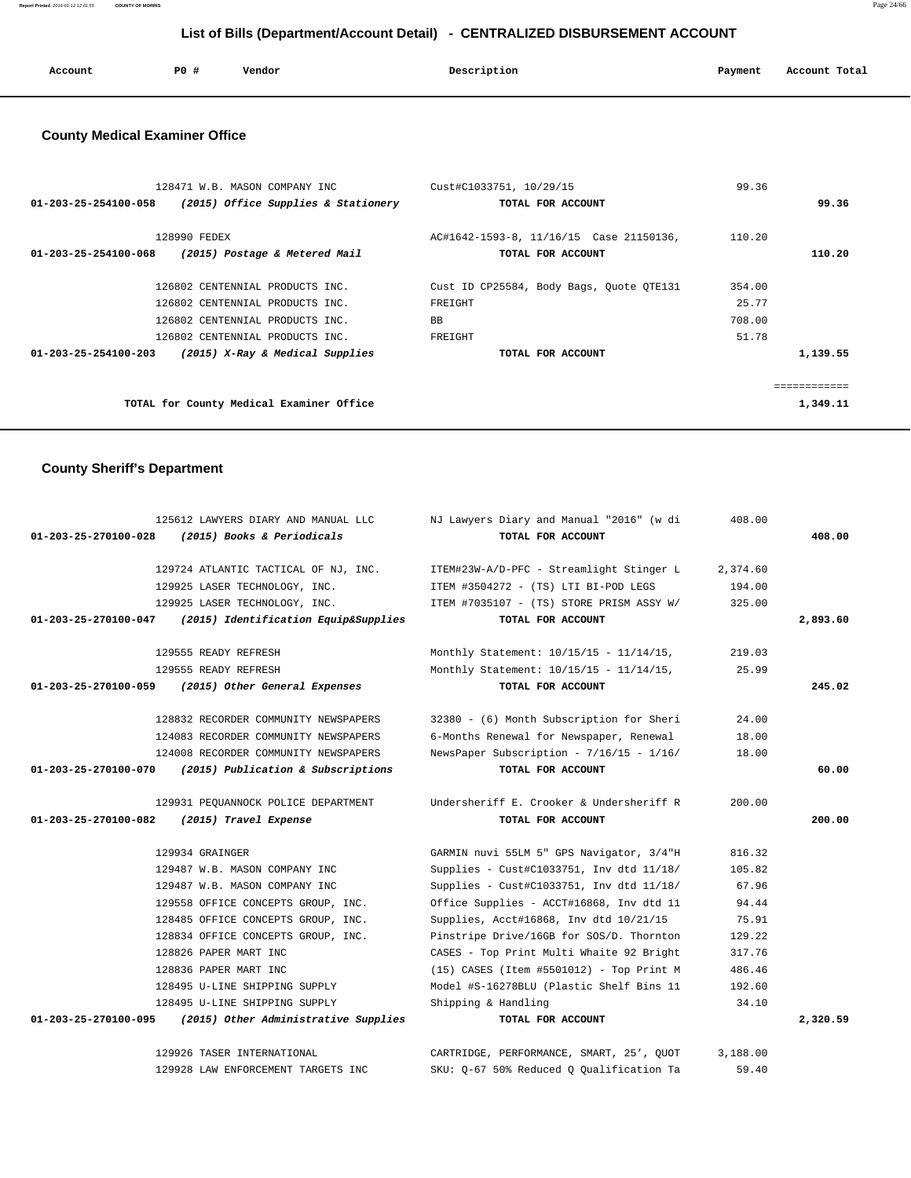# List of Bills (Department/Account Detail) - CENTRALIZED DISBURSEMENT ACCOUNT

| Account | PO # | Vendor | Description | Payment | Account Total |
|---|---|---|---|---|---|

## County Medical Examiner Office

| Account | PO # | Vendor | Description | Payment | Account Total |
|---|---|---|---|---|---|
| | 128471 | W.B. MASON COMPANY INC | Cust#C1033751, 10/29/15 | 99.36 | |
| **01-203-25-254100-058** | | ***(2015) Office Supplies & Stationery*** | **TOTAL FOR ACCOUNT** | | **99.36** |
| | 128990 | FEDEX | AC#1642-1593-8, 11/16/15 Case 21150136, | 110.20 | |
| **01-203-25-254100-068** | | ***(2015) Postage & Metered Mail*** | **TOTAL FOR ACCOUNT** | | **110.20** |
| | 126802 | CENTENNIAL PRODUCTS INC. | Cust ID CP25584, Body Bags, Quote QTE131 | 354.00 | |
| | 126802 | CENTENNIAL PRODUCTS INC. | FREIGHT | 25.77 | |
| | 126802 | CENTENNIAL PRODUCTS INC. | BB | 708.00 | |
| | 126802 | CENTENNIAL PRODUCTS INC. | FREIGHT | 51.78 | |
| **01-203-25-254100-203** | | ***(2015) X-Ray & Medical Supplies*** | **TOTAL FOR ACCOUNT** | | **1,139.55** |
| | | | | | ============ |
| | | **TOTAL for County Medical Examiner Office** | | | **1,349.11** |

## County Sheriff's Department

| Account | PO # | Vendor | Description | Payment | Account Total |
|---|---|---|---|---|---|
| | 125612 | LAWYERS DIARY AND MANUAL LLC | NJ Lawyers Diary and Manual "2016" (w di | 408.00 | |
| **01-203-25-270100-028** | | ***(2015) Books & Periodicals*** | **TOTAL FOR ACCOUNT** | | **408.00** |
| | 129724 | ATLANTIC TACTICAL OF NJ, INC. | ITEM#23W-A/D-PFC - Streamlight Stinger L | 2,374.60 | |
| | 129925 | LASER TECHNOLOGY, INC. | ITEM #3504272 - (TS) LTI BI-POD LEGS | 194.00 | |
| | 129925 | LASER TECHNOLOGY, INC. | ITEM #7035107 - (TS) STORE PRISM ASSY W/ | 325.00 | |
| **01-203-25-270100-047** | | ***(2015) Identification Equip&Supplies*** | **TOTAL FOR ACCOUNT** | | **2,893.60** |
| | 129555 | READY REFRESH | Monthly Statement: 10/15/15 - 11/14/15, | 219.03 | |
| | 129555 | READY REFRESH | Monthly Statement: 10/15/15 - 11/14/15, | 25.99 | |
| **01-203-25-270100-059** | | ***(2015) Other General Expenses*** | **TOTAL FOR ACCOUNT** | | **245.02** |
| | 128832 | RECORDER COMMUNITY NEWSPAPERS | 32380 - (6) Month Subscription for Sheri | 24.00 | |
| | 124083 | RECORDER COMMUNITY NEWSPAPERS | 6-Months Renewal for Newspaper, Renewal | 18.00 | |
| | 124008 | RECORDER COMMUNITY NEWSPAPERS | NewsPaper Subscription - 7/16/15 - 1/16/ | 18.00 | |
| **01-203-25-270100-070** | | ***(2015) Publication & Subscriptions*** | **TOTAL FOR ACCOUNT** | | **60.00** |
| | 129931 | PEQUANNOCK POLICE DEPARTMENT | Undersheriff E. Crooker & Undersheriff R | 200.00 | |
| **01-203-25-270100-082** | | ***(2015) Travel Expense*** | **TOTAL FOR ACCOUNT** | | **200.00** |
| | 129934 | GRAINGER | GARMIN nuvi 55LM 5" GPS Navigator, 3/4"H | 816.32 | |
| | 129487 | W.B. MASON COMPANY INC | Supplies - Cust#C1033751, Inv dtd 11/18/ | 105.82 | |
| | 129487 | W.B. MASON COMPANY INC | Supplies - Cust#C1033751, Inv dtd 11/18/ | 67.96 | |
| | 129558 | OFFICE CONCEPTS GROUP, INC. | Office Supplies - ACCT#16868, Inv dtd 11 | 94.44 | |
| | 128485 | OFFICE CONCEPTS GROUP, INC. | Supplies, Acct#16868, Inv dtd 10/21/15 | 75.91 | |
| | 128834 | OFFICE CONCEPTS GROUP, INC. | Pinstripe Drive/16GB for SOS/D. Thornton | 129.22 | |
| | 128826 | PAPER MART INC | CASES - Top Print Multi Whaite 92 Bright | 317.76 | |
| | 128836 | PAPER MART INC | (15) CASES (Item #5501012) - Top Print M | 486.46 | |
| | 128495 | U-LINE SHIPPING SUPPLY | Model #S-16278BLU (Plastic Shelf Bins 11 | 192.60 | |
| | 128495 | U-LINE SHIPPING SUPPLY | Shipping & Handling | 34.10 | |
| **01-203-25-270100-095** | | ***(2015) Other Administrative Supplies*** | **TOTAL FOR ACCOUNT** | | **2,320.59** |
| | 129926 | TASER INTERNATIONAL | CARTRIDGE, PERFORMANCE, SMART, 25', QUOT | 3,188.00 | |
| | 129928 | LAW ENFORCEMENT TARGETS INC | SKU: Q-67 50% Reduced Q Qualification Ta | 59.40 | |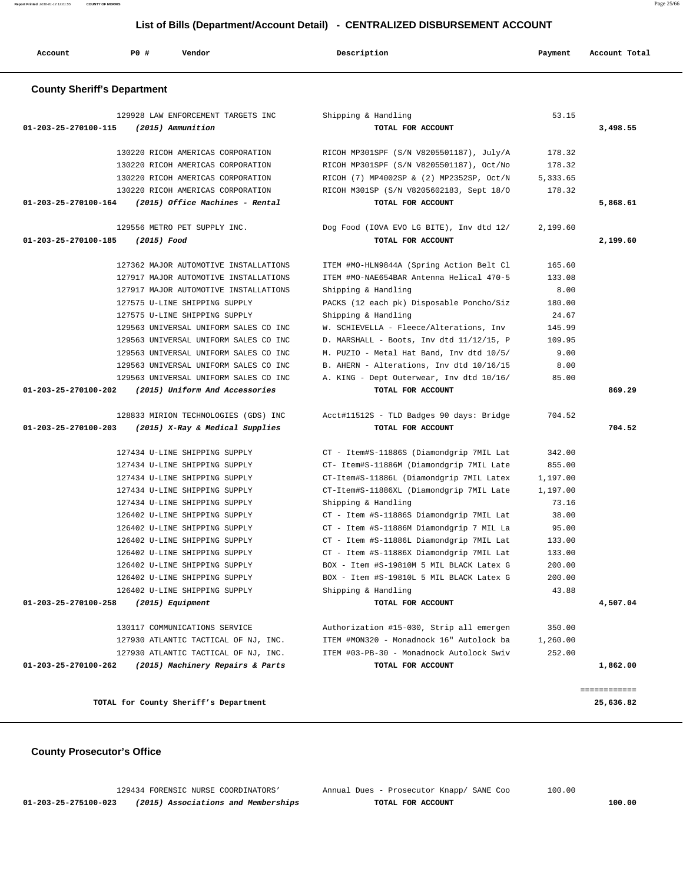## List of Bills (Department/Account Detail) - CENTRALIZED DISBURSEMENT ACCOUNT

| Account | PO # | Vendor | Description | Payment | Account Total |
|---|---|---|---|---|---|

### County Sheriff's Department

| Account | PO # | Vendor | Description | Payment | Account Total |
|---|---|---|---|---|---|
| | 129928 | LAW ENFORCEMENT TARGETS INC | Shipping & Handling | 53.15 | |
| **01-203-25-270100-115** | | ***(2015) Ammunition*** | **TOTAL FOR ACCOUNT** | | **3,498.55** |
| | 130220 | RICOH AMERICAS CORPORATION | RICOH MP301SPF (S/N V8205501187), July/A | 178.32 | |
| | 130220 | RICOH AMERICAS CORPORATION | RICOH MP301SPF (S/N V8205501187), Oct/No | 178.32 | |
| | 130220 | RICOH AMERICAS CORPORATION | RICOH (7) MP4002SP & (2) MP2352SP, Oct/N | 5,333.65 | |
| | 130220 | RICOH AMERICAS CORPORATION | RICOH M301SP (S/N V8205602183, Sept 18/O | 178.32 | |
| **01-203-25-270100-164** | | ***(2015) Office Machines - Rental*** | **TOTAL FOR ACCOUNT** | | **5,868.61** |
| | 129556 | METRO PET SUPPLY INC. | Dog Food (IOVA EVO LG BITE), Inv dtd 12/ | 2,199.60 | |
| **01-203-25-270100-185** | | ***(2015) Food*** | **TOTAL FOR ACCOUNT** | | **2,199.60** |
| | 127362 | MAJOR AUTOMOTIVE INSTALLATIONS | ITEM #MO-HLN9844A (Spring Action Belt Cl | 165.60 | |
| | 127917 | MAJOR AUTOMOTIVE INSTALLATIONS | ITEM #MO-NAE654BAR Antenna Helical 470-5 | 133.08 | |
| | 127917 | MAJOR AUTOMOTIVE INSTALLATIONS | Shipping & Handling | 8.00 | |
| | 127575 | U-LINE SHIPPING SUPPLY | PACKS (12 each pk) Disposable Poncho/Siz | 180.00 | |
| | 127575 | U-LINE SHIPPING SUPPLY | Shipping & Handling | 24.67 | |
| | 129563 | UNIVERSAL UNIFORM SALES CO INC | W. SCHIEVELLA - Fleece/Alterations, Inv | 145.99 | |
| | 129563 | UNIVERSAL UNIFORM SALES CO INC | D. MARSHALL - Boots, Inv dtd 11/12/15, P | 109.95 | |
| | 129563 | UNIVERSAL UNIFORM SALES CO INC | M. PUZIO - Metal Hat Band, Inv dtd 10/5/ | 9.00 | |
| | 129563 | UNIVERSAL UNIFORM SALES CO INC | B. AHERN - Alterations, Inv dtd 10/16/15 | 8.00 | |
| | 129563 | UNIVERSAL UNIFORM SALES CO INC | A. KING - Dept Outerwear, Inv dtd 10/16/ | 85.00 | |
| **01-203-25-270100-202** | | ***(2015) Uniform And Accessories*** | **TOTAL FOR ACCOUNT** | | **869.29** |
| | 128833 | MIRION TECHNOLOGIES (GDS) INC | Acct#11512S - TLD Badges 90 days: Bridge | 704.52 | |
| **01-203-25-270100-203** | | ***(2015) X-Ray & Medical Supplies*** | **TOTAL FOR ACCOUNT** | | **704.52** |
| | 127434 | U-LINE SHIPPING SUPPLY | CT - Item#S-11886S (Diamondgrip 7MIL Lat | 342.00 | |
| | 127434 | U-LINE SHIPPING SUPPLY | CT- Item#S-11886M (Diamondgrip 7MIL Late | 855.00 | |
| | 127434 | U-LINE SHIPPING SUPPLY | CT-Item#S-11886L (Diamondgrip 7MIL Latex | 1,197.00 | |
| | 127434 | U-LINE SHIPPING SUPPLY | CT-Item#S-11886XL (Diamondgrip 7MIL Late | 1,197.00 | |
| | 127434 | U-LINE SHIPPING SUPPLY | Shipping & Handling | 73.16 | |
| | 126402 | U-LINE SHIPPING SUPPLY | CT - Item #S-11886S Diamondgrip 7MIL Lat | 38.00 | |
| | 126402 | U-LINE SHIPPING SUPPLY | CT - Item #S-11886M Diamondgrip 7 MIL La | 95.00 | |
| | 126402 | U-LINE SHIPPING SUPPLY | CT - Item #S-11886L Diamondgrip 7MIL Lat | 133.00 | |
| | 126402 | U-LINE SHIPPING SUPPLY | CT - Item #S-11886X Diamondgrip 7MIL Lat | 133.00 | |
| | 126402 | U-LINE SHIPPING SUPPLY | BOX - Item #S-19810M 5 MIL BLACK Latex G | 200.00 | |
| | 126402 | U-LINE SHIPPING SUPPLY | BOX - Item #S-19810L 5 MIL BLACK Latex G | 200.00 | |
| | 126402 | U-LINE SHIPPING SUPPLY | Shipping & Handling | 43.88 | |
| **01-203-25-270100-258** | | ***(2015) Equipment*** | **TOTAL FOR ACCOUNT** | | **4,507.04** |
| | 130117 | COMMUNICATIONS SERVICE | Authorization #15-030, Strip all emergen | 350.00 | |
| | 127930 | ATLANTIC TACTICAL OF NJ, INC. | ITEM #MON320 - Monadnock 16" Autolock ba | 1,260.00 | |
| | 127930 | ATLANTIC TACTICAL OF NJ, INC. | ITEM #03-PB-30 - Monadnock Autolock Swiv | 252.00 | |
| **01-203-25-270100-262** | | ***(2015) Machinery Repairs & Parts*** | **TOTAL FOR ACCOUNT** | | **1,862.00** |
| | | | | | ============ |
| | | **TOTAL for County Sheriff's Department** | | | **25,636.82** |

### County Prosecutor's Office

| Account | PO # | Vendor | Description | Payment | Account Total |
|---|---|---|---|---|---|
| | 129434 | FORENSIC NURSE COORDINATORS' | Annual Dues - Prosecutor Knapp/ SANE Coo | 100.00 | |
| **01-203-25-275100-023** | | ***(2015) Associations and Memberships*** | **TOTAL FOR ACCOUNT** | | **100.00** |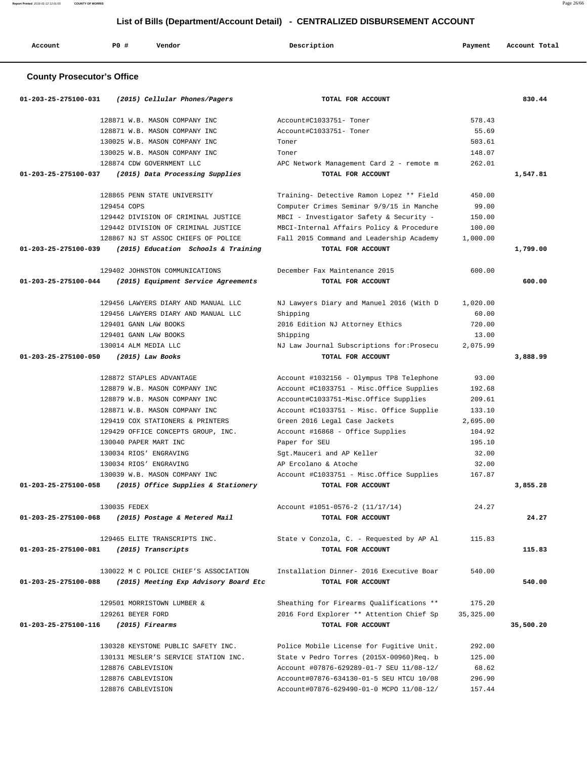# List of Bills (Department/Account Detail) - CENTRALIZED DISBURSEMENT ACCOUNT

| Account | PO # | Vendor | Description | Payment | Account Total |
|---|---|---|---|---|---|

## County Prosecutor's Office

| Account | PO # | Vendor | Description | Payment | Account Total |
|---|---|---|---|---|---|
| **01-203-25-275100-031** | | ***(2015) Cellular Phones/Pagers*** | **TOTAL FOR ACCOUNT** | | **830.44** |
| | 128871 | W.B. MASON COMPANY INC | Account#C1033751- Toner | 578.43 | |
| | 128871 | W.B. MASON COMPANY INC | Account#C1033751- Toner | 55.69 | |
| | 130025 | W.B. MASON COMPANY INC | Toner | 503.61 | |
| | 130025 | W.B. MASON COMPANY INC | Toner | 148.07 | |
| | 128874 | CDW GOVERNMENT LLC | APC Network Management Card 2 - remote m | 262.01 | |
| **01-203-25-275100-037** | | ***(2015) Data Processing Supplies*** | **TOTAL FOR ACCOUNT** | | **1,547.81** |
| | 128865 | PENN STATE UNIVERSITY | Training- Detective Ramon Lopez ** Field | 450.00 | |
| | 129454 | COPS | Computer Crimes Seminar 9/9/15 in Manche | 99.00 | |
| | 129442 | DIVISION OF CRIMINAL JUSTICE | MBCI - Investigator Safety & Security - | 150.00 | |
| | 129442 | DIVISION OF CRIMINAL JUSTICE | MBCI-Internal Affairs Policy & Procedure | 100.00 | |
| | 128867 | NJ ST ASSOC CHIEFS OF POLICE | Fall 2015 Command and Leadership Academy | 1,000.00 | |
| **01-203-25-275100-039** | | ***(2015) Education Schools & Training*** | **TOTAL FOR ACCOUNT** | | **1,799.00** |
| | 129402 | JOHNSTON COMMUNICATIONS | December Fax Maintenance 2015 | 600.00 | |
| **01-203-25-275100-044** | | ***(2015) Equipment Service Agreements*** | **TOTAL FOR ACCOUNT** | | **600.00** |
| | 129456 | LAWYERS DIARY AND MANUAL LLC | NJ Lawyers Diary and Manuel 2016 (With D | 1,020.00 | |
| | 129456 | LAWYERS DIARY AND MANUAL LLC | Shipping | 60.00 | |
| | 129401 | GANN LAW BOOKS | 2016 Edition NJ Attorney Ethics | 720.00 | |
| | 129401 | GANN LAW BOOKS | Shipping | 13.00 | |
| | 130014 | ALM MEDIA LLC | NJ Law Journal Subscriptions for:Prosecu | 2,075.99 | |
| **01-203-25-275100-050** | | ***(2015) Law Books*** | **TOTAL FOR ACCOUNT** | | **3,888.99** |
| | 128872 | STAPLES ADVANTAGE | Account #1032156 - Olympus TP8 Telephone | 93.00 | |
| | 128879 | W.B. MASON COMPANY INC | Account #C1033751 - Misc.Office Supplies | 192.68 | |
| | 128879 | W.B. MASON COMPANY INC | Account#C1033751-Misc.Office Supplies | 209.61 | |
| | 128871 | W.B. MASON COMPANY INC | Account #C1033751 - Misc. Office Supplie | 133.10 | |
| | 129419 | COX STATIONERS & PRINTERS | Green 2016 Legal Case Jackets | 2,695.00 | |
| | 129429 | OFFICE CONCEPTS GROUP, INC. | Account #16868 - Office Supplies | 104.92 | |
| | 130040 | PAPER MART INC | Paper for SEU | 195.10 | |
| | 130034 | RIOS' ENGRAVING | Sgt.Mauceri and AP Keller | 32.00 | |
| | 130034 | RIOS' ENGRAVING | AP Ercolano & Atoche | 32.00 | |
| | 130039 | W.B. MASON COMPANY INC | Account #C1033751 - Misc.Office Supplies | 167.87 | |
| **01-203-25-275100-058** | | ***(2015) Office Supplies & Stationery*** | **TOTAL FOR ACCOUNT** | | **3,855.28** |
| | 130035 | FEDEX | Account #1051-0576-2 (11/17/14) | 24.27 | |
| **01-203-25-275100-068** | | ***(2015) Postage & Metered Mail*** | **TOTAL FOR ACCOUNT** | | **24.27** |
| | 129465 | ELITE TRANSCRIPTS INC. | State v Conzola, C. - Requested by AP Al | 115.83 | |
| **01-203-25-275100-081** | | ***(2015) Transcripts*** | **TOTAL FOR ACCOUNT** | | **115.83** |
| | 130022 | M C POLICE CHIEF'S ASSOCIATION | Installation Dinner- 2016 Executive Boar | 540.00 | |
| **01-203-25-275100-088** | | ***(2015) Meeting Exp Advisory Board Etc*** | **TOTAL FOR ACCOUNT** | | **540.00** |
| | 129501 | MORRISTOWN LUMBER & | Sheathing for Firearms Qualifications ** | 175.20 | |
| | 129261 | BEYER FORD | 2016 Ford Explorer ** Attention Chief Sp | 35,325.00 | |
| **01-203-25-275100-116** | | ***(2015) Firearms*** | **TOTAL FOR ACCOUNT** | | **35,500.20** |
| | 130328 | KEYSTONE PUBLIC SAFETY INC. | Police Mobile License for Fugitive Unit. | 292.00 | |
| | 130131 | MESLER'S SERVICE STATION INC. | State v Pedro Torres (2015X-00960)Req. b | 125.00 | |
| | 128876 | CABLEVISION | Account #07876-629289-01-7 SEU 11/08-12/ | 68.62 | |
| | 128876 | CABLEVISION | Account#07876-634130-01-5 SEU HTCU 10/08 | 296.90 | |
| | 128876 | CABLEVISION | Account#07876-629490-01-0 MCPO 11/08-12/ | 157.44 | |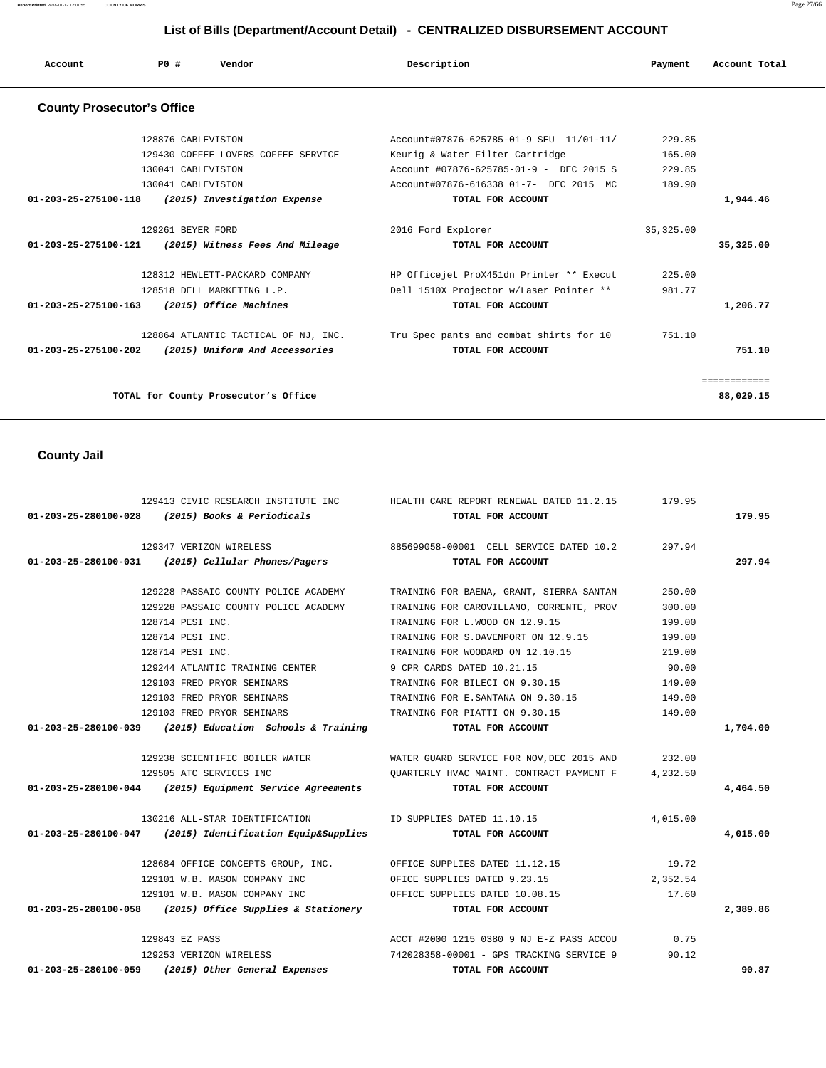# List of Bills (Department/Account Detail) - CENTRALIZED DISBURSEMENT ACCOUNT

| Account | PO # | Vendor | Description | Payment | Account Total |
|---|---|---|---|---|---|

## County Prosecutor's Office

| Account | PO # | Vendor | Description | Payment | Account Total |
|---|---|---|---|---|---|
| | 128876 | CABLEVISION | Account#07876-625785-01-9 SEU 11/01-11/ | 229.85 | |
| | 129430 | COFFEE LOVERS COFFEE SERVICE | Keurig & Water Filter Cartridge | 165.00 | |
| | 130041 | CABLEVISION | Account #07876-625785-01-9 - DEC 2015 S | 229.85 | |
| | 130041 | CABLEVISION | Account#07876-616338 01-7- DEC 2015 MC | 189.90 | |
| 01-203-25-275100-118 | | *(2015) Investigation Expense* | TOTAL FOR ACCOUNT | | 1,944.46 |
| | 129261 | BEYER FORD | 2016 Ford Explorer | 35,325.00 | |
| 01-203-25-275100-121 | | *(2015) Witness Fees And Mileage* | TOTAL FOR ACCOUNT | | 35,325.00 |
| | 128312 | HEWLETT-PACKARD COMPANY | HP Officejet ProX451dn Printer ** Execut | 225.00 | |
| | 128518 | DELL MARKETING L.P. | Dell 1510X Projector w/Laser Pointer ** | 981.77 | |
| 01-203-25-275100-163 | | *(2015) Office Machines* | TOTAL FOR ACCOUNT | | 1,206.77 |
| | 128864 | ATLANTIC TACTICAL OF NJ, INC. | Tru Spec pants and combat shirts for 10 | 751.10 | |
| 01-203-25-275100-202 | | *(2015) Uniform And Accessories* | TOTAL FOR ACCOUNT | | 751.10 |
| | | | | | ============ |
| | | TOTAL for County Prosecutor's Office | | | 88,029.15 |

## County Jail

| Account | PO # | Vendor | Description | Payment | Account Total |
|---|---|---|---|---|---|
| | 129413 | CIVIC RESEARCH INSTITUTE INC | HEALTH CARE REPORT RENEWAL DATED 11.2.15 | 179.95 | |
| 01-203-25-280100-028 | | *(2015) Books & Periodicals* | TOTAL FOR ACCOUNT | | 179.95 |
| | 129347 | VERIZON WIRELESS | 885699058-00001 CELL SERVICE DATED 10.2 | 297.94 | |
| 01-203-25-280100-031 | | *(2015) Cellular Phones/Pagers* | TOTAL FOR ACCOUNT | | 297.94 |
| | 129228 | PASSAIC COUNTY POLICE ACADEMY | TRAINING FOR BAENA, GRANT, SIERRA-SANTAN | 250.00 | |
| | 129228 | PASSAIC COUNTY POLICE ACADEMY | TRAINING FOR CAROVILLANO, CORRENTE, PROV | 300.00 | |
| | 128714 | PESI INC. | TRAINING FOR L.WOOD ON 12.9.15 | 199.00 | |
| | 128714 | PESI INC. | TRAINING FOR S.DAVENPORT ON 12.9.15 | 199.00 | |
| | 128714 | PESI INC. | TRAINING FOR WOODARD ON 12.10.15 | 219.00 | |
| | 129244 | ATLANTIC TRAINING CENTER | 9 CPR CARDS DATED 10.21.15 | 90.00 | |
| | 129103 | FRED PRYOR SEMINARS | TRAINING FOR BILECI ON 9.30.15 | 149.00 | |
| | 129103 | FRED PRYOR SEMINARS | TRAINING FOR E.SANTANA ON 9.30.15 | 149.00 | |
| | 129103 | FRED PRYOR SEMINARS | TRAINING FOR PIATTI ON 9.30.15 | 149.00 | |
| 01-203-25-280100-039 | | *(2015) Education Schools & Training* | TOTAL FOR ACCOUNT | | 1,704.00 |
| | 129238 | SCIENTIFIC BOILER WATER | WATER GUARD SERVICE FOR NOV,DEC 2015 AND | 232.00 | |
| | 129505 | ATC SERVICES INC | QUARTERLY HVAC MAINT. CONTRACT PAYMENT F | 4,232.50 | |
| 01-203-25-280100-044 | | *(2015) Equipment Service Agreements* | TOTAL FOR ACCOUNT | | 4,464.50 |
| | 130216 | ALL-STAR IDENTIFICATION | ID SUPPLIES DATED 11.10.15 | 4,015.00 | |
| 01-203-25-280100-047 | | *(2015) Identification Equip&Supplies* | TOTAL FOR ACCOUNT | | 4,015.00 |
| | 128684 | OFFICE CONCEPTS GROUP, INC. | OFFICE SUPPLIES DATED 11.12.15 | 19.72 | |
| | 129101 | W.B. MASON COMPANY INC | OFICE SUPPLIES DATED 9.23.15 | 2,352.54 | |
| | 129101 | W.B. MASON COMPANY INC | OFFICE SUPPLIES DATED 10.08.15 | 17.60 | |
| 01-203-25-280100-058 | | *(2015) Office Supplies & Stationery* | TOTAL FOR ACCOUNT | | 2,389.86 |
| | 129843 | EZ PASS | ACCT #2000 1215 0380 9 NJ E-Z PASS ACCOU | 0.75 | |
| | 129253 | VERIZON WIRELESS | 742028358-00001 - GPS TRACKING SERVICE 9 | 90.12 | |
| 01-203-25-280100-059 | | *(2015) Other General Expenses* | TOTAL FOR ACCOUNT | | 90.87 |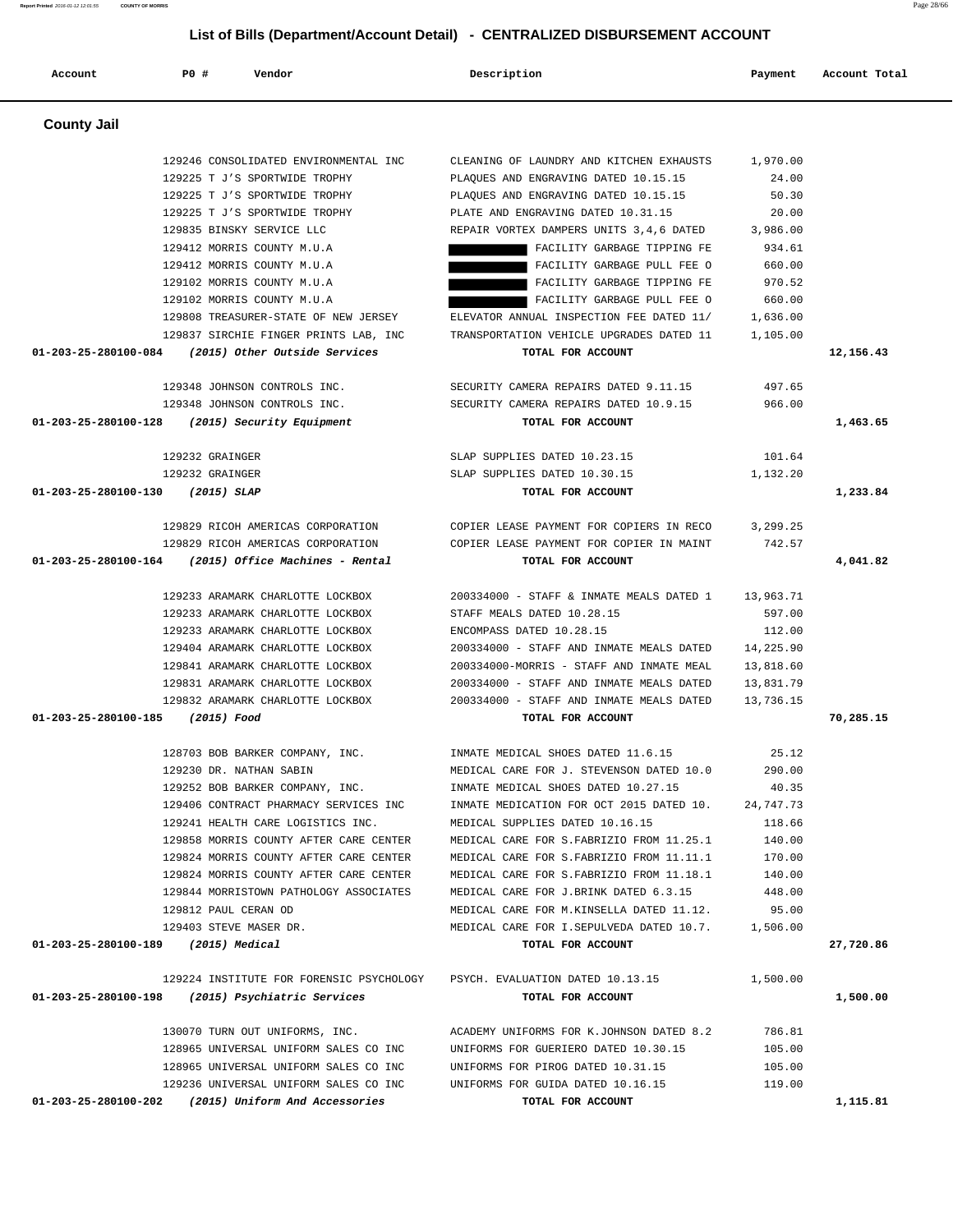## List of Bills (Department/Account Detail) - CENTRALIZED DISBURSEMENT ACCOUNT

| Account | PO # | Vendor | Description | Payment | Account Total |
|---|---|---|---|---|---|

### County Jail

| Account | PO # | Vendor | Description | Payment | Account Total |
|---|---|---|---|---|---|
| | 129246 | CONSOLIDATED ENVIRONMENTAL INC | CLEANING OF LAUNDRY AND KITCHEN EXHAUSTS | 1,970.00 | |
| | 129225 | T J'S SPORTWIDE TROPHY | PLAQUES AND ENGRAVING DATED 10.15.15 | 24.00 | |
| | 129225 | T J'S SPORTWIDE TROPHY | PLAQUES AND ENGRAVING DATED 10.15.15 | 50.30 | |
| | 129225 | T J'S SPORTWIDE TROPHY | PLATE AND ENGRAVING DATED 10.31.15 | 20.00 | |
| | 129835 | BINSKY SERVICE LLC | REPAIR VORTEX DAMPERS UNITS 3,4,6 DATED | 3,986.00 | |
| | 129412 | MORRIS COUNTY M.U.A | FACILITY GARBAGE TIPPING FE | 934.61 | |
| | 129412 | MORRIS COUNTY M.U.A | FACILITY GARBAGE PULL FEE O | 660.00 | |
| | 129102 | MORRIS COUNTY M.U.A | FACILITY GARBAGE TIPPING FE | 970.52 | |
| | 129102 | MORRIS COUNTY M.U.A | FACILITY GARBAGE PULL FEE O | 660.00 | |
| | 129808 | TREASURER-STATE OF NEW JERSEY | ELEVATOR ANNUAL INSPECTION FEE DATED 11/ | 1,636.00 | |
| | 129837 | SIRCHIE FINGER PRINTS LAB, INC | TRANSPORTATION VEHICLE UPGRADES DATED 11 | 1,105.00 | |
| **01-203-25-280100-084** | | *(2015) Other Outside Services* | **TOTAL FOR ACCOUNT** | | **12,156.43** |
| | 129348 | JOHNSON CONTROLS INC. | SECURITY CAMERA REPAIRS DATED 9.11.15 | 497.65 | |
| | 129348 | JOHNSON CONTROLS INC. | SECURITY CAMERA REPAIRS DATED 10.9.15 | 966.00 | |
| **01-203-25-280100-128** | | *(2015) Security Equipment* | **TOTAL FOR ACCOUNT** | | **1,463.65** |
| | 129232 | GRAINGER | SLAP SUPPLIES DATED 10.23.15 | 101.64 | |
| | 129232 | GRAINGER | SLAP SUPPLIES DATED 10.30.15 | 1,132.20 | |
| **01-203-25-280100-130** | | *(2015) SLAP* | **TOTAL FOR ACCOUNT** | | **1,233.84** |
| | 129829 | RICOH AMERICAS CORPORATION | COPIER LEASE PAYMENT FOR COPIERS IN RECO | 3,299.25 | |
| | 129829 | RICOH AMERICAS CORPORATION | COPIER LEASE PAYMENT FOR COPIER IN MAINT | 742.57 | |
| **01-203-25-280100-164** | | *(2015) Office Machines - Rental* | **TOTAL FOR ACCOUNT** | | **4,041.82** |
| | 129233 | ARAMARK CHARLOTTE LOCKBOX | 200334000 - STAFF & INMATE MEALS DATED 1 | 13,963.71 | |
| | 129233 | ARAMARK CHARLOTTE LOCKBOX | STAFF MEALS DATED 10.28.15 | 597.00 | |
| | 129233 | ARAMARK CHARLOTTE LOCKBOX | ENCOMPASS DATED 10.28.15 | 112.00 | |
| | 129404 | ARAMARK CHARLOTTE LOCKBOX | 200334000 - STAFF AND INMATE MEALS DATED | 14,225.90 | |
| | 129841 | ARAMARK CHARLOTTE LOCKBOX | 200334000-MORRIS - STAFF AND INMATE MEAL | 13,818.60 | |
| | 129831 | ARAMARK CHARLOTTE LOCKBOX | 200334000 - STAFF AND INMATE MEALS DATED | 13,831.79 | |
| | 129832 | ARAMARK CHARLOTTE LOCKBOX | 200334000 - STAFF AND INMATE MEALS DATED | 13,736.15 | |
| **01-203-25-280100-185** | | *(2015) Food* | **TOTAL FOR ACCOUNT** | | **70,285.15** |
| | 128703 | BOB BARKER COMPANY, INC. | INMATE MEDICAL SHOES DATED 11.6.15 | 25.12 | |
| | 129230 | DR. NATHAN SABIN | MEDICAL CARE FOR J. STEVENSON DATED 10.0 | 290.00 | |
| | 129252 | BOB BARKER COMPANY, INC. | INMATE MEDICAL SHOES DATED 10.27.15 | 40.35 | |
| | 129406 | CONTRACT PHARMACY SERVICES INC | INMATE MEDICATION FOR OCT 2015 DATED 10. | 24,747.73 | |
| | 129241 | HEALTH CARE LOGISTICS INC. | MEDICAL SUPPLIES DATED 10.16.15 | 118.66 | |
| | 129858 | MORRIS COUNTY AFTER CARE CENTER | MEDICAL CARE FOR S.FABRIZIO FROM 11.25.1 | 140.00 | |
| | 129824 | MORRIS COUNTY AFTER CARE CENTER | MEDICAL CARE FOR S.FABRIZIO FROM 11.11.1 | 170.00 | |
| | 129824 | MORRIS COUNTY AFTER CARE CENTER | MEDICAL CARE FOR S.FABRIZIO FROM 11.18.1 | 140.00 | |
| | 129844 | MORRISTOWN PATHOLOGY ASSOCIATES | MEDICAL CARE FOR J.BRINK DATED 6.3.15 | 448.00 | |
| | 129812 | PAUL CERAN OD | MEDICAL CARE FOR M.KINSELLA DATED 11.12. | 95.00 | |
| | 129403 | STEVE MASER DR. | MEDICAL CARE FOR I.SEPULVEDA DATED 10.7. | 1,506.00 | |
| **01-203-25-280100-189** | | *(2015) Medical* | **TOTAL FOR ACCOUNT** | | **27,720.86** |
| | 129224 | INSTITUTE FOR FORENSIC PSYCHOLOGY | PSYCH. EVALUATION DATED 10.13.15 | 1,500.00 | |
| **01-203-25-280100-198** | | *(2015) Psychiatric Services* | **TOTAL FOR ACCOUNT** | | **1,500.00** |
| | 130070 | TURN OUT UNIFORMS, INC. | ACADEMY UNIFORMS FOR K.JOHNSON DATED 8.2 | 786.81 | |
| | 128965 | UNIVERSAL UNIFORM SALES CO INC | UNIFORMS FOR GUERIERO DATED 10.30.15 | 105.00 | |
| | 128965 | UNIVERSAL UNIFORM SALES CO INC | UNIFORMS FOR PIROG DATED 10.31.15 | 105.00 | |
| | 129236 | UNIVERSAL UNIFORM SALES CO INC | UNIFORMS FOR GUIDA DATED 10.16.15 | 119.00 | |
| **01-203-25-280100-202** | | *(2015) Uniform And Accessories* | **TOTAL FOR ACCOUNT** | | **1,115.81** |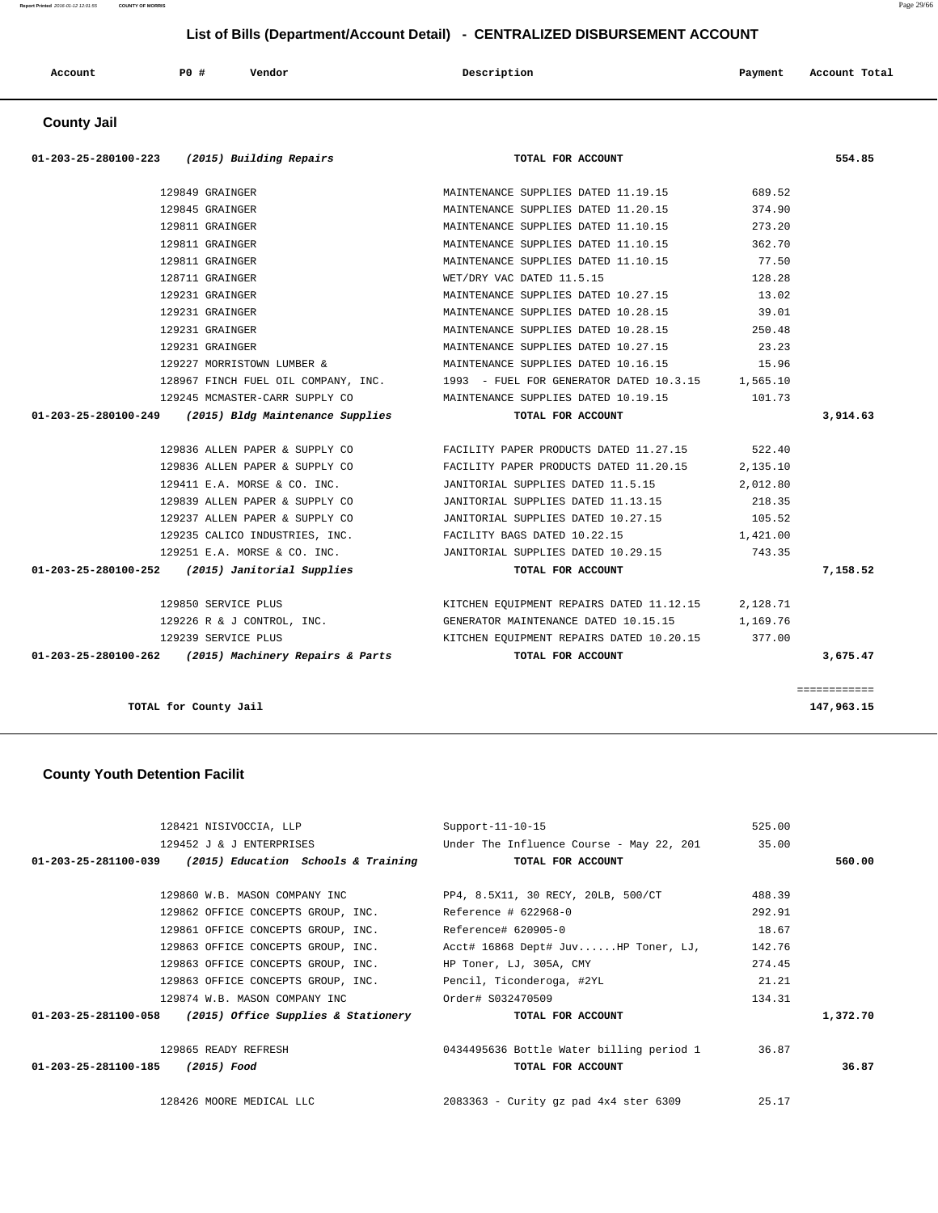## List of Bills (Department/Account Detail) - CENTRALIZED DISBURSEMENT ACCOUNT

| Account | PO # | Vendor | Description | Payment | Account Total |
|---|---|---|---|---|---|

### County Jail

| Account | PO # | Vendor | Description | Payment | Account Total |
|---|---|---|---|---|---|
| **01-203-25-280100-223** | | ***(2015) Building Repairs*** | **TOTAL FOR ACCOUNT** | | **554.85** |
| | 129849 | GRAINGER | MAINTENANCE SUPPLIES DATED 11.19.15 | 689.52 | |
| | 129845 | GRAINGER | MAINTENANCE SUPPLIES DATED 11.20.15 | 374.90 | |
| | 129811 | GRAINGER | MAINTENANCE SUPPLIES DATED 11.10.15 | 273.20 | |
| | 129811 | GRAINGER | MAINTENANCE SUPPLIES DATED 11.10.15 | 362.70 | |
| | 129811 | GRAINGER | MAINTENANCE SUPPLIES DATED 11.10.15 | 77.50 | |
| | 128711 | GRAINGER | WET/DRY VAC DATED 11.5.15 | 128.28 | |
| | 129231 | GRAINGER | MAINTENANCE SUPPLIES DATED 10.27.15 | 13.02 | |
| | 129231 | GRAINGER | MAINTENANCE SUPPLIES DATED 10.28.15 | 39.01 | |
| | 129231 | GRAINGER | MAINTENANCE SUPPLIES DATED 10.28.15 | 250.48 | |
| | 129231 | GRAINGER | MAINTENANCE SUPPLIES DATED 10.27.15 | 23.23 | |
| | 129227 | MORRISTOWN LUMBER & | MAINTENANCE SUPPLIES DATED 10.16.15 | 15.96 | |
| | 128967 | FINCH FUEL OIL COMPANY, INC. | 1993 - FUEL FOR GENERATOR DATED 10.3.15 | 1,565.10 | |
| | 129245 | MCMASTER-CARR SUPPLY CO | MAINTENANCE SUPPLIES DATED 10.19.15 | 101.73 | |
| **01-203-25-280100-249** | | ***(2015) Bldg Maintenance Supplies*** | **TOTAL FOR ACCOUNT** | | **3,914.63** |
| | 129836 | ALLEN PAPER & SUPPLY CO | FACILITY PAPER PRODUCTS DATED 11.27.15 | 522.40 | |
| | 129836 | ALLEN PAPER & SUPPLY CO | FACILITY PAPER PRODUCTS DATED 11.20.15 | 2,135.10 | |
| | 129411 | E.A. MORSE & CO. INC. | JANITORIAL SUPPLIES DATED 11.5.15 | 2,012.80 | |
| | 129839 | ALLEN PAPER & SUPPLY CO | JANITORIAL SUPPLIES DATED 11.13.15 | 218.35 | |
| | 129237 | ALLEN PAPER & SUPPLY CO | JANITORIAL SUPPLIES DATED 10.27.15 | 105.52 | |
| | 129235 | CALICO INDUSTRIES, INC. | FACILITY BAGS DATED 10.22.15 | 1,421.00 | |
| | 129251 | E.A. MORSE & CO. INC. | JANITORIAL SUPPLIES DATED 10.29.15 | 743.35 | |
| **01-203-25-280100-252** | | ***(2015) Janitorial Supplies*** | **TOTAL FOR ACCOUNT** | | **7,158.52** |
| | 129850 | SERVICE PLUS | KITCHEN EQUIPMENT REPAIRS DATED 11.12.15 | 2,128.71 | |
| | 129226 | R & J CONTROL, INC. | GENERATOR MAINTENANCE DATED 10.15.15 | 1,169.76 | |
| | 129239 | SERVICE PLUS | KITCHEN EQUIPMENT REPAIRS DATED 10.20.15 | 377.00 | |
| **01-203-25-280100-262** | | ***(2015) Machinery Repairs & Parts*** | **TOTAL FOR ACCOUNT** | | **3,675.47** |
| | | | | | ============ |
| **TOTAL for County Jail** | | | | | **147,963.15** |

### County Youth Detention Facilit

| Account | PO # | Vendor | Description | Payment | Account Total |
|---|---|---|---|---|---|
| | 128421 | NISIVOCCIA, LLP | Support-11-10-15 | 525.00 | |
| | 129452 | J & J ENTERPRISES | Under The Influence Course - May 22, 201 | 35.00 | |
| **01-203-25-281100-039** | | ***(2015) Education Schools & Training*** | **TOTAL FOR ACCOUNT** | | **560.00** |
| | 129860 | W.B. MASON COMPANY INC | PP4, 8.5X11, 30 RECY, 20LB, 500/CT | 488.39 | |
| | 129862 | OFFICE CONCEPTS GROUP, INC. | Reference # 622968-0 | 292.91 | |
| | 129861 | OFFICE CONCEPTS GROUP, INC. | Reference# 620905-0 | 18.67 | |
| | 129863 | OFFICE CONCEPTS GROUP, INC. | Acct# 16868 Dept# Juv......HP Toner, LJ, | 142.76 | |
| | 129863 | OFFICE CONCEPTS GROUP, INC. | HP Toner, LJ, 305A, CMY | 274.45 | |
| | 129863 | OFFICE CONCEPTS GROUP, INC. | Pencil, Ticonderoga, #2YL | 21.21 | |
| | 129874 | W.B. MASON COMPANY INC | Order# S032470509 | 134.31 | |
| **01-203-25-281100-058** | | ***(2015) Office Supplies & Stationery*** | **TOTAL FOR ACCOUNT** | | **1,372.70** |
| | 129865 | READY REFRESH | 0434495636 Bottle Water billing period 1 | 36.87 | |
| **01-203-25-281100-185** | | ***(2015) Food*** | **TOTAL FOR ACCOUNT** | | **36.87** |
| | 128426 | MOORE MEDICAL LLC | 2083363 - Curity gz pad 4x4 ster 6309 | 25.17 | |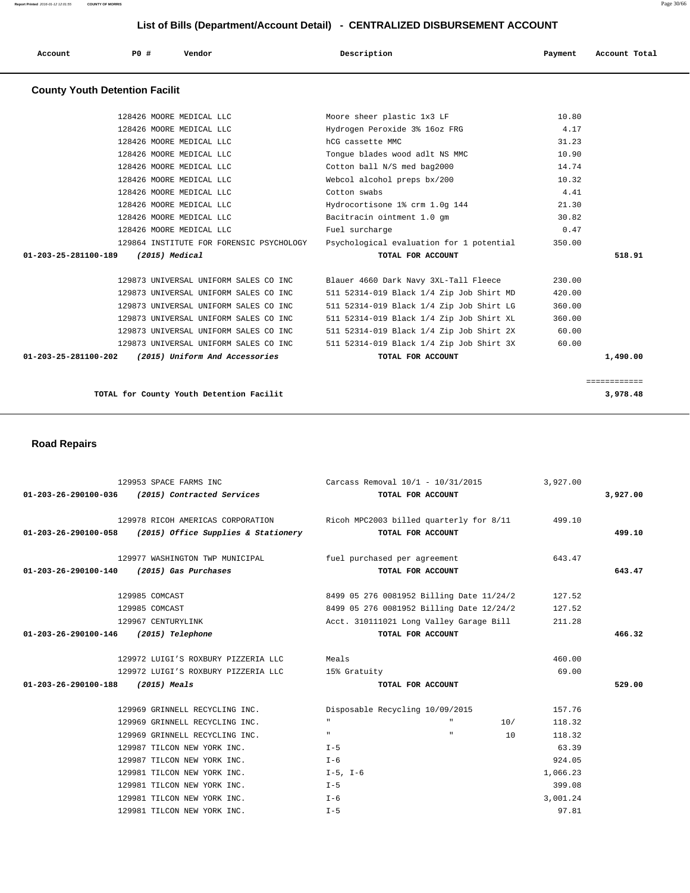## List of Bills (Department/Account Detail) - CENTRALIZED DISBURSEMENT ACCOUNT

| Account | PO # | Vendor | Description | Payment | Account Total |
|---|---|---|---|---|---|

### County Youth Detention Facilit

| Account | PO # | Vendor | Description | Payment | Account Total |
|---|---|---|---|---|---|
| | 128426 | MOORE MEDICAL LLC | Moore sheer plastic 1x3 LF | 10.80 | |
| | 128426 | MOORE MEDICAL LLC | Hydrogen Peroxide 3% 16oz FRG | 4.17 | |
| | 128426 | MOORE MEDICAL LLC | hCG cassette MMC | 31.23 | |
| | 128426 | MOORE MEDICAL LLC | Tongue blades wood adlt NS MMC | 10.90 | |
| | 128426 | MOORE MEDICAL LLC | Cotton ball N/S med bag2000 | 14.74 | |
| | 128426 | MOORE MEDICAL LLC | Webcol alcohol preps bx/200 | 10.32 | |
| | 128426 | MOORE MEDICAL LLC | Cotton swabs | 4.41 | |
| | 128426 | MOORE MEDICAL LLC | Hydrocortisone 1% crm 1.0g 144 | 21.30 | |
| | 128426 | MOORE MEDICAL LLC | Bacitracin ointment 1.0 gm | 30.82 | |
| | 128426 | MOORE MEDICAL LLC | Fuel surcharge | 0.47 | |
| | 129864 | INSTITUTE FOR FORENSIC PSYCHOLOGY | Psychological evaluation for 1 potential | 350.00 | |
| **01-203-25-281100-189** | | ***(2015) Medical*** | **TOTAL FOR ACCOUNT** | | **518.91** |
| | 129873 | UNIVERSAL UNIFORM SALES CO INC | Blauer 4660 Dark Navy 3XL-Tall Fleece | 230.00 | |
| | 129873 | UNIVERSAL UNIFORM SALES CO INC | 511 52314-019 Black 1/4 Zip Job Shirt MD | 420.00 | |
| | 129873 | UNIVERSAL UNIFORM SALES CO INC | 511 52314-019 Black 1/4 Zip Job Shirt LG | 360.00 | |
| | 129873 | UNIVERSAL UNIFORM SALES CO INC | 511 52314-019 Black 1/4 Zip Job Shirt XL | 360.00 | |
| | 129873 | UNIVERSAL UNIFORM SALES CO INC | 511 52314-019 Black 1/4 Zip Job Shirt 2X | 60.00 | |
| | 129873 | UNIVERSAL UNIFORM SALES CO INC | 511 52314-019 Black 1/4 Zip Job Shirt 3X | 60.00 | |
| **01-203-25-281100-202** | | ***(2015) Uniform And Accessories*** | **TOTAL FOR ACCOUNT** | | **1,490.00** |
| | | | | | ============ |
| | | **TOTAL for County Youth Detention Facilit** | | | **3,978.48** |

### Road Repairs

| Account | PO # | Vendor | Description | Payment | Account Total |
|---|---|---|---|---|---|
| | 129953 | SPACE FARMS INC | Carcass Removal 10/1 - 10/31/2015 | 3,927.00 | |
| **01-203-26-290100-036** | | ***(2015) Contracted Services*** | **TOTAL FOR ACCOUNT** | | **3,927.00** |
| | 129978 | RICOH AMERICAS CORPORATION | Ricoh MPC2003 billed quarterly for 8/11 | 499.10 | |
| **01-203-26-290100-058** | | ***(2015) Office Supplies & Stationery*** | **TOTAL FOR ACCOUNT** | | **499.10** |
| | 129977 | WASHINGTON TWP MUNICIPAL | fuel purchased per agreement | 643.47 | |
| **01-203-26-290100-140** | | ***(2015) Gas Purchases*** | **TOTAL FOR ACCOUNT** | | **643.47** |
| | 129985 | COMCAST | 8499 05 276 0081952 Billing Date 11/24/2 | 127.52 | |
| | 129985 | COMCAST | 8499 05 276 0081952 Billing Date 12/24/2 | 127.52 | |
| | 129967 | CENTURYLINK | Acct. 310111021 Long Valley Garage Bill | 211.28 | |
| **01-203-26-290100-146** | | ***(2015) Telephone*** | **TOTAL FOR ACCOUNT** | | **466.32** |
| | 129972 | LUIGI'S ROXBURY PIZZERIA LLC | Meals | 460.00 | |
| | 129972 | LUIGI'S ROXBURY PIZZERIA LLC | 15% Gratuity | 69.00 | |
| **01-203-26-290100-188** | | ***(2015) Meals*** | **TOTAL FOR ACCOUNT** | | **529.00** |
| | 129969 | GRINNELL RECYCLING INC. | Disposable Recycling 10/09/2015 | 157.76 | |
| | 129969 | GRINNELL RECYCLING INC. | " " 10/ | 118.32 | |
| | 129969 | GRINNELL RECYCLING INC. | " " 10 | 118.32 | |
| | 129987 | TILCON NEW YORK INC. | I-5 | 63.39 | |
| | 129987 | TILCON NEW YORK INC. | I-6 | 924.05 | |
| | 129981 | TILCON NEW YORK INC. | I-5, I-6 | 1,066.23 | |
| | 129981 | TILCON NEW YORK INC. | I-5 | 399.08 | |
| | 129981 | TILCON NEW YORK INC. | I-6 | 3,001.24 | |
| | 129981 | TILCON NEW YORK INC. | I-5 | 97.81 | |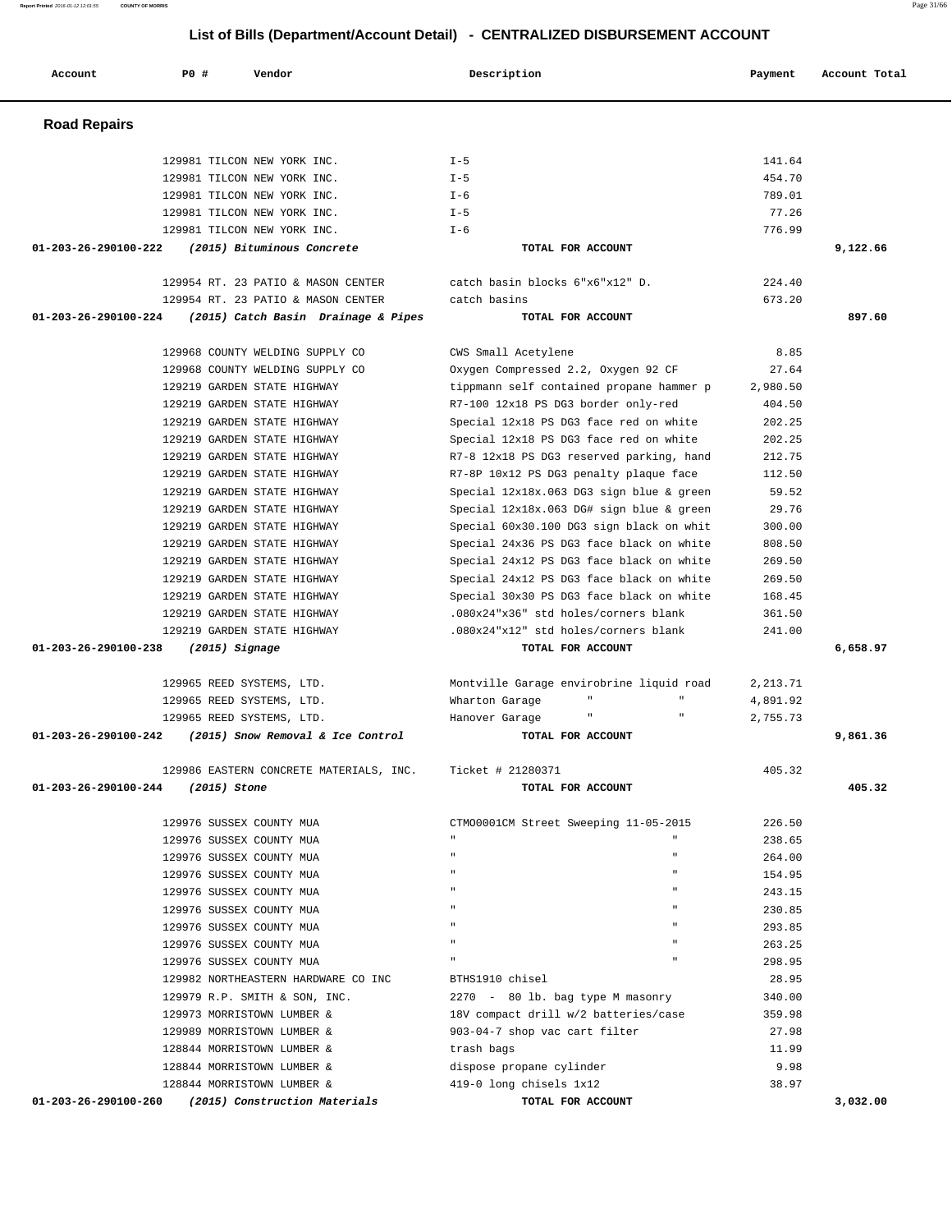## List of Bills (Department/Account Detail) - CENTRALIZED DISBURSEMENT ACCOUNT

| Account | PO # | Vendor | Description | Payment | Account Total |
|---|---|---|---|---|---|
| **Road Repairs** | | | | | |
| | 129981 | TILCON NEW YORK INC. | I-5 | 141.64 | |
| | 129981 | TILCON NEW YORK INC. | I-5 | 454.70 | |
| | 129981 | TILCON NEW YORK INC. | I-6 | 789.01 | |
| | 129981 | TILCON NEW YORK INC. | I-5 | 77.26 | |
| | 129981 | TILCON NEW YORK INC. | I-6 | 776.99 | |
| **01-203-26-290100-222** | | ***(2015) Bituminous Concrete*** | **TOTAL FOR ACCOUNT** | | **9,122.66** |
| | 129954 | RT. 23 PATIO & MASON CENTER | catch basin blocks 6"x6"x12" D. | 224.40 | |
| | 129954 | RT. 23 PATIO & MASON CENTER | catch basins | 673.20 | |
| **01-203-26-290100-224** | | ***(2015) Catch Basin Drainage & Pipes*** | **TOTAL FOR ACCOUNT** | | **897.60** |
| | 129968 | COUNTY WELDING SUPPLY CO | CWS Small Acetylene | 8.85 | |
| | 129968 | COUNTY WELDING SUPPLY CO | Oxygen Compressed 2.2, Oxygen 92 CF | 27.64 | |
| | 129219 | GARDEN STATE HIGHWAY | tippmann self contained propane hammer p | 2,980.50 | |
| | 129219 | GARDEN STATE HIGHWAY | R7-100 12x18 PS DG3 border only-red | 404.50 | |
| | 129219 | GARDEN STATE HIGHWAY | Special 12x18 PS DG3 face red on white | 202.25 | |
| | 129219 | GARDEN STATE HIGHWAY | Special 12x18 PS DG3 face red on white | 202.25 | |
| | 129219 | GARDEN STATE HIGHWAY | R7-8 12x18 PS DG3 reserved parking, hand | 212.75 | |
| | 129219 | GARDEN STATE HIGHWAY | R7-8P 10x12 PS DG3 penalty plaque face | 112.50 | |
| | 129219 | GARDEN STATE HIGHWAY | Special 12x18x.063 DG3 sign blue & green | 59.52 | |
| | 129219 | GARDEN STATE HIGHWAY | Special 12x18x.063 DG# sign blue & green | 29.76 | |
| | 129219 | GARDEN STATE HIGHWAY | Special 60x30.100 DG3 sign black on whit | 300.00 | |
| | 129219 | GARDEN STATE HIGHWAY | Special 24x36 PS DG3 face black on white | 808.50 | |
| | 129219 | GARDEN STATE HIGHWAY | Special 24x12 PS DG3 face black on white | 269.50 | |
| | 129219 | GARDEN STATE HIGHWAY | Special 24x12 PS DG3 face black on white | 269.50 | |
| | 129219 | GARDEN STATE HIGHWAY | Special 30x30 PS DG3 face black on white | 168.45 | |
| | 129219 | GARDEN STATE HIGHWAY | .080x24"x36" std holes/corners blank | 361.50 | |
| | 129219 | GARDEN STATE HIGHWAY | .080x24"x12" std holes/corners blank | 241.00 | |
| **01-203-26-290100-238** | | ***(2015) Signage*** | **TOTAL FOR ACCOUNT** | | **6,658.97** |
| | 129965 | REED SYSTEMS, LTD. | Montville Garage envirobrine liquid road | 2,213.71 | |
| | 129965 | REED SYSTEMS, LTD. | Wharton Garage " " | 4,891.92 | |
| | 129965 | REED SYSTEMS, LTD. | Hanover Garage " " | 2,755.73 | |
| **01-203-26-290100-242** | | ***(2015) Snow Removal & Ice Control*** | **TOTAL FOR ACCOUNT** | | **9,861.36** |
| | 129986 | EASTERN CONCRETE MATERIALS, INC. | Ticket # 21280371 | 405.32 | |
| **01-203-26-290100-244** | | ***(2015) Stone*** | **TOTAL FOR ACCOUNT** | | **405.32** |
| | 129976 | SUSSEX COUNTY MUA | CTMO0001CM Street Sweeping 11-05-2015 | 226.50 | |
| | 129976 | SUSSEX COUNTY MUA | " " | 238.65 | |
| | 129976 | SUSSEX COUNTY MUA | " " | 264.00 | |
| | 129976 | SUSSEX COUNTY MUA | " " | 154.95 | |
| | 129976 | SUSSEX COUNTY MUA | " " | 243.15 | |
| | 129976 | SUSSEX COUNTY MUA | " " | 230.85 | |
| | 129976 | SUSSEX COUNTY MUA | " " | 293.85 | |
| | 129976 | SUSSEX COUNTY MUA | " " | 263.25 | |
| | 129976 | SUSSEX COUNTY MUA | " " | 298.95 | |
| | 129982 | NORTHEASTERN HARDWARE CO INC | BTHS1910 chisel | 28.95 | |
| | 129979 | R.P. SMITH & SON, INC. | 2270 - 80 lb. bag type M masonry | 340.00 | |
| | 129973 | MORRISTOWN LUMBER & | 18V compact drill w/2 batteries/case | 359.98 | |
| | 129989 | MORRISTOWN LUMBER & | 903-04-7 shop vac cart filter | 27.98 | |
| | 128844 | MORRISTOWN LUMBER & | trash bags | 11.99 | |
| | 128844 | MORRISTOWN LUMBER & | dispose propane cylinder | 9.98 | |
| | 128844 | MORRISTOWN LUMBER & | 419-0 long chisels 1x12 | 38.97 | |
| **01-203-26-290100-260** | | ***(2015) Construction Materials*** | **TOTAL FOR ACCOUNT** | | **3,032.00** |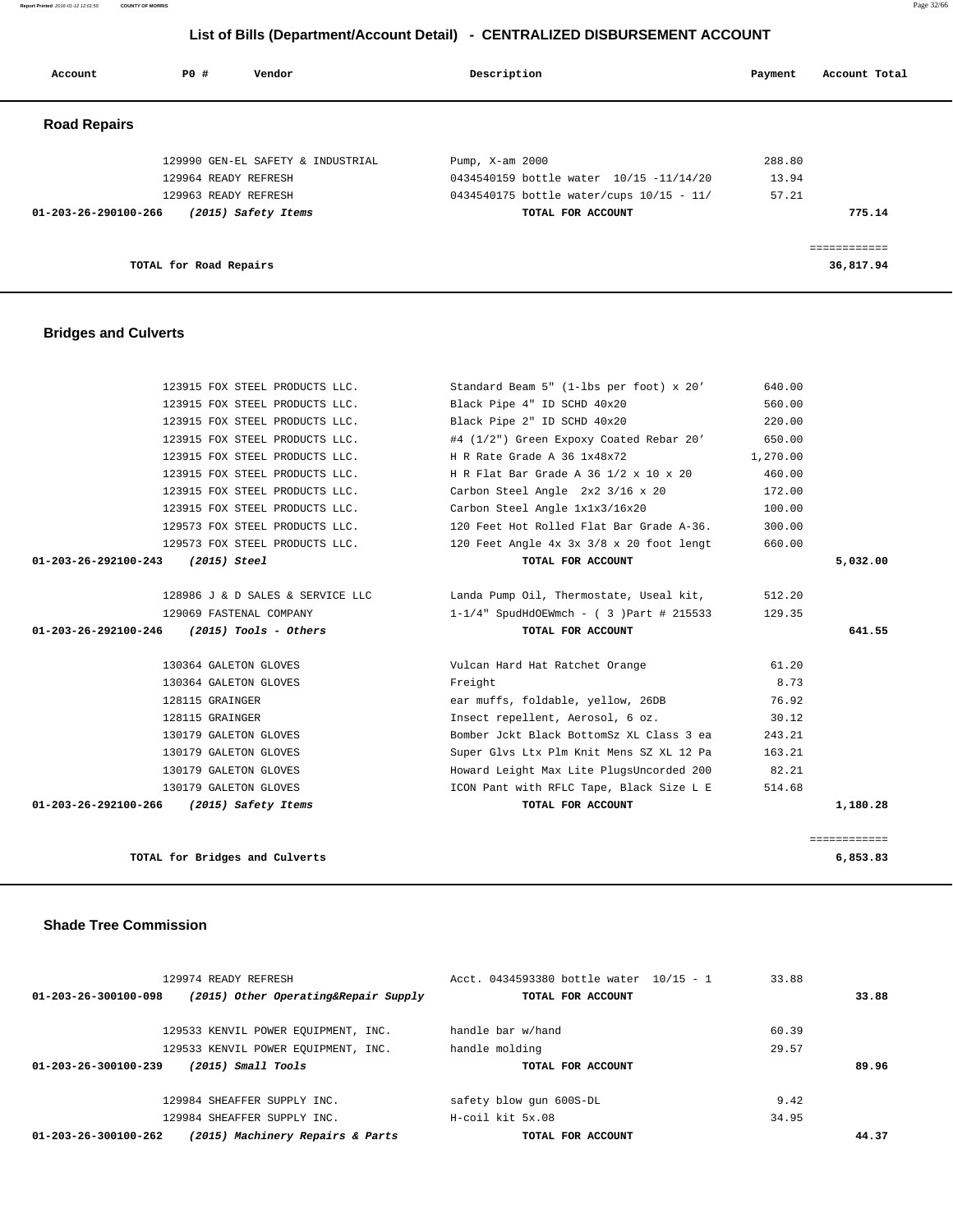## List of Bills (Department/Account Detail) - CENTRALIZED DISBURSEMENT ACCOUNT

| Account | PO # | Vendor | Description | Payment | Account Total |
|---|---|---|---|---|---|

### Road Repairs

| Account | PO # | Vendor | Description | Payment | Account Total |
|---|---|---|---|---|---|
| | 129990 | GEN-EL SAFETY & INDUSTRIAL | Pump, X-am 2000 | 288.80 | |
| | 129964 | READY REFRESH | 0434540159 bottle water 10/15 -11/14/20 | 13.94 | |
| | 129963 | READY REFRESH | 0434540175 bottle water/cups 10/15 - 11/ | 57.21 | |
| **01-203-26-290100-266** | | ***(2015) Safety Items*** | **TOTAL FOR ACCOUNT** | | **775.14** |
| | | **TOTAL for Road Repairs** | | | **36,817.94** |

### Bridges and Culverts

| Account | PO # | Vendor | Description | Payment | Account Total |
|---|---|---|---|---|---|
| | 123915 | FOX STEEL PRODUCTS LLC. | Standard Beam 5" (1-lbs per foot) x 20' | 640.00 | |
| | 123915 | FOX STEEL PRODUCTS LLC. | Black Pipe 4" ID SCHD 40x20 | 560.00 | |
| | 123915 | FOX STEEL PRODUCTS LLC. | Black Pipe 2" ID SCHD 40x20 | 220.00 | |
| | 123915 | FOX STEEL PRODUCTS LLC. | #4 (1/2") Green Expoxy Coated Rebar 20' | 650.00 | |
| | 123915 | FOX STEEL PRODUCTS LLC. | H R Rate Grade A 36 1x48x72 | 1,270.00 | |
| | 123915 | FOX STEEL PRODUCTS LLC. | H R Flat Bar Grade A 36 1/2 x 10 x 20 | 460.00 | |
| | 123915 | FOX STEEL PRODUCTS LLC. | Carbon Steel Angle 2x2 3/16 x 20 | 172.00 | |
| | 123915 | FOX STEEL PRODUCTS LLC. | Carbon Steel Angle 1x1x3/16x20 | 100.00 | |
| | 129573 | FOX STEEL PRODUCTS LLC. | 120 Feet Hot Rolled Flat Bar Grade A-36. | 300.00 | |
| | 129573 | FOX STEEL PRODUCTS LLC. | 120 Feet Angle 4x 3x 3/8 x 20 foot lengt | 660.00 | |
| **01-203-26-292100-243** | | ***(2015) Steel*** | **TOTAL FOR ACCOUNT** | | **5,032.00** |
| | 128986 | J & D SALES & SERVICE LLC | Landa Pump Oil, Thermostate, Useal kit, | 512.20 | |
| | 129069 | FASTENAL COMPANY | 1-1/4" SpudHdOEWmch - ( 3 )Part # 215533 | 129.35 | |
| **01-203-26-292100-246** | | ***(2015) Tools - Others*** | **TOTAL FOR ACCOUNT** | | **641.55** |
| | 130364 | GALETON GLOVES | Vulcan Hard Hat Ratchet Orange | 61.20 | |
| | 130364 | GALETON GLOVES | Freight | 8.73 | |
| | 128115 | GRAINGER | ear muffs, foldable, yellow, 26DB | 76.92 | |
| | 128115 | GRAINGER | Insect repellent, Aerosol, 6 oz. | 30.12 | |
| | 130179 | GALETON GLOVES | Bomber Jckt Black BottomSz XL Class 3 ea | 243.21 | |
| | 130179 | GALETON GLOVES | Super Glvs Ltx Plm Knit Mens SZ XL 12 Pa | 163.21 | |
| | 130179 | GALETON GLOVES | Howard Leight Max Lite PlugsUncorded 200 | 82.21 | |
| | 130179 | GALETON GLOVES | ICON Pant with RFLC Tape, Black Size L E | 514.68 | |
| **01-203-26-292100-266** | | ***(2015) Safety Items*** | **TOTAL FOR ACCOUNT** | | **1,180.28** |
| | | **TOTAL for Bridges and Culverts** | | | **6,853.83** |

### Shade Tree Commission

| Account | PO # | Vendor | Description | Payment | Account Total |
|---|---|---|---|---|---|
| | 129974 | READY REFRESH | Acct. 0434593380 bottle water 10/15 - 1 | 33.88 | |
| **01-203-26-300100-098** | | ***(2015) Other Operating&Repair Supply*** | **TOTAL FOR ACCOUNT** | | **33.88** |
| | 129533 | KENVIL POWER EQUIPMENT, INC. | handle bar w/hand | 60.39 | |
| | 129533 | KENVIL POWER EQUIPMENT, INC. | handle molding | 29.57 | |
| **01-203-26-300100-239** | | ***(2015) Small Tools*** | **TOTAL FOR ACCOUNT** | | **89.96** |
| | 129984 | SHEAFFER SUPPLY INC. | safety blow gun 600S-DL | 9.42 | |
| | 129984 | SHEAFFER SUPPLY INC. | H-coil kit 5x.08 | 34.95 | |
| **01-203-26-300100-262** | | ***(2015) Machinery Repairs & Parts*** | **TOTAL FOR ACCOUNT** | | **44.37** |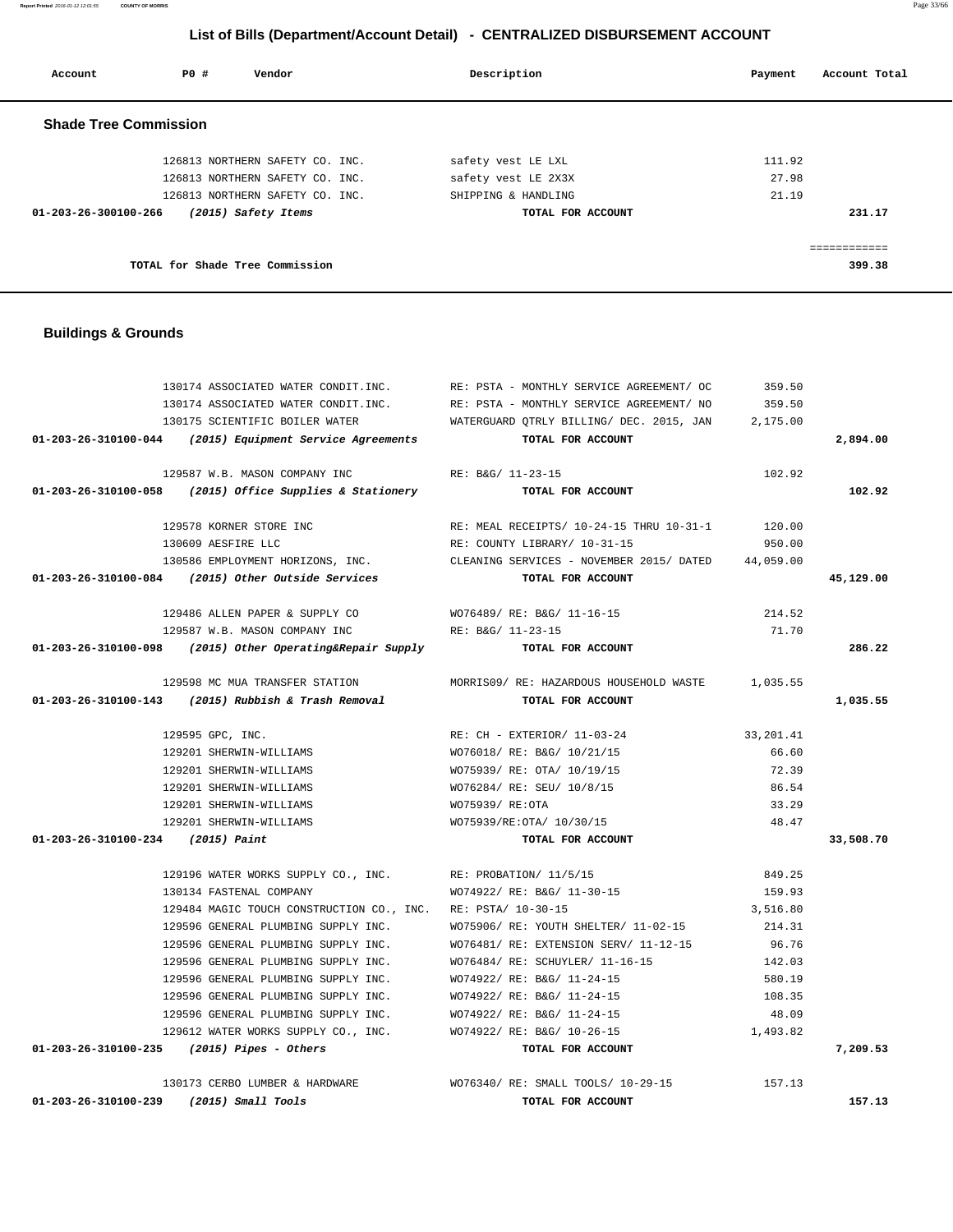# List of Bills (Department/Account Detail) - CENTRALIZED DISBURSEMENT ACCOUNT

| Account | PO # | Vendor | Description | Payment | Account Total |
|---|---|---|---|---|---|

## Shade Tree Commission

| Account | PO # | Vendor | Description | Payment | Account Total |
|---|---|---|---|---|---|
| | 126813 | NORTHERN SAFETY CO. INC. | safety vest LE LXL | 111.92 | |
| | 126813 | NORTHERN SAFETY CO. INC. | safety vest LE 2X3X | 27.98 | |
| | 126813 | NORTHERN SAFETY CO. INC. | SHIPPING & HANDLING | 21.19 | |
| **01-203-26-300100-266** | | ***(2015) Safety Items*** | **TOTAL FOR ACCOUNT** | | **231.17** |
| | | | | | ============ |
| | | **TOTAL for Shade Tree Commission** | | | **399.38** |

## Buildings & Grounds

| Account | PO # | Vendor | Description | Payment | Account Total |
|---|---|---|---|---|---|
| | 130174 | ASSOCIATED WATER CONDIT.INC. | RE: PSTA - MONTHLY SERVICE AGREEMENT/ OC | 359.50 | |
| | 130174 | ASSOCIATED WATER CONDIT.INC. | RE: PSTA - MONTHLY SERVICE AGREEMENT/ NO | 359.50 | |
| | 130175 | SCIENTIFIC BOILER WATER | WATERGUARD QTRLY BILLING/ DEC. 2015, JAN | 2,175.00 | |
| **01-203-26-310100-044** | | ***(2015) Equipment Service Agreements*** | **TOTAL FOR ACCOUNT** | | **2,894.00** |
| | 129587 | W.B. MASON COMPANY INC | RE: B&G/ 11-23-15 | 102.92 | |
| **01-203-26-310100-058** | | ***(2015) Office Supplies & Stationery*** | **TOTAL FOR ACCOUNT** | | **102.92** |
| | 129578 | KORNER STORE INC | RE: MEAL RECEIPTS/ 10-24-15 THRU 10-31-1 | 120.00 | |
| | 130609 | AESFIRE LLC | RE: COUNTY LIBRARY/ 10-31-15 | 950.00 | |
| | 130586 | EMPLOYMENT HORIZONS, INC. | CLEANING SERVICES - NOVEMBER 2015/ DATED | 44,059.00 | |
| **01-203-26-310100-084** | | ***(2015) Other Outside Services*** | **TOTAL FOR ACCOUNT** | | **45,129.00** |
| | 129486 | ALLEN PAPER & SUPPLY CO | WO76489/ RE: B&G/ 11-16-15 | 214.52 | |
| | 129587 | W.B. MASON COMPANY INC | RE: B&G/ 11-23-15 | 71.70 | |
| **01-203-26-310100-098** | | ***(2015) Other Operating&Repair Supply*** | **TOTAL FOR ACCOUNT** | | **286.22** |
| | 129598 | MC MUA TRANSFER STATION | MORRIS09/ RE: HAZARDOUS HOUSEHOLD WASTE | 1,035.55 | |
| **01-203-26-310100-143** | | ***(2015) Rubbish & Trash Removal*** | **TOTAL FOR ACCOUNT** | | **1,035.55** |
| | 129595 | GPC, INC. | RE: CH - EXTERIOR/ 11-03-24 | 33,201.41 | |
| | 129201 | SHERWIN-WILLIAMS | WO76018/ RE: B&G/ 10/21/15 | 66.60 | |
| | 129201 | SHERWIN-WILLIAMS | WO75939/ RE: OTA/ 10/19/15 | 72.39 | |
| | 129201 | SHERWIN-WILLIAMS | WO76284/ RE: SEU/ 10/8/15 | 86.54 | |
| | 129201 | SHERWIN-WILLIAMS | WO75939/ RE:OTA | 33.29 | |
| | 129201 | SHERWIN-WILLIAMS | WO75939/RE:OTA/ 10/30/15 | 48.47 | |
| **01-203-26-310100-234** | | ***(2015) Paint*** | **TOTAL FOR ACCOUNT** | | **33,508.70** |
| | 129196 | WATER WORKS SUPPLY CO., INC. | RE: PROBATION/ 11/5/15 | 849.25 | |
| | 130134 | FASTENAL COMPANY | WO74922/ RE: B&G/ 11-30-15 | 159.93 | |
| | 129484 | MAGIC TOUCH CONSTRUCTION CO., INC. | RE: PSTA/ 10-30-15 | 3,516.80 | |
| | 129596 | GENERAL PLUMBING SUPPLY INC. | WO75906/ RE: YOUTH SHELTER/ 11-02-15 | 214.31 | |
| | 129596 | GENERAL PLUMBING SUPPLY INC. | WO76481/ RE: EXTENSION SERV/ 11-12-15 | 96.76 | |
| | 129596 | GENERAL PLUMBING SUPPLY INC. | WO76484/ RE: SCHUYLER/ 11-16-15 | 142.03 | |
| | 129596 | GENERAL PLUMBING SUPPLY INC. | WO74922/ RE: B&G/ 11-24-15 | 580.19 | |
| | 129596 | GENERAL PLUMBING SUPPLY INC. | WO74922/ RE: B&G/ 11-24-15 | 108.35 | |
| | 129596 | GENERAL PLUMBING SUPPLY INC. | WO74922/ RE: B&G/ 11-24-15 | 48.09 | |
| | 129612 | WATER WORKS SUPPLY CO., INC. | WO74922/ RE: B&G/ 10-26-15 | 1,493.82 | |
| **01-203-26-310100-235** | | ***(2015) Pipes - Others*** | **TOTAL FOR ACCOUNT** | | **7,209.53** |
| | 130173 | CERBO LUMBER & HARDWARE | WO76340/ RE: SMALL TOOLS/ 10-29-15 | 157.13 | |
| **01-203-26-310100-239** | | ***(2015) Small Tools*** | **TOTAL FOR ACCOUNT** | | **157.13** |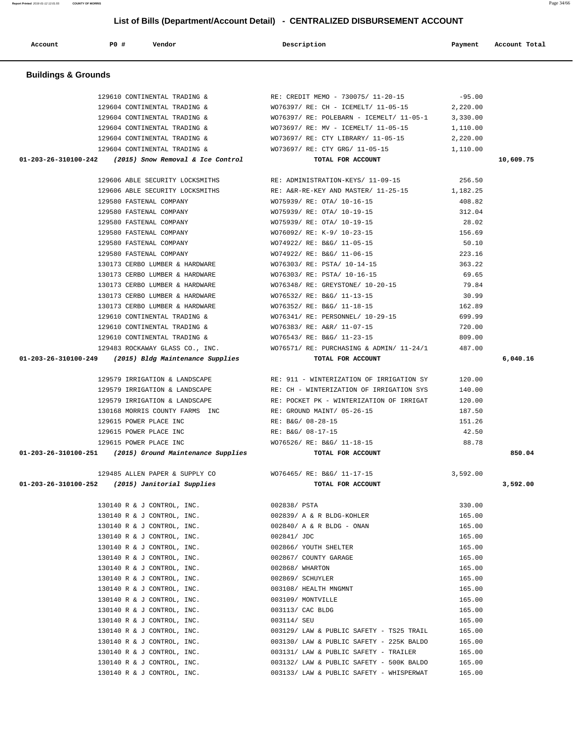## List of Bills (Department/Account Detail) - CENTRALIZED DISBURSEMENT ACCOUNT

| Account | PO # | Vendor | Description | Payment | Account Total |
|---|---|---|---|---|---|

### Buildings & Grounds

| Account | PO # | Vendor | Description | Payment | Account Total |
|---|---|---|---|---|---|
| | 129610 | CONTINENTAL TRADING & | RE: CREDIT MEMO - 730075/ 11-20-15 | -95.00 | |
| | 129604 | CONTINENTAL TRADING & | WO76397/ RE: CH - ICEMELT/ 11-05-15 | 2,220.00 | |
| | 129604 | CONTINENTAL TRADING & | WO76397/ RE: POLEBARN - ICEMELT/ 11-05-1 | 3,330.00 | |
| | 129604 | CONTINENTAL TRADING & | WO73697/ RE: MV - ICEMELT/ 11-05-15 | 1,110.00 | |
| | 129604 | CONTINENTAL TRADING & | WO73697/ RE: CTY LIBRARY/ 11-05-15 | 2,220.00 | |
| | 129604 | CONTINENTAL TRADING & | WO73697/ RE: CTY GRG/ 11-05-15 | 1,110.00 | |
| **01-203-26-310100-242** | | ***(2015) Snow Removal & Ice Control*** | **TOTAL FOR ACCOUNT** | | **10,609.75** |
| | 129606 | ABLE SECURITY LOCKSMITHS | RE: ADMINISTRATION-KEYS/ 11-09-15 | 256.50 | |
| | 129606 | ABLE SECURITY LOCKSMITHS | RE: A&R-RE-KEY AND MASTER/ 11-25-15 | 1,182.25 | |
| | 129580 | FASTENAL COMPANY | WO75939/ RE: OTA/ 10-16-15 | 408.82 | |
| | 129580 | FASTENAL COMPANY | WO75939/ RE: OTA/ 10-19-15 | 312.04 | |
| | 129580 | FASTENAL COMPANY | WO75939/ RE: OTA/ 10-19-15 | 28.02 | |
| | 129580 | FASTENAL COMPANY | WO76092/ RE: K-9/ 10-23-15 | 156.69 | |
| | 129580 | FASTENAL COMPANY | WO74922/ RE: B&G/ 11-05-15 | 50.10 | |
| | 129580 | FASTENAL COMPANY | WO74922/ RE: B&G/ 11-06-15 | 223.16 | |
| | 130173 | CERBO LUMBER & HARDWARE | WO76303/ RE: PSTA/ 10-14-15 | 363.22 | |
| | 130173 | CERBO LUMBER & HARDWARE | WO76303/ RE: PSTA/ 10-16-15 | 69.65 | |
| | 130173 | CERBO LUMBER & HARDWARE | WO76348/ RE: GREYSTONE/ 10-20-15 | 79.84 | |
| | 130173 | CERBO LUMBER & HARDWARE | WO76532/ RE: B&G/ 11-13-15 | 30.99 | |
| | 130173 | CERBO LUMBER & HARDWARE | WO76352/ RE: B&G/ 11-18-15 | 162.89 | |
| | 129610 | CONTINENTAL TRADING & | WO76341/ RE: PERSONNEL/ 10-29-15 | 699.99 | |
| | 129610 | CONTINENTAL TRADING & | WO76383/ RE: A&R/ 11-07-15 | 720.00 | |
| | 129610 | CONTINENTAL TRADING & | WO76543/ RE: B&G/ 11-23-15 | 809.00 | |
| | 129483 | ROCKAWAY GLASS CO., INC. | WO76571/ RE: PURCHASING & ADMIN/ 11-24/1 | 487.00 | |
| **01-203-26-310100-249** | | ***(2015) Bldg Maintenance Supplies*** | **TOTAL FOR ACCOUNT** | | **6,040.16** |
| | 129579 | IRRIGATION & LANDSCAPE | RE: 911 - WINTERIZATION OF IRRIGATION SY | 120.00 | |
| | 129579 | IRRIGATION & LANDSCAPE | RE: CH - WINTERIZATION OF IRRIGATION SYS | 140.00 | |
| | 129579 | IRRIGATION & LANDSCAPE | RE: POCKET PK - WINTERIZATION OF IRRIGAT | 120.00 | |
| | 130168 | MORRIS COUNTY FARMS INC | RE: GROUND MAINT/ 05-26-15 | 187.50 | |
| | 129615 | POWER PLACE INC | RE: B&G/ 08-28-15 | 151.26 | |
| | 129615 | POWER PLACE INC | RE: B&G/ 08-17-15 | 42.50 | |
| | 129615 | POWER PLACE INC | WO76526/ RE: B&G/ 11-18-15 | 88.78 | |
| **01-203-26-310100-251** | | ***(2015) Ground Maintenance Supplies*** | **TOTAL FOR ACCOUNT** | | **850.04** |
| | 129485 | ALLEN PAPER & SUPPLY CO | WO76465/ RE: B&G/ 11-17-15 | 3,592.00 | |
| **01-203-26-310100-252** | | ***(2015) Janitorial Supplies*** | **TOTAL FOR ACCOUNT** | | **3,592.00** |
| | 130140 | R & J CONTROL, INC. | 002838/ PSTA | 330.00 | |
| | 130140 | R & J CONTROL, INC. | 002839/ A & R BLDG-KOHLER | 165.00 | |
| | 130140 | R & J CONTROL, INC. | 002840/ A & R BLDG - ONAN | 165.00 | |
| | 130140 | R & J CONTROL, INC. | 002841/ JDC | 165.00 | |
| | 130140 | R & J CONTROL, INC. | 002866/ YOUTH SHELTER | 165.00 | |
| | 130140 | R & J CONTROL, INC. | 002867/ COUNTY GARAGE | 165.00 | |
| | 130140 | R & J CONTROL, INC. | 002868/ WHARTON | 165.00 | |
| | 130140 | R & J CONTROL, INC. | 002869/ SCHUYLER | 165.00 | |
| | 130140 | R & J CONTROL, INC. | 003108/ HEALTH MNGMNT | 165.00 | |
| | 130140 | R & J CONTROL, INC. | 003109/ MONTVILLE | 165.00 | |
| | 130140 | R & J CONTROL, INC. | 003113/ CAC BLDG | 165.00 | |
| | 130140 | R & J CONTROL, INC. | 003114/ SEU | 165.00 | |
| | 130140 | R & J CONTROL, INC. | 003129/ LAW & PUBLIC SAFETY - TS25 TRAIL | 165.00 | |
| | 130140 | R & J CONTROL, INC. | 003130/ LAW & PUBLIC SAFETY - 225K BALDO | 165.00 | |
| | 130140 | R & J CONTROL, INC. | 003131/ LAW & PUBLIC SAFETY - TRAILER | 165.00 | |
| | 130140 | R & J CONTROL, INC. | 003132/ LAW & PUBLIC SAFETY - 500K BALDO | 165.00 | |
| | 130140 | R & J CONTROL, INC. | 003133/ LAW & PUBLIC SAFETY - WHISPERWAT | 165.00 | |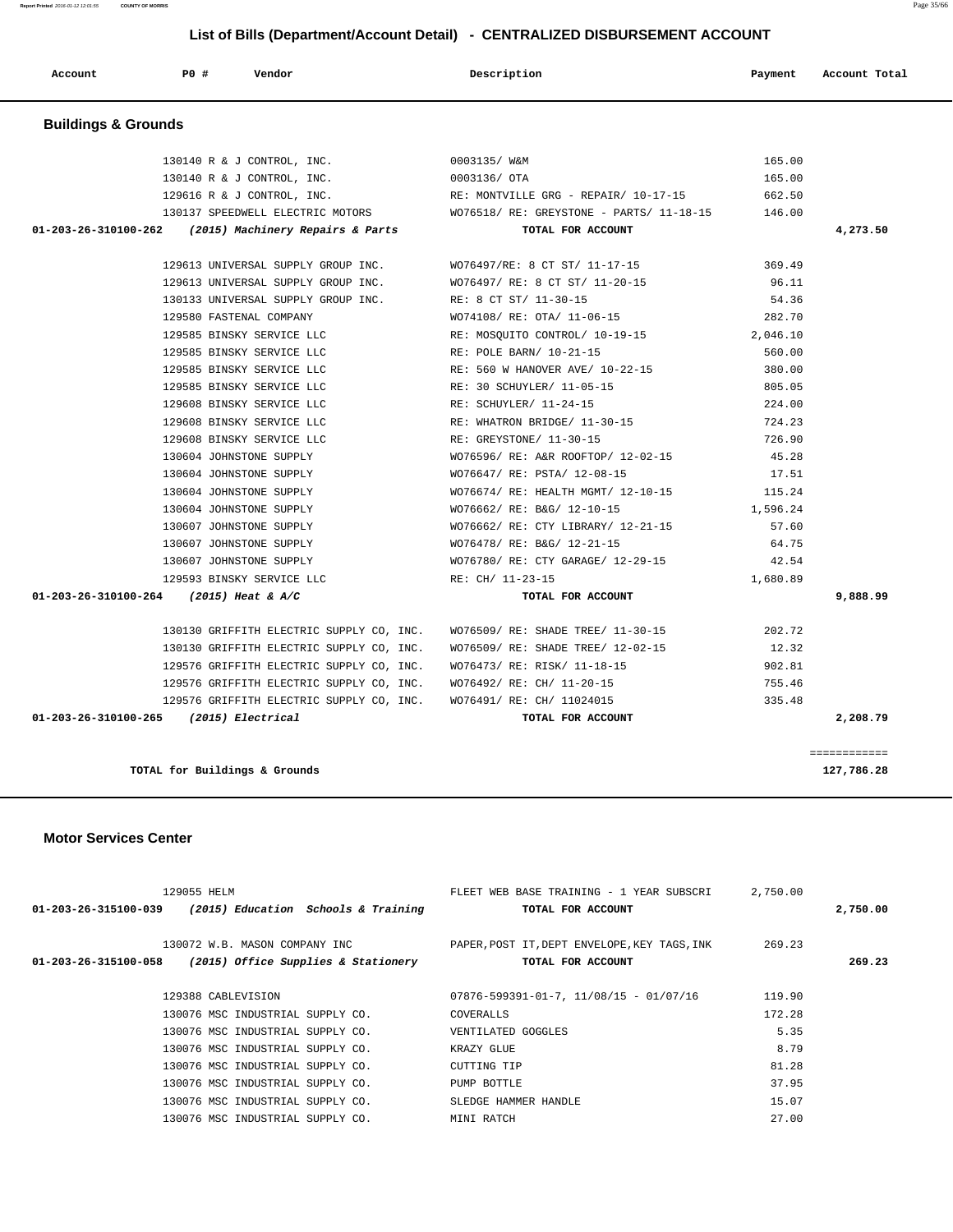# List of Bills (Department/Account Detail) - CENTRALIZED DISBURSEMENT ACCOUNT

| Account | PO # | Vendor | Description | Payment | Account Total |
|---|---|---|---|---|---|

## Buildings & Grounds

| Account | PO # | Vendor | Description | Payment | Account Total |
|---|---|---|---|---|---|
| | 130140 | R & J CONTROL, INC. | 0003135/ W&M | 165.00 | |
| | 130140 | R & J CONTROL, INC. | 0003136/ OTA | 165.00 | |
| | 129616 | R & J CONTROL, INC. | RE: MONTVILLE GRG - REPAIR/ 10-17-15 | 662.50 | |
| | 130137 | SPEEDWELL ELECTRIC MOTORS | WO76518/ RE: GREYSTONE - PARTS/ 11-18-15 | 146.00 | |
| **01-203-26-310100-262** | | ***(2015) Machinery Repairs & Parts*** | **TOTAL FOR ACCOUNT** | | **4,273.50** |
| | 129613 | UNIVERSAL SUPPLY GROUP INC. | WO76497/RE: 8 CT ST/ 11-17-15 | 369.49 | |
| | 129613 | UNIVERSAL SUPPLY GROUP INC. | WO76497/ RE: 8 CT ST/ 11-20-15 | 96.11 | |
| | 130133 | UNIVERSAL SUPPLY GROUP INC. | RE: 8 CT ST/ 11-30-15 | 54.36 | |
| | 129580 | FASTENAL COMPANY | WO74108/ RE: OTA/ 11-06-15 | 282.70 | |
| | 129585 | BINSKY SERVICE LLC | RE: MOSQUITO CONTROL/ 10-19-15 | 2,046.10 | |
| | 129585 | BINSKY SERVICE LLC | RE: POLE BARN/ 10-21-15 | 560.00 | |
| | 129585 | BINSKY SERVICE LLC | RE: 560 W HANOVER AVE/ 10-22-15 | 380.00 | |
| | 129585 | BINSKY SERVICE LLC | RE: 30 SCHUYLER/ 11-05-15 | 805.05 | |
| | 129608 | BINSKY SERVICE LLC | RE: SCHUYLER/ 11-24-15 | 224.00 | |
| | 129608 | BINSKY SERVICE LLC | RE: WHATRON BRIDGE/ 11-30-15 | 724.23 | |
| | 129608 | BINSKY SERVICE LLC | RE: GREYSTONE/ 11-30-15 | 726.90 | |
| | 130604 | JOHNSTONE SUPPLY | WO76596/ RE: A&R ROOFTOP/ 12-02-15 | 45.28 | |
| | 130604 | JOHNSTONE SUPPLY | WO76647/ RE: PSTA/ 12-08-15 | 17.51 | |
| | 130604 | JOHNSTONE SUPPLY | WO76674/ RE: HEALTH MGMT/ 12-10-15 | 115.24 | |
| | 130604 | JOHNSTONE SUPPLY | WO76662/ RE: B&G/ 12-10-15 | 1,596.24 | |
| | 130607 | JOHNSTONE SUPPLY | WO76662/ RE: CTY LIBRARY/ 12-21-15 | 57.60 | |
| | 130607 | JOHNSTONE SUPPLY | WO76478/ RE: B&G/ 12-21-15 | 64.75 | |
| | 130607 | JOHNSTONE SUPPLY | WO76780/ RE: CTY GARAGE/ 12-29-15 | 42.54 | |
| | 129593 | BINSKY SERVICE LLC | RE: CH/ 11-23-15 | 1,680.89 | |
| **01-203-26-310100-264** | | ***(2015) Heat & A/C*** | **TOTAL FOR ACCOUNT** | | **9,888.99** |
| | 130130 | GRIFFITH ELECTRIC SUPPLY CO, INC. | WO76509/ RE: SHADE TREE/ 11-30-15 | 202.72 | |
| | 130130 | GRIFFITH ELECTRIC SUPPLY CO, INC. | WO76509/ RE: SHADE TREE/ 12-02-15 | 12.32 | |
| | 129576 | GRIFFITH ELECTRIC SUPPLY CO, INC. | WO76473/ RE: RISK/ 11-18-15 | 902.81 | |
| | 129576 | GRIFFITH ELECTRIC SUPPLY CO, INC. | WO76492/ RE: CH/ 11-20-15 | 755.46 | |
| | 129576 | GRIFFITH ELECTRIC SUPPLY CO, INC. | WO76491/ RE: CH/ 11024015 | 335.48 | |
| **01-203-26-310100-265** | | ***(2015) Electrical*** | **TOTAL FOR ACCOUNT** | | **2,208.79** |
| | | | | | ============ |
| | | **TOTAL for Buildings & Grounds** | | | **127,786.28** |

## Motor Services Center

| Account | PO # | Vendor | Description | Payment | Account Total |
|---|---|---|---|---|---|
| | 129055 | HELM | FLEET WEB BASE TRAINING - 1 YEAR SUBSCRI | 2,750.00 | |
| **01-203-26-315100-039** | | ***(2015) Education Schools & Training*** | **TOTAL FOR ACCOUNT** | | **2,750.00** |
| | 130072 | W.B. MASON COMPANY INC | PAPER,POST IT,DEPT ENVELOPE,KEY TAGS,INK | 269.23 | |
| **01-203-26-315100-058** | | ***(2015) Office Supplies & Stationery*** | **TOTAL FOR ACCOUNT** | | **269.23** |
| | 129388 | CABLEVISION | 07876-599391-01-7, 11/08/15 - 01/07/16 | 119.90 | |
| | 130076 | MSC INDUSTRIAL SUPPLY CO. | COVERALLS | 172.28 | |
| | 130076 | MSC INDUSTRIAL SUPPLY CO. | VENTILATED GOGGLES | 5.35 | |
| | 130076 | MSC INDUSTRIAL SUPPLY CO. | KRAZY GLUE | 8.79 | |
| | 130076 | MSC INDUSTRIAL SUPPLY CO. | CUTTING TIP | 81.28 | |
| | 130076 | MSC INDUSTRIAL SUPPLY CO. | PUMP BOTTLE | 37.95 | |
| | 130076 | MSC INDUSTRIAL SUPPLY CO. | SLEDGE HAMMER HANDLE | 15.07 | |
| | 130076 | MSC INDUSTRIAL SUPPLY CO. | MINI RATCH | 27.00 | |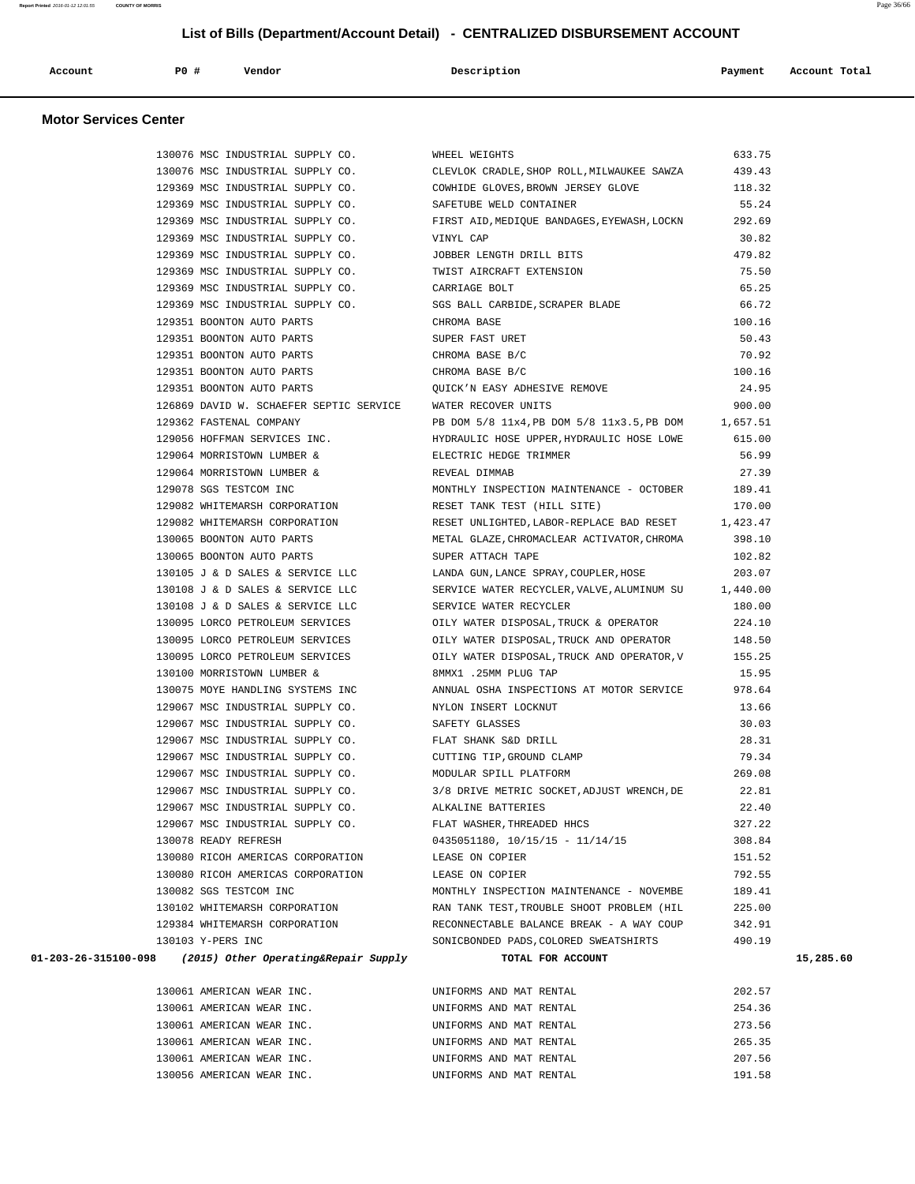## List of Bills (Department/Account Detail) - CENTRALIZED DISBURSEMENT ACCOUNT

| Account | PO # | Vendor | Description | Payment | Account Total |
|---|---|---|---|---|---|

### Motor Services Center

| Account | PO # | Vendor | Description | Payment | Account Total |
|---|---|---|---|---|---|
| | 130076 | MSC INDUSTRIAL SUPPLY CO. | WHEEL WEIGHTS | 633.75 | |
| | 130076 | MSC INDUSTRIAL SUPPLY CO. | CLEVLOK CRADLE,SHOP ROLL,MILWAUKEE SAWZA | 439.43 | |
| | 129369 | MSC INDUSTRIAL SUPPLY CO. | COWHIDE GLOVES,BROWN JERSEY GLOVE | 118.32 | |
| | 129369 | MSC INDUSTRIAL SUPPLY CO. | SAFETUBE WELD CONTAINER | 55.24 | |
| | 129369 | MSC INDUSTRIAL SUPPLY CO. | FIRST AID,MEDIQUE BANDAGES,EYEWASH,LOCKN | 292.69 | |
| | 129369 | MSC INDUSTRIAL SUPPLY CO. | VINYL CAP | 30.82 | |
| | 129369 | MSC INDUSTRIAL SUPPLY CO. | JOBBER LENGTH DRILL BITS | 479.82 | |
| | 129369 | MSC INDUSTRIAL SUPPLY CO. | TWIST AIRCRAFT EXTENSION | 75.50 | |
| | 129369 | MSC INDUSTRIAL SUPPLY CO. | CARRIAGE BOLT | 65.25 | |
| | 129369 | MSC INDUSTRIAL SUPPLY CO. | SGS BALL CARBIDE,SCRAPER BLADE | 66.72 | |
| | 129351 | BOONTON AUTO PARTS | CHROMA BASE | 100.16 | |
| | 129351 | BOONTON AUTO PARTS | SUPER FAST URET | 50.43 | |
| | 129351 | BOONTON AUTO PARTS | CHROMA BASE B/C | 70.92 | |
| | 129351 | BOONTON AUTO PARTS | CHROMA BASE B/C | 100.16 | |
| | 129351 | BOONTON AUTO PARTS | QUICK'N EASY ADHESIVE REMOVE | 24.95 | |
| | 126869 | DAVID W. SCHAEFER SEPTIC SERVICE | WATER RECOVER UNITS | 900.00 | |
| | 129362 | FASTENAL COMPANY | PB DOM 5/8 11x4,PB DOM 5/8 11x3.5,PB DOM | 1,657.51 | |
| | 129056 | HOFFMAN SERVICES INC. | HYDRAULIC HOSE UPPER,HYDRAULIC HOSE LOWE | 615.00 | |
| | 129064 | MORRISTOWN LUMBER & | ELECTRIC HEDGE TRIMMER | 56.99 | |
| | 129064 | MORRISTOWN LUMBER & | REVEAL DIMMAB | 27.39 | |
| | 129078 | SGS TESTCOM INC | MONTHLY INSPECTION MAINTENANCE - OCTOBER | 189.41 | |
| | 129082 | WHITEMARSH CORPORATION | RESET TANK TEST (HILL SITE) | 170.00 | |
| | 129082 | WHITEMARSH CORPORATION | RESET UNLIGHTED,LABOR-REPLACE BAD RESET | 1,423.47 | |
| | 130065 | BOONTON AUTO PARTS | METAL GLAZE,CHROMACLEAR ACTIVATOR,CHROMA | 398.10 | |
| | 130065 | BOONTON AUTO PARTS | SUPER ATTACH TAPE | 102.82 | |
| | 130105 | J & D SALES & SERVICE LLC | LANDA GUN,LANCE SPRAY,COUPLER,HOSE | 203.07 | |
| | 130108 | J & D SALES & SERVICE LLC | SERVICE WATER RECYCLER,VALVE,ALUMINUM SU | 1,440.00 | |
| | 130108 | J & D SALES & SERVICE LLC | SERVICE WATER RECYCLER | 180.00 | |
| | 130095 | LORCO PETROLEUM SERVICES | OILY WATER DISPOSAL,TRUCK & OPERATOR | 224.10 | |
| | 130095 | LORCO PETROLEUM SERVICES | OILY WATER DISPOSAL,TRUCK AND OPERATOR | 148.50 | |
| | 130095 | LORCO PETROLEUM SERVICES | OILY WATER DISPOSAL,TRUCK AND OPERATOR,V | 155.25 | |
| | 130100 | MORRISTOWN LUMBER & | 8MMX1 .25MM PLUG TAP | 15.95 | |
| | 130075 | MOYE HANDLING SYSTEMS INC | ANNUAL OSHA INSPECTIONS AT MOTOR SERVICE | 978.64 | |
| | 129067 | MSC INDUSTRIAL SUPPLY CO. | NYLON INSERT LOCKNUT | 13.66 | |
| | 129067 | MSC INDUSTRIAL SUPPLY CO. | SAFETY GLASSES | 30.03 | |
| | 129067 | MSC INDUSTRIAL SUPPLY CO. | FLAT SHANK S&D DRILL | 28.31 | |
| | 129067 | MSC INDUSTRIAL SUPPLY CO. | CUTTING TIP,GROUND CLAMP | 79.34 | |
| | 129067 | MSC INDUSTRIAL SUPPLY CO. | MODULAR SPILL PLATFORM | 269.08 | |
| | 129067 | MSC INDUSTRIAL SUPPLY CO. | 3/8 DRIVE METRIC SOCKET,ADJUST WRENCH,DE | 22.81 | |
| | 129067 | MSC INDUSTRIAL SUPPLY CO. | ALKALINE BATTERIES | 22.40 | |
| | 129067 | MSC INDUSTRIAL SUPPLY CO. | FLAT WASHER,THREADED HHCS | 327.22 | |
| | 130078 | READY REFRESH | 0435051180, 10/15/15 - 11/14/15 | 308.84 | |
| | 130080 | RICOH AMERICAS CORPORATION | LEASE ON COPIER | 151.52 | |
| | 130080 | RICOH AMERICAS CORPORATION | LEASE ON COPIER | 792.55 | |
| | 130082 | SGS TESTCOM INC | MONTHLY INSPECTION MAINTENANCE - NOVEMBE | 189.41 | |
| | 130102 | WHITEMARSH CORPORATION | RAN TANK TEST,TROUBLE SHOOT PROBLEM (HIL | 225.00 | |
| | 129384 | WHITEMARSH CORPORATION | RECONNECTABLE BALANCE BREAK - A WAY COUP | 342.91 | |
| | 130103 | Y-PERS INC | SONICBONDED PADS,COLORED SWEATSHIRTS | 490.19 | |
| **01-203-26-315100-098** | | ***(2015) Other Operating&Repair Supply*** | **TOTAL FOR ACCOUNT** | | **15,285.60** |
| | 130061 | AMERICAN WEAR INC. | UNIFORMS AND MAT RENTAL | 202.57 | |
| | 130061 | AMERICAN WEAR INC. | UNIFORMS AND MAT RENTAL | 254.36 | |
| | 130061 | AMERICAN WEAR INC. | UNIFORMS AND MAT RENTAL | 273.56 | |
| | 130061 | AMERICAN WEAR INC. | UNIFORMS AND MAT RENTAL | 265.35 | |
| | 130061 | AMERICAN WEAR INC. | UNIFORMS AND MAT RENTAL | 207.56 | |
| | 130056 | AMERICAN WEAR INC. | UNIFORMS AND MAT RENTAL | 191.58 | |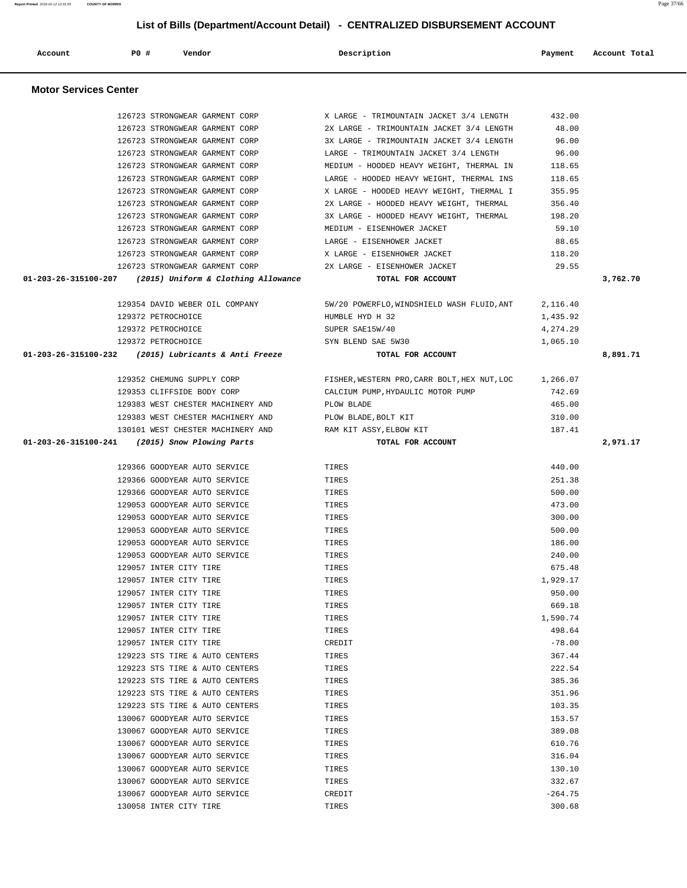## List of Bills (Department/Account Detail) - CENTRALIZED DISBURSEMENT ACCOUNT

| Account | PO # | Vendor | Description | Payment | Account Total |
|---|---|---|---|---|---|

### Motor Services Center

| Account | PO # | Vendor | Description | Payment | Account Total |
|---|---|---|---|---|---|
| | 126723 | STRONGWEAR GARMENT CORP | X LARGE - TRIMOUNTAIN JACKET 3/4 LENGTH | 432.00 | |
| | 126723 | STRONGWEAR GARMENT CORP | 2X LARGE - TRIMOUNTAIN JACKET 3/4 LENGTH | 48.00 | |
| | 126723 | STRONGWEAR GARMENT CORP | 3X LARGE - TRIMOUNTAIN JACKET 3/4 LENGTH | 96.00 | |
| | 126723 | STRONGWEAR GARMENT CORP | LARGE - TRIMOUNTAIN JACKET 3/4 LENGTH | 96.00 | |
| | 126723 | STRONGWEAR GARMENT CORP | MEDIUM - HOODED HEAVY WEIGHT, THERMAL IN | 118.65 | |
| | 126723 | STRONGWEAR GARMENT CORP | LARGE - HOODED HEAVY WEIGHT, THERMAL INS | 118.65 | |
| | 126723 | STRONGWEAR GARMENT CORP | X LARGE - HOODED HEAVY WEIGHT, THERMAL I | 355.95 | |
| | 126723 | STRONGWEAR GARMENT CORP | 2X LARGE - HOODED HEAVY WEIGHT, THERMAL | 356.40 | |
| | 126723 | STRONGWEAR GARMENT CORP | 3X LARGE - HOODED HEAVY WEIGHT, THERMAL | 198.20 | |
| | 126723 | STRONGWEAR GARMENT CORP | MEDIUM - EISENHOWER JACKET | 59.10 | |
| | 126723 | STRONGWEAR GARMENT CORP | LARGE - EISENHOWER JACKET | 88.65 | |
| | 126723 | STRONGWEAR GARMENT CORP | X LARGE - EISENHOWER JACKET | 118.20 | |
| | 126723 | STRONGWEAR GARMENT CORP | 2X LARGE - EISENHOWER JACKET | 29.55 | |
| **01-203-26-315100-207** | | ***(2015) Uniform & Clothing Allowance*** | **TOTAL FOR ACCOUNT** | | **3,762.70** |
| | 129354 | DAVID WEBER OIL COMPANY | 5W/20 POWERFLO,WINDSHIELD WASH FLUID,ANT | 2,116.40 | |
| | 129372 | PETROCHOICE | HUMBLE HYD H 32 | 1,435.92 | |
| | 129372 | PETROCHOICE | SUPER SAE15W/40 | 4,274.29 | |
| | 129372 | PETROCHOICE | SYN BLEND SAE 5W30 | 1,065.10 | |
| **01-203-26-315100-232** | | ***(2015) Lubricants & Anti Freeze*** | **TOTAL FOR ACCOUNT** | | **8,891.71** |
| | 129352 | CHEMUNG SUPPLY CORP | FISHER,WESTERN PRO,CARR BOLT,HEX NUT,LOC | 1,266.07 | |
| | 129353 | CLIFFSIDE BODY CORP | CALCIUM PUMP,HYDAULIC MOTOR PUMP | 742.69 | |
| | 129383 | WEST CHESTER MACHINERY AND | PLOW BLADE | 465.00 | |
| | 129383 | WEST CHESTER MACHINERY AND | PLOW BLADE,BOLT KIT | 310.00 | |
| | 130101 | WEST CHESTER MACHINERY AND | RAM KIT ASSY,ELBOW KIT | 187.41 | |
| **01-203-26-315100-241** | | ***(2015) Snow Plowing Parts*** | **TOTAL FOR ACCOUNT** | | **2,971.17** |
| | 129366 | GOODYEAR AUTO SERVICE | TIRES | 440.00 | |
| | 129366 | GOODYEAR AUTO SERVICE | TIRES | 251.38 | |
| | 129366 | GOODYEAR AUTO SERVICE | TIRES | 500.00 | |
| | 129053 | GOODYEAR AUTO SERVICE | TIRES | 473.00 | |
| | 129053 | GOODYEAR AUTO SERVICE | TIRES | 300.00 | |
| | 129053 | GOODYEAR AUTO SERVICE | TIRES | 500.00 | |
| | 129053 | GOODYEAR AUTO SERVICE | TIRES | 186.00 | |
| | 129053 | GOODYEAR AUTO SERVICE | TIRES | 240.00 | |
| | 129057 | INTER CITY TIRE | TIRES | 675.48 | |
| | 129057 | INTER CITY TIRE | TIRES | 1,929.17 | |
| | 129057 | INTER CITY TIRE | TIRES | 950.00 | |
| | 129057 | INTER CITY TIRE | TIRES | 669.18 | |
| | 129057 | INTER CITY TIRE | TIRES | 1,590.74 | |
| | 129057 | INTER CITY TIRE | TIRES | 498.64 | |
| | 129057 | INTER CITY TIRE | CREDIT | -78.00 | |
| | 129223 | STS TIRE & AUTO CENTERS | TIRES | 367.44 | |
| | 129223 | STS TIRE & AUTO CENTERS | TIRES | 222.54 | |
| | 129223 | STS TIRE & AUTO CENTERS | TIRES | 385.36 | |
| | 129223 | STS TIRE & AUTO CENTERS | TIRES | 351.96 | |
| | 129223 | STS TIRE & AUTO CENTERS | TIRES | 103.35 | |
| | 130067 | GOODYEAR AUTO SERVICE | TIRES | 153.57 | |
| | 130067 | GOODYEAR AUTO SERVICE | TIRES | 389.08 | |
| | 130067 | GOODYEAR AUTO SERVICE | TIRES | 610.76 | |
| | 130067 | GOODYEAR AUTO SERVICE | TIRES | 316.04 | |
| | 130067 | GOODYEAR AUTO SERVICE | TIRES | 130.10 | |
| | 130067 | GOODYEAR AUTO SERVICE | TIRES | 332.67 | |
| | 130067 | GOODYEAR AUTO SERVICE | CREDIT | -264.75 | |
| | 130058 | INTER CITY TIRE | TIRES | 300.68 | |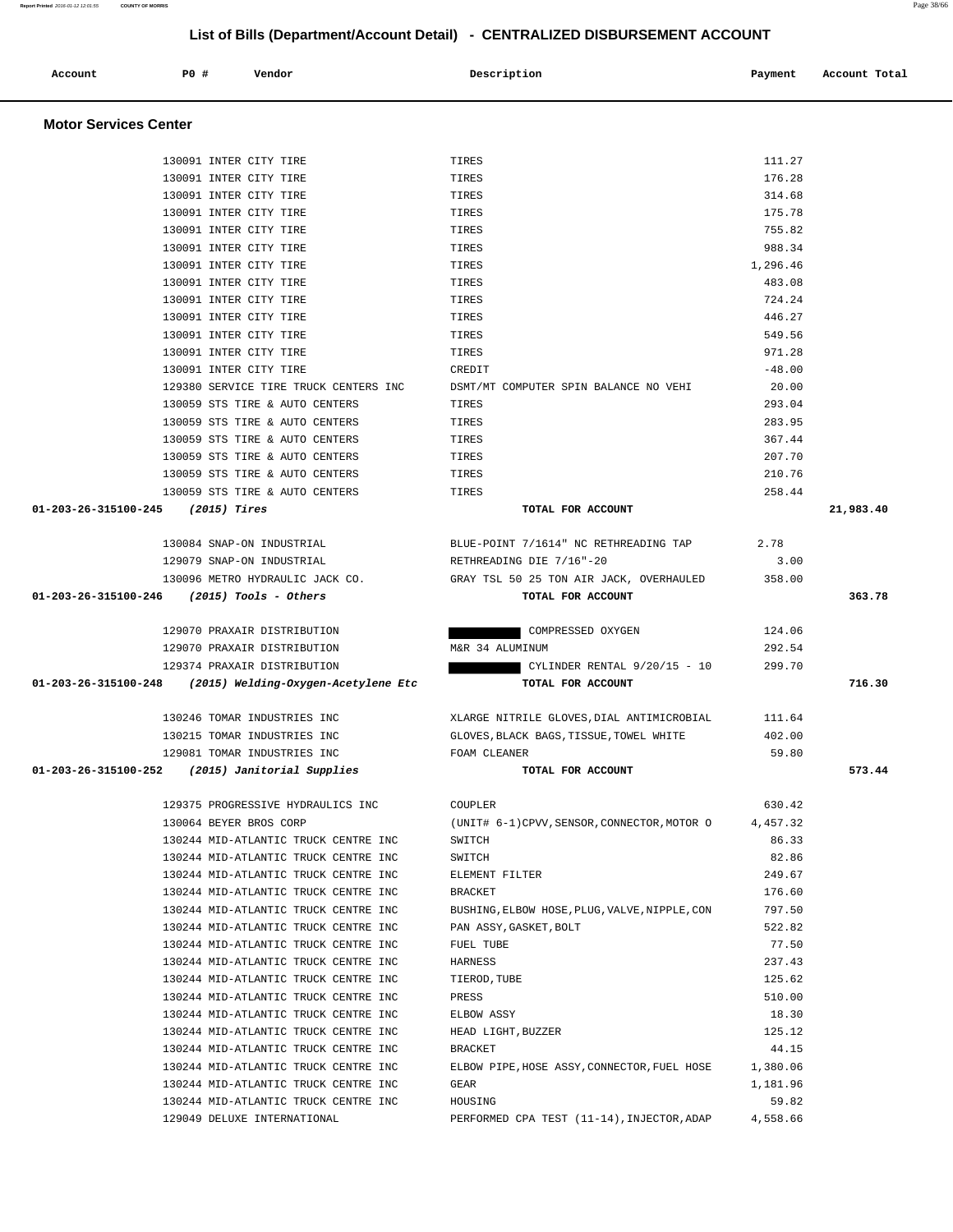# List of Bills (Department/Account Detail) - CENTRALIZED DISBURSEMENT ACCOUNT

| Account | PO # | Vendor | Description | Payment | Account Total |
|---|---|---|---|---|---|

## Motor Services Center

| Account | PO # | Vendor | Description | Payment | Account Total |
|---|---|---|---|---|---|
| | 130091 | INTER CITY TIRE | TIRES | 111.27 | |
| | 130091 | INTER CITY TIRE | TIRES | 176.28 | |
| | 130091 | INTER CITY TIRE | TIRES | 314.68 | |
| | 130091 | INTER CITY TIRE | TIRES | 175.78 | |
| | 130091 | INTER CITY TIRE | TIRES | 755.82 | |
| | 130091 | INTER CITY TIRE | TIRES | 988.34 | |
| | 130091 | INTER CITY TIRE | TIRES | 1,296.46 | |
| | 130091 | INTER CITY TIRE | TIRES | 483.08 | |
| | 130091 | INTER CITY TIRE | TIRES | 724.24 | |
| | 130091 | INTER CITY TIRE | TIRES | 446.27 | |
| | 130091 | INTER CITY TIRE | TIRES | 549.56 | |
| | 130091 | INTER CITY TIRE | TIRES | 971.28 | |
| | 130091 | INTER CITY TIRE | CREDIT | -48.00 | |
| | 129380 | SERVICE TIRE TRUCK CENTERS INC | DSMT/MT COMPUTER SPIN BALANCE NO VEHI | 20.00 | |
| | 130059 | STS TIRE & AUTO CENTERS | TIRES | 293.04 | |
| | 130059 | STS TIRE & AUTO CENTERS | TIRES | 283.95 | |
| | 130059 | STS TIRE & AUTO CENTERS | TIRES | 367.44 | |
| | 130059 | STS TIRE & AUTO CENTERS | TIRES | 207.70 | |
| | 130059 | STS TIRE & AUTO CENTERS | TIRES | 210.76 | |
| | 130059 | STS TIRE & AUTO CENTERS | TIRES | 258.44 | |
| **01-203-26-315100-245** | ***(2015) Tires*** | | **TOTAL FOR ACCOUNT** | | **21,983.40** |
| | 130084 | SNAP-ON INDUSTRIAL | BLUE-POINT 7/1614" NC RETHREADING TAP | 2.78 | |
| | 129079 | SNAP-ON INDUSTRIAL | RETHREADING DIE 7/16"-20 | 3.00 | |
| | 130096 | METRO HYDRAULIC JACK CO. | GRAY TSL 50 25 TON AIR JACK, OVERHAULED | 358.00 | |
| **01-203-26-315100-246** | ***(2015) Tools - Others*** | | **TOTAL FOR ACCOUNT** | | **363.78** |
| | 129070 | PRAXAIR DISTRIBUTION | COMPRESSED OXYGEN | 124.06 | |
| | 129070 | PRAXAIR DISTRIBUTION | M&R 34 ALUMINUM | 292.54 | |
| | 129374 | PRAXAIR DISTRIBUTION | CYLINDER RENTAL 9/20/15 - 10 | 299.70 | |
| **01-203-26-315100-248** | ***(2015) Welding-Oxygen-Acetylene Etc*** | | **TOTAL FOR ACCOUNT** | | **716.30** |
| | 130246 | TOMAR INDUSTRIES INC | XLARGE NITRILE GLOVES,DIAL ANTIMICROBIAL | 111.64 | |
| | 130215 | TOMAR INDUSTRIES INC | GLOVES,BLACK BAGS,TISSUE,TOWEL WHITE | 402.00 | |
| | 129081 | TOMAR INDUSTRIES INC | FOAM CLEANER | 59.80 | |
| **01-203-26-315100-252** | ***(2015) Janitorial Supplies*** | | **TOTAL FOR ACCOUNT** | | **573.44** |
| | 129375 | PROGRESSIVE HYDRAULICS INC | COUPLER | 630.42 | |
| | 130064 | BEYER BROS CORP | (UNIT# 6-1)CPVV,SENSOR,CONNECTOR,MOTOR O | 4,457.32 | |
| | 130244 | MID-ATLANTIC TRUCK CENTRE INC | SWITCH | 86.33 | |
| | 130244 | MID-ATLANTIC TRUCK CENTRE INC | SWITCH | 82.86 | |
| | 130244 | MID-ATLANTIC TRUCK CENTRE INC | ELEMENT FILTER | 249.67 | |
| | 130244 | MID-ATLANTIC TRUCK CENTRE INC | BRACKET | 176.60 | |
| | 130244 | MID-ATLANTIC TRUCK CENTRE INC | BUSHING,ELBOW HOSE,PLUG,VALVE,NIPPLE,CON | 797.50 | |
| | 130244 | MID-ATLANTIC TRUCK CENTRE INC | PAN ASSY,GASKET,BOLT | 522.82 | |
| | 130244 | MID-ATLANTIC TRUCK CENTRE INC | FUEL TUBE | 77.50 | |
| | 130244 | MID-ATLANTIC TRUCK CENTRE INC | HARNESS | 237.43 | |
| | 130244 | MID-ATLANTIC TRUCK CENTRE INC | TIEROD,TUBE | 125.62 | |
| | 130244 | MID-ATLANTIC TRUCK CENTRE INC | PRESS | 510.00 | |
| | 130244 | MID-ATLANTIC TRUCK CENTRE INC | ELBOW ASSY | 18.30 | |
| | 130244 | MID-ATLANTIC TRUCK CENTRE INC | HEAD LIGHT,BUZZER | 125.12 | |
| | 130244 | MID-ATLANTIC TRUCK CENTRE INC | BRACKET | 44.15 | |
| | 130244 | MID-ATLANTIC TRUCK CENTRE INC | ELBOW PIPE,HOSE ASSY,CONNECTOR,FUEL HOSE | 1,380.06 | |
| | 130244 | MID-ATLANTIC TRUCK CENTRE INC | GEAR | 1,181.96 | |
| | 130244 | MID-ATLANTIC TRUCK CENTRE INC | HOUSING | 59.82 | |
| | 129049 | DELUXE INTERNATIONAL | PERFORMED CPA TEST (11-14),INJECTOR,ADAP | 4,558.66 | |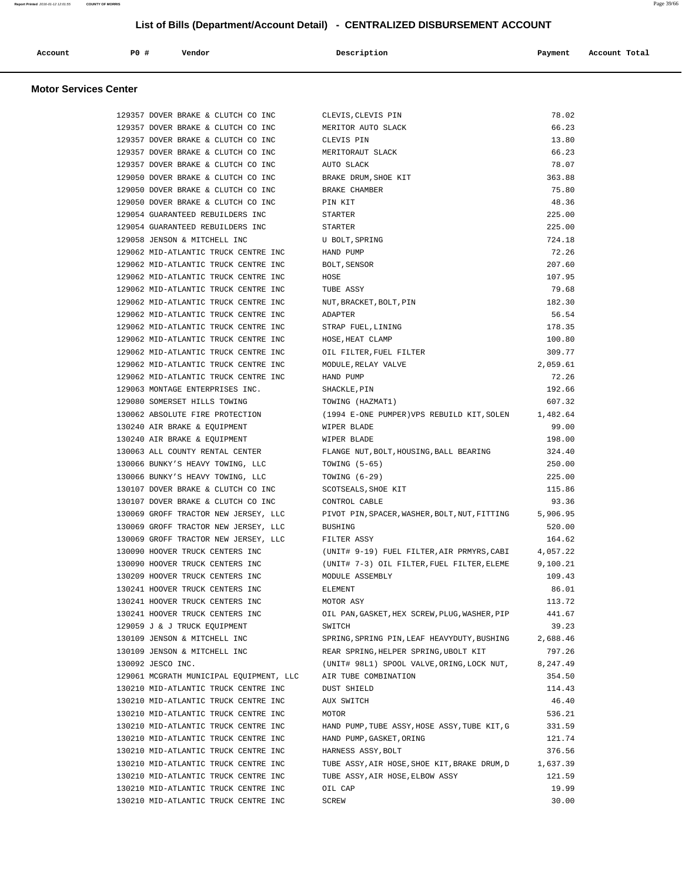# List of Bills (Department/Account Detail) - CENTRALIZED DISBURSEMENT ACCOUNT

## Motor Services Center

| Account | PO # | Vendor | Description | Payment | Account Total |
|---|---|---|---|---|---|
| | 129357 | DOVER BRAKE & CLUTCH CO INC | CLEVIS,CLEVIS PIN | 78.02 | |
| | 129357 | DOVER BRAKE & CLUTCH CO INC | MERITOR AUTO SLACK | 66.23 | |
| | 129357 | DOVER BRAKE & CLUTCH CO INC | CLEVIS PIN | 13.80 | |
| | 129357 | DOVER BRAKE & CLUTCH CO INC | MERITORAUT SLACK | 66.23 | |
| | 129357 | DOVER BRAKE & CLUTCH CO INC | AUTO SLACK | 78.07 | |
| | 129050 | DOVER BRAKE & CLUTCH CO INC | BRAKE DRUM,SHOE KIT | 363.88 | |
| | 129050 | DOVER BRAKE & CLUTCH CO INC | BRAKE CHAMBER | 75.80 | |
| | 129050 | DOVER BRAKE & CLUTCH CO INC | PIN KIT | 48.36 | |
| | 129054 | GUARANTEED REBUILDERS INC | STARTER | 225.00 | |
| | 129054 | GUARANTEED REBUILDERS INC | STARTER | 225.00 | |
| | 129058 | JENSON & MITCHELL INC | U BOLT,SPRING | 724.18 | |
| | 129062 | MID-ATLANTIC TRUCK CENTRE INC | HAND PUMP | 72.26 | |
| | 129062 | MID-ATLANTIC TRUCK CENTRE INC | BOLT,SENSOR | 207.60 | |
| | 129062 | MID-ATLANTIC TRUCK CENTRE INC | HOSE | 107.95 | |
| | 129062 | MID-ATLANTIC TRUCK CENTRE INC | TUBE ASSY | 79.68 | |
| | 129062 | MID-ATLANTIC TRUCK CENTRE INC | NUT,BRACKET,BOLT,PIN | 182.30 | |
| | 129062 | MID-ATLANTIC TRUCK CENTRE INC | ADAPTER | 56.54 | |
| | 129062 | MID-ATLANTIC TRUCK CENTRE INC | STRAP FUEL,LINING | 178.35 | |
| | 129062 | MID-ATLANTIC TRUCK CENTRE INC | HOSE,HEAT CLAMP | 100.80 | |
| | 129062 | MID-ATLANTIC TRUCK CENTRE INC | OIL FILTER,FUEL FILTER | 309.77 | |
| | 129062 | MID-ATLANTIC TRUCK CENTRE INC | MODULE,RELAY VALVE | 2,059.61 | |
| | 129062 | MID-ATLANTIC TRUCK CENTRE INC | HAND PUMP | 72.26 | |
| | 129063 | MONTAGE ENTERPRISES INC. | SHACKLE,PIN | 192.66 | |
| | 129080 | SOMERSET HILLS TOWING | TOWING (HAZMAT1) | 607.32 | |
| | 130062 | ABSOLUTE FIRE PROTECTION | (1994 E-ONE PUMPER)VPS REBUILD KIT,SOLEN | 1,482.64 | |
| | 130240 | AIR BRAKE & EQUIPMENT | WIPER BLADE | 99.00 | |
| | 130240 | AIR BRAKE & EQUIPMENT | WIPER BLADE | 198.00 | |
| | 130063 | ALL COUNTY RENTAL CENTER | FLANGE NUT,BOLT,HOUSING,BALL BEARING | 324.40 | |
| | 130066 | BUNKY'S HEAVY TOWING, LLC | TOWING (5-65) | 250.00 | |
| | 130066 | BUNKY'S HEAVY TOWING, LLC | TOWING (6-29) | 225.00 | |
| | 130107 | DOVER BRAKE & CLUTCH CO INC | SCOTSEALS,SHOE KIT | 115.86 | |
| | 130107 | DOVER BRAKE & CLUTCH CO INC | CONTROL CABLE | 93.36 | |
| | 130069 | GROFF TRACTOR NEW JERSEY, LLC | PIVOT PIN,SPACER,WASHER,BOLT,NUT,FITTING | 5,906.95 | |
| | 130069 | GROFF TRACTOR NEW JERSEY, LLC | BUSHING | 520.00 | |
| | 130069 | GROFF TRACTOR NEW JERSEY, LLC | FILTER ASSY | 164.62 | |
| | 130090 | HOOVER TRUCK CENTERS INC | (UNIT# 9-19) FUEL FILTER,AIR PRMYRS,CABI | 4,057.22 | |
| | 130090 | HOOVER TRUCK CENTERS INC | (UNIT# 7-3) OIL FILTER,FUEL FILTER,ELEME | 9,100.21 | |
| | 130209 | HOOVER TRUCK CENTERS INC | MODULE ASSEMBLY | 109.43 | |
| | 130241 | HOOVER TRUCK CENTERS INC | ELEMENT | 86.01 | |
| | 130241 | HOOVER TRUCK CENTERS INC | MOTOR ASY | 113.72 | |
| | 130241 | HOOVER TRUCK CENTERS INC | OIL PAN,GASKET,HEX SCREW,PLUG,WASHER,PIP | 441.67 | |
| | 129059 | J & J TRUCK EQUIPMENT | SWITCH | 39.23 | |
| | 130109 | JENSON & MITCHELL INC | SPRING,SPRING PIN,LEAF HEAVYDUTY,BUSHING | 2,688.46 | |
| | 130109 | JENSON & MITCHELL INC | REAR SPRING,HELPER SPRING,UBOLT KIT | 797.26 | |
| | 130092 | JESCO INC. | (UNIT# 98L1) SPOOL VALVE,ORING,LOCK NUT, | 8,247.49 | |
| | 129061 | MCGRATH MUNICIPAL EQUIPMENT, LLC | AIR TUBE COMBINATION | 354.50 | |
| | 130210 | MID-ATLANTIC TRUCK CENTRE INC | DUST SHIELD | 114.43 | |
| | 130210 | MID-ATLANTIC TRUCK CENTRE INC | AUX SWITCH | 46.40 | |
| | 130210 | MID-ATLANTIC TRUCK CENTRE INC | MOTOR | 536.21 | |
| | 130210 | MID-ATLANTIC TRUCK CENTRE INC | HAND PUMP,TUBE ASSY,HOSE ASSY,TUBE KIT,G | 331.59 | |
| | 130210 | MID-ATLANTIC TRUCK CENTRE INC | HAND PUMP,GASKET,ORING | 121.74 | |
| | 130210 | MID-ATLANTIC TRUCK CENTRE INC | HARNESS ASSY,BOLT | 376.56 | |
| | 130210 | MID-ATLANTIC TRUCK CENTRE INC | TUBE ASSY,AIR HOSE,SHOE KIT,BRAKE DRUM,D | 1,637.39 | |
| | 130210 | MID-ATLANTIC TRUCK CENTRE INC | TUBE ASSY,AIR HOSE,ELBOW ASSY | 121.59 | |
| | 130210 | MID-ATLANTIC TRUCK CENTRE INC | OIL CAP | 19.99 | |
| | 130210 | MID-ATLANTIC TRUCK CENTRE INC | SCREW | 30.00 | |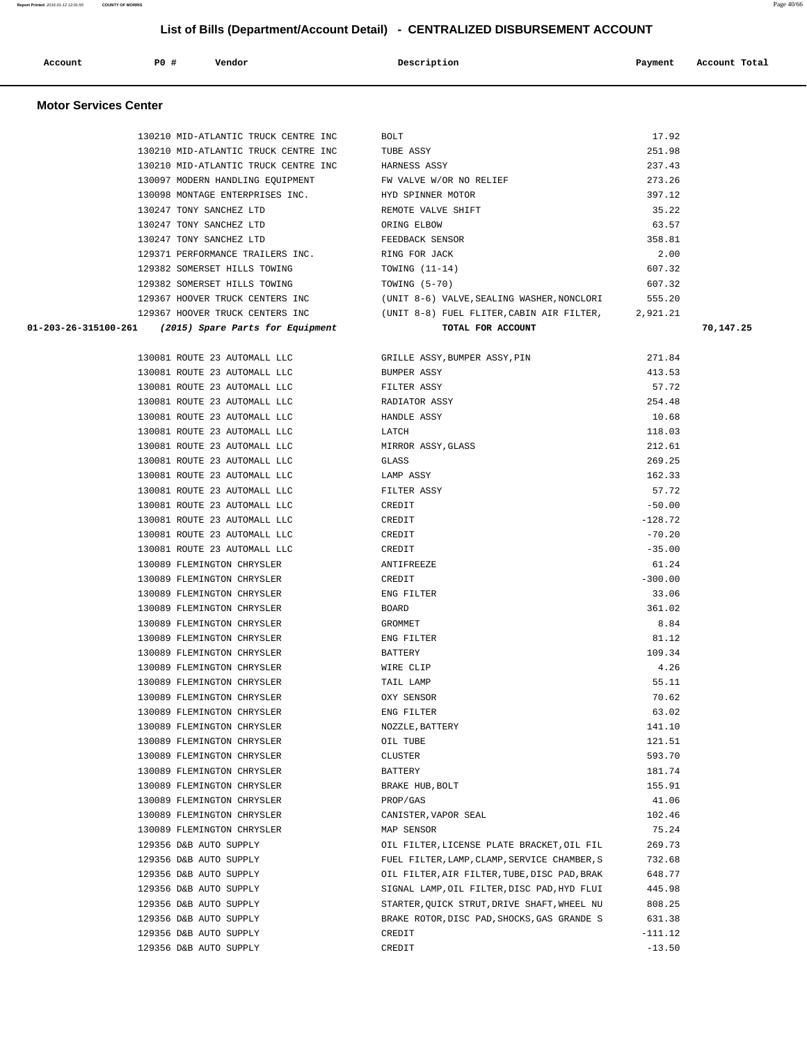## List of Bills (Department/Account Detail) - CENTRALIZED DISBURSEMENT ACCOUNT

| Account | PO # | Vendor | Description | Payment | Account Total |
|---|---|---|---|---|---|

### Motor Services Center

| Account | PO # | Vendor | Description | Payment | Account Total |
|---|---|---|---|---|---|
| | 130210 | MID-ATLANTIC TRUCK CENTRE INC | BOLT | 17.92 | |
| | 130210 | MID-ATLANTIC TRUCK CENTRE INC | TUBE ASSY | 251.98 | |
| | 130210 | MID-ATLANTIC TRUCK CENTRE INC | HARNESS ASSY | 237.43 | |
| | 130097 | MODERN HANDLING EQUIPMENT | FW VALVE W/OR NO RELIEF | 273.26 | |
| | 130098 | MONTAGE ENTERPRISES INC. | HYD SPINNER MOTOR | 397.12 | |
| | 130247 | TONY SANCHEZ LTD | REMOTE VALVE SHIFT | 35.22 | |
| | 130247 | TONY SANCHEZ LTD | ORING ELBOW | 63.57 | |
| | 130247 | TONY SANCHEZ LTD | FEEDBACK SENSOR | 358.81 | |
| | 129371 | PERFORMANCE TRAILERS INC. | RING FOR JACK | 2.00 | |
| | 129382 | SOMERSET HILLS TOWING | TOWING (11-14) | 607.32 | |
| | 129382 | SOMERSET HILLS TOWING | TOWING (5-70) | 607.32 | |
| | 129367 | HOOVER TRUCK CENTERS INC | (UNIT 8-6) VALVE,SEALING WASHER,NONCLORI | 555.20 | |
| | 129367 | HOOVER TRUCK CENTERS INC | (UNIT 8-8) FUEL FLITER,CABIN AIR FILTER, | 2,921.21 | |
| **01-203-26-315100-261** | | ***(2015) Spare Parts for Equipment*** | **TOTAL FOR ACCOUNT** | | **70,147.25** |
| | 130081 | ROUTE 23 AUTOMALL LLC | GRILLE ASSY,BUMPER ASSY,PIN | 271.84 | |
| | 130081 | ROUTE 23 AUTOMALL LLC | BUMPER ASSY | 413.53 | |
| | 130081 | ROUTE 23 AUTOMALL LLC | FILTER ASSY | 57.72 | |
| | 130081 | ROUTE 23 AUTOMALL LLC | RADIATOR ASSY | 254.48 | |
| | 130081 | ROUTE 23 AUTOMALL LLC | HANDLE ASSY | 10.68 | |
| | 130081 | ROUTE 23 AUTOMALL LLC | LATCH | 118.03 | |
| | 130081 | ROUTE 23 AUTOMALL LLC | MIRROR ASSY,GLASS | 212.61 | |
| | 130081 | ROUTE 23 AUTOMALL LLC | GLASS | 269.25 | |
| | 130081 | ROUTE 23 AUTOMALL LLC | LAMP ASSY | 162.33 | |
| | 130081 | ROUTE 23 AUTOMALL LLC | FILTER ASSY | 57.72 | |
| | 130081 | ROUTE 23 AUTOMALL LLC | CREDIT | -50.00 | |
| | 130081 | ROUTE 23 AUTOMALL LLC | CREDIT | -128.72 | |
| | 130081 | ROUTE 23 AUTOMALL LLC | CREDIT | -70.20 | |
| | 130081 | ROUTE 23 AUTOMALL LLC | CREDIT | -35.00 | |
| | 130089 | FLEMINGTON CHRYSLER | ANTIFREEZE | 61.24 | |
| | 130089 | FLEMINGTON CHRYSLER | CREDIT | -300.00 | |
| | 130089 | FLEMINGTON CHRYSLER | ENG FILTER | 33.06 | |
| | 130089 | FLEMINGTON CHRYSLER | BOARD | 361.02 | |
| | 130089 | FLEMINGTON CHRYSLER | GROMMET | 8.84 | |
| | 130089 | FLEMINGTON CHRYSLER | ENG FILTER | 81.12 | |
| | 130089 | FLEMINGTON CHRYSLER | BATTERY | 109.34 | |
| | 130089 | FLEMINGTON CHRYSLER | WIRE CLIP | 4.26 | |
| | 130089 | FLEMINGTON CHRYSLER | TAIL LAMP | 55.11 | |
| | 130089 | FLEMINGTON CHRYSLER | OXY SENSOR | 70.62 | |
| | 130089 | FLEMINGTON CHRYSLER | ENG FILTER | 63.02 | |
| | 130089 | FLEMINGTON CHRYSLER | NOZZLE,BATTERY | 141.10 | |
| | 130089 | FLEMINGTON CHRYSLER | OIL TUBE | 121.51 | |
| | 130089 | FLEMINGTON CHRYSLER | CLUSTER | 593.70 | |
| | 130089 | FLEMINGTON CHRYSLER | BATTERY | 181.74 | |
| | 130089 | FLEMINGTON CHRYSLER | BRAKE HUB,BOLT | 155.91 | |
| | 130089 | FLEMINGTON CHRYSLER | PROP/GAS | 41.06 | |
| | 130089 | FLEMINGTON CHRYSLER | CANISTER,VAPOR SEAL | 102.46 | |
| | 130089 | FLEMINGTON CHRYSLER | MAP SENSOR | 75.24 | |
| | 129356 | D&B AUTO SUPPLY | OIL FILTER,LICENSE PLATE BRACKET,OIL FIL | 269.73 | |
| | 129356 | D&B AUTO SUPPLY | FUEL FILTER,LAMP,CLAMP,SERVICE CHAMBER,S | 732.68 | |
| | 129356 | D&B AUTO SUPPLY | OIL FILTER,AIR FILTER,TUBE,DISC PAD,BRAK | 648.77 | |
| | 129356 | D&B AUTO SUPPLY | SIGNAL LAMP,OIL FILTER,DISC PAD,HYD FLUI | 445.98 | |
| | 129356 | D&B AUTO SUPPLY | STARTER,QUICK STRUT,DRIVE SHAFT,WHEEL NU | 808.25 | |
| | 129356 | D&B AUTO SUPPLY | BRAKE ROTOR,DISC PAD,SHOCKS,GAS GRANDE S | 631.38 | |
| | 129356 | D&B AUTO SUPPLY | CREDIT | -111.12 | |
| | 129356 | D&B AUTO SUPPLY | CREDIT | -13.50 | |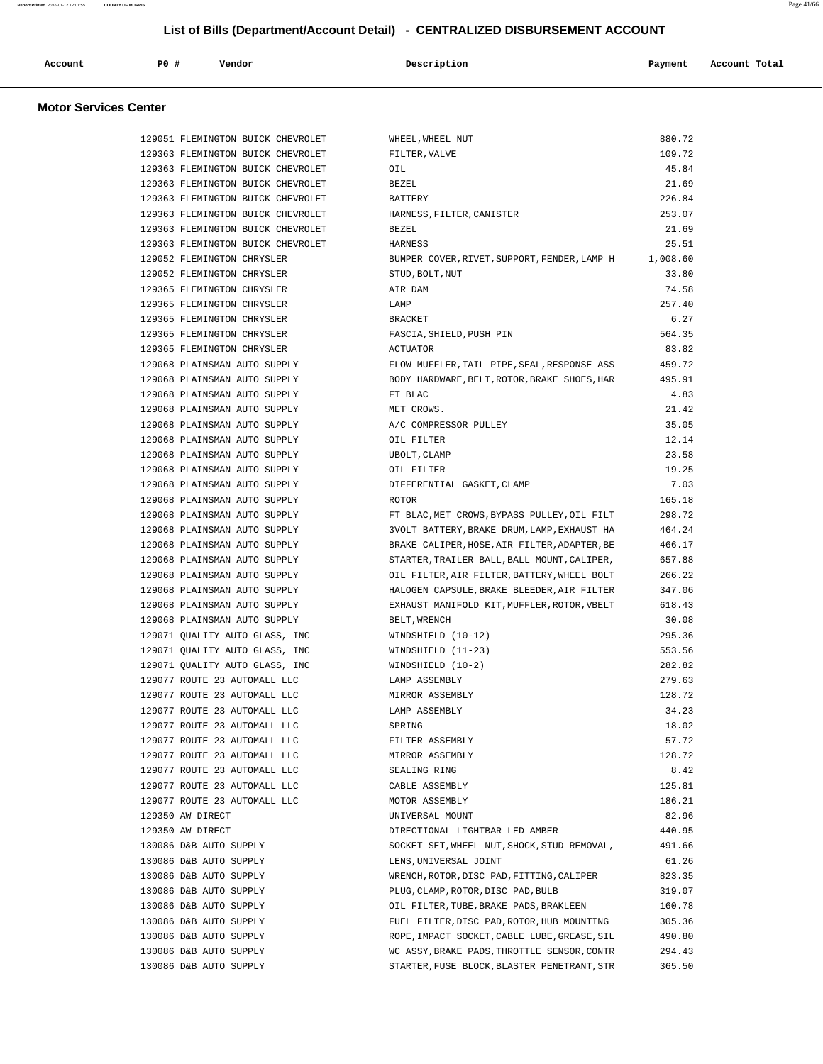# List of Bills (Department/Account Detail) - CENTRALIZED DISBURSEMENT ACCOUNT

## Motor Services Center

| Account | PO # | Vendor | Description | Payment | Account Total |
|---|---|---|---|---|---|
| | 129051 | FLEMINGTON BUICK CHEVROLET | WHEEL,WHEEL NUT | 880.72 | |
| | 129363 | FLEMINGTON BUICK CHEVROLET | FILTER,VALVE | 109.72 | |
| | 129363 | FLEMINGTON BUICK CHEVROLET | OIL | 45.84 | |
| | 129363 | FLEMINGTON BUICK CHEVROLET | BEZEL | 21.69 | |
| | 129363 | FLEMINGTON BUICK CHEVROLET | BATTERY | 226.84 | |
| | 129363 | FLEMINGTON BUICK CHEVROLET | HARNESS,FILTER,CANISTER | 253.07 | |
| | 129363 | FLEMINGTON BUICK CHEVROLET | BEZEL | 21.69 | |
| | 129363 | FLEMINGTON BUICK CHEVROLET | HARNESS | 25.51 | |
| | 129052 | FLEMINGTON CHRYSLER | BUMPER COVER,RIVET,SUPPORT,FENDER,LAMP H | 1,008.60 | |
| | 129052 | FLEMINGTON CHRYSLER | STUD,BOLT,NUT | 33.80 | |
| | 129365 | FLEMINGTON CHRYSLER | AIR DAM | 74.58 | |
| | 129365 | FLEMINGTON CHRYSLER | LAMP | 257.40 | |
| | 129365 | FLEMINGTON CHRYSLER | BRACKET | 6.27 | |
| | 129365 | FLEMINGTON CHRYSLER | FASCIA,SHIELD,PUSH PIN | 564.35 | |
| | 129365 | FLEMINGTON CHRYSLER | ACTUATOR | 83.82 | |
| | 129068 | PLAINSMAN AUTO SUPPLY | FLOW MUFFLER,TAIL PIPE,SEAL,RESPONSE ASS | 459.72 | |
| | 129068 | PLAINSMAN AUTO SUPPLY | BODY HARDWARE,BELT,ROTOR,BRAKE SHOES,HAR | 495.91 | |
| | 129068 | PLAINSMAN AUTO SUPPLY | FT BLAC | 4.83 | |
| | 129068 | PLAINSMAN AUTO SUPPLY | MET CROWS. | 21.42 | |
| | 129068 | PLAINSMAN AUTO SUPPLY | A/C COMPRESSOR PULLEY | 35.05 | |
| | 129068 | PLAINSMAN AUTO SUPPLY | OIL FILTER | 12.14 | |
| | 129068 | PLAINSMAN AUTO SUPPLY | UBOLT,CLAMP | 23.58 | |
| | 129068 | PLAINSMAN AUTO SUPPLY | OIL FILTER | 19.25 | |
| | 129068 | PLAINSMAN AUTO SUPPLY | DIFFERENTIAL GASKET,CLAMP | 7.03 | |
| | 129068 | PLAINSMAN AUTO SUPPLY | ROTOR | 165.18 | |
| | 129068 | PLAINSMAN AUTO SUPPLY | FT BLAC,MET CROWS,BYPASS PULLEY,OIL FILT | 298.72 | |
| | 129068 | PLAINSMAN AUTO SUPPLY | 3VOLT BATTERY,BRAKE DRUM,LAMP,EXHAUST HA | 464.24 | |
| | 129068 | PLAINSMAN AUTO SUPPLY | BRAKE CALIPER,HOSE,AIR FILTER,ADAPTER,BE | 466.17 | |
| | 129068 | PLAINSMAN AUTO SUPPLY | STARTER,TRAILER BALL,BALL MOUNT,CALIPER, | 657.88 | |
| | 129068 | PLAINSMAN AUTO SUPPLY | OIL FILTER,AIR FILTER,BATTERY,WHEEL BOLT | 266.22 | |
| | 129068 | PLAINSMAN AUTO SUPPLY | HALOGEN CAPSULE,BRAKE BLEEDER,AIR FILTER | 347.06 | |
| | 129068 | PLAINSMAN AUTO SUPPLY | EXHAUST MANIFOLD KIT,MUFFLER,ROTOR,VBELT | 618.43 | |
| | 129068 | PLAINSMAN AUTO SUPPLY | BELT,WRENCH | 30.08 | |
| | 129071 | QUALITY AUTO GLASS, INC | WINDSHIELD (10-12) | 295.36 | |
| | 129071 | QUALITY AUTO GLASS, INC | WINDSHIELD (11-23) | 553.56 | |
| | 129071 | QUALITY AUTO GLASS, INC | WINDSHIELD (10-2) | 282.82 | |
| | 129077 | ROUTE 23 AUTOMALL LLC | LAMP ASSEMBLY | 279.63 | |
| | 129077 | ROUTE 23 AUTOMALL LLC | MIRROR ASSEMBLY | 128.72 | |
| | 129077 | ROUTE 23 AUTOMALL LLC | LAMP ASSEMBLY | 34.23 | |
| | 129077 | ROUTE 23 AUTOMALL LLC | SPRING | 18.02 | |
| | 129077 | ROUTE 23 AUTOMALL LLC | FILTER ASSEMBLY | 57.72 | |
| | 129077 | ROUTE 23 AUTOMALL LLC | MIRROR ASSEMBLY | 128.72 | |
| | 129077 | ROUTE 23 AUTOMALL LLC | SEALING RING | 8.42 | |
| | 129077 | ROUTE 23 AUTOMALL LLC | CABLE ASSEMBLY | 125.81 | |
| | 129077 | ROUTE 23 AUTOMALL LLC | MOTOR ASSEMBLY | 186.21 | |
| | 129350 | AW DIRECT | UNIVERSAL MOUNT | 82.96 | |
| | 129350 | AW DIRECT | DIRECTIONAL LIGHTBAR LED AMBER | 440.95 | |
| | 130086 | D&B AUTO SUPPLY | SOCKET SET,WHEEL NUT,SHOCK,STUD REMOVAL, | 491.66 | |
| | 130086 | D&B AUTO SUPPLY | LENS,UNIVERSAL JOINT | 61.26 | |
| | 130086 | D&B AUTO SUPPLY | WRENCH,ROTOR,DISC PAD,FITTING,CALIPER | 823.35 | |
| | 130086 | D&B AUTO SUPPLY | PLUG,CLAMP,ROTOR,DISC PAD,BULB | 319.07 | |
| | 130086 | D&B AUTO SUPPLY | OIL FILTER,TUBE,BRAKE PADS,BRAKLEEN | 160.78 | |
| | 130086 | D&B AUTO SUPPLY | FUEL FILTER,DISC PAD,ROTOR,HUB MOUNTING | 305.36 | |
| | 130086 | D&B AUTO SUPPLY | ROPE,IMPACT SOCKET,CABLE LUBE,GREASE,SIL | 490.80 | |
| | 130086 | D&B AUTO SUPPLY | WC ASSY,BRAKE PADS,THROTTLE SENSOR,CONTR | 294.43 | |
| | 130086 | D&B AUTO SUPPLY | STARTER,FUSE BLOCK,BLASTER PENETRANT,STR | 365.50 | |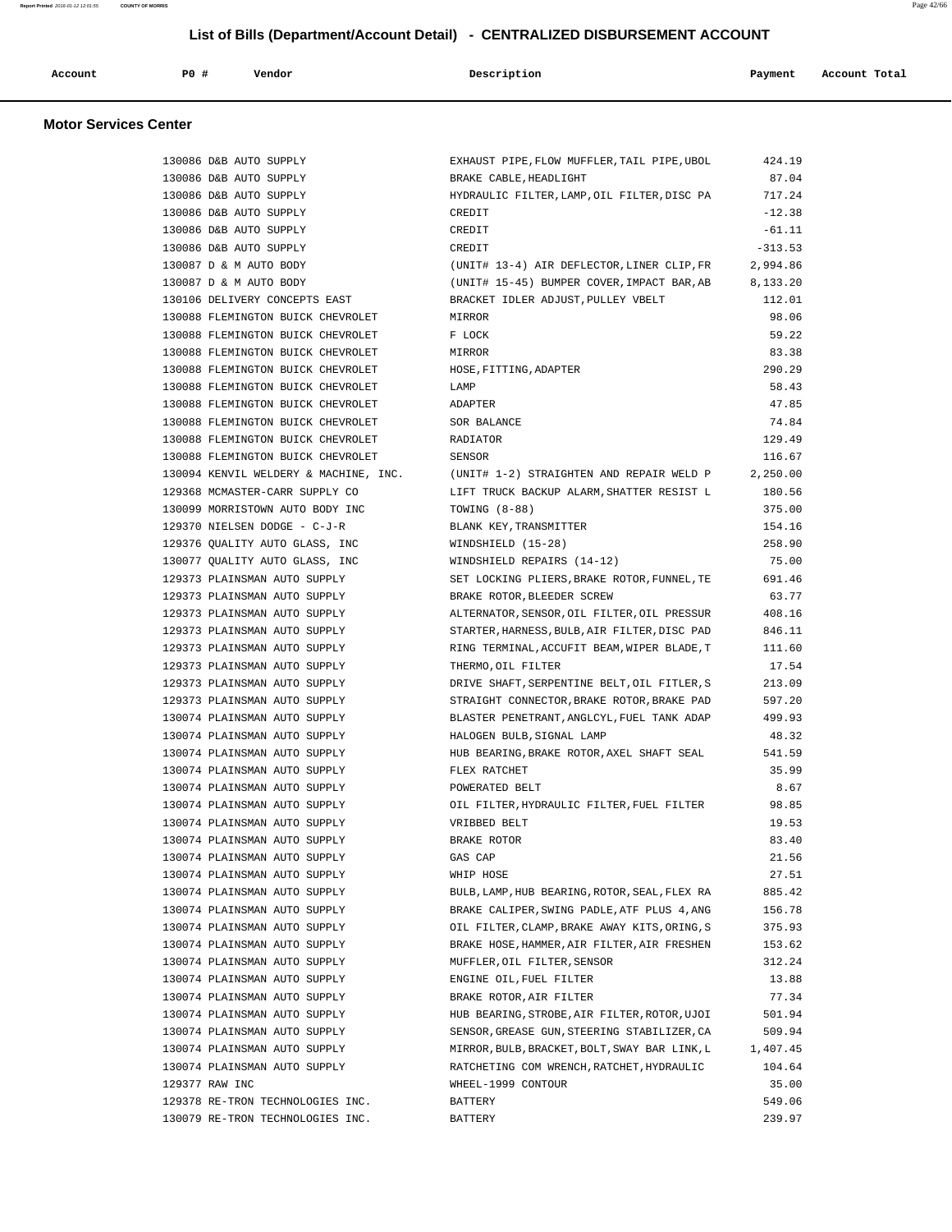# List of Bills (Department/Account Detail) - CENTRALIZED DISBURSEMENT ACCOUNT

## Motor Services Center

| Account | PO # | Vendor | Description | Payment | Account Total |
|---|---|---|---|---|---|
| | 130086 | D&B AUTO SUPPLY | EXHAUST PIPE,FLOW MUFFLER,TAIL PIPE,UBOL | 424.19 | |
| | 130086 | D&B AUTO SUPPLY | BRAKE CABLE,HEADLIGHT | 87.04 | |
| | 130086 | D&B AUTO SUPPLY | HYDRAULIC FILTER,LAMP,OIL FILTER,DISC PA | 717.24 | |
| | 130086 | D&B AUTO SUPPLY | CREDIT | -12.38 | |
| | 130086 | D&B AUTO SUPPLY | CREDIT | -61.11 | |
| | 130086 | D&B AUTO SUPPLY | CREDIT | -313.53 | |
| | 130087 | D & M AUTO BODY | (UNIT# 13-4) AIR DEFLECTOR,LINER CLIP,FR | 2,994.86 | |
| | 130087 | D & M AUTO BODY | (UNIT# 15-45) BUMPER COVER,IMPACT BAR,AB | 8,133.20 | |
| | 130106 | DELIVERY CONCEPTS EAST | BRACKET IDLER ADJUST,PULLEY VBELT | 112.01 | |
| | 130088 | FLEMINGTON BUICK CHEVROLET | MIRROR | 98.06 | |
| | 130088 | FLEMINGTON BUICK CHEVROLET | F LOCK | 59.22 | |
| | 130088 | FLEMINGTON BUICK CHEVROLET | MIRROR | 83.38 | |
| | 130088 | FLEMINGTON BUICK CHEVROLET | HOSE,FITTING,ADAPTER | 290.29 | |
| | 130088 | FLEMINGTON BUICK CHEVROLET | LAMP | 58.43 | |
| | 130088 | FLEMINGTON BUICK CHEVROLET | ADAPTER | 47.85 | |
| | 130088 | FLEMINGTON BUICK CHEVROLET | SOR BALANCE | 74.84 | |
| | 130088 | FLEMINGTON BUICK CHEVROLET | RADIATOR | 129.49 | |
| | 130088 | FLEMINGTON BUICK CHEVROLET | SENSOR | 116.67 | |
| | 130094 | KENVIL WELDERY & MACHINE, INC. | (UNIT# 1-2) STRAIGHTEN AND REPAIR WELD P | 2,250.00 | |
| | 129368 | MCMASTER-CARR SUPPLY CO | LIFT TRUCK BACKUP ALARM,SHATTER RESIST L | 180.56 | |
| | 130099 | MORRISTOWN AUTO BODY INC | TOWING (8-88) | 375.00 | |
| | 129370 | NIELSEN DODGE - C-J-R | BLANK KEY,TRANSMITTER | 154.16 | |
| | 129376 | QUALITY AUTO GLASS, INC | WINDSHIELD (15-28) | 258.90 | |
| | 130077 | QUALITY AUTO GLASS, INC | WINDSHIELD REPAIRS (14-12) | 75.00 | |
| | 129373 | PLAINSMAN AUTO SUPPLY | SET LOCKING PLIERS,BRAKE ROTOR,FUNNEL,TE | 691.46 | |
| | 129373 | PLAINSMAN AUTO SUPPLY | BRAKE ROTOR,BLEEDER SCREW | 63.77 | |
| | 129373 | PLAINSMAN AUTO SUPPLY | ALTERNATOR,SENSOR,OIL FILTER,OIL PRESSUR | 408.16 | |
| | 129373 | PLAINSMAN AUTO SUPPLY | STARTER,HARNESS,BULB,AIR FILTER,DISC PAD | 846.11 | |
| | 129373 | PLAINSMAN AUTO SUPPLY | RING TERMINAL,ACCUFIT BEAM,WIPER BLADE,T | 111.60 | |
| | 129373 | PLAINSMAN AUTO SUPPLY | THERMO,OIL FILTER | 17.54 | |
| | 129373 | PLAINSMAN AUTO SUPPLY | DRIVE SHAFT,SERPENTINE BELT,OIL FITLER,S | 213.09 | |
| | 129373 | PLAINSMAN AUTO SUPPLY | STRAIGHT CONNECTOR,BRAKE ROTOR,BRAKE PAD | 597.20 | |
| | 130074 | PLAINSMAN AUTO SUPPLY | BLASTER PENETRANT,ANGLCYL,FUEL TANK ADAP | 499.93 | |
| | 130074 | PLAINSMAN AUTO SUPPLY | HALOGEN BULB,SIGNAL LAMP | 48.32 | |
| | 130074 | PLAINSMAN AUTO SUPPLY | HUB BEARING,BRAKE ROTOR,AXEL SHAFT SEAL | 541.59 | |
| | 130074 | PLAINSMAN AUTO SUPPLY | FLEX RATCHET | 35.99 | |
| | 130074 | PLAINSMAN AUTO SUPPLY | POWERATED BELT | 8.67 | |
| | 130074 | PLAINSMAN AUTO SUPPLY | OIL FILTER,HYDRAULIC FILTER,FUEL FILTER | 98.85 | |
| | 130074 | PLAINSMAN AUTO SUPPLY | VRIBBED BELT | 19.53 | |
| | 130074 | PLAINSMAN AUTO SUPPLY | BRAKE ROTOR | 83.40 | |
| | 130074 | PLAINSMAN AUTO SUPPLY | GAS CAP | 21.56 | |
| | 130074 | PLAINSMAN AUTO SUPPLY | WHIP HOSE | 27.51 | |
| | 130074 | PLAINSMAN AUTO SUPPLY | BULB,LAMP,HUB BEARING,ROTOR,SEAL,FLEX RA | 885.42 | |
| | 130074 | PLAINSMAN AUTO SUPPLY | BRAKE CALIPER,SWING PADLE,ATF PLUS 4,ANG | 156.78 | |
| | 130074 | PLAINSMAN AUTO SUPPLY | OIL FILTER,CLAMP,BRAKE AWAY KITS,ORING,S | 375.93 | |
| | 130074 | PLAINSMAN AUTO SUPPLY | BRAKE HOSE,HAMMER,AIR FILTER,AIR FRESHEN | 153.62 | |
| | 130074 | PLAINSMAN AUTO SUPPLY | MUFFLER,OIL FILTER,SENSOR | 312.24 | |
| | 130074 | PLAINSMAN AUTO SUPPLY | ENGINE OIL,FUEL FILTER | 13.88 | |
| | 130074 | PLAINSMAN AUTO SUPPLY | BRAKE ROTOR,AIR FILTER | 77.34 | |
| | 130074 | PLAINSMAN AUTO SUPPLY | HUB BEARING,STROBE,AIR FILTER,ROTOR,UJOI | 501.94 | |
| | 130074 | PLAINSMAN AUTO SUPPLY | SENSOR,GREASE GUN,STEERING STABILIZER,CA | 509.94 | |
| | 130074 | PLAINSMAN AUTO SUPPLY | MIRROR,BULB,BRACKET,BOLT,SWAY BAR LINK,L | 1,407.45 | |
| | 130074 | PLAINSMAN AUTO SUPPLY | RATCHETING COM WRENCH,RATCHET,HYDRAULIC | 104.64 | |
| | 129377 | RAW INC | WHEEL-1999 CONTOUR | 35.00 | |
| | 129378 | RE-TRON TECHNOLOGIES INC. | BATTERY | 549.06 | |
| | 130079 | RE-TRON TECHNOLOGIES INC. | BATTERY | 239.97 | |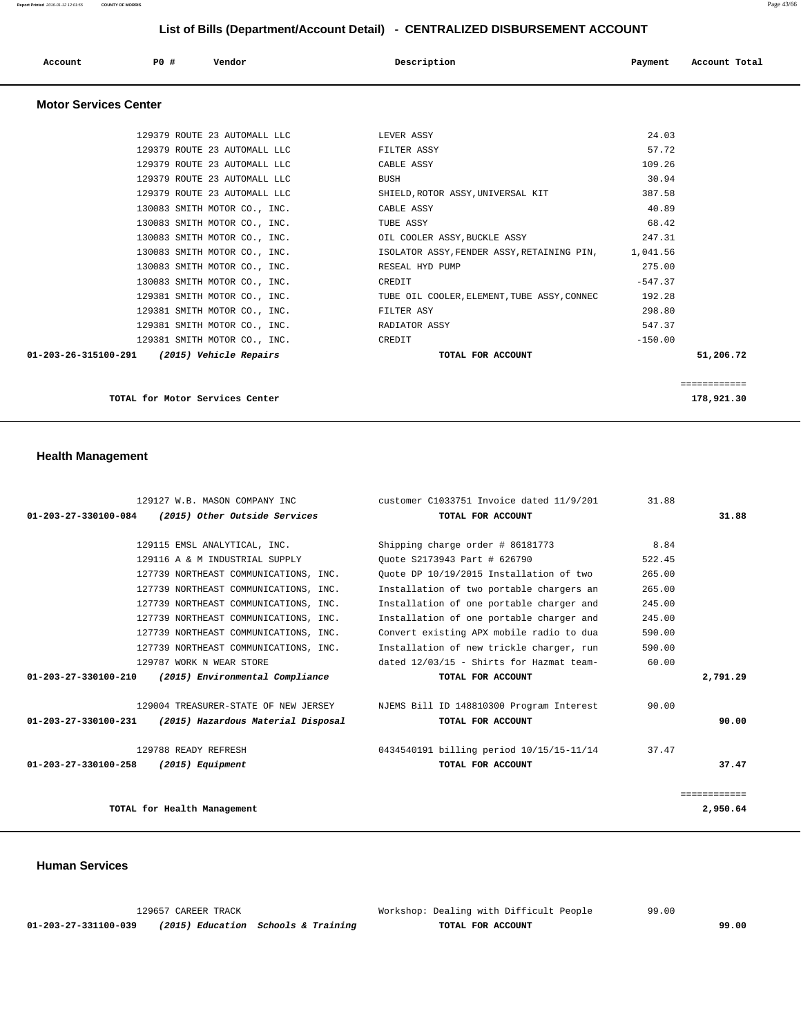# List of Bills (Department/Account Detail) - CENTRALIZED DISBURSEMENT ACCOUNT

| Account | PO # | Vendor | Description | Payment | Account Total |
|---|---|---|---|---|---|

## Motor Services Center

| Account | PO # | Vendor | Description | Payment | Account Total |
|---|---|---|---|---|---|
| | 129379 | ROUTE 23 AUTOMALL LLC | LEVER ASSY | 24.03 | |
| | 129379 | ROUTE 23 AUTOMALL LLC | FILTER ASSY | 57.72 | |
| | 129379 | ROUTE 23 AUTOMALL LLC | CABLE ASSY | 109.26 | |
| | 129379 | ROUTE 23 AUTOMALL LLC | BUSH | 30.94 | |
| | 129379 | ROUTE 23 AUTOMALL LLC | SHIELD,ROTOR ASSY,UNIVERSAL KIT | 387.58 | |
| | 130083 | SMITH MOTOR CO., INC. | CABLE ASSY | 40.89 | |
| | 130083 | SMITH MOTOR CO., INC. | TUBE ASSY | 68.42 | |
| | 130083 | SMITH MOTOR CO., INC. | OIL COOLER ASSY,BUCKLE ASSY | 247.31 | |
| | 130083 | SMITH MOTOR CO., INC. | ISOLATOR ASSY,FENDER ASSY,RETAINING PIN, | 1,041.56 | |
| | 130083 | SMITH MOTOR CO., INC. | RESEAL HYD PUMP | 275.00 | |
| | 130083 | SMITH MOTOR CO., INC. | CREDIT | -547.37 | |
| | 129381 | SMITH MOTOR CO., INC. | TUBE OIL COOLER,ELEMENT,TUBE ASSY,CONNEC | 192.28 | |
| | 129381 | SMITH MOTOR CO., INC. | FILTER ASY | 298.80 | |
| | 129381 | SMITH MOTOR CO., INC. | RADIATOR ASSY | 547.37 | |
| | 129381 | SMITH MOTOR CO., INC. | CREDIT | -150.00 | |
| **01-203-26-315100-291** | | ***(2015) Vehicle Repairs*** | **TOTAL FOR ACCOUNT** | | **51,206.72** |
| | | **TOTAL for Motor Services Center** | | | **178,921.30** |

## Health Management

| Account | PO # | Vendor | Description | Payment | Account Total |
|---|---|---|---|---|---|
| | 129127 | W.B. MASON COMPANY INC | customer C1033751 Invoice dated 11/9/201 | 31.88 | |
| **01-203-27-330100-084** | | ***(2015) Other Outside Services*** | **TOTAL FOR ACCOUNT** | | **31.88** |
| | 129115 | EMSL ANALYTICAL, INC. | Shipping charge order # 86181773 | 8.84 | |
| | 129116 | A & M INDUSTRIAL SUPPLY | Quote S2173943 Part # 626790 | 522.45 | |
| | 127739 | NORTHEAST COMMUNICATIONS, INC. | Quote DP 10/19/2015 Installation of two | 265.00 | |
| | 127739 | NORTHEAST COMMUNICATIONS, INC. | Installation of two portable chargers an | 265.00 | |
| | 127739 | NORTHEAST COMMUNICATIONS, INC. | Installation of one portable charger and | 245.00 | |
| | 127739 | NORTHEAST COMMUNICATIONS, INC. | Installation of one portable charger and | 245.00 | |
| | 127739 | NORTHEAST COMMUNICATIONS, INC. | Convert existing APX mobile radio to dua | 590.00 | |
| | 127739 | NORTHEAST COMMUNICATIONS, INC. | Installation of new trickle charger, run | 590.00 | |
| | 129787 | WORK N WEAR STORE | dated 12/03/15 - Shirts for Hazmat team- | 60.00 | |
| **01-203-27-330100-210** | | ***(2015) Environmental Compliance*** | **TOTAL FOR ACCOUNT** | | **2,791.29** |
| | 129004 | TREASURER-STATE OF NEW JERSEY | NJEMS Bill ID 148810300 Program Interest | 90.00 | |
| **01-203-27-330100-231** | | ***(2015) Hazardous Material Disposal*** | **TOTAL FOR ACCOUNT** | | **90.00** |
| | 129788 | READY REFRESH | 0434540191 billing period 10/15/15-11/14 | 37.47 | |
| **01-203-27-330100-258** | | ***(2015) Equipment*** | **TOTAL FOR ACCOUNT** | | **37.47** |
| | | **TOTAL for Health Management** | | | **2,950.64** |

## Human Services

| Account | PO # | Vendor | Description | Payment | Account Total |
|---|---|---|---|---|---|
| | 129657 | CAREER TRACK | Workshop: Dealing with Difficult People | 99.00 | |
| **01-203-27-331100-039** | | ***(2015) Education Schools & Training*** | **TOTAL FOR ACCOUNT** | | **99.00** |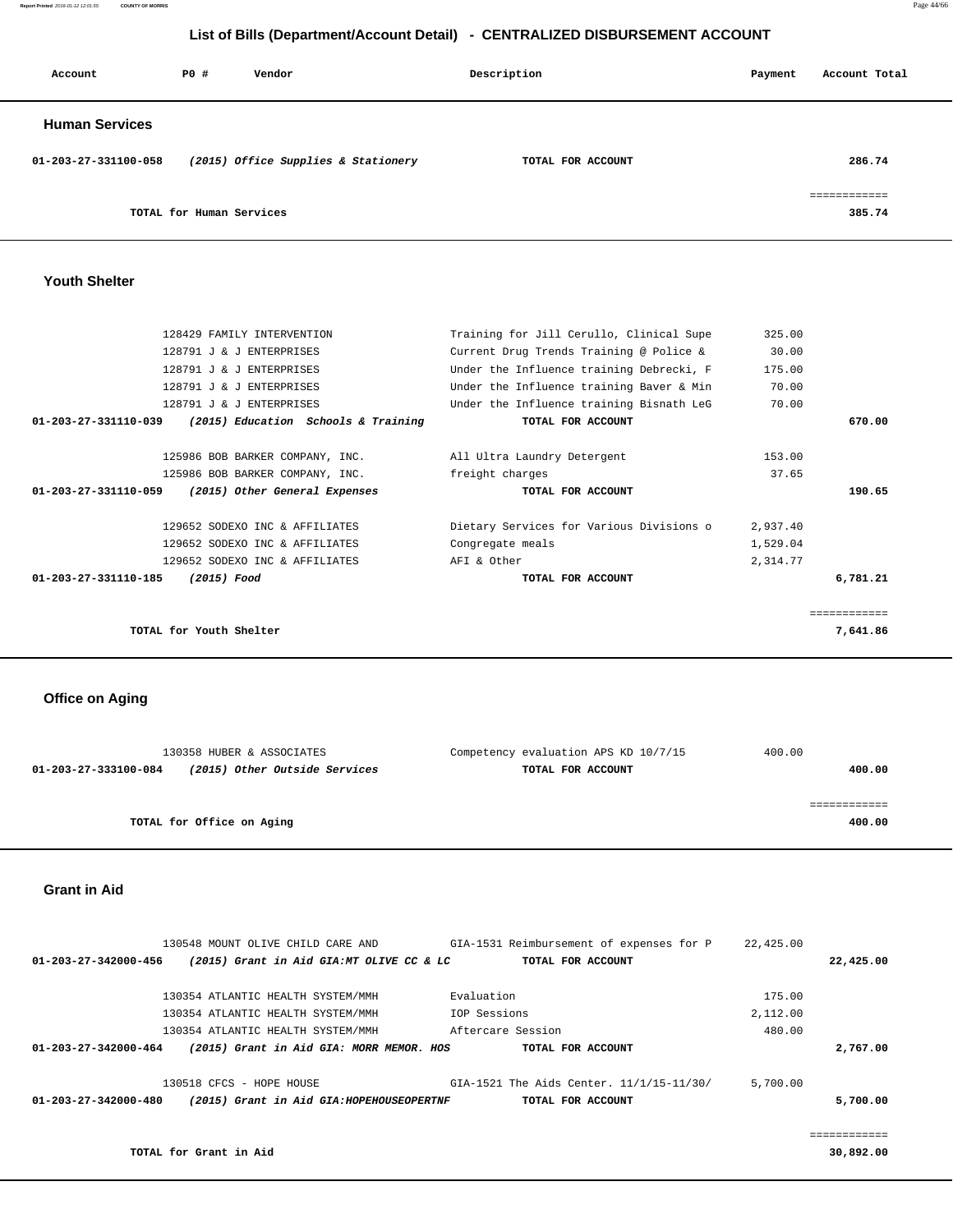# List of Bills (Department/Account Detail) - CENTRALIZED DISBURSEMENT ACCOUNT

| Account | PO # | Vendor | Description | Payment | Account Total |
|---|---|---|---|---|---|

## Human Services

| Account | PO # | Vendor | Description | Payment | Account Total |
|---|---|---|---|---|---|
| 01-203-27-331100-058 | | *(2015) Office Supplies & Stationery* | TOTAL FOR ACCOUNT | | 286.74 |
| | | | | | ============ |
| TOTAL for Human Services | | | | | 385.74 |

## Youth Shelter

| Account | PO # | Vendor | Description | Payment | Account Total |
|---|---|---|---|---|---|
| | 128429 | FAMILY INTERVENTION | Training for Jill Cerullo, Clinical Supe | 325.00 | |
| | 128791 | J & J ENTERPRISES | Current Drug Trends Training @ Police & | 30.00 | |
| | 128791 | J & J ENTERPRISES | Under the Influence training Debrecki, F | 175.00 | |
| | 128791 | J & J ENTERPRISES | Under the Influence training Baver & Min | 70.00 | |
| | 128791 | J & J ENTERPRISES | Under the Influence training Bisnath LeG | 70.00 | |
| 01-203-27-331110-039 | | *(2015) Education Schools & Training* | TOTAL FOR ACCOUNT | | 670.00 |
| | 125986 | BOB BARKER COMPANY, INC. | All Ultra Laundry Detergent | 153.00 | |
| | 125986 | BOB BARKER COMPANY, INC. | freight charges | 37.65 | |
| 01-203-27-331110-059 | | *(2015) Other General Expenses* | TOTAL FOR ACCOUNT | | 190.65 |
| | 129652 | SODEXO INC & AFFILIATES | Dietary Services for Various Divisions o | 2,937.40 | |
| | 129652 | SODEXO INC & AFFILIATES | Congregate meals | 1,529.04 | |
| | 129652 | SODEXO INC & AFFILIATES | AFI & Other | 2,314.77 | |
| 01-203-27-331110-185 | | *(2015) Food* | TOTAL FOR ACCOUNT | | 6,781.21 |
| | | | | | ============ |
| TOTAL for Youth Shelter | | | | | 7,641.86 |

## Office on Aging

| Account | PO # | Vendor | Description | Payment | Account Total |
|---|---|---|---|---|---|
| | 130358 | HUBER & ASSOCIATES | Competency evaluation APS KD 10/7/15 | 400.00 | |
| 01-203-27-333100-084 | | *(2015) Other Outside Services* | TOTAL FOR ACCOUNT | | 400.00 |
| | | | | | ============ |
| TOTAL for Office on Aging | | | | | 400.00 |

## Grant in Aid

| Account | PO # | Vendor | Description | Payment | Account Total |
|---|---|---|---|---|---|
| | 130548 | MOUNT OLIVE CHILD CARE AND | GIA-1531 Reimbursement of expenses for P | 22,425.00 | |
| 01-203-27-342000-456 | | *(2015) Grant in Aid GIA:MT OLIVE CC & LC* | TOTAL FOR ACCOUNT | | 22,425.00 |
| | 130354 | ATLANTIC HEALTH SYSTEM/MMH | Evaluation | 175.00 | |
| | 130354 | ATLANTIC HEALTH SYSTEM/MMH | IOP Sessions | 2,112.00 | |
| | 130354 | ATLANTIC HEALTH SYSTEM/MMH | Aftercare Session | 480.00 | |
| 01-203-27-342000-464 | | *(2015) Grant in Aid GIA: MORR MEMOR. HOS* | TOTAL FOR ACCOUNT | | 2,767.00 |
| | 130518 | CFCS - HOPE HOUSE | GIA-1521 The Aids Center. 11/1/15-11/30/ | 5,700.00 | |
| 01-203-27-342000-480 | | *(2015) Grant in Aid GIA:HOPEHOUSEOPERTNF* | TOTAL FOR ACCOUNT | | 5,700.00 |
| | | | | | ============ |
| TOTAL for Grant in Aid | | | | | 30,892.00 |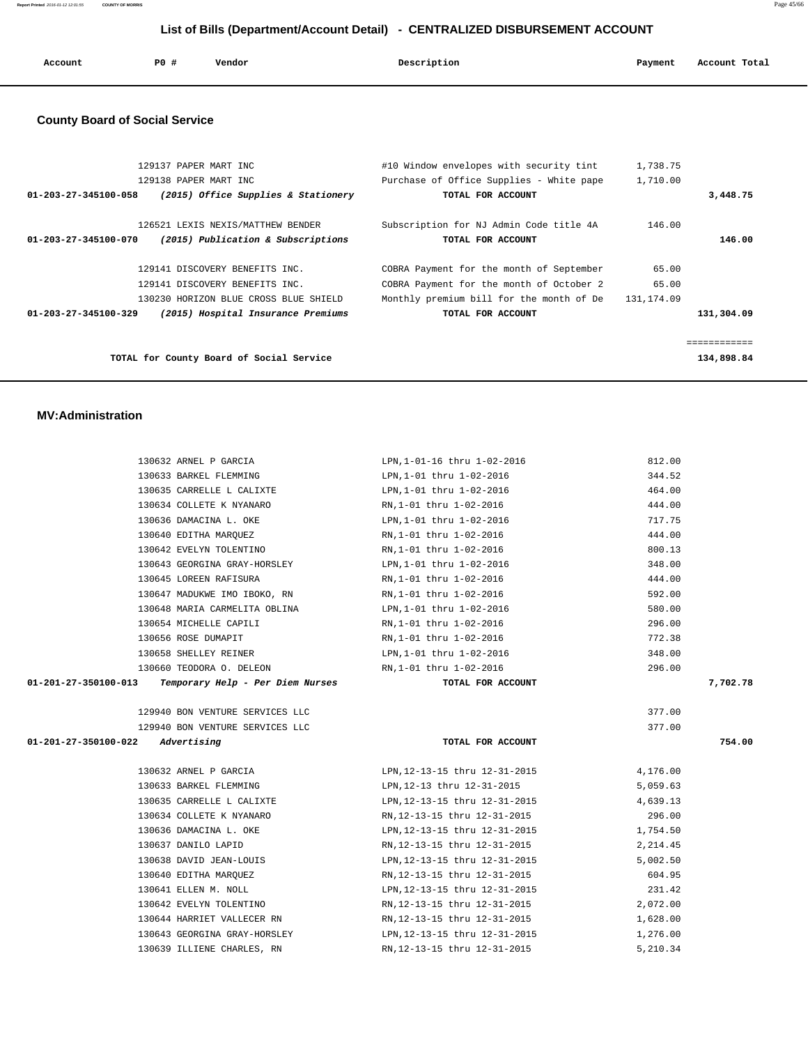# List of Bills (Department/Account Detail) - CENTRALIZED DISBURSEMENT ACCOUNT

| Account | PO # | Vendor | Description | Payment | Account Total |
|---|---|---|---|---|---|

## County Board of Social Service

| Account | PO # | Vendor | Description | Payment | Account Total |
|---|---|---|---|---|---|
| | 129137 | PAPER MART INC | #10 Window envelopes with security tint | 1,738.75 | |
| | 129138 | PAPER MART INC | Purchase of Office Supplies - White pape | 1,710.00 | |
| **01-203-27-345100-058** | | ***(2015) Office Supplies & Stationery*** | **TOTAL FOR ACCOUNT** | | **3,448.75** |
| | 126521 | LEXIS NEXIS/MATTHEW BENDER | Subscription for NJ Admin Code title 4A | 146.00 | |
| **01-203-27-345100-070** | | ***(2015) Publication & Subscriptions*** | **TOTAL FOR ACCOUNT** | | **146.00** |
| | 129141 | DISCOVERY BENEFITS INC. | COBRA Payment for the month of September | 65.00 | |
| | 129141 | DISCOVERY BENEFITS INC. | COBRA Payment for the month of October 2 | 65.00 | |
| | 130230 | HORIZON BLUE CROSS BLUE SHIELD | Monthly premium bill for the month of De | 131,174.09 | |
| **01-203-27-345100-329** | | ***(2015) Hospital Insurance Premiums*** | **TOTAL FOR ACCOUNT** | | **131,304.09** |
| | | | | | ============ |
| | | **TOTAL for County Board of Social Service** | | | **134,898.84** |

## MV:Administration

| Account | PO # | Vendor | Description | Payment | Account Total |
|---|---|---|---|---|---|
| | 130632 | ARNEL P GARCIA | LPN,1-01-16 thru 1-02-2016 | 812.00 | |
| | 130633 | BARKEL FLEMMING | LPN,1-01 thru 1-02-2016 | 344.52 | |
| | 130635 | CARRELLE L CALIXTE | LPN,1-01 thru 1-02-2016 | 464.00 | |
| | 130634 | COLLETE K NYANARO | RN,1-01 thru 1-02-2016 | 444.00 | |
| | 130636 | DAMACINA L. OKE | LPN,1-01 thru 1-02-2016 | 717.75 | |
| | 130640 | EDITHA MARQUEZ | RN,1-01 thru 1-02-2016 | 444.00 | |
| | 130642 | EVELYN TOLENTINO | RN,1-01 thru 1-02-2016 | 800.13 | |
| | 130643 | GEORGINA GRAY-HORSLEY | LPN,1-01 thru 1-02-2016 | 348.00 | |
| | 130645 | LOREEN RAFISURA | RN,1-01 thru 1-02-2016 | 444.00 | |
| | 130647 | MADUKWE IMO IBOKO, RN | RN,1-01 thru 1-02-2016 | 592.00 | |
| | 130648 | MARIA CARMELITA OBLINA | LPN,1-01 thru 1-02-2016 | 580.00 | |
| | 130654 | MICHELLE CAPILI | RN,1-01 thru 1-02-2016 | 296.00 | |
| | 130656 | ROSE DUMAPIT | RN,1-01 thru 1-02-2016 | 772.38 | |
| | 130658 | SHELLEY REINER | LPN,1-01 thru 1-02-2016 | 348.00 | |
| | 130660 | TEODORA O. DELEON | RN,1-01 thru 1-02-2016 | 296.00 | |
| **01-201-27-350100-013** | | ***Temporary Help - Per Diem Nurses*** | **TOTAL FOR ACCOUNT** | | **7,702.78** |
| | 129940 | BON VENTURE SERVICES LLC | | 377.00 | |
| | 129940 | BON VENTURE SERVICES LLC | | 377.00 | |
| **01-201-27-350100-022** | | ***Advertising*** | **TOTAL FOR ACCOUNT** | | **754.00** |
| | 130632 | ARNEL P GARCIA | LPN,12-13-15 thru 12-31-2015 | 4,176.00 | |
| | 130633 | BARKEL FLEMMING | LPN,12-13 thru 12-31-2015 | 5,059.63 | |
| | 130635 | CARRELLE L CALIXTE | LPN,12-13-15 thru 12-31-2015 | 4,639.13 | |
| | 130634 | COLLETE K NYANARO | RN,12-13-15 thru 12-31-2015 | 296.00 | |
| | 130636 | DAMACINA L. OKE | LPN,12-13-15 thru 12-31-2015 | 1,754.50 | |
| | 130637 | DANILO LAPID | RN,12-13-15 thru 12-31-2015 | 2,214.45 | |
| | 130638 | DAVID JEAN-LOUIS | LPN,12-13-15 thru 12-31-2015 | 5,002.50 | |
| | 130640 | EDITHA MARQUEZ | RN,12-13-15 thru 12-31-2015 | 604.95 | |
| | 130641 | ELLEN M. NOLL | LPN,12-13-15 thru 12-31-2015 | 231.42 | |
| | 130642 | EVELYN TOLENTINO | RN,12-13-15 thru 12-31-2015 | 2,072.00 | |
| | 130644 | HARRIET VALLECER RN | RN,12-13-15 thru 12-31-2015 | 1,628.00 | |
| | 130643 | GEORGINA GRAY-HORSLEY | LPN,12-13-15 thru 12-31-2015 | 1,276.00 | |
| | 130639 | ILLIENE CHARLES, RN | RN,12-13-15 thru 12-31-2015 | 5,210.34 | |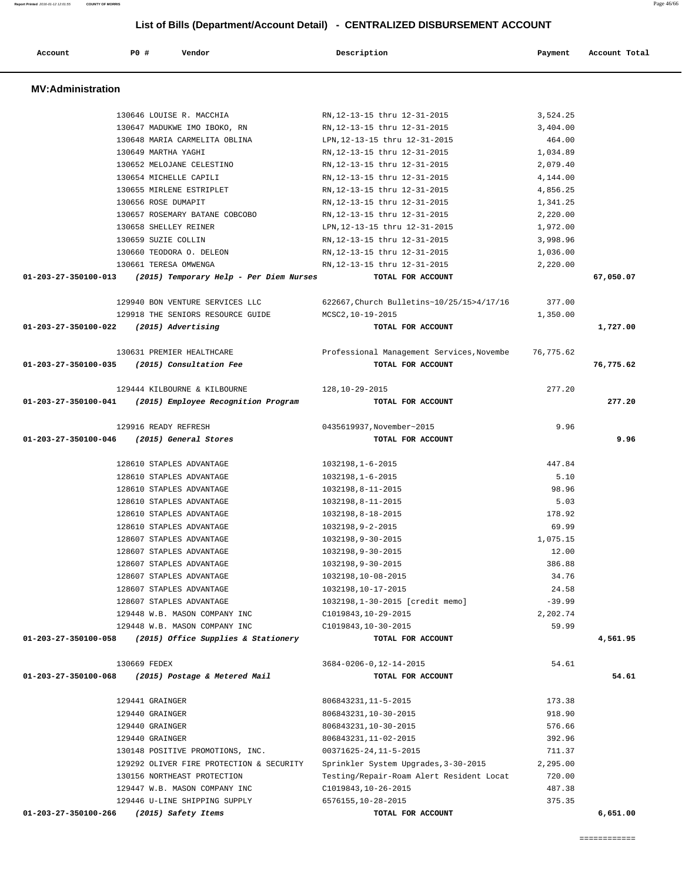## List of Bills (Department/Account Detail) - CENTRALIZED DISBURSEMENT ACCOUNT

| Account | PO # | Vendor | Description | Payment | Account Total |
|---|---|---|---|---|---|

### MV:Administration

| Account | PO # | Vendor | Description | Payment | Account Total |
|---|---|---|---|---|---|
| | 130646 | LOUISE R. MACCHIA | RN,12-13-15 thru 12-31-2015 | 3,524.25 | |
| | 130647 | MADUKWE IMO IBOKO, RN | RN,12-13-15 thru 12-31-2015 | 3,404.00 | |
| | 130648 | MARIA CARMELITA OBLINA | LPN,12-13-15 thru 12-31-2015 | 464.00 | |
| | 130649 | MARTHA YAGHI | RN,12-13-15 thru 12-31-2015 | 1,034.89 | |
| | 130652 | MELOJANE CELESTINO | RN,12-13-15 thru 12-31-2015 | 2,079.40 | |
| | 130654 | MICHELLE CAPILI | RN,12-13-15 thru 12-31-2015 | 4,144.00 | |
| | 130655 | MIRLENE ESTRIPLET | RN,12-13-15 thru 12-31-2015 | 4,856.25 | |
| | 130656 | ROSE DUMAPIT | RN,12-13-15 thru 12-31-2015 | 1,341.25 | |
| | 130657 | ROSEMARY BATANE COBCOBO | RN,12-13-15 thru 12-31-2015 | 2,220.00 | |
| | 130658 | SHELLEY REINER | LPN,12-13-15 thru 12-31-2015 | 1,972.00 | |
| | 130659 | SUZIE COLLIN | RN,12-13-15 thru 12-31-2015 | 3,998.96 | |
| | 130660 | TEODORA O. DELEON | RN,12-13-15 thru 12-31-2015 | 1,036.00 | |
| | 130661 | TERESA OMWENGA | RN,12-13-15 thru 12-31-2015 | 2,220.00 | |
| **01-203-27-350100-013** | | ***(2015) Temporary Help - Per Diem Nurses*** | **TOTAL FOR ACCOUNT** | | **67,050.07** |
| | 129940 | BON VENTURE SERVICES LLC | 622667,Church Bulletins~10/25/15>4/17/16 | 377.00 | |
| | 129918 | THE SENIORS RESOURCE GUIDE | MCSC2,10-19-2015 | 1,350.00 | |
| **01-203-27-350100-022** | | ***(2015) Advertising*** | **TOTAL FOR ACCOUNT** | | **1,727.00** |
| | 130631 | PREMIER HEALTHCARE | Professional Management Services,Novembe | 76,775.62 | |
| **01-203-27-350100-035** | | ***(2015) Consultation Fee*** | **TOTAL FOR ACCOUNT** | | **76,775.62** |
| | 129444 | KILBOURNE & KILBOURNE | 128,10-29-2015 | 277.20 | |
| **01-203-27-350100-041** | | ***(2015) Employee Recognition Program*** | **TOTAL FOR ACCOUNT** | | **277.20** |
| | 129916 | READY REFRESH | 0435619937,November~2015 | 9.96 | |
| **01-203-27-350100-046** | | ***(2015) General Stores*** | **TOTAL FOR ACCOUNT** | | **9.96** |
| | 128610 | STAPLES ADVANTAGE | 1032198,1-6-2015 | 447.84 | |
| | 128610 | STAPLES ADVANTAGE | 1032198,1-6-2015 | 5.10 | |
| | 128610 | STAPLES ADVANTAGE | 1032198,8-11-2015 | 98.96 | |
| | 128610 | STAPLES ADVANTAGE | 1032198,8-11-2015 | 5.03 | |
| | 128610 | STAPLES ADVANTAGE | 1032198,8-18-2015 | 178.92 | |
| | 128610 | STAPLES ADVANTAGE | 1032198,9-2-2015 | 69.99 | |
| | 128607 | STAPLES ADVANTAGE | 1032198,9-30-2015 | 1,075.15 | |
| | 128607 | STAPLES ADVANTAGE | 1032198,9-30-2015 | 12.00 | |
| | 128607 | STAPLES ADVANTAGE | 1032198,9-30-2015 | 386.88 | |
| | 128607 | STAPLES ADVANTAGE | 1032198,10-08-2015 | 34.76 | |
| | 128607 | STAPLES ADVANTAGE | 1032198,10-17-2015 | 24.58 | |
| | 128607 | STAPLES ADVANTAGE | 1032198,1-30-2015 [credit memo] | -39.99 | |
| | 129448 | W.B. MASON COMPANY INC | C1019843,10-29-2015 | 2,202.74 | |
| | 129448 | W.B. MASON COMPANY INC | C1019843,10-30-2015 | 59.99 | |
| **01-203-27-350100-058** | | ***(2015) Office Supplies & Stationery*** | **TOTAL FOR ACCOUNT** | | **4,561.95** |
| | 130669 | FEDEX | 3684-0206-0,12-14-2015 | 54.61 | |
| **01-203-27-350100-068** | | ***(2015) Postage & Metered Mail*** | **TOTAL FOR ACCOUNT** | | **54.61** |
| | 129441 | GRAINGER | 806843231,11-5-2015 | 173.38 | |
| | 129440 | GRAINGER | 806843231,10-30-2015 | 918.90 | |
| | 129440 | GRAINGER | 806843231,10-30-2015 | 576.66 | |
| | 129440 | GRAINGER | 806843231,11-02-2015 | 392.96 | |
| | 130148 | POSITIVE PROMOTIONS, INC. | 00371625-24,11-5-2015 | 711.37 | |
| | 129292 | OLIVER FIRE PROTECTION & SECURITY | Sprinkler System Upgrades,3-30-2015 | 2,295.00 | |
| | 130156 | NORTHEAST PROTECTION | Testing/Repair-Roam Alert Resident Locat | 720.00 | |
| | 129447 | W.B. MASON COMPANY INC | C1019843,10-26-2015 | 487.38 | |
| | 129446 | U-LINE SHIPPING SUPPLY | 6576155,10-28-2015 | 375.35 | |
| **01-203-27-350100-266** | | ***(2015) Safety Items*** | **TOTAL FOR ACCOUNT** | | **6,651.00** |

============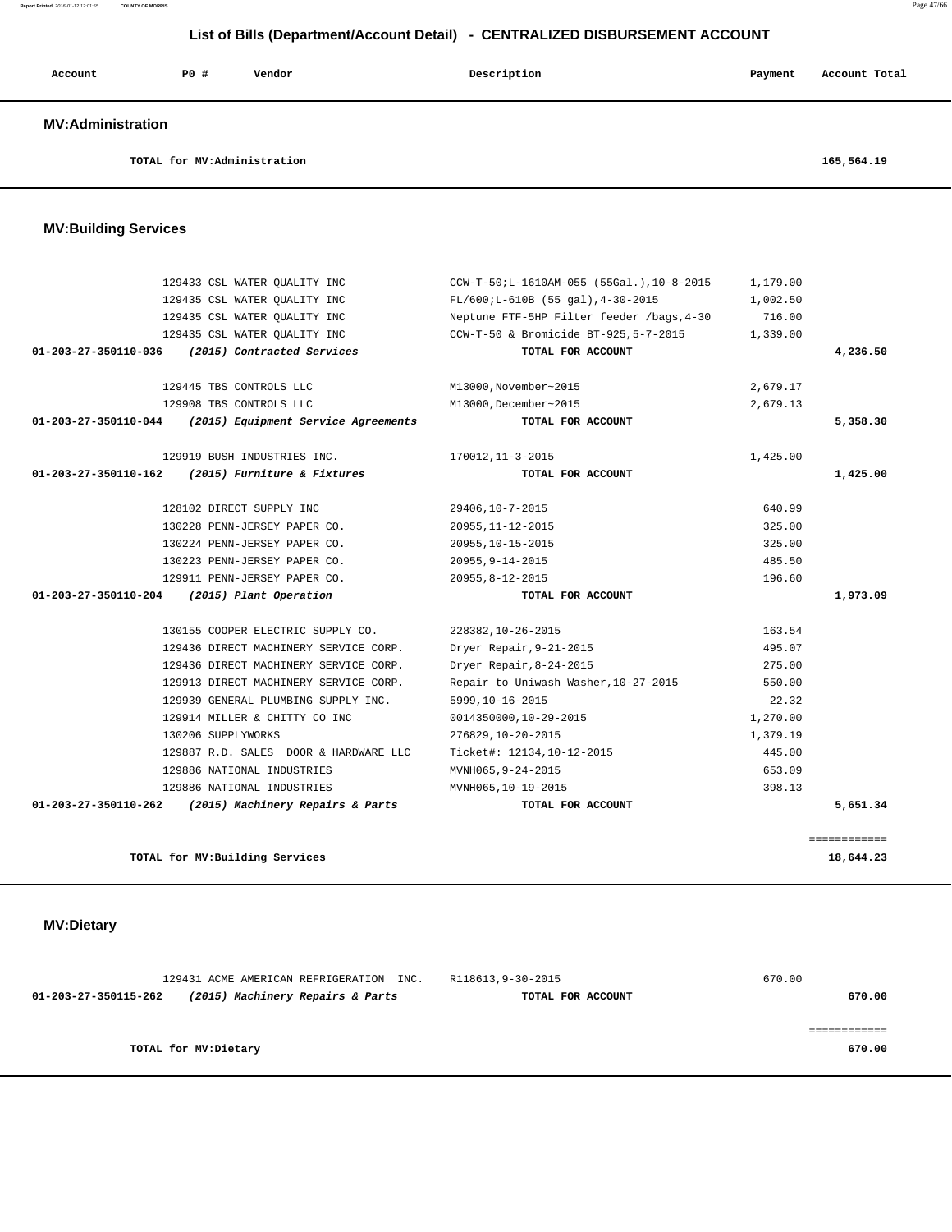# List of Bills (Department/Account Detail) - CENTRALIZED DISBURSEMENT ACCOUNT

| Account | PO # | Vendor | Description | Payment | Account Total |
|---|---|---|---|---|---|

## MV:Administration

| | | | | | |
|---|---|---|---|---|---|
| | | **TOTAL for MV:Administration** | | | **165,564.19** |

## MV:Building Services

| Account | PO # | Vendor | Description | Payment | Account Total |
|---|---|---|---|---|---|
| | 129433 | CSL WATER QUALITY INC | CCW-T-50;L-1610AM-055 (55Gal.),10-8-2015 | 1,179.00 | |
| | 129435 | CSL WATER QUALITY INC | FL/600;L-610B (55 gal),4-30-2015 | 1,002.50 | |
| | 129435 | CSL WATER QUALITY INC | Neptune FTF-5HP Filter feeder /bags,4-30 | 716.00 | |
| | 129435 | CSL WATER QUALITY INC | CCW-T-50 & Bromicide BT-925,5-7-2015 | 1,339.00 | |
| **01-203-27-350110-036** | | ***(2015) Contracted Services*** | **TOTAL FOR ACCOUNT** | | **4,236.50** |
| | 129445 | TBS CONTROLS LLC | M13000,November~2015 | 2,679.17 | |
| | 129908 | TBS CONTROLS LLC | M13000,December~2015 | 2,679.13 | |
| **01-203-27-350110-044** | | ***(2015) Equipment Service Agreements*** | **TOTAL FOR ACCOUNT** | | **5,358.30** |
| | 129919 | BUSH INDUSTRIES INC. | 170012,11-3-2015 | 1,425.00 | |
| **01-203-27-350110-162** | | ***(2015) Furniture & Fixtures*** | **TOTAL FOR ACCOUNT** | | **1,425.00** |
| | 128102 | DIRECT SUPPLY INC | 29406,10-7-2015 | 640.99 | |
| | 130228 | PENN-JERSEY PAPER CO. | 20955,11-12-2015 | 325.00 | |
| | 130224 | PENN-JERSEY PAPER CO. | 20955,10-15-2015 | 325.00 | |
| | 130223 | PENN-JERSEY PAPER CO. | 20955,9-14-2015 | 485.50 | |
| | 129911 | PENN-JERSEY PAPER CO. | 20955,8-12-2015 | 196.60 | |
| **01-203-27-350110-204** | | ***(2015) Plant Operation*** | **TOTAL FOR ACCOUNT** | | **1,973.09** |
| | 130155 | COOPER ELECTRIC SUPPLY CO. | 228382,10-26-2015 | 163.54 | |
| | 129436 | DIRECT MACHINERY SERVICE CORP. | Dryer Repair,9-21-2015 | 495.07 | |
| | 129436 | DIRECT MACHINERY SERVICE CORP. | Dryer Repair,8-24-2015 | 275.00 | |
| | 129913 | DIRECT MACHINERY SERVICE CORP. | Repair to Uniwash Washer,10-27-2015 | 550.00 | |
| | 129939 | GENERAL PLUMBING SUPPLY INC. | 5999,10-16-2015 | 22.32 | |
| | 129914 | MILLER & CHITTY CO INC | 0014350000,10-29-2015 | 1,270.00 | |
| | 130206 | SUPPLYWORKS | 276829,10-20-2015 | 1,379.19 | |
| | 129887 | R.D. SALES DOOR & HARDWARE LLC | Ticket#: 12134,10-12-2015 | 445.00 | |
| | 129886 | NATIONAL INDUSTRIES | MVNH065,9-24-2015 | 653.09 | |
| | 129886 | NATIONAL INDUSTRIES | MVNH065,10-19-2015 | 398.13 | |
| **01-203-27-350110-262** | | ***(2015) Machinery Repairs & Parts*** | **TOTAL FOR ACCOUNT** | | **5,651.34** |
| | | | | | ============ |
| | | **TOTAL for MV:Building Services** | | | **18,644.23** |

## MV:Dietary

| Account | PO # | Vendor | Description | Payment | Account Total |
|---|---|---|---|---|---|
| | 129431 | ACME AMERICAN REFRIGERATION INC. | R118613,9-30-2015 | 670.00 | |
| **01-203-27-350115-262** | | ***(2015) Machinery Repairs & Parts*** | **TOTAL FOR ACCOUNT** | | **670.00** |
| | | | | | ============ |
| | | **TOTAL for MV:Dietary** | | | **670.00** |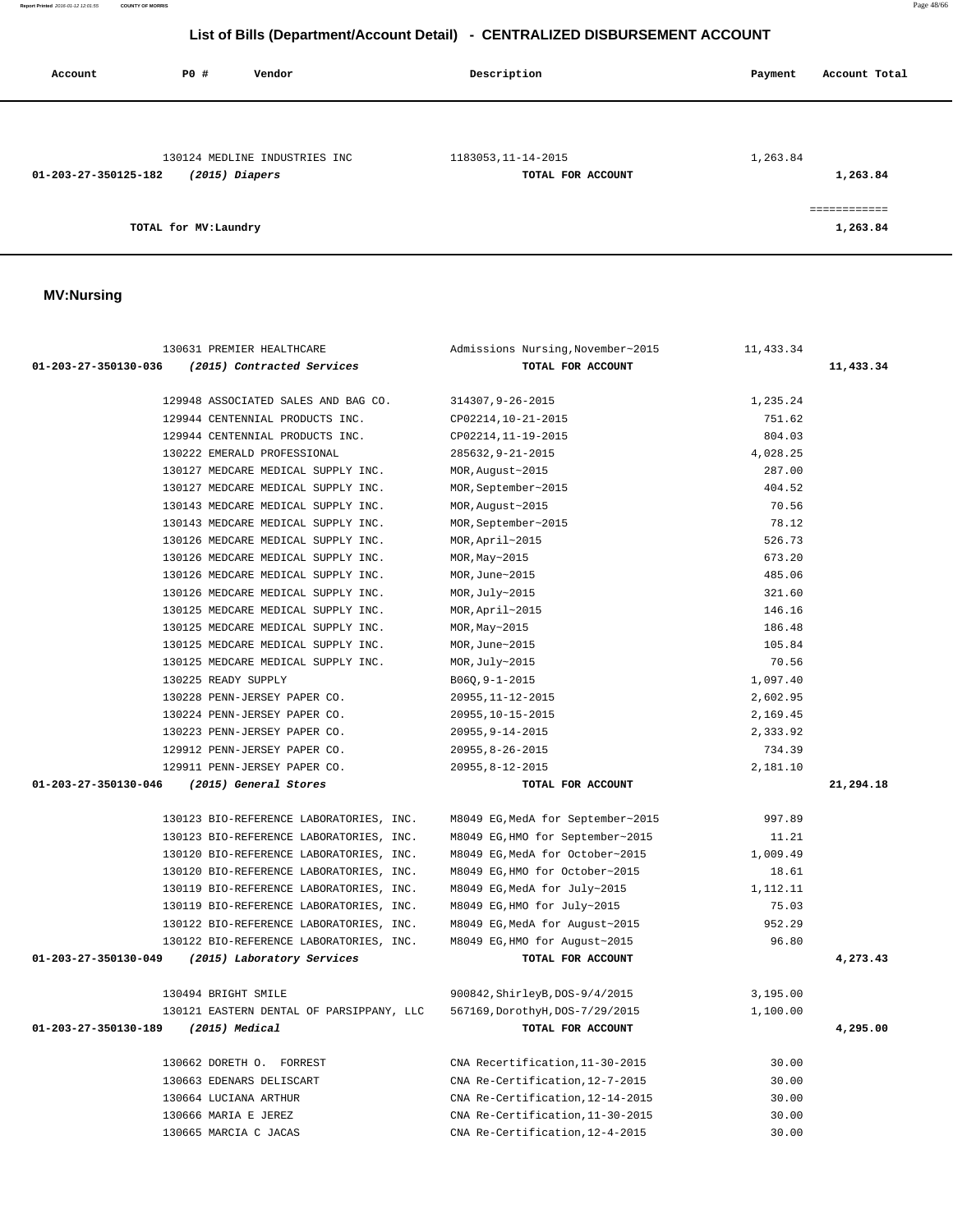## List of Bills (Department/Account Detail) - CENTRALIZED DISBURSEMENT ACCOUNT

| Account | PO # | Vendor | Description | Payment | Account Total |
|---|---|---|---|---|---|
| | 130124 | MEDLINE INDUSTRIES INC | 1183053,11-14-2015 | 1,263.84 | |
| 01-203-27-350125-182 | | *(2015) Diapers* | **TOTAL FOR ACCOUNT** | | **1,263.84** |
| | | | | | ============ |
| | | **TOTAL for MV:Laundry** | | | **1,263.84** |

**MV:Nursing**

| Account | PO # | Vendor | Description | Payment | Account Total |
|---|---|---|---|---|---|
| | 130631 | PREMIER HEALTHCARE | Admissions Nursing,November~2015 | 11,433.34 | |
| 01-203-27-350130-036 | | *(2015) Contracted Services* | **TOTAL FOR ACCOUNT** | | **11,433.34** |
| | 129948 | ASSOCIATED SALES AND BAG CO. | 314307,9-26-2015 | 1,235.24 | |
| | 129944 | CENTENNIAL PRODUCTS INC. | CP02214,10-21-2015 | 751.62 | |
| | 129944 | CENTENNIAL PRODUCTS INC. | CP02214,11-19-2015 | 804.03 | |
| | 130222 | EMERALD PROFESSIONAL | 285632,9-21-2015 | 4,028.25 | |
| | 130127 | MEDCARE MEDICAL SUPPLY INC. | MOR,August~2015 | 287.00 | |
| | 130127 | MEDCARE MEDICAL SUPPLY INC. | MOR,September~2015 | 404.52 | |
| | 130143 | MEDCARE MEDICAL SUPPLY INC. | MOR,August~2015 | 70.56 | |
| | 130143 | MEDCARE MEDICAL SUPPLY INC. | MOR,September~2015 | 78.12 | |
| | 130126 | MEDCARE MEDICAL SUPPLY INC. | MOR,April~2015 | 526.73 | |
| | 130126 | MEDCARE MEDICAL SUPPLY INC. | MOR,May~2015 | 673.20 | |
| | 130126 | MEDCARE MEDICAL SUPPLY INC. | MOR,June~2015 | 485.06 | |
| | 130126 | MEDCARE MEDICAL SUPPLY INC. | MOR,July~2015 | 321.60 | |
| | 130125 | MEDCARE MEDICAL SUPPLY INC. | MOR,April~2015 | 146.16 | |
| | 130125 | MEDCARE MEDICAL SUPPLY INC. | MOR,May~2015 | 186.48 | |
| | 130125 | MEDCARE MEDICAL SUPPLY INC. | MOR,June~2015 | 105.84 | |
| | 130125 | MEDCARE MEDICAL SUPPLY INC. | MOR,July~2015 | 70.56 | |
| | 130225 | READY SUPPLY | B06Q,9-1-2015 | 1,097.40 | |
| | 130228 | PENN-JERSEY PAPER CO. | 20955,11-12-2015 | 2,602.95 | |
| | 130224 | PENN-JERSEY PAPER CO. | 20955,10-15-2015 | 2,169.45 | |
| | 130223 | PENN-JERSEY PAPER CO. | 20955,9-14-2015 | 2,333.92 | |
| | 129912 | PENN-JERSEY PAPER CO. | 20955,8-26-2015 | 734.39 | |
| | 129911 | PENN-JERSEY PAPER CO. | 20955,8-12-2015 | 2,181.10 | |
| 01-203-27-350130-046 | | *(2015) General Stores* | **TOTAL FOR ACCOUNT** | | **21,294.18** |
| | 130123 | BIO-REFERENCE LABORATORIES, INC. | M8049 EG,MedA for September~2015 | 997.89 | |
| | 130123 | BIO-REFERENCE LABORATORIES, INC. | M8049 EG,HMO for September~2015 | 11.21 | |
| | 130120 | BIO-REFERENCE LABORATORIES, INC. | M8049 EG,MedA for October~2015 | 1,009.49 | |
| | 130120 | BIO-REFERENCE LABORATORIES, INC. | M8049 EG,HMO for October~2015 | 18.61 | |
| | 130119 | BIO-REFERENCE LABORATORIES, INC. | M8049 EG,MedA for July~2015 | 1,112.11 | |
| | 130119 | BIO-REFERENCE LABORATORIES, INC. | M8049 EG,HMO for July~2015 | 75.03 | |
| | 130122 | BIO-REFERENCE LABORATORIES, INC. | M8049 EG,MedA for August~2015 | 952.29 | |
| | 130122 | BIO-REFERENCE LABORATORIES, INC. | M8049 EG,HMO for August~2015 | 96.80 | |
| 01-203-27-350130-049 | | *(2015) Laboratory Services* | **TOTAL FOR ACCOUNT** | | **4,273.43** |
| | 130494 | BRIGHT SMILE | 900842,ShirleyB,DOS-9/4/2015 | 3,195.00 | |
| | 130121 | EASTERN DENTAL OF PARSIPPANY, LLC | 567169,DorothyH,DOS-7/29/2015 | 1,100.00 | |
| 01-203-27-350130-189 | | *(2015) Medical* | **TOTAL FOR ACCOUNT** | | **4,295.00** |
| | 130662 | DORETH O. FORREST | CNA Recertification,11-30-2015 | 30.00 | |
| | 130663 | EDENARS DELISCART | CNA Re-Certification,12-7-2015 | 30.00 | |
| | 130664 | LUCIANA ARTHUR | CNA Re-Certification,12-14-2015 | 30.00 | |
| | 130666 | MARIA E JEREZ | CNA Re-Certification,11-30-2015 | 30.00 | |
| | 130665 | MARCIA C JACAS | CNA Re-Certification,12-4-2015 | 30.00 | |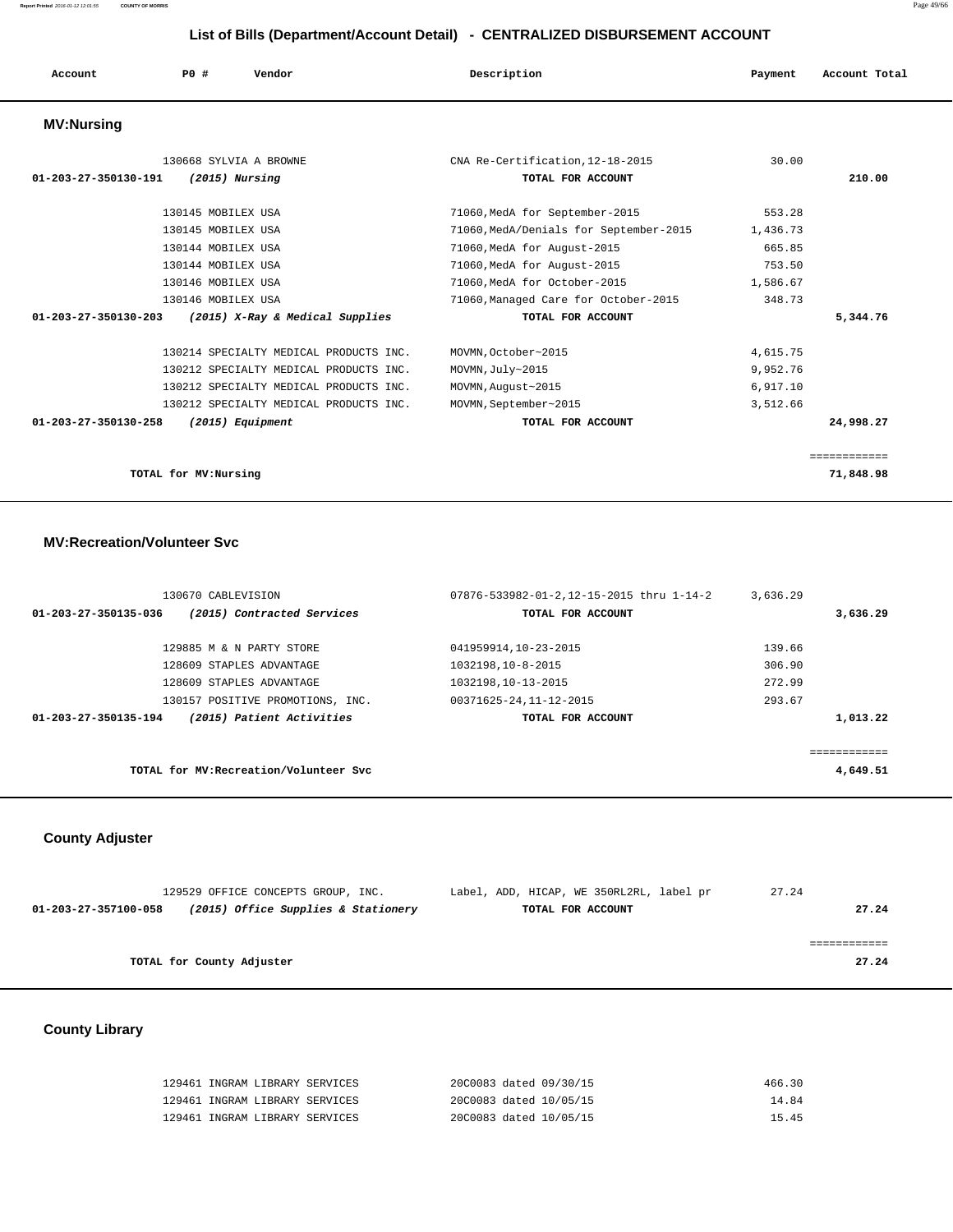## List of Bills (Department/Account Detail) - CENTRALIZED DISBURSEMENT ACCOUNT

| Account | PO # | Vendor | Description | Payment | Account Total |
|---|---|---|---|---|---|

### MV:Nursing

| Account | PO # | Vendor | Description | Payment | Account Total |
|---|---|---|---|---|---|
| | 130668 | SYLVIA A BROWNE | CNA Re-Certification,12-18-2015 | 30.00 | |
| 01-203-27-350130-191 | | *(2015) Nursing* | **TOTAL FOR ACCOUNT** | | **210.00** |
| | 130145 | MOBILEX USA | 71060,MedA for September-2015 | 553.28 | |
| | 130145 | MOBILEX USA | 71060,MedA/Denials for September-2015 | 1,436.73 | |
| | 130144 | MOBILEX USA | 71060,MedA for August-2015 | 665.85 | |
| | 130144 | MOBILEX USA | 71060,MedA for August-2015 | 753.50 | |
| | 130146 | MOBILEX USA | 71060,MedA for October-2015 | 1,586.67 | |
| | 130146 | MOBILEX USA | 71060,Managed Care for October-2015 | 348.73 | |
| 01-203-27-350130-203 | | *(2015) X-Ray & Medical Supplies* | **TOTAL FOR ACCOUNT** | | **5,344.76** |
| | 130214 | SPECIALTY MEDICAL PRODUCTS INC. | MOVMN,October~2015 | 4,615.75 | |
| | 130212 | SPECIALTY MEDICAL PRODUCTS INC. | MOVMN,July~2015 | 9,952.76 | |
| | 130212 | SPECIALTY MEDICAL PRODUCTS INC. | MOVMN,August~2015 | 6,917.10 | |
| | 130212 | SPECIALTY MEDICAL PRODUCTS INC. | MOVMN,September~2015 | 3,512.66 | |
| 01-203-27-350130-258 | | *(2015) Equipment* | **TOTAL FOR ACCOUNT** | | **24,998.27** |
| | | | | | ============ |
| **TOTAL for MV:Nursing** | | | | | **71,848.98** |

### MV:Recreation/Volunteer Svc

| Account | PO # | Vendor | Description | Payment | Account Total |
|---|---|---|---|---|---|
| | 130670 | CABLEVISION | 07876-533982-01-2,12-15-2015 thru 1-14-2 | 3,636.29 | |
| 01-203-27-350135-036 | | *(2015) Contracted Services* | **TOTAL FOR ACCOUNT** | | **3,636.29** |
| | 129885 | M & N PARTY STORE | 041959914,10-23-2015 | 139.66 | |
| | 128609 | STAPLES ADVANTAGE | 1032198,10-8-2015 | 306.90 | |
| | 128609 | STAPLES ADVANTAGE | 1032198,10-13-2015 | 272.99 | |
| | 130157 | POSITIVE PROMOTIONS, INC. | 00371625-24,11-12-2015 | 293.67 | |
| 01-203-27-350135-194 | | *(2015) Patient Activities* | **TOTAL FOR ACCOUNT** | | **1,013.22** |
| | | | | | ============ |
| **TOTAL for MV:Recreation/Volunteer Svc** | | | | | **4,649.51** |

### County Adjuster

| Account | PO # | Vendor | Description | Payment | Account Total |
|---|---|---|---|---|---|
| | 129529 | OFFICE CONCEPTS GROUP, INC. | Label, ADD, HICAP, WE 350RL2RL, label pr | 27.24 | |
| 01-203-27-357100-058 | | *(2015) Office Supplies & Stationery* | **TOTAL FOR ACCOUNT** | | **27.24** |
| | | | | | ============ |
| **TOTAL for County Adjuster** | | | | | **27.24** |

### County Library

| Account | PO # | Vendor | Description | Payment | Account Total |
|---|---|---|---|---|---|
| | 129461 | INGRAM LIBRARY SERVICES | 20C0083 dated 09/30/15 | 466.30 | |
| | 129461 | INGRAM LIBRARY SERVICES | 20C0083 dated 10/05/15 | 14.84 | |
| | 129461 | INGRAM LIBRARY SERVICES | 20C0083 dated 10/05/15 | 15.45 | |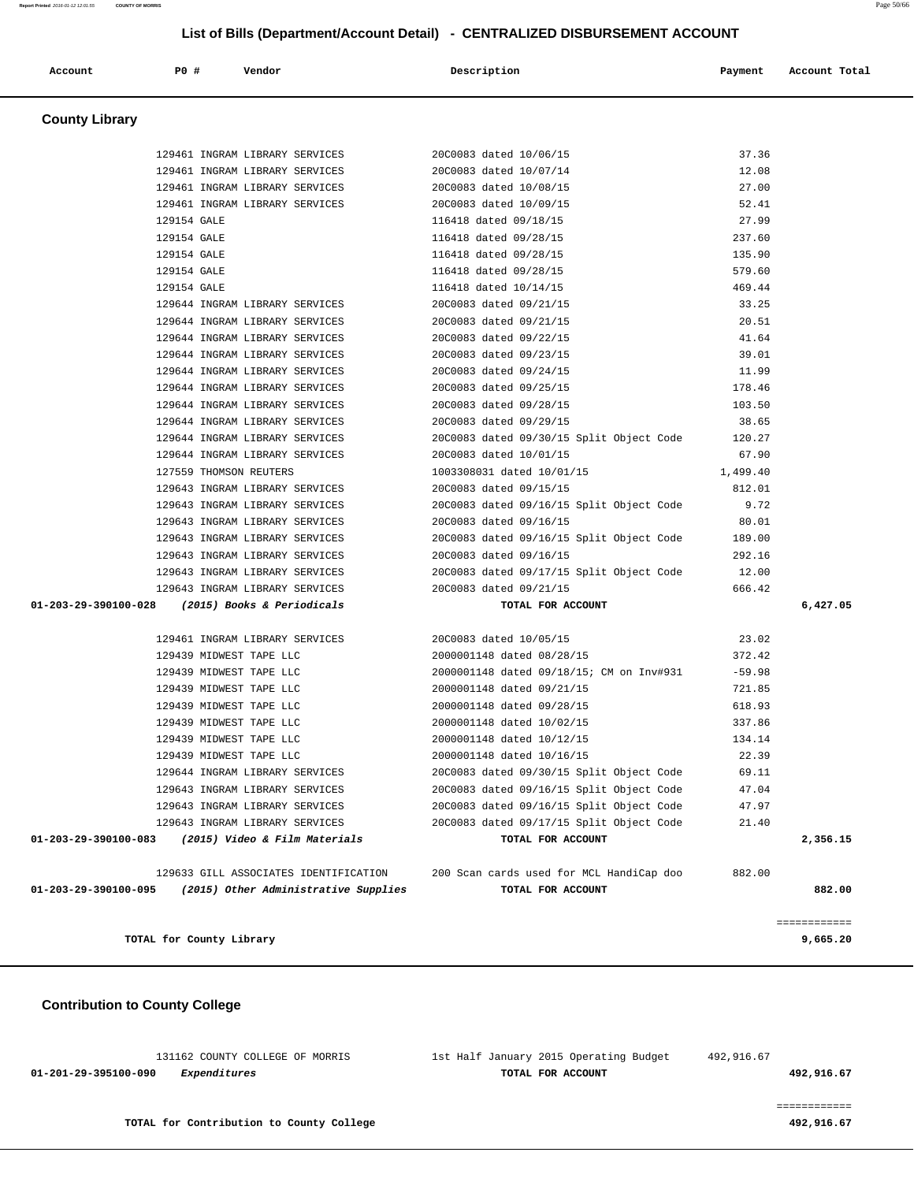## List of Bills (Department/Account Detail) - CENTRALIZED DISBURSEMENT ACCOUNT

| Account | PO # | Vendor | Description | Payment | Account Total |
|---|---|---|---|---|---|

### County Library

| Account | PO # | Vendor | Description | Payment | Account Total |
|---|---|---|---|---|---|
| | 129461 | INGRAM LIBRARY SERVICES | 20C0083 dated 10/06/15 | 37.36 | |
| | 129461 | INGRAM LIBRARY SERVICES | 20C0083 dated 10/07/14 | 12.08 | |
| | 129461 | INGRAM LIBRARY SERVICES | 20C0083 dated 10/08/15 | 27.00 | |
| | 129461 | INGRAM LIBRARY SERVICES | 20C0083 dated 10/09/15 | 52.41 | |
| | 129154 | GALE | 116418 dated 09/18/15 | 27.99 | |
| | 129154 | GALE | 116418 dated 09/28/15 | 237.60 | |
| | 129154 | GALE | 116418 dated 09/28/15 | 135.90 | |
| | 129154 | GALE | 116418 dated 09/28/15 | 579.60 | |
| | 129154 | GALE | 116418 dated 10/14/15 | 469.44 | |
| | 129644 | INGRAM LIBRARY SERVICES | 20C0083 dated 09/21/15 | 33.25 | |
| | 129644 | INGRAM LIBRARY SERVICES | 20C0083 dated 09/21/15 | 20.51 | |
| | 129644 | INGRAM LIBRARY SERVICES | 20C0083 dated 09/22/15 | 41.64 | |
| | 129644 | INGRAM LIBRARY SERVICES | 20C0083 dated 09/23/15 | 39.01 | |
| | 129644 | INGRAM LIBRARY SERVICES | 20C0083 dated 09/24/15 | 11.99 | |
| | 129644 | INGRAM LIBRARY SERVICES | 20C0083 dated 09/25/15 | 178.46 | |
| | 129644 | INGRAM LIBRARY SERVICES | 20C0083 dated 09/28/15 | 103.50 | |
| | 129644 | INGRAM LIBRARY SERVICES | 20C0083 dated 09/29/15 | 38.65 | |
| | 129644 | INGRAM LIBRARY SERVICES | 20C0083 dated 09/30/15 Split Object Code | 120.27 | |
| | 129644 | INGRAM LIBRARY SERVICES | 20C0083 dated 10/01/15 | 67.90 | |
| | 127559 | THOMSON REUTERS | 1003308031 dated 10/01/15 | 1,499.40 | |
| | 129643 | INGRAM LIBRARY SERVICES | 20C0083 dated 09/15/15 | 812.01 | |
| | 129643 | INGRAM LIBRARY SERVICES | 20C0083 dated 09/16/15 Split Object Code | 9.72 | |
| | 129643 | INGRAM LIBRARY SERVICES | 20C0083 dated 09/16/15 | 80.01 | |
| | 129643 | INGRAM LIBRARY SERVICES | 20C0083 dated 09/16/15 Split Object Code | 189.00 | |
| | 129643 | INGRAM LIBRARY SERVICES | 20C0083 dated 09/16/15 | 292.16 | |
| | 129643 | INGRAM LIBRARY SERVICES | 20C0083 dated 09/17/15 Split Object Code | 12.00 | |
| | 129643 | INGRAM LIBRARY SERVICES | 20C0083 dated 09/21/15 | 666.42 | |
| **01-203-29-390100-028** | | ***(2015) Books & Periodicals*** | **TOTAL FOR ACCOUNT** | | **6,427.05** |
| | 129461 | INGRAM LIBRARY SERVICES | 20C0083 dated 10/05/15 | 23.02 | |
| | 129439 | MIDWEST TAPE LLC | 2000001148 dated 08/28/15 | 372.42 | |
| | 129439 | MIDWEST TAPE LLC | 2000001148 dated 09/18/15; CM on Inv#931 | -59.98 | |
| | 129439 | MIDWEST TAPE LLC | 2000001148 dated 09/21/15 | 721.85 | |
| | 129439 | MIDWEST TAPE LLC | 2000001148 dated 09/28/15 | 618.93 | |
| | 129439 | MIDWEST TAPE LLC | 2000001148 dated 10/02/15 | 337.86 | |
| | 129439 | MIDWEST TAPE LLC | 2000001148 dated 10/12/15 | 134.14 | |
| | 129439 | MIDWEST TAPE LLC | 2000001148 dated 10/16/15 | 22.39 | |
| | 129644 | INGRAM LIBRARY SERVICES | 20C0083 dated 09/30/15 Split Object Code | 69.11 | |
| | 129643 | INGRAM LIBRARY SERVICES | 20C0083 dated 09/16/15 Split Object Code | 47.04 | |
| | 129643 | INGRAM LIBRARY SERVICES | 20C0083 dated 09/16/15 Split Object Code | 47.97 | |
| | 129643 | INGRAM LIBRARY SERVICES | 20C0083 dated 09/17/15 Split Object Code | 21.40 | |
| **01-203-29-390100-083** | | ***(2015) Video & Film Materials*** | **TOTAL FOR ACCOUNT** | | **2,356.15** |
| | 129633 | GILL ASSOCIATES IDENTIFICATION | 200 Scan cards used for MCL HandiCap doo | 882.00 | |
| **01-203-29-390100-095** | | ***(2015) Other Administrative Supplies*** | **TOTAL FOR ACCOUNT** | | **882.00** |
| | | | | | ============ |
| | | **TOTAL for County Library** | | | **9,665.20** |

### Contribution to County College

| Account | PO # | Vendor | Description | Payment | Account Total |
|---|---|---|---|---|---|
| | 131162 | COUNTY COLLEGE OF MORRIS | 1st Half January 2015 Operating Budget | 492,916.67 | |
| **01-201-29-395100-090** | | ***Expenditures*** | **TOTAL FOR ACCOUNT** | | **492,916.67** |
| | | | | | ============ |
| | | **TOTAL for Contribution to County College** | | | **492,916.67** |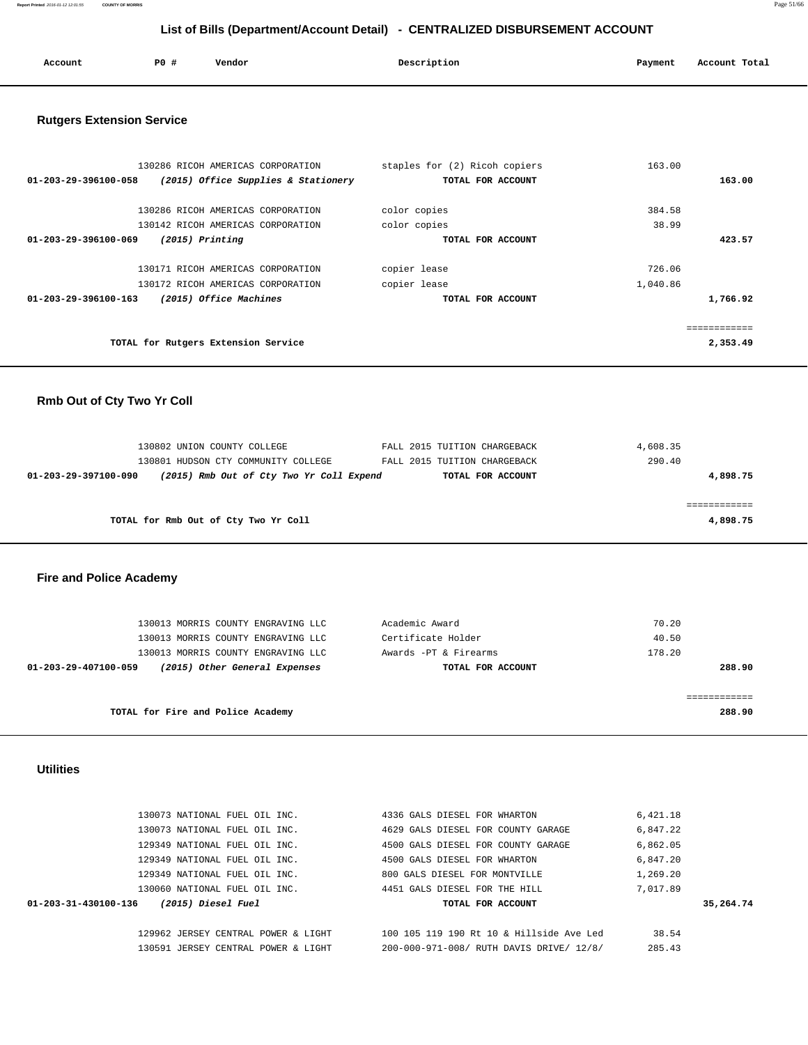## List of Bills (Department/Account Detail) - CENTRALIZED DISBURSEMENT ACCOUNT

| Account | PO # | Vendor | Description | Payment | Account Total |
|---|---|---|---|---|---|

### Rutgers Extension Service

| Account | PO # | Vendor | Description | Payment | Account Total |
|---|---|---|---|---|---|
| | 130286 | RICOH AMERICAS CORPORATION | staples for (2) Ricoh copiers | 163.00 | |
| **01-203-29-396100-058** | | ***(2015) Office Supplies & Stationery*** | **TOTAL FOR ACCOUNT** | | **163.00** |
| | 130286 | RICOH AMERICAS CORPORATION | color copies | 384.58 | |
| | 130142 | RICOH AMERICAS CORPORATION | color copies | 38.99 | |
| **01-203-29-396100-069** | | ***(2015) Printing*** | **TOTAL FOR ACCOUNT** | | **423.57** |
| | 130171 | RICOH AMERICAS CORPORATION | copier lease | 726.06 | |
| | 130172 | RICOH AMERICAS CORPORATION | copier lease | 1,040.86 | |
| **01-203-29-396100-163** | | ***(2015) Office Machines*** | **TOTAL FOR ACCOUNT** | | **1,766.92** |
| | | | | | ============ |
| | | **TOTAL for Rutgers Extension Service** | | | **2,353.49** |

### Rmb Out of Cty Two Yr Coll

| Account | PO # | Vendor | Description | Payment | Account Total |
|---|---|---|---|---|---|
| | 130802 | UNION COUNTY COLLEGE | FALL 2015 TUITION CHARGEBACK | 4,608.35 | |
| | 130801 | HUDSON CTY COMMUNITY COLLEGE | FALL 2015 TUITION CHARGEBACK | 290.40 | |
| **01-203-29-397100-090** | | ***(2015) Rmb Out of Cty Two Yr Coll Expend*** | **TOTAL FOR ACCOUNT** | | **4,898.75** |
| | | | | | ============ |
| | | **TOTAL for Rmb Out of Cty Two Yr Coll** | | | **4,898.75** |

### Fire and Police Academy

| Account | PO # | Vendor | Description | Payment | Account Total |
|---|---|---|---|---|---|
| | 130013 | MORRIS COUNTY ENGRAVING LLC | Academic Award | 70.20 | |
| | 130013 | MORRIS COUNTY ENGRAVING LLC | Certificate Holder | 40.50 | |
| | 130013 | MORRIS COUNTY ENGRAVING LLC | Awards -PT & Firearms | 178.20 | |
| **01-203-29-407100-059** | | ***(2015) Other General Expenses*** | **TOTAL FOR ACCOUNT** | | **288.90** |
| | | | | | ============ |
| | | **TOTAL for Fire and Police Academy** | | | **288.90** |

### Utilities

| Account | PO # | Vendor | Description | Payment | Account Total |
|---|---|---|---|---|---|
| | 130073 | NATIONAL FUEL OIL INC. | 4336 GALS DIESEL FOR WHARTON | 6,421.18 | |
| | 130073 | NATIONAL FUEL OIL INC. | 4629 GALS DIESEL FOR COUNTY GARAGE | 6,847.22 | |
| | 129349 | NATIONAL FUEL OIL INC. | 4500 GALS DIESEL FOR COUNTY GARAGE | 6,862.05 | |
| | 129349 | NATIONAL FUEL OIL INC. | 4500 GALS DIESEL FOR WHARTON | 6,847.20 | |
| | 129349 | NATIONAL FUEL OIL INC. | 800 GALS DIESEL FOR MONTVILLE | 1,269.20 | |
| | 130060 | NATIONAL FUEL OIL INC. | 4451 GALS DIESEL FOR THE HILL | 7,017.89 | |
| **01-203-31-430100-136** | | ***(2015) Diesel Fuel*** | **TOTAL FOR ACCOUNT** | | **35,264.74** |
| | 129962 | JERSEY CENTRAL POWER & LIGHT | 100 105 119 190 Rt 10 & Hillside Ave Led | 38.54 | |
| | 130591 | JERSEY CENTRAL POWER & LIGHT | 200-000-971-008/ RUTH DAVIS DRIVE/ 12/8/ | 285.43 | |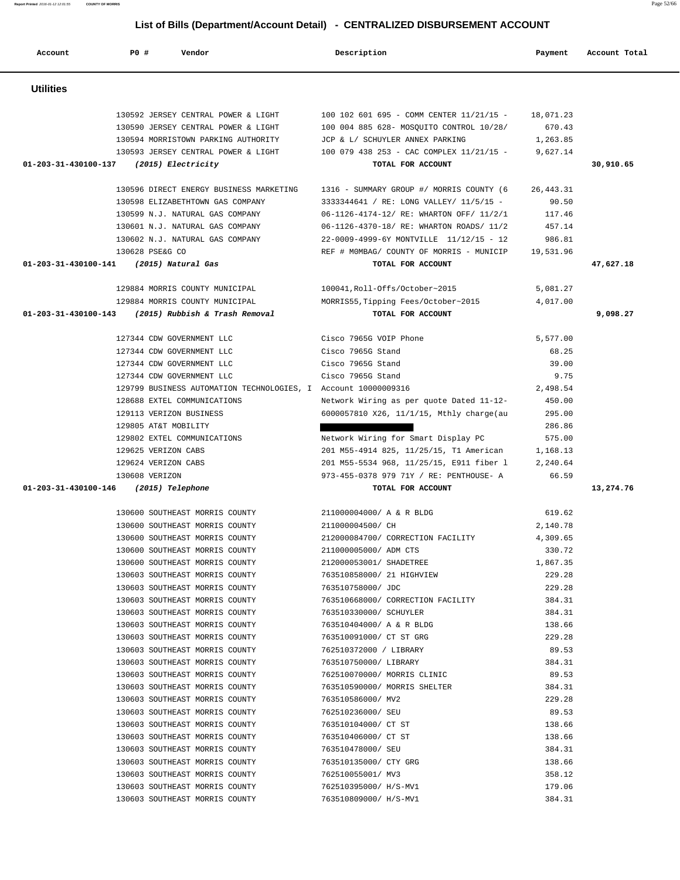# List of Bills (Department/Account Detail) - CENTRALIZED DISBURSEMENT ACCOUNT

| Account | PO # | Vendor | Description | Payment | Account Total |
|---|---|---|---|---|---|

## Utilities

| Account | PO # | Vendor | Description | Payment | Account Total |
|---|---|---|---|---|---|
| | 130592 | JERSEY CENTRAL POWER & LIGHT | 100 102 601 695 - COMM CENTER 11/21/15 - | 18,071.23 | |
| | 130590 | JERSEY CENTRAL POWER & LIGHT | 100 004 885 628- MOSQUITO CONTROL 10/28/ | 670.43 | |
| | 130594 | MORRISTOWN PARKING AUTHORITY | JCP & L/ SCHUYLER ANNEX PARKING | 1,263.85 | |
| | 130593 | JERSEY CENTRAL POWER & LIGHT | 100 079 438 253 - CAC COMPLEX 11/21/15 - | 9,627.14 | |
| 01-203-31-430100-137 | | *(2015) Electricity* | TOTAL FOR ACCOUNT | | 30,910.65 |
| | 130596 | DIRECT ENERGY BUSINESS MARKETING | 1316 - SUMMARY GROUP #/ MORRIS COUNTY (6 | 26,443.31 | |
| | 130598 | ELIZABETHTOWN GAS COMPANY | 3333344641 / RE: LONG VALLEY/ 11/5/15 - | 90.50 | |
| | 130599 | N.J. NATURAL GAS COMPANY | 06-1126-4174-12/ RE: WHARTON OFF/ 11/2/1 | 117.46 | |
| | 130601 | N.J. NATURAL GAS COMPANY | 06-1126-4370-18/ RE: WHARTON ROADS/ 11/2 | 457.14 | |
| | 130602 | N.J. NATURAL GAS COMPANY | 22-0009-4999-6Y MONTVILLE 11/12/15 - 12 | 986.81 | |
| | 130628 | PSE&G CO | REF # M0MBAG/ COUNTY OF MORRIS - MUNICIP | 19,531.96 | |
| 01-203-31-430100-141 | | *(2015) Natural Gas* | TOTAL FOR ACCOUNT | | 47,627.18 |
| | 129884 | MORRIS COUNTY MUNICIPAL | 100041,Roll-Offs/October~2015 | 5,081.27 | |
| | 129884 | MORRIS COUNTY MUNICIPAL | MORRIS55,Tipping Fees/October~2015 | 4,017.00 | |
| 01-203-31-430100-143 | | *(2015) Rubbish & Trash Removal* | TOTAL FOR ACCOUNT | | 9,098.27 |
| | 127344 | CDW GOVERNMENT LLC | Cisco 7965G VOIP Phone | 5,577.00 | |
| | 127344 | CDW GOVERNMENT LLC | Cisco 7965G Stand | 68.25 | |
| | 127344 | CDW GOVERNMENT LLC | Cisco 7965G Stand | 39.00 | |
| | 127344 | CDW GOVERNMENT LLC | Cisco 7965G Stand | 9.75 | |
| | 129799 | BUSINESS AUTOMATION TECHNOLOGIES, I | Account 10000009316 | 2,498.54 | |
| | 128688 | EXTEL COMMUNICATIONS | Network Wiring as per quote Dated 11-12- | 450.00 | |
| | 129113 | VERIZON BUSINESS | 6000057810 X26, 11/1/15, Mthly charge(au | 295.00 | |
| | 129805 | AT&T MOBILITY | | 286.86 | |
| | 129802 | EXTEL COMMUNICATIONS | Network Wiring for Smart Display PC | 575.00 | |
| | 129625 | VERIZON CABS | 201 M55-4914 825, 11/25/15, T1 American | 1,168.13 | |
| | 129624 | VERIZON CABS | 201 M55-5534 968, 11/25/15, E911 fiber l | 2,240.64 | |
| | 130608 | VERIZON | 973-455-0378 979 71Y / RE: PENTHOUSE- A | 66.59 | |
| 01-203-31-430100-146 | | *(2015) Telephone* | TOTAL FOR ACCOUNT | | 13,274.76 |
| | 130600 | SOUTHEAST MORRIS COUNTY | 211000004000/ A & R BLDG | 619.62 | |
| | 130600 | SOUTHEAST MORRIS COUNTY | 211000004500/ CH | 2,140.78 | |
| | 130600 | SOUTHEAST MORRIS COUNTY | 212000084700/ CORRECTION FACILITY | 4,309.65 | |
| | 130600 | SOUTHEAST MORRIS COUNTY | 211000005000/ ADM CTS | 330.72 | |
| | 130600 | SOUTHEAST MORRIS COUNTY | 212000053001/ SHADETREE | 1,867.35 | |
| | 130603 | SOUTHEAST MORRIS COUNTY | 763510858000/ 21 HIGHVIEW | 229.28 | |
| | 130603 | SOUTHEAST MORRIS COUNTY | 763510758000/ JDC | 229.28 | |
| | 130603 | SOUTHEAST MORRIS COUNTY | 763510668000/ CORRECTION FACILITY | 384.31 | |
| | 130603 | SOUTHEAST MORRIS COUNTY | 763510330000/ SCHUYLER | 384.31 | |
| | 130603 | SOUTHEAST MORRIS COUNTY | 763510404000/ A & R BLDG | 138.66 | |
| | 130603 | SOUTHEAST MORRIS COUNTY | 763510091000/ CT ST GRG | 229.28 | |
| | 130603 | SOUTHEAST MORRIS COUNTY | 762510372000 / LIBRARY | 89.53 | |
| | 130603 | SOUTHEAST MORRIS COUNTY | 763510750000/ LIBRARY | 384.31 | |
| | 130603 | SOUTHEAST MORRIS COUNTY | 762510070000/ MORRIS CLINIC | 89.53 | |
| | 130603 | SOUTHEAST MORRIS COUNTY | 763510590000/ MORRIS SHELTER | 384.31 | |
| | 130603 | SOUTHEAST MORRIS COUNTY | 763510586000/ MV2 | 229.28 | |
| | 130603 | SOUTHEAST MORRIS COUNTY | 762510236000/ SEU | 89.53 | |
| | 130603 | SOUTHEAST MORRIS COUNTY | 763510104000/ CT ST | 138.66 | |
| | 130603 | SOUTHEAST MORRIS COUNTY | 763510406000/ CT ST | 138.66 | |
| | 130603 | SOUTHEAST MORRIS COUNTY | 763510478000/ SEU | 384.31 | |
| | 130603 | SOUTHEAST MORRIS COUNTY | 763510135000/ CTY GRG | 138.66 | |
| | 130603 | SOUTHEAST MORRIS COUNTY | 762510055001/ MV3 | 358.12 | |
| | 130603 | SOUTHEAST MORRIS COUNTY | 762510395000/ H/S-MV1 | 179.06 | |
| | 130603 | SOUTHEAST MORRIS COUNTY | 763510809000/ H/S-MV1 | 384.31 | |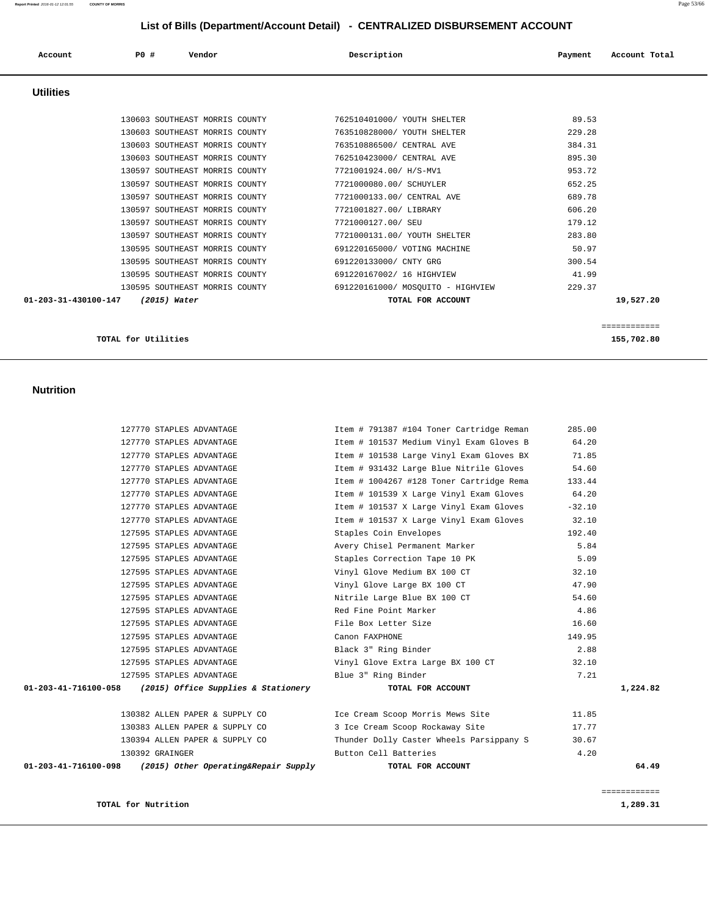## List of Bills (Department/Account Detail) - CENTRALIZED DISBURSEMENT ACCOUNT

| Account | PO # | Vendor | Description | Payment | Account Total |
|---|---|---|---|---|---|

### Utilities

| Account | PO # | Vendor | Description | Payment | Account Total |
|---|---|---|---|---|---|
| | 130603 | SOUTHEAST MORRIS COUNTY | 762510401000/ YOUTH SHELTER | 89.53 | |
| | 130603 | SOUTHEAST MORRIS COUNTY | 763510828000/ YOUTH SHELTER | 229.28 | |
| | 130603 | SOUTHEAST MORRIS COUNTY | 763510886500/ CENTRAL AVE | 384.31 | |
| | 130603 | SOUTHEAST MORRIS COUNTY | 762510423000/ CENTRAL AVE | 895.30 | |
| | 130597 | SOUTHEAST MORRIS COUNTY | 7721001924.00/ H/S-MV1 | 953.72 | |
| | 130597 | SOUTHEAST MORRIS COUNTY | 7721000080.00/ SCHUYLER | 652.25 | |
| | 130597 | SOUTHEAST MORRIS COUNTY | 7721000133.00/ CENTRAL AVE | 689.78 | |
| | 130597 | SOUTHEAST MORRIS COUNTY | 7721001827.00/ LIBRARY | 606.20 | |
| | 130597 | SOUTHEAST MORRIS COUNTY | 7721000127.00/ SEU | 179.12 | |
| | 130597 | SOUTHEAST MORRIS COUNTY | 7721000131.00/ YOUTH SHELTER | 283.80 | |
| | 130595 | SOUTHEAST MORRIS COUNTY | 691220165000/ VOTING MACHINE | 50.97 | |
| | 130595 | SOUTHEAST MORRIS COUNTY | 691220133000/ CNTY GRG | 300.54 | |
| | 130595 | SOUTHEAST MORRIS COUNTY | 691220167002/ 16 HIGHVIEW | 41.99 | |
| | 130595 | SOUTHEAST MORRIS COUNTY | 691220161000/ MOSQUITO - HIGHVIEW | 229.37 | |
| **01-203-31-430100-147** | | ***(2015) Water*** | **TOTAL FOR ACCOUNT** | | **19,527.20** |

**TOTAL for Utilities** ============ **155,702.80**

### Nutrition

| Account | PO # | Vendor | Description | Payment | Account Total |
|---|---|---|---|---|---|
| | 127770 | STAPLES ADVANTAGE | Item # 791387 #104 Toner Cartridge Reman | 285.00 | |
| | 127770 | STAPLES ADVANTAGE | Item # 101537 Medium Vinyl Exam Gloves B | 64.20 | |
| | 127770 | STAPLES ADVANTAGE | Item # 101538 Large Vinyl Exam Gloves BX | 71.85 | |
| | 127770 | STAPLES ADVANTAGE | Item # 931432 Large Blue Nitrile Gloves | 54.60 | |
| | 127770 | STAPLES ADVANTAGE | Item # 1004267 #128 Toner Cartridge Rema | 133.44 | |
| | 127770 | STAPLES ADVANTAGE | Item # 101539 X Large Vinyl Exam Gloves | 64.20 | |
| | 127770 | STAPLES ADVANTAGE | Item # 101537 X Large Vinyl Exam Gloves | -32.10 | |
| | 127770 | STAPLES ADVANTAGE | Item # 101537 X Large Vinyl Exam Gloves | 32.10 | |
| | 127595 | STAPLES ADVANTAGE | Staples Coin Envelopes | 192.40 | |
| | 127595 | STAPLES ADVANTAGE | Avery Chisel Permanent Marker | 5.84 | |
| | 127595 | STAPLES ADVANTAGE | Staples Correction Tape 10 PK | 5.09 | |
| | 127595 | STAPLES ADVANTAGE | Vinyl Glove Medium BX 100 CT | 32.10 | |
| | 127595 | STAPLES ADVANTAGE | Vinyl Glove Large BX 100 CT | 47.90 | |
| | 127595 | STAPLES ADVANTAGE | Nitrile Large Blue BX 100 CT | 54.60 | |
| | 127595 | STAPLES ADVANTAGE | Red Fine Point Marker | 4.86 | |
| | 127595 | STAPLES ADVANTAGE | File Box Letter Size | 16.60 | |
| | 127595 | STAPLES ADVANTAGE | Canon FAXPHONE | 149.95 | |
| | 127595 | STAPLES ADVANTAGE | Black 3" Ring Binder | 2.88 | |
| | 127595 | STAPLES ADVANTAGE | Vinyl Glove Extra Large BX 100 CT | 32.10 | |
| | 127595 | STAPLES ADVANTAGE | Blue 3" Ring Binder | 7.21 | |
| **01-203-41-716100-058** | | ***(2015) Office Supplies & Stationery*** | **TOTAL FOR ACCOUNT** | | **1,224.82** |
| | 130382 | ALLEN PAPER & SUPPLY CO | Ice Cream Scoop Morris Mews Site | 11.85 | |
| | 130383 | ALLEN PAPER & SUPPLY CO | 3 Ice Cream Scoop Rockaway Site | 17.77 | |
| | 130394 | ALLEN PAPER & SUPPLY CO | Thunder Dolly Caster Wheels Parsippany S | 30.67 | |
| | 130392 | GRAINGER | Button Cell Batteries | 4.20 | |
| **01-203-41-716100-098** | | ***(2015) Other Operating&Repair Supply*** | **TOTAL FOR ACCOUNT** | | **64.49** |

**TOTAL for Nutrition** ============ **1,289.31**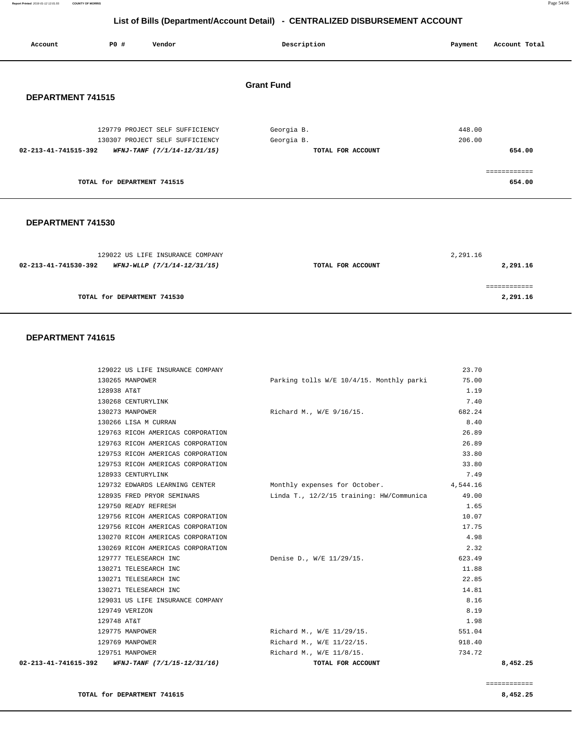# List of Bills (Department/Account Detail) - CENTRALIZED DISBURSEMENT ACCOUNT

| Account | PO # | Vendor | Description | Payment | Account Total |
|---|---|---|---|---|---|

## Grant Fund

### DEPARTMENT 741515

| Account | PO # | Vendor | Description | Payment | Account Total |
|---|---|---|---|---|---|
| | 129779 | PROJECT SELF SUFFICIENCY | Georgia B. | 448.00 | |
| | 130307 | PROJECT SELF SUFFICIENCY | Georgia B. | 206.00 | |
| **02-213-41-741515-392** | | ***WFNJ-TANF (7/1/14-12/31/15)*** | **TOTAL FOR ACCOUNT** | | **654.00** |

**TOTAL for DEPARTMENT 741515** **654.00**

### DEPARTMENT 741530

| Account | PO # | Vendor | Description | Payment | Account Total |
|---|---|---|---|---|---|
| | 129022 | US LIFE INSURANCE COMPANY | | 2,291.16 | |
| **02-213-41-741530-392** | | ***WFNJ-WLLP (7/1/14-12/31/15)*** | **TOTAL FOR ACCOUNT** | | **2,291.16** |

**TOTAL for DEPARTMENT 741530** **2,291.16**

### DEPARTMENT 741615

| Account | PO # | Vendor | Description | Payment | Account Total |
|---|---|---|---|---|---|
| | 129022 | US LIFE INSURANCE COMPANY | | 23.70 | |
| | 130265 | MANPOWER | Parking tolls W/E 10/4/15. Monthly parki | 75.00 | |
| | 128938 | AT&T | | 1.19 | |
| | 130268 | CENTURYLINK | | 7.40 | |
| | 130273 | MANPOWER | Richard M., W/E 9/16/15. | 682.24 | |
| | 130266 | LISA M CURRAN | | 8.40 | |
| | 129763 | RICOH AMERICAS CORPORATION | | 26.89 | |
| | 129763 | RICOH AMERICAS CORPORATION | | 26.89 | |
| | 129753 | RICOH AMERICAS CORPORATION | | 33.80 | |
| | 129753 | RICOH AMERICAS CORPORATION | | 33.80 | |
| | 128933 | CENTURYLINK | | 7.49 | |
| | 129732 | EDWARDS LEARNING CENTER | Monthly expenses for October. | 4,544.16 | |
| | 128935 | FRED PRYOR SEMINARS | Linda T., 12/2/15 training: HW/Communica | 49.00 | |
| | 129750 | READY REFRESH | | 1.65 | |
| | 129756 | RICOH AMERICAS CORPORATION | | 10.07 | |
| | 129756 | RICOH AMERICAS CORPORATION | | 17.75 | |
| | 130270 | RICOH AMERICAS CORPORATION | | 4.98 | |
| | 130269 | RICOH AMERICAS CORPORATION | | 2.32 | |
| | 129777 | TELESEARCH INC | Denise D., W/E 11/29/15. | 623.49 | |
| | 130271 | TELESEARCH INC | | 11.88 | |
| | 130271 | TELESEARCH INC | | 22.85 | |
| | 130271 | TELESEARCH INC | | 14.81 | |
| | 129031 | US LIFE INSURANCE COMPANY | | 8.16 | |
| | 129749 | VERIZON | | 8.19 | |
| | 129748 | AT&T | | 1.98 | |
| | 129775 | MANPOWER | Richard M., W/E 11/29/15. | 551.04 | |
| | 129769 | MANPOWER | Richard M., W/E 11/22/15. | 918.40 | |
| | 129751 | MANPOWER | Richard M., W/E 11/8/15. | 734.72 | |
| **02-213-41-741615-392** | | ***WFNJ-TANF (7/1/15-12/31/16)*** | **TOTAL FOR ACCOUNT** | | **8,452.25** |

**TOTAL for DEPARTMENT 741615** **8,452.25**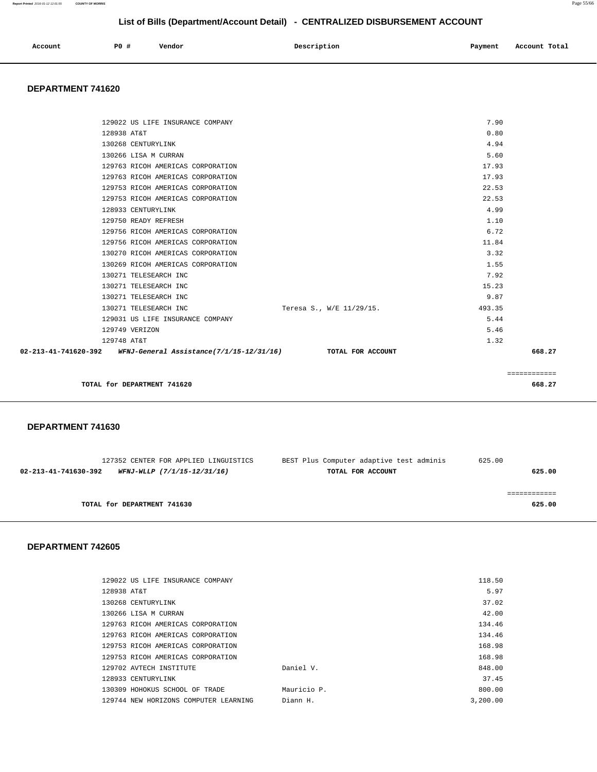## List of Bills (Department/Account Detail) - CENTRALIZED DISBURSEMENT ACCOUNT

| Account | PO # | Vendor | Description | Payment | Account Total |
|---|---|---|---|---|---|

### DEPARTMENT 741620

| Account | PO # | Vendor | Description | Payment | Account Total |
|---|---|---|---|---|---|
| | 129022 | US LIFE INSURANCE COMPANY | | 7.90 | |
| | 128938 | AT&T | | 0.80 | |
| | 130268 | CENTURYLINK | | 4.94 | |
| | 130266 | LISA M CURRAN | | 5.60 | |
| | 129763 | RICOH AMERICAS CORPORATION | | 17.93 | |
| | 129763 | RICOH AMERICAS CORPORATION | | 17.93 | |
| | 129753 | RICOH AMERICAS CORPORATION | | 22.53 | |
| | 129753 | RICOH AMERICAS CORPORATION | | 22.53 | |
| | 128933 | CENTURYLINK | | 4.99 | |
| | 129750 | READY REFRESH | | 1.10 | |
| | 129756 | RICOH AMERICAS CORPORATION | | 6.72 | |
| | 129756 | RICOH AMERICAS CORPORATION | | 11.84 | |
| | 130270 | RICOH AMERICAS CORPORATION | | 3.32 | |
| | 130269 | RICOH AMERICAS CORPORATION | | 1.55 | |
| | 130271 | TELESEARCH INC | | 7.92 | |
| | 130271 | TELESEARCH INC | | 15.23 | |
| | 130271 | TELESEARCH INC | | 9.87 | |
| | 130271 | TELESEARCH INC | Teresa S., W/E 11/29/15. | 493.35 | |
| | 129031 | US LIFE INSURANCE COMPANY | | 5.44 | |
| | 129749 | VERIZON | | 5.46 | |
| | 129748 | AT&T | | 1.32 | |
| **02-213-41-741620-392** | | ***WFNJ-General Assistance(7/1/15-12/31/16)*** | **TOTAL FOR ACCOUNT** | | **668.27** |
| | | | | | ============ |
| | | **TOTAL for DEPARTMENT 741620** | | | **668.27** |

### DEPARTMENT 741630

| Account | PO # | Vendor | Description | Payment | Account Total |
|---|---|---|---|---|---|
| | 127352 | CENTER FOR APPLIED LINGUISTICS | BEST Plus Computer adaptive test adminis | 625.00 | |
| **02-213-41-741630-392** | | ***WFNJ-WLLP (7/1/15-12/31/16)*** | **TOTAL FOR ACCOUNT** | | **625.00** |
| | | | | | ============ |
| | | **TOTAL for DEPARTMENT 741630** | | | **625.00** |

### DEPARTMENT 742605

| Account | PO # | Vendor | Description | Payment | Account Total |
|---|---|---|---|---|---|
| | 129022 | US LIFE INSURANCE COMPANY | | 118.50 | |
| | 128938 | AT&T | | 5.97 | |
| | 130268 | CENTURYLINK | | 37.02 | |
| | 130266 | LISA M CURRAN | | 42.00 | |
| | 129763 | RICOH AMERICAS CORPORATION | | 134.46 | |
| | 129763 | RICOH AMERICAS CORPORATION | | 134.46 | |
| | 129753 | RICOH AMERICAS CORPORATION | | 168.98 | |
| | 129753 | RICOH AMERICAS CORPORATION | | 168.98 | |
| | 129702 | AVTECH INSTITUTE | Daniel V. | 848.00 | |
| | 128933 | CENTURYLINK | | 37.45 | |
| | 130309 | HOHOKUS SCHOOL OF TRADE | Mauricio P. | 800.00 | |
| | 129744 | NEW HORIZONS COMPUTER LEARNING | Diann H. | 3,200.00 | |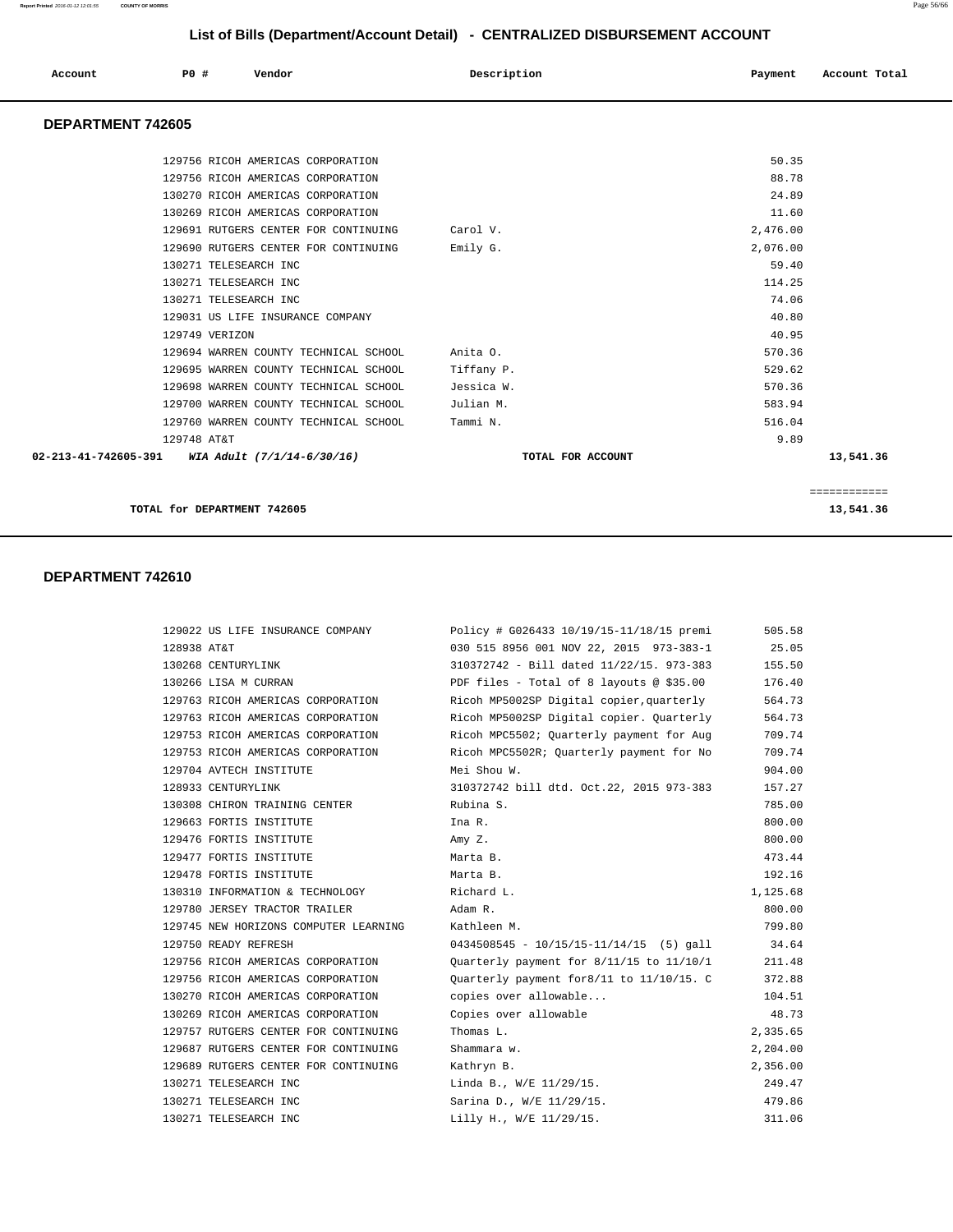## List of Bills (Department/Account Detail) - CENTRALIZED DISBURSEMENT ACCOUNT

| Account | PO # | Vendor | Description | Payment | Account Total |
|---|---|---|---|---|---|

### DEPARTMENT 742605

| Account | PO # | Vendor | Description | Payment | Account Total |
|---|---|---|---|---|---|
| | 129756 | RICOH AMERICAS CORPORATION | | 50.35 | |
| | 129756 | RICOH AMERICAS CORPORATION | | 88.78 | |
| | 130270 | RICOH AMERICAS CORPORATION | | 24.89 | |
| | 130269 | RICOH AMERICAS CORPORATION | | 11.60 | |
| | 129691 | RUTGERS CENTER FOR CONTINUING | Carol V. | 2,476.00 | |
| | 129690 | RUTGERS CENTER FOR CONTINUING | Emily G. | 2,076.00 | |
| | 130271 | TELESEARCH INC | | 59.40 | |
| | 130271 | TELESEARCH INC | | 114.25 | |
| | 130271 | TELESEARCH INC | | 74.06 | |
| | 129031 | US LIFE INSURANCE COMPANY | | 40.80 | |
| | 129749 | VERIZON | | 40.95 | |
| | 129694 | WARREN COUNTY TECHNICAL SCHOOL | Anita O. | 570.36 | |
| | 129695 | WARREN COUNTY TECHNICAL SCHOOL | Tiffany P. | 529.62 | |
| | 129698 | WARREN COUNTY TECHNICAL SCHOOL | Jessica W. | 570.36 | |
| | 129700 | WARREN COUNTY TECHNICAL SCHOOL | Julian M. | 583.94 | |
| | 129760 | WARREN COUNTY TECHNICAL SCHOOL | Tammi N. | 516.04 | |
| | 129748 | AT&T | | 9.89 | |
| 02-213-41-742605-391 | | *WIA Adult (7/1/14-6/30/16)* | TOTAL FOR ACCOUNT | | 13,541.36 |

TOTAL for DEPARTMENT 742605 — 13,541.36

### DEPARTMENT 742610

| Account | PO # | Vendor | Description | Payment | Account Total |
|---|---|---|---|---|---|
| | 129022 | US LIFE INSURANCE COMPANY | Policy # G026433 10/19/15-11/18/15 premi | 505.58 | |
| | 128938 | AT&T | 030 515 8956 001 NOV 22, 2015 973-383-1 | 25.05 | |
| | 130268 | CENTURYLINK | 310372742 - Bill dated 11/22/15. 973-383 | 155.50 | |
| | 130266 | LISA M CURRAN | PDF files - Total of 8 layouts @ $35.00 | 176.40 | |
| | 129763 | RICOH AMERICAS CORPORATION | Ricoh MP5002SP Digital copier,quarterly | 564.73 | |
| | 129763 | RICOH AMERICAS CORPORATION | Ricoh MP5002SP Digital copier. Quarterly | 564.73 | |
| | 129753 | RICOH AMERICAS CORPORATION | Ricoh MPC5502; Quarterly payment for Aug | 709.74 | |
| | 129753 | RICOH AMERICAS CORPORATION | Ricoh MPC5502R; Quarterly payment for No | 709.74 | |
| | 129704 | AVTECH INSTITUTE | Mei Shou W. | 904.00 | |
| | 128933 | CENTURYLINK | 310372742 bill dtd. Oct.22, 2015 973-383 | 157.27 | |
| | 130308 | CHIRON TRAINING CENTER | Rubina S. | 785.00 | |
| | 129663 | FORTIS INSTITUTE | Ina R. | 800.00 | |
| | 129476 | FORTIS INSTITUTE | Amy Z. | 800.00 | |
| | 129477 | FORTIS INSTITUTE | Marta B. | 473.44 | |
| | 129478 | FORTIS INSTITUTE | Marta B. | 192.16 | |
| | 130310 | INFORMATION & TECHNOLOGY | Richard L. | 1,125.68 | |
| | 129780 | JERSEY TRACTOR TRAILER | Adam R. | 800.00 | |
| | 129745 | NEW HORIZONS COMPUTER LEARNING | Kathleen M. | 799.80 | |
| | 129750 | READY REFRESH | 0434508545 - 10/15/15-11/14/15 (5) gall | 34.64 | |
| | 129756 | RICOH AMERICAS CORPORATION | Quarterly payment for 8/11/15 to 11/10/1 | 211.48 | |
| | 129756 | RICOH AMERICAS CORPORATION | Quarterly payment for8/11 to 11/10/15. C | 372.88 | |
| | 130270 | RICOH AMERICAS CORPORATION | copies over allowable... | 104.51 | |
| | 130269 | RICOH AMERICAS CORPORATION | Copies over allowable | 48.73 | |
| | 129757 | RUTGERS CENTER FOR CONTINUING | Thomas L. | 2,335.65 | |
| | 129687 | RUTGERS CENTER FOR CONTINUING | Shammara w. | 2,204.00 | |
| | 129689 | RUTGERS CENTER FOR CONTINUING | Kathryn B. | 2,356.00 | |
| | 130271 | TELESEARCH INC | Linda B., W/E 11/29/15. | 249.47 | |
| | 130271 | TELESEARCH INC | Sarina D., W/E 11/29/15. | 479.86 | |
| | 130271 | TELESEARCH INC | Lilly H., W/E 11/29/15. | 311.06 | |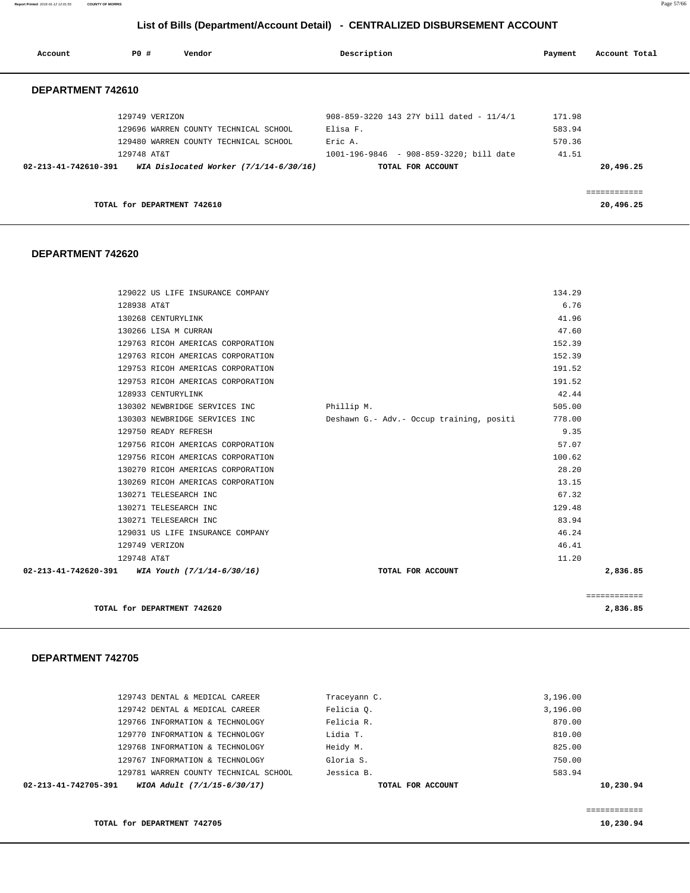# List of Bills (Department/Account Detail) - CENTRALIZED DISBURSEMENT ACCOUNT

| Account | PO # | Vendor | Description | Payment | Account Total |
|---|---|---|---|---|---|

## DEPARTMENT 742610

| Account | PO # | Vendor | Description | Payment | Account Total |
|---|---|---|---|---|---|
| | 129749 | VERIZON | 908-859-3220 143 27Y bill dated - 11/4/1 | 171.98 | |
| | 129696 | WARREN COUNTY TECHNICAL SCHOOL | Elisa F. | 583.94 | |
| | 129480 | WARREN COUNTY TECHNICAL SCHOOL | Eric A. | 570.36 | |
| | 129748 | AT&T | 1001-196-9846 - 908-859-3220; bill date | 41.51 | |
| **02-213-41-742610-391** | | ***WIA Dislocated Worker (7/1/14-6/30/16)*** | **TOTAL FOR ACCOUNT** | | **20,496.25** |

**TOTAL for DEPARTMENT 742610** ============ **20,496.25**

## DEPARTMENT 742620

| Account | PO # | Vendor | Description | Payment | Account Total |
|---|---|---|---|---|---|
| | 129022 | US LIFE INSURANCE COMPANY | | 134.29 | |
| | 128938 | AT&T | | 6.76 | |
| | 130268 | CENTURYLINK | | 41.96 | |
| | 130266 | LISA M CURRAN | | 47.60 | |
| | 129763 | RICOH AMERICAS CORPORATION | | 152.39 | |
| | 129763 | RICOH AMERICAS CORPORATION | | 152.39 | |
| | 129753 | RICOH AMERICAS CORPORATION | | 191.52 | |
| | 129753 | RICOH AMERICAS CORPORATION | | 191.52 | |
| | 128933 | CENTURYLINK | | 42.44 | |
| | 130302 | NEWBRIDGE SERVICES INC | Phillip M. | 505.00 | |
| | 130303 | NEWBRIDGE SERVICES INC | Deshawn G.- Adv.- Occup training, positi | 778.00 | |
| | 129750 | READY REFRESH | | 9.35 | |
| | 129756 | RICOH AMERICAS CORPORATION | | 57.07 | |
| | 129756 | RICOH AMERICAS CORPORATION | | 100.62 | |
| | 130270 | RICOH AMERICAS CORPORATION | | 28.20 | |
| | 130269 | RICOH AMERICAS CORPORATION | | 13.15 | |
| | 130271 | TELESEARCH INC | | 67.32 | |
| | 130271 | TELESEARCH INC | | 129.48 | |
| | 130271 | TELESEARCH INC | | 83.94 | |
| | 129031 | US LIFE INSURANCE COMPANY | | 46.24 | |
| | 129749 | VERIZON | | 46.41 | |
| | 129748 | AT&T | | 11.20 | |
| **02-213-41-742620-391** | | ***WIA Youth (7/1/14-6/30/16)*** | **TOTAL FOR ACCOUNT** | | **2,836.85** |

**TOTAL for DEPARTMENT 742620** ============ **2,836.85**

## DEPARTMENT 742705

| Account | PO # | Vendor | Description | Payment | Account Total |
|---|---|---|---|---|---|
| | 129743 | DENTAL & MEDICAL CAREER | Traceyann C. | 3,196.00 | |
| | 129742 | DENTAL & MEDICAL CAREER | Felicia Q. | 3,196.00 | |
| | 129766 | INFORMATION & TECHNOLOGY | Felicia R. | 870.00 | |
| | 129770 | INFORMATION & TECHNOLOGY | Lidia T. | 810.00 | |
| | 129768 | INFORMATION & TECHNOLOGY | Heidy M. | 825.00 | |
| | 129767 | INFORMATION & TECHNOLOGY | Gloria S. | 750.00 | |
| | 129781 | WARREN COUNTY TECHNICAL SCHOOL | Jessica B. | 583.94 | |
| **02-213-41-742705-391** | | ***WIOA Adult (7/1/15-6/30/17)*** | **TOTAL FOR ACCOUNT** | | **10,230.94** |

**TOTAL for DEPARTMENT 742705** ============ **10,230.94**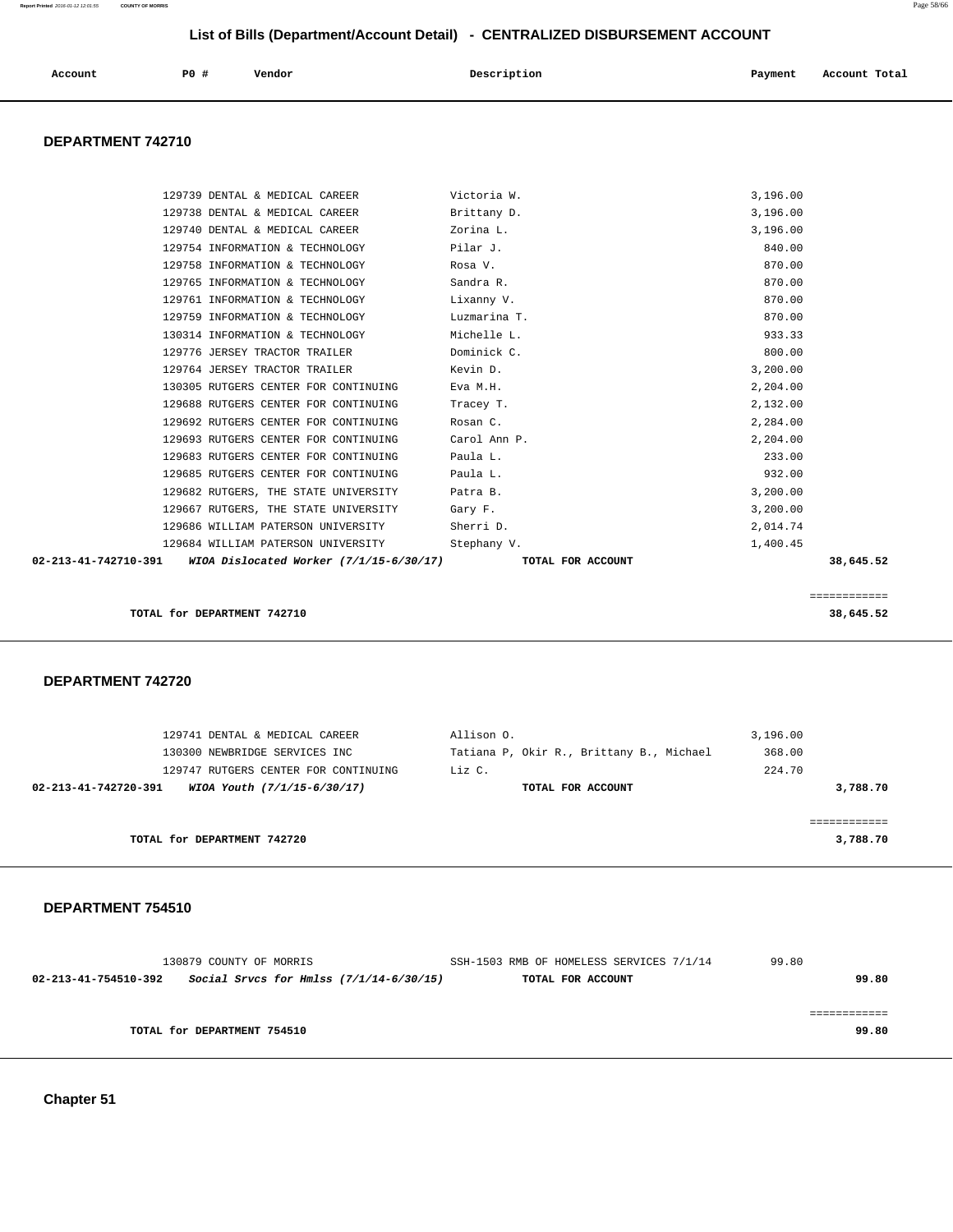# List of Bills (Department/Account Detail) - CENTRALIZED DISBURSEMENT ACCOUNT

| Account | PO # | Vendor | Description | Payment | Account Total |
|---|---|---|---|---|---|

## DEPARTMENT 742710

| Account | PO # | Vendor | Description | Payment | Account Total |
|---|---|---|---|---|---|
| | 129739 | DENTAL & MEDICAL CAREER | Victoria W. | 3,196.00 | |
| | 129738 | DENTAL & MEDICAL CAREER | Brittany D. | 3,196.00 | |
| | 129740 | DENTAL & MEDICAL CAREER | Zorina L. | 3,196.00 | |
| | 129754 | INFORMATION & TECHNOLOGY | Pilar J. | 840.00 | |
| | 129758 | INFORMATION & TECHNOLOGY | Rosa V. | 870.00 | |
| | 129765 | INFORMATION & TECHNOLOGY | Sandra R. | 870.00 | |
| | 129761 | INFORMATION & TECHNOLOGY | Lixanny V. | 870.00 | |
| | 129759 | INFORMATION & TECHNOLOGY | Luzmarina T. | 870.00 | |
| | 130314 | INFORMATION & TECHNOLOGY | Michelle L. | 933.33 | |
| | 129776 | JERSEY TRACTOR TRAILER | Dominick C. | 800.00 | |
| | 129764 | JERSEY TRACTOR TRAILER | Kevin D. | 3,200.00 | |
| | 130305 | RUTGERS CENTER FOR CONTINUING | Eva M.H. | 2,204.00 | |
| | 129688 | RUTGERS CENTER FOR CONTINUING | Tracey T. | 2,132.00 | |
| | 129692 | RUTGERS CENTER FOR CONTINUING | Rosan C. | 2,284.00 | |
| | 129693 | RUTGERS CENTER FOR CONTINUING | Carol Ann P. | 2,204.00 | |
| | 129683 | RUTGERS CENTER FOR CONTINUING | Paula L. | 233.00 | |
| | 129685 | RUTGERS CENTER FOR CONTINUING | Paula L. | 932.00 | |
| | 129682 | RUTGERS, THE STATE UNIVERSITY | Patra B. | 3,200.00 | |
| | 129667 | RUTGERS, THE STATE UNIVERSITY | Gary F. | 3,200.00 | |
| | 129686 | WILLIAM PATERSON UNIVERSITY | Sherri D. | 2,014.74 | |
| | 129684 | WILLIAM PATERSON UNIVERSITY | Stephany V. | 1,400.45 | |
| **02-213-41-742710-391** | | ***WIOA Dislocated Worker (7/1/15-6/30/17)*** | **TOTAL FOR ACCOUNT** | | **38,645.52** |

**TOTAL for DEPARTMENT 742710** — **38,645.52**

## DEPARTMENT 742720

| Account | PO # | Vendor | Description | Payment | Account Total |
|---|---|---|---|---|---|
| | 129741 | DENTAL & MEDICAL CAREER | Allison O. | 3,196.00 | |
| | 130300 | NEWBRIDGE SERVICES INC | Tatiana P, Okir R., Brittany B., Michael | 368.00 | |
| | 129747 | RUTGERS CENTER FOR CONTINUING | Liz C. | 224.70 | |
| **02-213-41-742720-391** | | ***WIOA Youth (7/1/15-6/30/17)*** | **TOTAL FOR ACCOUNT** | | **3,788.70** |

**TOTAL for DEPARTMENT 742720** — **3,788.70**

## DEPARTMENT 754510

| Account | PO # | Vendor | Description | Payment | Account Total |
|---|---|---|---|---|---|
| | 130879 | COUNTY OF MORRIS | SSH-1503 RMB OF HOMELESS SERVICES 7/1/14 | 99.80 | |
| **02-213-41-754510-392** | | ***Social Srvcs for Hmlss (7/1/14-6/30/15)*** | **TOTAL FOR ACCOUNT** | | **99.80** |

**TOTAL for DEPARTMENT 754510** — **99.80**

**Chapter 51**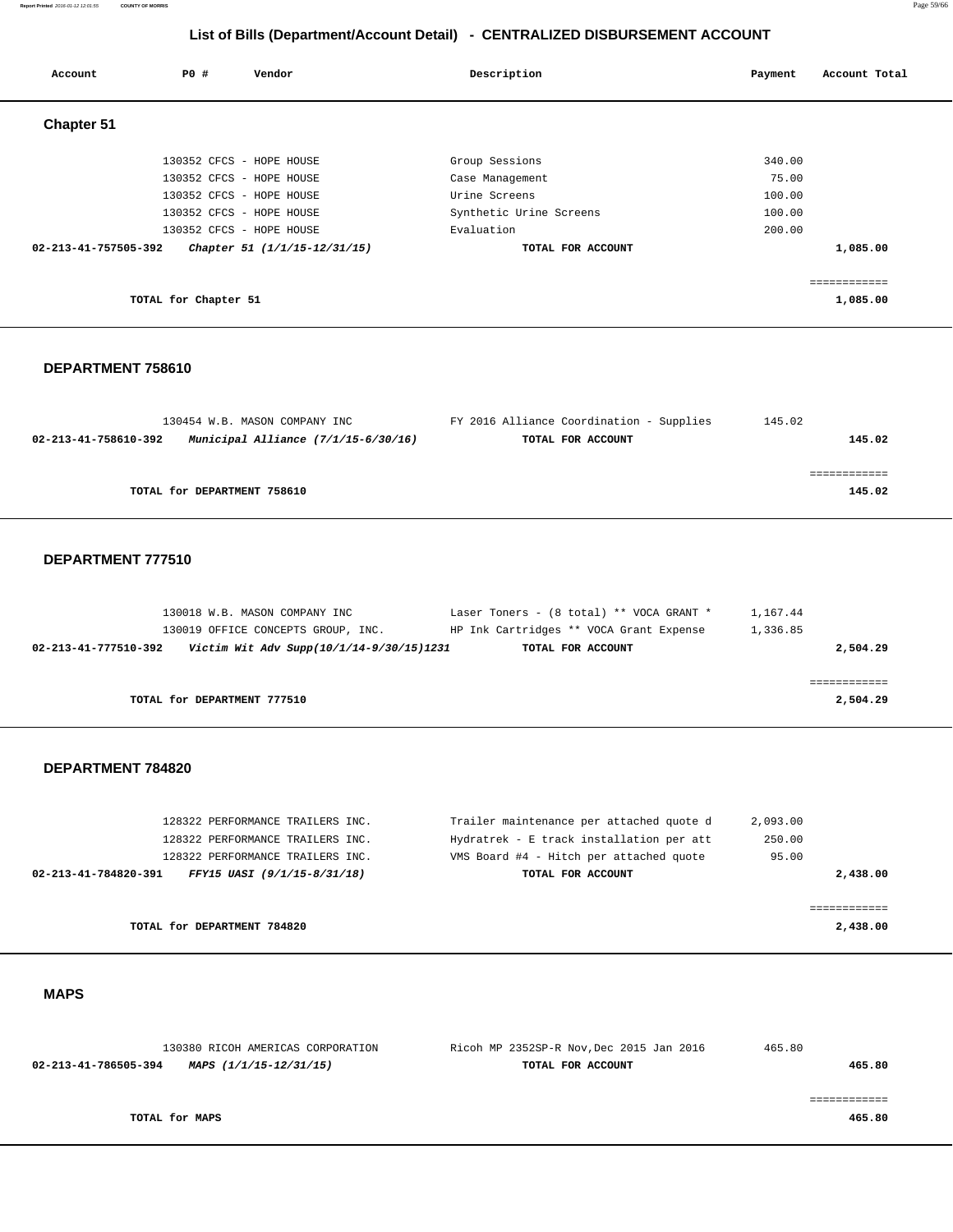## List of Bills (Department/Account Detail) - CENTRALIZED DISBURSEMENT ACCOUNT

| Account | PO # | Vendor | Description | Payment | Account Total |
|---|---|---|---|---|---|

### Chapter 51

| Account | PO # | Vendor | Description | Payment | Account Total |
|---|---|---|---|---|---|
| | 130352 | CFCS - HOPE HOUSE | Group Sessions | 340.00 | |
| | 130352 | CFCS - HOPE HOUSE | Case Management | 75.00 | |
| | 130352 | CFCS - HOPE HOUSE | Urine Screens | 100.00 | |
| | 130352 | CFCS - HOPE HOUSE | Synthetic Urine Screens | 100.00 | |
| | 130352 | CFCS - HOPE HOUSE | Evaluation | 200.00 | |
| **02-213-41-757505-392** | | ***Chapter 51 (1/1/15-12/31/15)*** | **TOTAL FOR ACCOUNT** | | **1,085.00** |
| | | | | | ============ |
| | **TOTAL for Chapter 51** | | | | **1,085.00** |

### DEPARTMENT 758610

| Account | PO # | Vendor | Description | Payment | Account Total |
|---|---|---|---|---|---|
| | 130454 | W.B. MASON COMPANY INC | FY 2016 Alliance Coordination - Supplies | 145.02 | |
| **02-213-41-758610-392** | | ***Municipal Alliance (7/1/15-6/30/16)*** | **TOTAL FOR ACCOUNT** | | **145.02** |
| | | | | | ============ |
| | **TOTAL for DEPARTMENT 758610** | | | | **145.02** |

### DEPARTMENT 777510

| Account | PO # | Vendor | Description | Payment | Account Total |
|---|---|---|---|---|---|
| | 130018 | W.B. MASON COMPANY INC | Laser Toners - (8 total) ** VOCA GRANT * | 1,167.44 | |
| | 130019 | OFFICE CONCEPTS GROUP, INC. | HP Ink Cartridges ** VOCA Grant Expense | 1,336.85 | |
| **02-213-41-777510-392** | | ***Victim Wit Adv Supp(10/1/14-9/30/15)1231*** | **TOTAL FOR ACCOUNT** | | **2,504.29** |
| | | | | | ============ |
| | **TOTAL for DEPARTMENT 777510** | | | | **2,504.29** |

### DEPARTMENT 784820

| Account | PO # | Vendor | Description | Payment | Account Total |
|---|---|---|---|---|---|
| | 128322 | PERFORMANCE TRAILERS INC. | Trailer maintenance per attached quote d | 2,093.00 | |
| | 128322 | PERFORMANCE TRAILERS INC. | Hydratrek - E track installation per att | 250.00 | |
| | 128322 | PERFORMANCE TRAILERS INC. | VMS Board #4 - Hitch per attached quote | 95.00 | |
| **02-213-41-784820-391** | | ***FFY15 UASI (9/1/15-8/31/18)*** | **TOTAL FOR ACCOUNT** | | **2,438.00** |
| | | | | | ============ |
| | **TOTAL for DEPARTMENT 784820** | | | | **2,438.00** |

### MAPS

| Account | PO # | Vendor | Description | Payment | Account Total |
|---|---|---|---|---|---|
| | 130380 | RICOH AMERICAS CORPORATION | Ricoh MP 2352SP-R Nov,Dec 2015 Jan 2016 | 465.80 | |
| **02-213-41-786505-394** | | ***MAPS (1/1/15-12/31/15)*** | **TOTAL FOR ACCOUNT** | | **465.80** |
| | | | | | ============ |
| | **TOTAL for MAPS** | | | | **465.80** |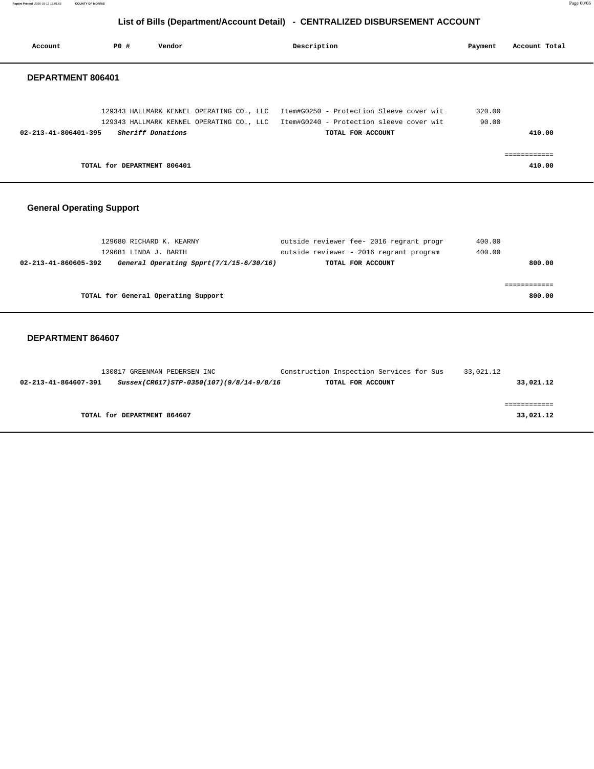# List of Bills (Department/Account Detail) - CENTRALIZED DISBURSEMENT ACCOUNT

| Account | PO # | Vendor | Description | Payment | Account Total |
|---|---|---|---|---|---|

## DEPARTMENT 806401

| Account | PO # | Vendor | Description | Payment | Account Total |
|---|---|---|---|---|---|
| | 129343 | HALLMARK KENNEL OPERATING CO., LLC | Item#G0250 - Protection Sleeve cover wit | 320.00 | |
| | 129343 | HALLMARK KENNEL OPERATING CO., LLC | Item#G0240 - Protection sleeve cover wit | 90.00 | |
| **02-213-41-806401-395** | | ***Sheriff Donations*** | **TOTAL FOR ACCOUNT** | | **410.00** |
| | | | | | ============ |
| | **TOTAL for DEPARTMENT 806401** | | | | **410.00** |

## General Operating Support

| Account | PO # | Vendor | Description | Payment | Account Total |
|---|---|---|---|---|---|
| | 129680 | RICHARD K. KEARNY | outside reviewer fee- 2016 regrant progr | 400.00 | |
| | 129681 | LINDA J. BARTH | outside reviewer - 2016 regrant program | 400.00 | |
| **02-213-41-860605-392** | | ***General Operating Spprt(7/1/15-6/30/16)*** | **TOTAL FOR ACCOUNT** | | **800.00** |
| | | | | | ============ |
| | **TOTAL for General Operating Support** | | | | **800.00** |

## DEPARTMENT 864607

| Account | PO # | Vendor | Description | Payment | Account Total |
|---|---|---|---|---|---|
| | 130817 | GREENMAN PEDERSEN INC | Construction Inspection Services for Sus | 33,021.12 | |
| **02-213-41-864607-391** | | ***Sussex(CR617)STP-0350(107)(9/8/14-9/8/16*** | **TOTAL FOR ACCOUNT** | | **33,021.12** |
| | | | | | ============ |
| | **TOTAL for DEPARTMENT 864607** | | | | **33,021.12** |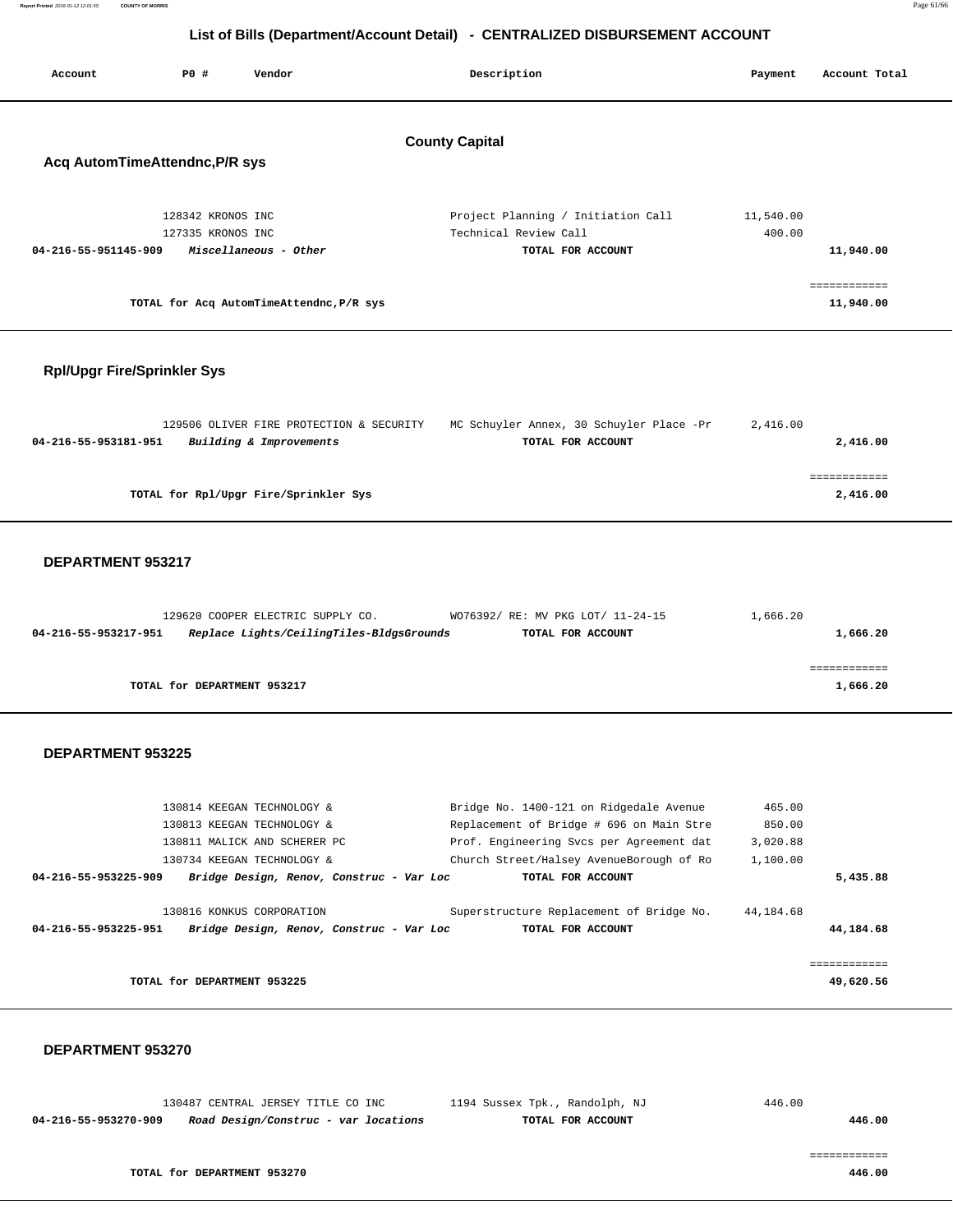## List of Bills (Department/Account Detail) - CENTRALIZED DISBURSEMENT ACCOUNT

| Account | PO # | Vendor | Description | Payment | Account Total |
|---|---|---|---|---|---|

### County Capital

#### Acq AutomTimeAttendnc,P/R sys

| Account | PO # | Vendor | Description | Payment | Account Total |
|---|---|---|---|---|---|
| | 128342 | KRONOS INC | Project Planning / Initiation Call | 11,540.00 | |
| | 127335 | KRONOS INC | Technical Review Call | 400.00 | |
| 04-216-55-951145-909 | | *Miscellaneous - Other* | TOTAL FOR ACCOUNT | | 11,940.00 |
| | | | | | ============ |
| | | TOTAL for Acq AutomTimeAttendnc,P/R sys | | | 11,940.00 |

#### Rpl/Upgr Fire/Sprinkler Sys

| Account | PO # | Vendor | Description | Payment | Account Total |
|---|---|---|---|---|---|
| | 129506 | OLIVER FIRE PROTECTION & SECURITY | MC Schuyler Annex, 30 Schuyler Place -Pr | 2,416.00 | |
| 04-216-55-953181-951 | | *Building & Improvements* | TOTAL FOR ACCOUNT | | 2,416.00 |
| | | | | | ============ |
| | | TOTAL for Rpl/Upgr Fire/Sprinkler Sys | | | 2,416.00 |

#### DEPARTMENT 953217

| Account | PO # | Vendor | Description | Payment | Account Total |
|---|---|---|---|---|---|
| | 129620 | COOPER ELECTRIC SUPPLY CO. | WO76392/ RE: MV PKG LOT/ 11-24-15 | 1,666.20 | |
| 04-216-55-953217-951 | | *Replace Lights/CeilingTiles-BldgsGrounds* | TOTAL FOR ACCOUNT | | 1,666.20 |
| | | | | | ============ |
| | | TOTAL for DEPARTMENT 953217 | | | 1,666.20 |

#### DEPARTMENT 953225

| Account | PO # | Vendor | Description | Payment | Account Total |
|---|---|---|---|---|---|
| | 130814 | KEEGAN TECHNOLOGY & | Bridge No. 1400-121 on Ridgedale Avenue | 465.00 | |
| | 130813 | KEEGAN TECHNOLOGY & | Replacement of Bridge # 696 on Main Stre | 850.00 | |
| | 130811 | MALICK AND SCHERER PC | Prof. Engineering Svcs per Agreement dat | 3,020.88 | |
| | 130734 | KEEGAN TECHNOLOGY & | Church Street/Halsey AvenueBorough of Ro | 1,100.00 | |
| 04-216-55-953225-909 | | *Bridge Design, Renov, Construc - Var Loc* | TOTAL FOR ACCOUNT | | 5,435.88 |
| | 130816 | KONKUS CORPORATION | Superstructure Replacement of Bridge No. | 44,184.68 | |
| 04-216-55-953225-951 | | *Bridge Design, Renov, Construc - Var Loc* | TOTAL FOR ACCOUNT | | 44,184.68 |
| | | | | | ============ |
| | | TOTAL for DEPARTMENT 953225 | | | 49,620.56 |

#### DEPARTMENT 953270

| Account | PO # | Vendor | Description | Payment | Account Total |
|---|---|---|---|---|---|
| | 130487 | CENTRAL JERSEY TITLE CO INC | 1194 Sussex Tpk., Randolph, NJ | 446.00 | |
| 04-216-55-953270-909 | | *Road Design/Construc - var locations* | TOTAL FOR ACCOUNT | | 446.00 |
| | | | | | ============ |
| | | TOTAL for DEPARTMENT 953270 | | | 446.00 |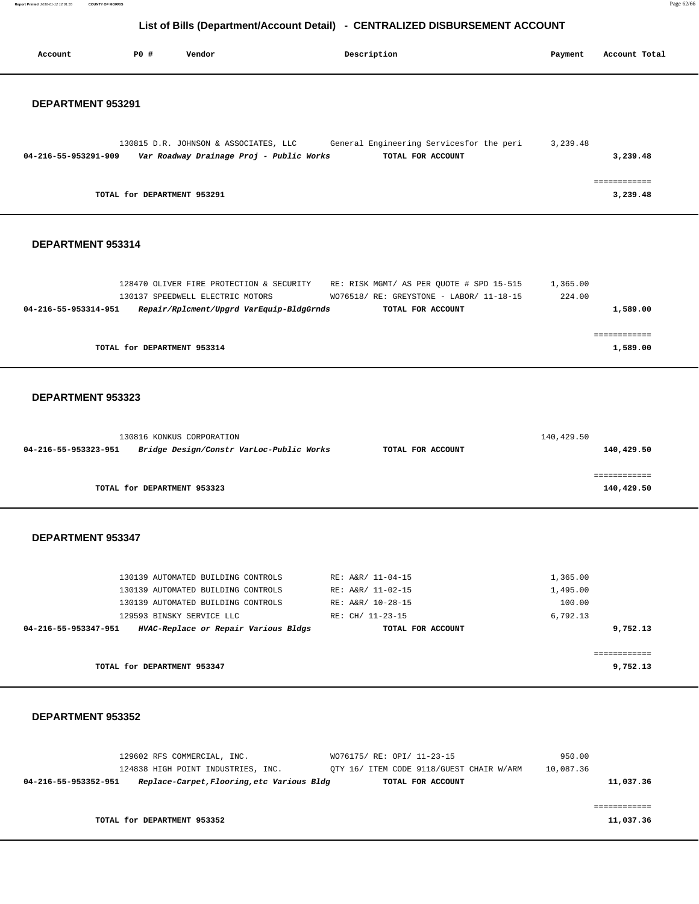# List of Bills (Department/Account Detail) - CENTRALIZED DISBURSEMENT ACCOUNT

| Account | PO # | Vendor | Description | Payment | Account Total |
|---|---|---|---|---|---|

## DEPARTMENT 953291

| Account | PO # | Vendor | Description | Payment | Account Total |
|---|---|---|---|---|---|
| | 130815 | D.R. JOHNSON & ASSOCIATES, LLC | General Engineering Servicesfor the peri | 3,239.48 | |
| **04-216-55-953291-909** | | ***Var Roadway Drainage Proj - Public Works*** | **TOTAL FOR ACCOUNT** | | **3,239.48** |
| | | | | | ============ |
| | | **TOTAL for DEPARTMENT 953291** | | | **3,239.48** |

## DEPARTMENT 953314

| Account | PO # | Vendor | Description | Payment | Account Total |
|---|---|---|---|---|---|
| | 128470 | OLIVER FIRE PROTECTION & SECURITY | RE: RISK MGMT/ AS PER QUOTE # SPD 15-515 | 1,365.00 | |
| | 130137 | SPEEDWELL ELECTRIC MOTORS | WO76518/ RE: GREYSTONE - LABOR/ 11-18-15 | 224.00 | |
| **04-216-55-953314-951** | | ***Repair/Rplcment/Upgrd VarEquip-BldgGrnds*** | **TOTAL FOR ACCOUNT** | | **1,589.00** |
| | | | | | ============ |
| | | **TOTAL for DEPARTMENT 953314** | | | **1,589.00** |

## DEPARTMENT 953323

| Account | PO # | Vendor | Description | Payment | Account Total |
|---|---|---|---|---|---|
| | 130816 | KONKUS CORPORATION | | 140,429.50 | |
| **04-216-55-953323-951** | | ***Bridge Design/Constr VarLoc-Public Works*** | **TOTAL FOR ACCOUNT** | | **140,429.50** |
| | | | | | ============ |
| | | **TOTAL for DEPARTMENT 953323** | | | **140,429.50** |

## DEPARTMENT 953347

| Account | PO # | Vendor | Description | Payment | Account Total |
|---|---|---|---|---|---|
| | 130139 | AUTOMATED BUILDING CONTROLS | RE: A&R/ 11-04-15 | 1,365.00 | |
| | 130139 | AUTOMATED BUILDING CONTROLS | RE: A&R/ 11-02-15 | 1,495.00 | |
| | 130139 | AUTOMATED BUILDING CONTROLS | RE: A&R/ 10-28-15 | 100.00 | |
| | 129593 | BINSKY SERVICE LLC | RE: CH/ 11-23-15 | 6,792.13 | |
| **04-216-55-953347-951** | | ***HVAC-Replace or Repair Various Bldgs*** | **TOTAL FOR ACCOUNT** | | **9,752.13** |
| | | | | | ============ |
| | | **TOTAL for DEPARTMENT 953347** | | | **9,752.13** |

## DEPARTMENT 953352

| Account | PO # | Vendor | Description | Payment | Account Total |
|---|---|---|---|---|---|
| | 129602 | RFS COMMERCIAL, INC. | WO76175/ RE: OPI/ 11-23-15 | 950.00 | |
| | 124838 | HIGH POINT INDUSTRIES, INC. | QTY 16/ ITEM CODE 9118/GUEST CHAIR W/ARM | 10,087.36 | |
| **04-216-55-953352-951** | | ***Replace-Carpet,Flooring,etc Various Bldg*** | **TOTAL FOR ACCOUNT** | | **11,037.36** |
| | | | | | ============ |
| | | **TOTAL for DEPARTMENT 953352** | | | **11,037.36** |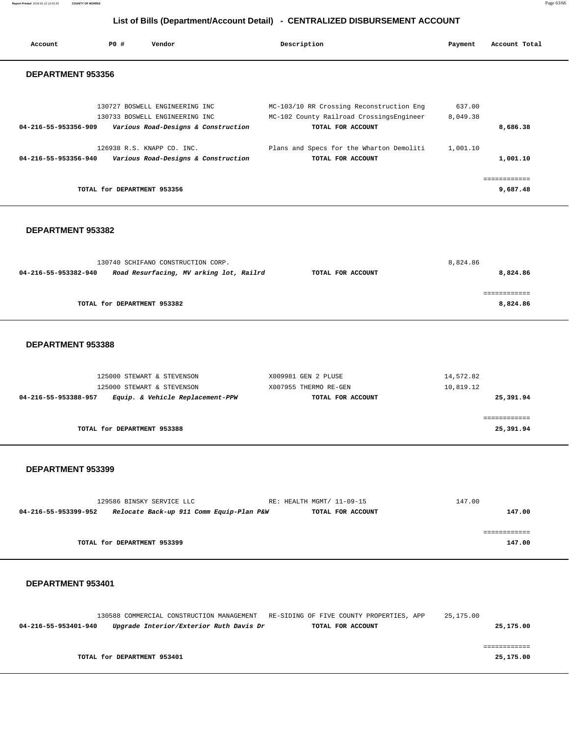## List of Bills (Department/Account Detail) - CENTRALIZED DISBURSEMENT ACCOUNT

| Account | PO # | Vendor | Description | Payment | Account Total |
|---|---|---|---|---|---|

### DEPARTMENT 953356

| Account | PO # | Vendor | Description | Payment | Account Total |
|---|---|---|---|---|---|
| | 130727 | BOSWELL ENGINEERING INC | MC-103/10 RR Crossing Reconstruction Eng | 637.00 | |
| | 130733 | BOSWELL ENGINEERING INC | MC-102 County Railroad CrossingsEngineer | 8,049.38 | |
| **04-216-55-953356-909** | | ***Various Road-Designs & Construction*** | **TOTAL FOR ACCOUNT** | | **8,686.38** |
| | 126938 | R.S. KNAPP CO. INC. | Plans and Specs for the Wharton Demoliti | 1,001.10 | |
| **04-216-55-953356-940** | | ***Various Road-Designs & Construction*** | **TOTAL FOR ACCOUNT** | | **1,001.10** |
| | | | | | ============ |
| | **TOTAL for DEPARTMENT 953356** | | | | **9,687.48** |

### DEPARTMENT 953382

| Account | PO # | Vendor | Description | Payment | Account Total |
|---|---|---|---|---|---|
| | 130740 | SCHIFANO CONSTRUCTION CORP. | | 8,824.86 | |
| **04-216-55-953382-940** | | ***Road Resurfacing, MV arking lot, Railrd*** | **TOTAL FOR ACCOUNT** | | **8,824.86** |
| | | | | | ============ |
| | **TOTAL for DEPARTMENT 953382** | | | | **8,824.86** |

### DEPARTMENT 953388

| Account | PO # | Vendor | Description | Payment | Account Total |
|---|---|---|---|---|---|
| | 125000 | STEWART & STEVENSON | X009981 GEN 2 PLUSE | 14,572.82 | |
| | 125000 | STEWART & STEVENSON | X007955 THERMO RE-GEN | 10,819.12 | |
| **04-216-55-953388-957** | | ***Equip. & Vehicle Replacement-PPW*** | **TOTAL FOR ACCOUNT** | | **25,391.94** |
| | | | | | ============ |
| | **TOTAL for DEPARTMENT 953388** | | | | **25,391.94** |

### DEPARTMENT 953399

| Account | PO # | Vendor | Description | Payment | Account Total |
|---|---|---|---|---|---|
| | 129586 | BINSKY SERVICE LLC | RE: HEALTH MGMT/ 11-09-15 | 147.00 | |
| **04-216-55-953399-952** | | ***Relocate Back-up 911 Comm Equip-Plan P&W*** | **TOTAL FOR ACCOUNT** | | **147.00** |
| | | | | | ============ |
| | **TOTAL for DEPARTMENT 953399** | | | | **147.00** |

### DEPARTMENT 953401

| Account | PO # | Vendor | Description | Payment | Account Total |
|---|---|---|---|---|---|
| | 130588 | COMMERCIAL CONSTRUCTION MANAGEMENT | RE-SIDING OF FIVE COUNTY PROPERTIES, APP | 25,175.00 | |
| **04-216-55-953401-940** | | ***Upgrade Interior/Exterior Ruth Davis Dr*** | **TOTAL FOR ACCOUNT** | | **25,175.00** |
| | | | | | ============ |
| | **TOTAL for DEPARTMENT 953401** | | | | **25,175.00** |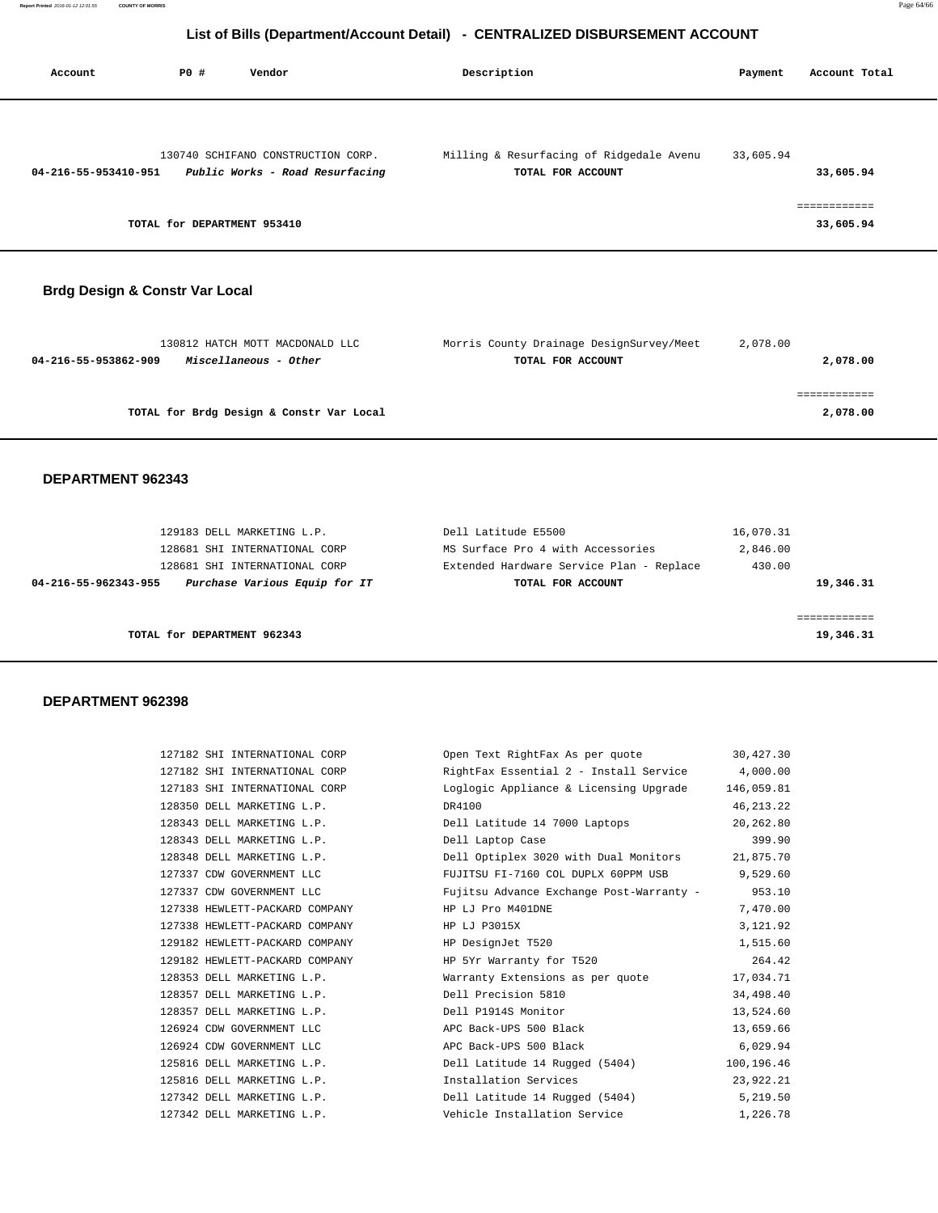## List of Bills (Department/Account Detail) - CENTRALIZED DISBURSEMENT ACCOUNT

| Account | PO # | Vendor | Description | Payment | Account Total |
|---|---|---|---|---|---|
| | 130740 | SCHIFANO CONSTRUCTION CORP. | Milling & Resurfacing of Ridgedale Avenu | 33,605.94 | |
| **04-216-55-953410-951** | | ***Public Works - Road Resurfacing*** | **TOTAL FOR ACCOUNT** | | **33,605.94** |
| | | | | | ============ |
| | **TOTAL for DEPARTMENT 953410** | | | | **33,605.94** |

### Brdg Design & Constr Var Local

| Account | PO # | Vendor | Description | Payment | Account Total |
|---|---|---|---|---|---|
| | 130812 | HATCH MOTT MACDONALD LLC | Morris County Drainage DesignSurvey/Meet | 2,078.00 | |
| **04-216-55-953862-909** | | ***Miscellaneous - Other*** | **TOTAL FOR ACCOUNT** | | **2,078.00** |
| | | | | | ============ |
| | **TOTAL for Brdg Design & Constr Var Local** | | | | **2,078.00** |

### DEPARTMENT 962343

| Account | PO # | Vendor | Description | Payment | Account Total |
|---|---|---|---|---|---|
| | 129183 | DELL MARKETING L.P. | Dell Latitude E5500 | 16,070.31 | |
| | 128681 | SHI INTERNATIONAL CORP | MS Surface Pro 4 with Accessories | 2,846.00 | |
| | 128681 | SHI INTERNATIONAL CORP | Extended Hardware Service Plan - Replace | 430.00 | |
| **04-216-55-962343-955** | | ***Purchase Various Equip for IT*** | **TOTAL FOR ACCOUNT** | | **19,346.31** |
| | | | | | ============ |
| | **TOTAL for DEPARTMENT 962343** | | | | **19,346.31** |

### DEPARTMENT 962398

| Account | PO # | Vendor | Description | Payment | Account Total |
|---|---|---|---|---|---|
| | 127182 | SHI INTERNATIONAL CORP | Open Text RightFax As per quote | 30,427.30 | |
| | 127182 | SHI INTERNATIONAL CORP | RightFax Essential 2 - Install Service | 4,000.00 | |
| | 127183 | SHI INTERNATIONAL CORP | Loglogic Appliance & Licensing Upgrade | 146,059.81 | |
| | 128350 | DELL MARKETING L.P. | DR4100 | 46,213.22 | |
| | 128343 | DELL MARKETING L.P. | Dell Latitude 14 7000 Laptops | 20,262.80 | |
| | 128343 | DELL MARKETING L.P. | Dell Laptop Case | 399.90 | |
| | 128348 | DELL MARKETING L.P. | Dell Optiplex 3020 with Dual Monitors | 21,875.70 | |
| | 127337 | CDW GOVERNMENT LLC | FUJITSU FI-7160 COL DUPLX 60PPM USB | 9,529.60 | |
| | 127337 | CDW GOVERNMENT LLC | Fujitsu Advance Exchange Post-Warranty - | 953.10 | |
| | 127338 | HEWLETT-PACKARD COMPANY | HP LJ Pro M401DNE | 7,470.00 | |
| | 127338 | HEWLETT-PACKARD COMPANY | HP LJ P3015X | 3,121.92 | |
| | 129182 | HEWLETT-PACKARD COMPANY | HP DesignJet T520 | 1,515.60 | |
| | 129182 | HEWLETT-PACKARD COMPANY | HP 5Yr Warranty for T520 | 264.42 | |
| | 128353 | DELL MARKETING L.P. | Warranty Extensions as per quote | 17,034.71 | |
| | 128357 | DELL MARKETING L.P. | Dell Precision 5810 | 34,498.40 | |
| | 128357 | DELL MARKETING L.P. | Dell P1914S Monitor | 13,524.60 | |
| | 126924 | CDW GOVERNMENT LLC | APC Back-UPS 500 Black | 13,659.66 | |
| | 126924 | CDW GOVERNMENT LLC | APC Back-UPS 500 Black | 6,029.94 | |
| | 125816 | DELL MARKETING L.P. | Dell Latitude 14 Rugged (5404) | 100,196.46 | |
| | 125816 | DELL MARKETING L.P. | Installation Services | 23,922.21 | |
| | 127342 | DELL MARKETING L.P. | Dell Latitude 14 Rugged (5404) | 5,219.50 | |
| | 127342 | DELL MARKETING L.P. | Vehicle Installation Service | 1,226.78 | |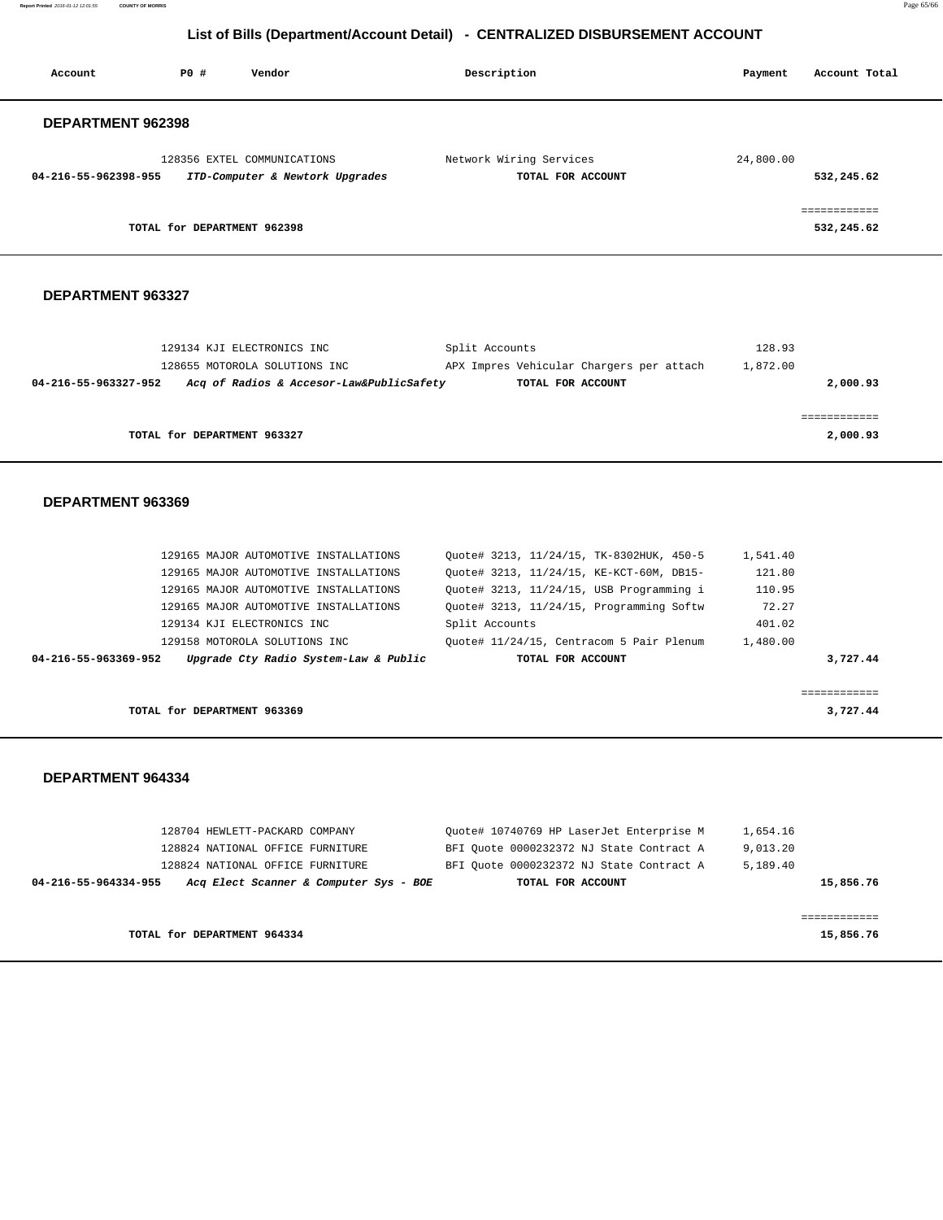# List of Bills (Department/Account Detail) - CENTRALIZED DISBURSEMENT ACCOUNT

| Account | PO # | Vendor | Description | Payment | Account Total |
|---|---|---|---|---|---|

## DEPARTMENT 962398

| Account | PO # | Vendor | Description | Payment | Account Total |
|---|---|---|---|---|---|
| | 128356 | EXTEL COMMUNICATIONS | Network Wiring Services | 24,800.00 | |
| **04-216-55-962398-955** | | ***ITD-Computer & Newtork Upgrades*** | **TOTAL FOR ACCOUNT** | | **532,245.62** |
| | | | | | ============ |
| | **TOTAL for DEPARTMENT 962398** | | | | **532,245.62** |

## DEPARTMENT 963327

| Account | PO # | Vendor | Description | Payment | Account Total |
|---|---|---|---|---|---|
| | 129134 | KJI ELECTRONICS INC | Split Accounts | 128.93 | |
| | 128655 | MOTOROLA SOLUTIONS INC | APX Impres Vehicular Chargers per attach | 1,872.00 | |
| **04-216-55-963327-952** | | ***Acq of Radios & Accesor-Law&PublicSafety*** | **TOTAL FOR ACCOUNT** | | **2,000.93** |
| | | | | | ============ |
| | **TOTAL for DEPARTMENT 963327** | | | | **2,000.93** |

## DEPARTMENT 963369

| Account | PO # | Vendor | Description | Payment | Account Total |
|---|---|---|---|---|---|
| | 129165 | MAJOR AUTOMOTIVE INSTALLATIONS | Quote# 3213, 11/24/15, TK-8302HUK, 450-5 | 1,541.40 | |
| | 129165 | MAJOR AUTOMOTIVE INSTALLATIONS | Quote# 3213, 11/24/15, KE-KCT-60M, DB15- | 121.80 | |
| | 129165 | MAJOR AUTOMOTIVE INSTALLATIONS | Quote# 3213, 11/24/15, USB Programming i | 110.95 | |
| | 129165 | MAJOR AUTOMOTIVE INSTALLATIONS | Quote# 3213, 11/24/15, Programming Softw | 72.27 | |
| | 129134 | KJI ELECTRONICS INC | Split Accounts | 401.02 | |
| | 129158 | MOTOROLA SOLUTIONS INC | Quote# 11/24/15, Centracom 5 Pair Plenum | 1,480.00 | |
| **04-216-55-963369-952** | | ***Upgrade Cty Radio System-Law & Public*** | **TOTAL FOR ACCOUNT** | | **3,727.44** |
| | | | | | ============ |
| | **TOTAL for DEPARTMENT 963369** | | | | **3,727.44** |

## DEPARTMENT 964334

| Account | PO # | Vendor | Description | Payment | Account Total |
|---|---|---|---|---|---|
| | 128704 | HEWLETT-PACKARD COMPANY | Quote# 10740769 HP LaserJet Enterprise M | 1,654.16 | |
| | 128824 | NATIONAL OFFICE FURNITURE | BFI Quote 0000232372 NJ State Contract A | 9,013.20 | |
| | 128824 | NATIONAL OFFICE FURNITURE | BFI Quote 0000232372 NJ State Contract A | 5,189.40 | |
| **04-216-55-964334-955** | | ***Acq Elect Scanner & Computer Sys - BOE*** | **TOTAL FOR ACCOUNT** | | **15,856.76** |
| | | | | | ============ |
| | **TOTAL for DEPARTMENT 964334** | | | | **15,856.76** |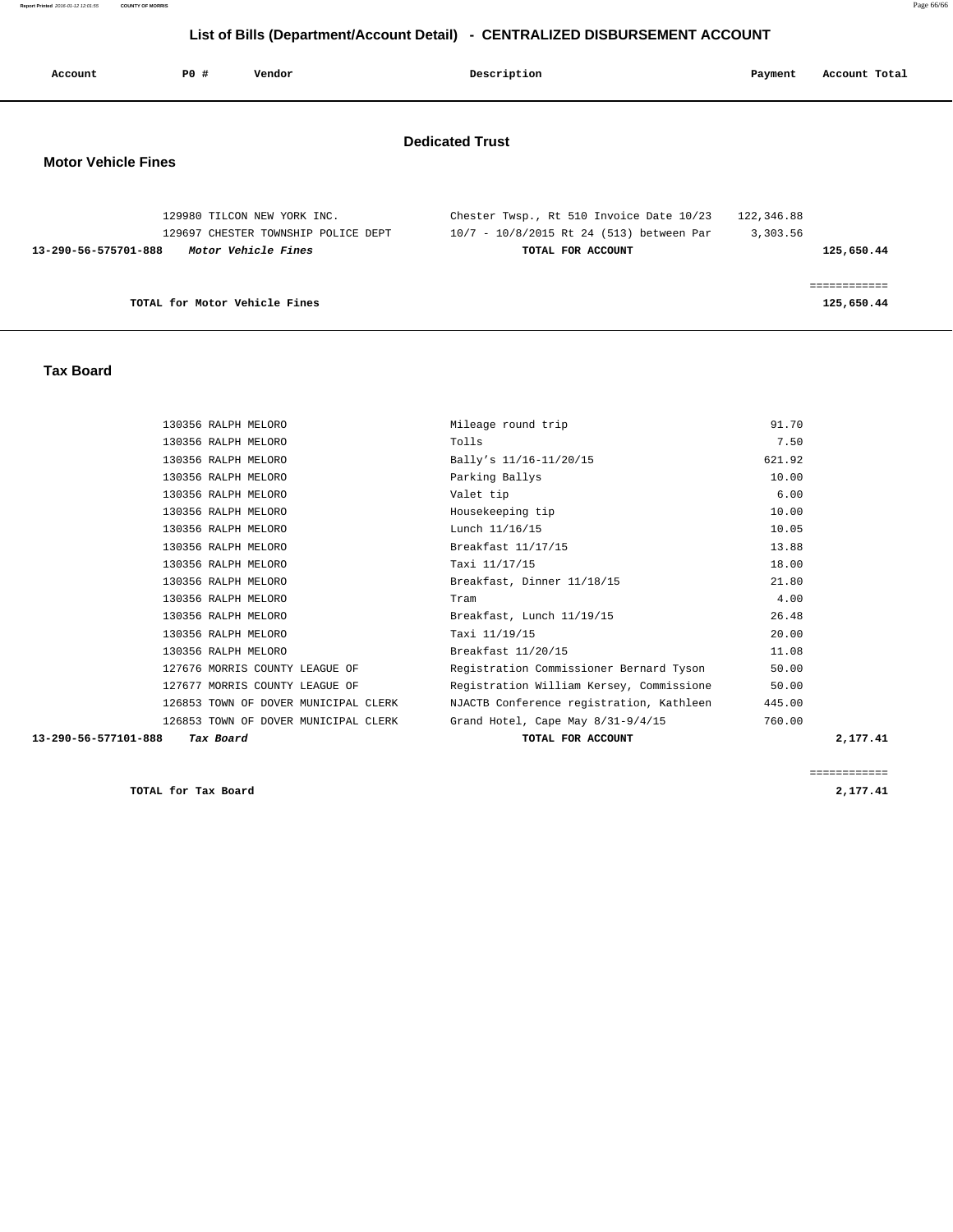## List of Bills (Department/Account Detail) - CENTRALIZED DISBURSEMENT ACCOUNT

### Dedicated Trust

### Motor Vehicle Fines

| Account | PO # | Vendor | Description | Payment | Account Total |
|---|---|---|---|---|---|
| | 129980 | TILCON NEW YORK INC. | Chester Twsp., Rt 510 Invoice Date 10/23 | 122,346.88 | |
| | 129697 | CHESTER TOWNSHIP POLICE DEPT | 10/7 - 10/8/2015 Rt 24 (513) between Par | 3,303.56 | |
| **13-290-56-575701-888** | | ***Motor Vehicle Fines*** | **TOTAL FOR ACCOUNT** | | **125,650.44** |
| | | | | | ============ |
| | | **TOTAL for Motor Vehicle Fines** | | | **125,650.44** |

### Tax Board

| Account | PO # | Vendor | Description | Payment | Account Total |
|---|---|---|---|---|---|
| | 130356 | RALPH MELORO | Mileage round trip | 91.70 | |
| | 130356 | RALPH MELORO | Tolls | 7.50 | |
| | 130356 | RALPH MELORO | Bally's 11/16-11/20/15 | 621.92 | |
| | 130356 | RALPH MELORO | Parking Ballys | 10.00 | |
| | 130356 | RALPH MELORO | Valet tip | 6.00 | |
| | 130356 | RALPH MELORO | Housekeeping tip | 10.00 | |
| | 130356 | RALPH MELORO | Lunch 11/16/15 | 10.05 | |
| | 130356 | RALPH MELORO | Breakfast 11/17/15 | 13.88 | |
| | 130356 | RALPH MELORO | Taxi 11/17/15 | 18.00 | |
| | 130356 | RALPH MELORO | Breakfast, Dinner 11/18/15 | 21.80 | |
| | 130356 | RALPH MELORO | Tram | 4.00 | |
| | 130356 | RALPH MELORO | Breakfast, Lunch 11/19/15 | 26.48 | |
| | 130356 | RALPH MELORO | Taxi 11/19/15 | 20.00 | |
| | 130356 | RALPH MELORO | Breakfast 11/20/15 | 11.08 | |
| | 127676 | MORRIS COUNTY LEAGUE OF | Registration Commissioner Bernard Tyson | 50.00 | |
| | 127677 | MORRIS COUNTY LEAGUE OF | Registration William Kersey, Commissione | 50.00 | |
| | 126853 | TOWN OF DOVER MUNICIPAL CLERK | NJACTB Conference registration, Kathleen | 445.00 | |
| | 126853 | TOWN OF DOVER MUNICIPAL CLERK | Grand Hotel, Cape May 8/31-9/4/15 | 760.00 | |
| **13-290-56-577101-888** | | ***Tax Board*** | **TOTAL FOR ACCOUNT** | | **2,177.41** |
| | | | | | ============ |
| | | **TOTAL for Tax Board** | | | **2,177.41** |